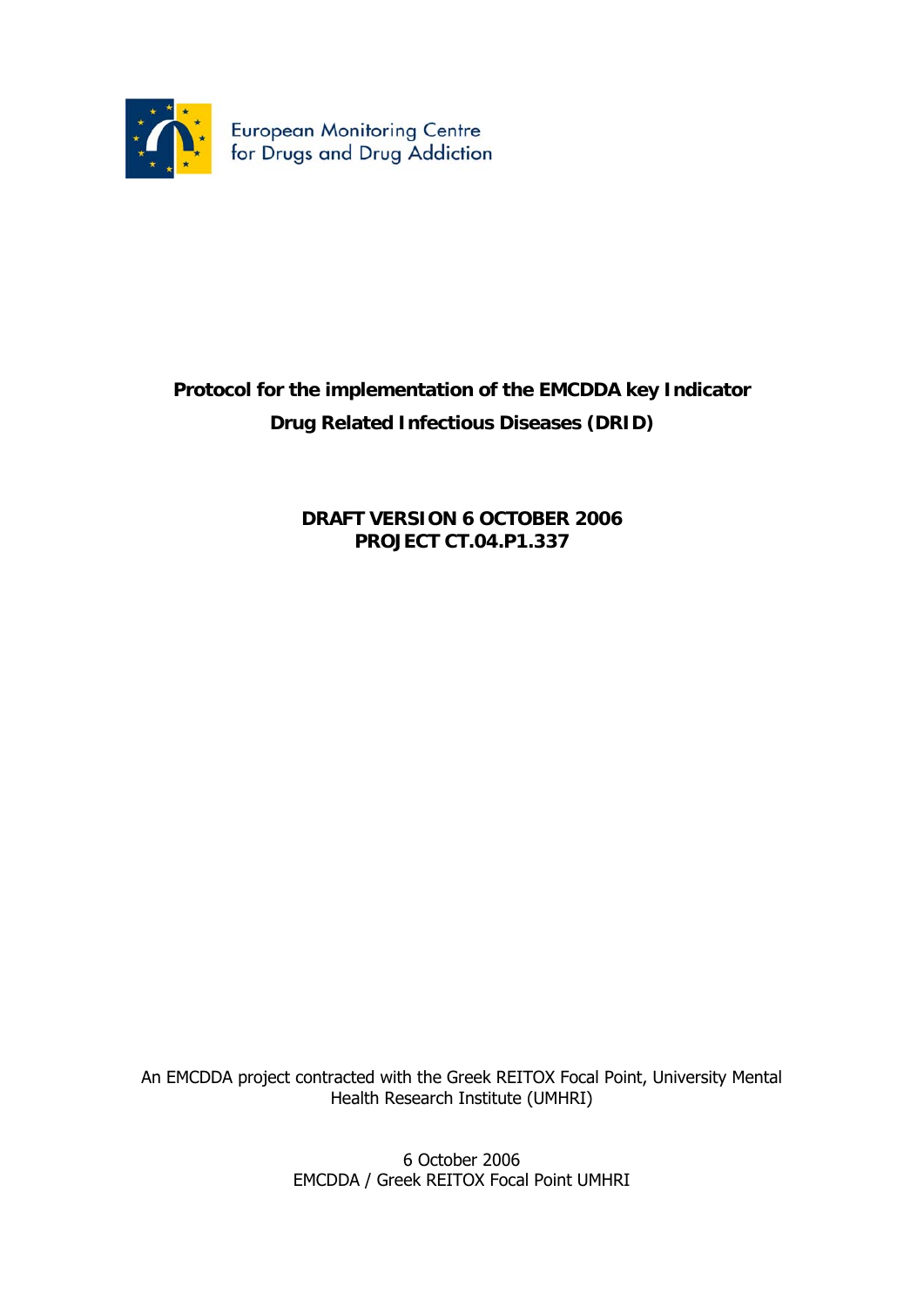European Monitoring Centre for Drugs and Drug Addiction

# Protocol for the implementation of the EMCDDA key Indicator Drug Related Infectious Diseases (DRID)

**DRAFT VERSION 6 OCTOBER 2006**
**PROJECT CT.04.P1.337**

An EMCDDA project contracted with the Greek REITOX Focal Point, University Mental Health Research Institute (UMHRI)

6 October 2006
EMCDDA / Greek REITOX Focal Point UMHRI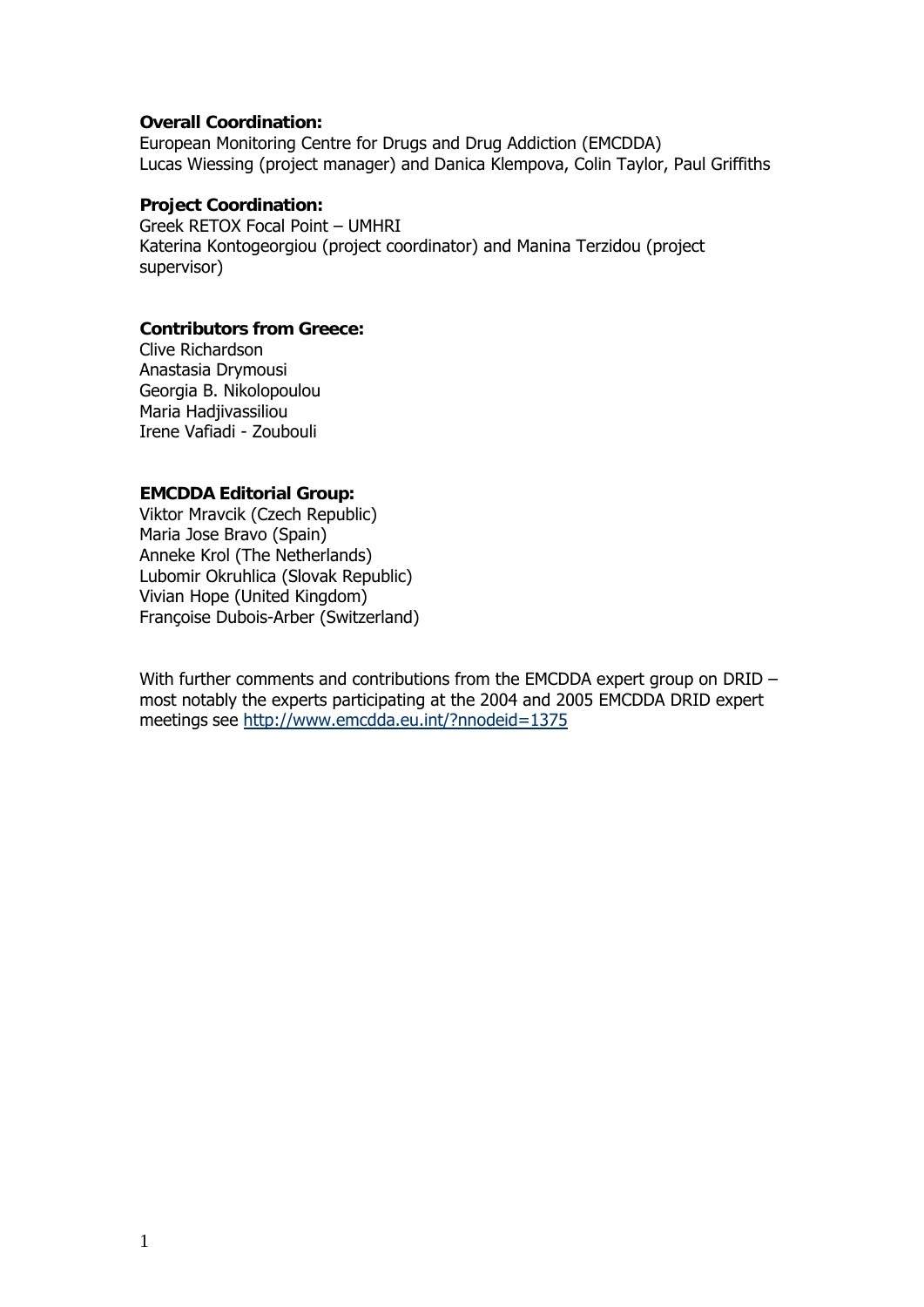**Overall Coordination:**
European Monitoring Centre for Drugs and Drug Addiction (EMCDDA)
Lucas Wiessing (project manager) and Danica Klempova, Colin Taylor, Paul Griffiths

**Project Coordination:**
Greek RETOX Focal Point – UMHRI
Katerina Kontogeorgiou (project coordinator) and Manina Terzidou (project supervisor)

**Contributors from Greece:**
Clive Richardson
Anastasia Drymousi
Georgia B. Nikolopoulou
Maria Hadjivassiliou
Irene Vafiadi - Zoubouli

**EMCDDA Editorial Group:**
Viktor Mravcik (Czech Republic)
Maria Jose Bravo (Spain)
Anneke Krol (The Netherlands)
Lubomir Okruhlica (Slovak Republic)
Vivian Hope (United Kingdom)
Françoise Dubois-Arber (Switzerland)

With further comments and contributions from the EMCDDA expert group on DRID – most notably the experts participating at the 2004 and 2005 EMCDDA DRID expert meetings see http://www.emcdda.eu.int/?nnodeid=1375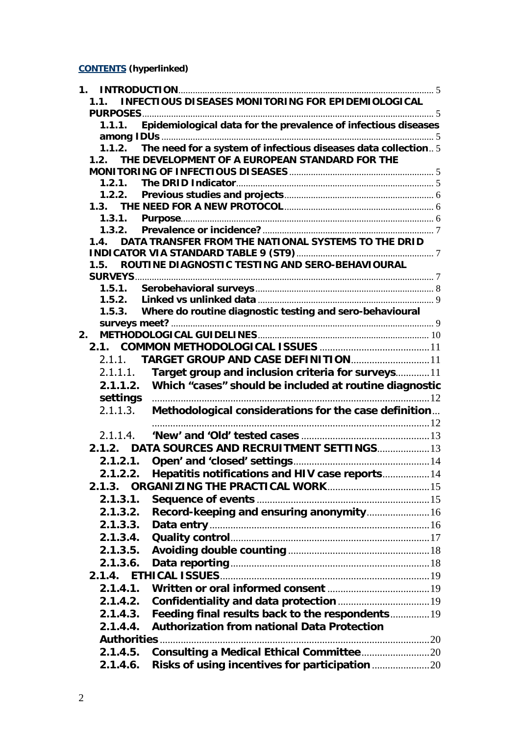**CONTENTS (hyperlinked)**

1. INTRODUCTION ..... 5
   - 1.1. INFECTIOUS DISEASES MONITORING FOR EPIDEMIOLOGICAL PURPOSES ..... 5
     - 1.1.1. Epidemiological data for the prevalence of infectious diseases among IDUs ..... 5
     - 1.1.2. The need for a system of infectious diseases data collection .. 5
   - 1.2. THE DEVELOPMENT OF A EUROPEAN STANDARD FOR THE MONITORING OF INFECTIOUS DISEASES ..... 5
     - 1.2.1. The DRID Indicator ..... 5
     - 1.2.2. Previous studies and projects ..... 6
   - 1.3. THE NEED FOR A NEW PROTOCOL ..... 6
     - 1.3.1. Purpose ..... 6
     - 1.3.2. Prevalence or incidence? ..... 7
   - 1.4. DATA TRANSFER FROM THE NATIONAL SYSTEMS TO THE DRID INDICATOR VIA STANDARD TABLE 9 (ST9) ..... 7
   - 1.5. ROUTINE DIAGNOSTIC TESTING AND SERO-BEHAVIOURAL SURVEYS ..... 7
     - 1.5.1. Serobehavioral surveys ..... 8
     - 1.5.2. Linked vs unlinked data ..... 9
     - 1.5.3. Where do routine diagnostic testing and sero-behavioural surveys meet? ..... 9
2. METHODOLOGICAL GUIDELINES ..... 10
   - 2.1. COMMON METHODOLOGICAL ISSUES ..... 11
     - 2.1.1. TARGET GROUP AND CASE DEFINITION ..... 11
       - 2.1.1.1. Target group and inclusion criteria for surveys ..... 11
       - 2.1.1.2. Which "cases" should be included at routine diagnostic settings ..... 12
       - 2.1.1.3. Methodological considerations for the case definition ..... 12
       - 2.1.1.4. 'New' and 'Old' tested cases ..... 13
     - 2.1.2. DATA SOURCES AND RECRUITMENT SETTINGS ..... 13
       - 2.1.2.1. Open' and 'closed' settings ..... 14
       - 2.1.2.2. Hepatitis notifications and HIV case reports ..... 14
     - 2.1.3. ORGANIZING THE PRACTICAL WORK ..... 15
       - 2.1.3.1. Sequence of events ..... 15
       - 2.1.3.2. Record-keeping and ensuring anonymity ..... 16
       - 2.1.3.3. Data entry ..... 16
       - 2.1.3.4. Quality control ..... 17
       - 2.1.3.5. Avoiding double counting ..... 18
       - 2.1.3.6. Data reporting ..... 18
     - 2.1.4. ETHICAL ISSUES ..... 19
       - 2.1.4.1. Written or oral informed consent ..... 19
       - 2.1.4.2. Confidentiality and data protection ..... 19
       - 2.1.4.3. Feeding final results back to the respondents ..... 19
       - 2.1.4.4. Authorization from national Data Protection Authorities ..... 20
       - 2.1.4.5. Consulting a Medical Ethical Committee ..... 20
       - 2.1.4.6. Risks of using incentives for participation ..... 20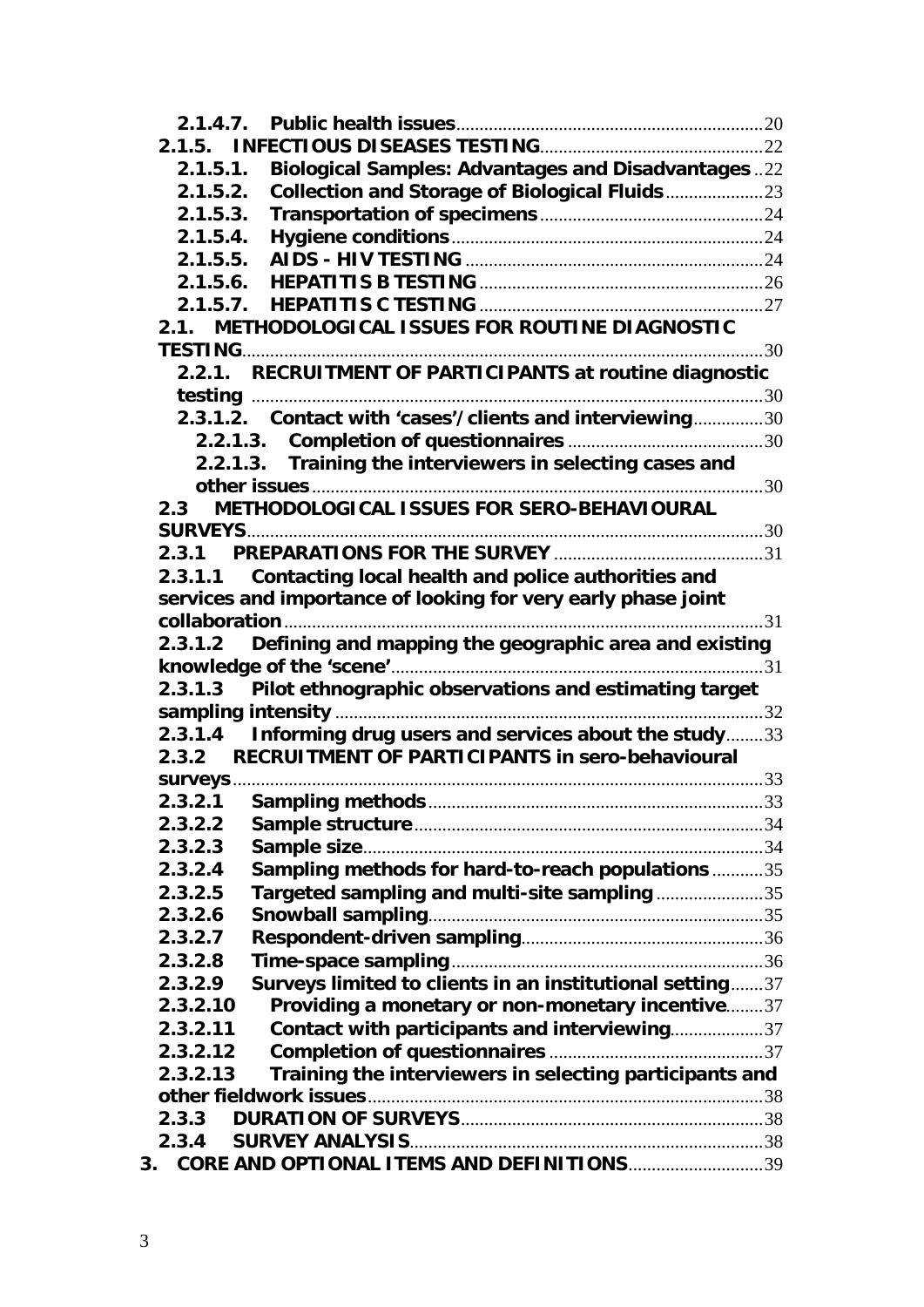2.1.4.7. **Public health issues** ... 20
2.1.5. **INFECTIOUS DISEASES TESTING** ... 22
2.1.5.1. **Biological Samples: Advantages and Disadvantages** ... 22
2.1.5.2. **Collection and Storage of Biological Fluids** ... 23
2.1.5.3. **Transportation of specimens** ... 24
2.1.5.4. **Hygiene conditions** ... 24
2.1.5.5. **AIDS - HIV TESTING** ... 24
2.1.5.6. **HEPATITIS B TESTING** ... 26
2.1.5.7. **HEPATITIS C TESTING** ... 27
2.1. **METHODOLOGICAL ISSUES FOR ROUTINE DIAGNOSTIC TESTING** ... 30
2.2.1. **RECRUITMENT OF PARTICIPANTS at routine diagnostic testing** ... 30
2.3.1.2. **Contact with 'cases'/clients and interviewing** ... 30
2.2.1.3. **Completion of questionnaires** ... 30
2.2.1.3. **Training the interviewers in selecting cases and other issues** ... 30
2.3 **METHODOLOGICAL ISSUES FOR SERO-BEHAVIOURAL SURVEYS** ... 30
2.3.1 **PREPARATIONS FOR THE SURVEY** ... 31
2.3.1.1 **Contacting local health and police authorities and services and importance of looking for very early phase joint collaboration** ... 31
2.3.1.2 **Defining and mapping the geographic area and existing knowledge of the 'scene'** ... 31
2.3.1.3 **Pilot ethnographic observations and estimating target sampling intensity** ... 32
2.3.1.4 **Informing drug users and services about the study** ... 33
2.3.2 **RECRUITMENT OF PARTICIPANTS in sero-behavioural surveys** ... 33
2.3.2.1 **Sampling methods** ... 33
2.3.2.2 **Sample structure** ... 34
2.3.2.3 **Sample size** ... 34
2.3.2.4 **Sampling methods for hard-to-reach populations** ... 35
2.3.2.5 **Targeted sampling and multi-site sampling** ... 35
2.3.2.6 **Snowball sampling** ... 35
2.3.2.7 **Respondent-driven sampling** ... 36
2.3.2.8 **Time-space sampling** ... 36
2.3.2.9 **Surveys limited to clients in an institutional setting** ... 37
2.3.2.10 **Providing a monetary or non-monetary incentive** ... 37
2.3.2.11 **Contact with participants and interviewing** ... 37
2.3.2.12 **Completion of questionnaires** ... 37
2.3.2.13 **Training the interviewers in selecting participants and other fieldwork issues** ... 38
2.3.3 **DURATION OF SURVEYS** ... 38
2.3.4 **SURVEY ANALYSIS** ... 38
3. **CORE AND OPTIONAL ITEMS AND DEFINITIONS** ... 39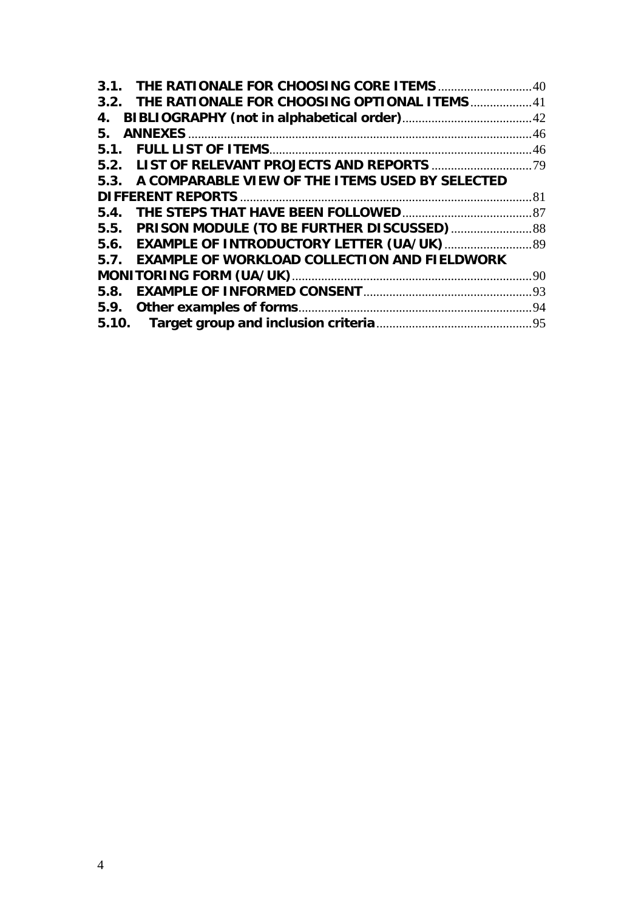3.1. **THE RATIONALE FOR CHOOSING CORE ITEMS** ............................ 40
3.2. **THE RATIONALE FOR CHOOSING OPTIONAL ITEMS** .................. 41
4. **BIBLIOGRAPHY (not in alphabetical order)** ....................................... 42
5. **ANNEXES** .......................................................................................... 46
5.1. **FULL LIST OF ITEMS** ................................................................................ 46
5.2. **LIST OF RELEVANT PROJECTS AND REPORTS** ............................... 79
5.3. **A COMPARABLE VIEW OF THE ITEMS USED BY SELECTED DIFFERENT REPORTS** ........................................................................................ 81
5.4. **THE STEPS THAT HAVE BEEN FOLLOWED** ....................................... 87
5.5. **PRISON MODULE (TO BE FURTHER DISCUSSED)** ......................... 88
5.6. **EXAMPLE OF INTRODUCTORY LETTER (UA/UK)** .......................... 89
5.7. **EXAMPLE OF WORKLOAD COLLECTION AND FIELDWORK MONITORING FORM (UA/UK)** ......................................................................... 90
5.8. **EXAMPLE OF INFORMED CONSENT** .................................................... 93
5.9. **Other examples of forms** ....................................................................... 94
5.10. **Target group and inclusion criteria** ................................................ 95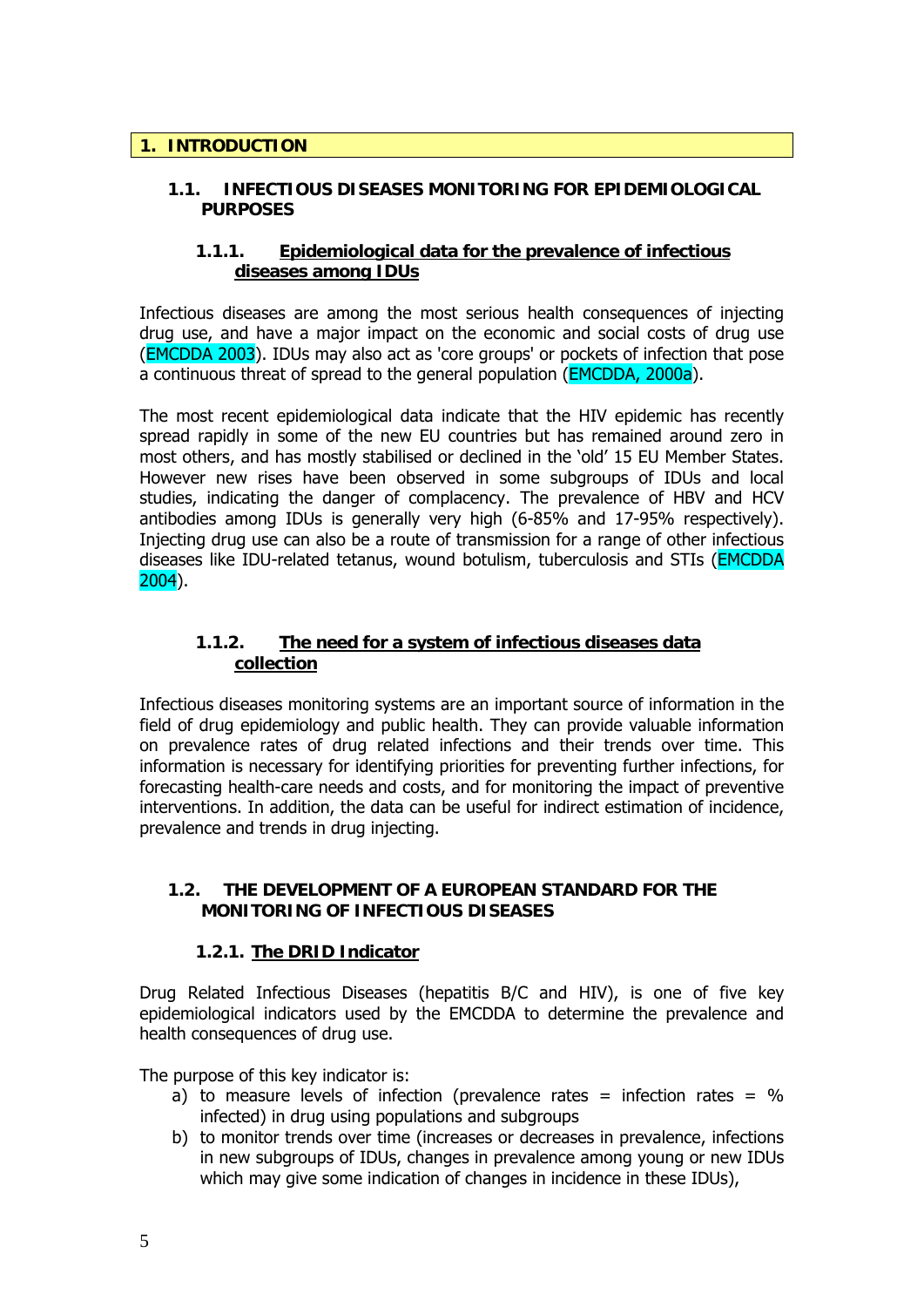# 1. INTRODUCTION

## 1.1. INFECTIOUS DISEASES MONITORING FOR EPIDEMIOLOGICAL PURPOSES

### 1.1.1. Epidemiological data for the prevalence of infectious diseases among IDUs

Infectious diseases are among the most serious health consequences of injecting drug use, and have a major impact on the economic and social costs of drug use (EMCDDA 2003). IDUs may also act as 'core groups' or pockets of infection that pose a continuous threat of spread to the general population (EMCDDA, 2000a).

The most recent epidemiological data indicate that the HIV epidemic has recently spread rapidly in some of the new EU countries but has remained around zero in most others, and has mostly stabilised or declined in the 'old' 15 EU Member States. However new rises have been observed in some subgroups of IDUs and local studies, indicating the danger of complacency. The prevalence of HBV and HCV antibodies among IDUs is generally very high (6-85% and 17-95% respectively). Injecting drug use can also be a route of transmission for a range of other infectious diseases like IDU-related tetanus, wound botulism, tuberculosis and STIs (EMCDDA 2004).

### 1.1.2. The need for a system of infectious diseases data collection

Infectious diseases monitoring systems are an important source of information in the field of drug epidemiology and public health. They can provide valuable information on prevalence rates of drug related infections and their trends over time. This information is necessary for identifying priorities for preventing further infections, for forecasting health-care needs and costs, and for monitoring the impact of preventive interventions. In addition, the data can be useful for indirect estimation of incidence, prevalence and trends in drug injecting.

## 1.2. THE DEVELOPMENT OF A EUROPEAN STANDARD FOR THE MONITORING OF INFECTIOUS DISEASES

### 1.2.1. The DRID Indicator

Drug Related Infectious Diseases (hepatitis B/C and HIV), is one of five key epidemiological indicators used by the EMCDDA to determine the prevalence and health consequences of drug use.

The purpose of this key indicator is:

a) to measure levels of infection (prevalence rates = infection rates = % infected) in drug using populations and subgroups
b) to monitor trends over time (increases or decreases in prevalence, infections in new subgroups of IDUs, changes in prevalence among young or new IDUs which may give some indication of changes in incidence in these IDUs),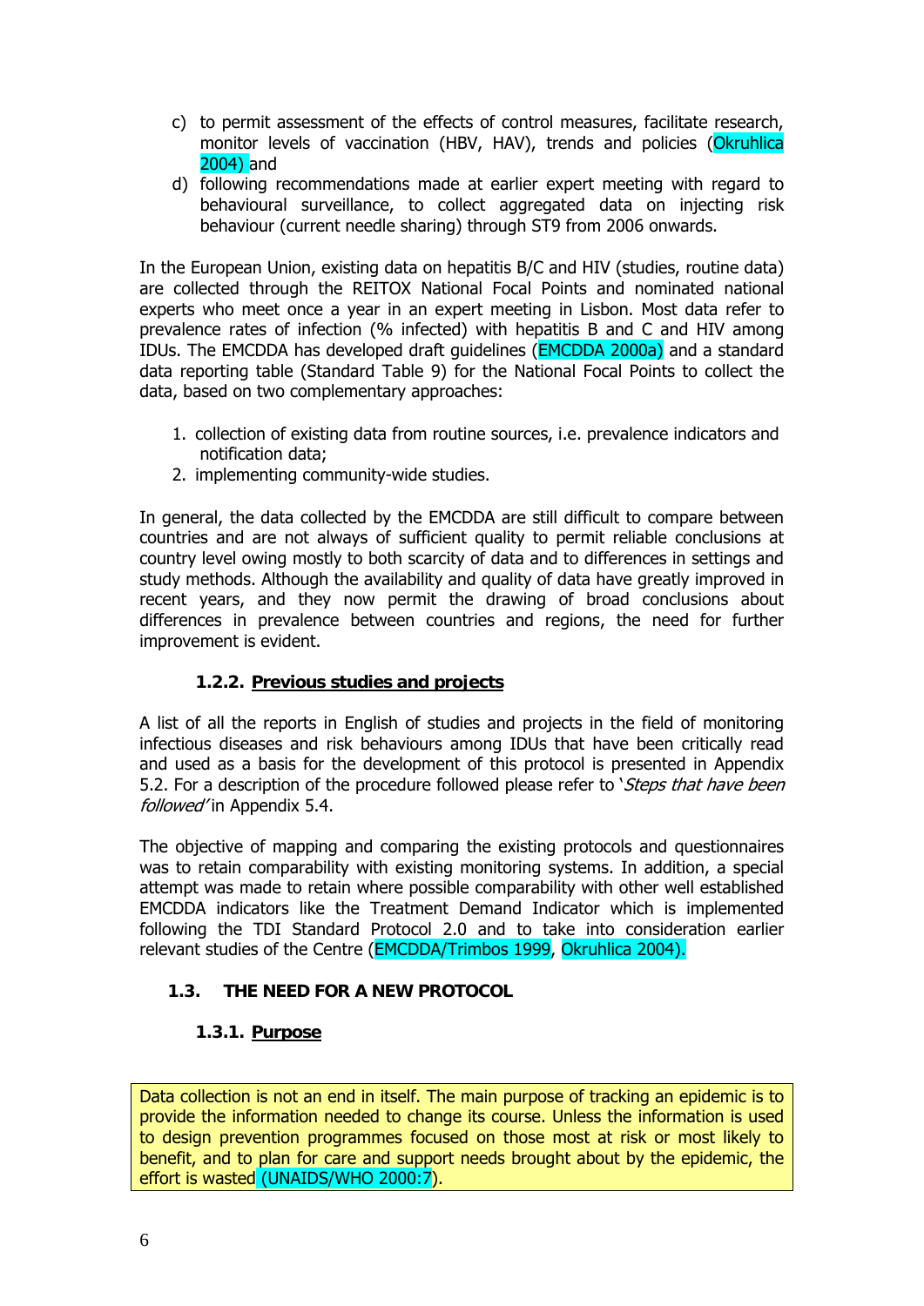c) to permit assessment of the effects of control measures, facilitate research, monitor levels of vaccination (HBV, HAV), trends and policies (Okruhlica 2004) and
d) following recommendations made at earlier expert meeting with regard to behavioural surveillance, to collect aggregated data on injecting risk behaviour (current needle sharing) through ST9 from 2006 onwards.

In the European Union, existing data on hepatitis B/C and HIV (studies, routine data) are collected through the REITOX National Focal Points and nominated national experts who meet once a year in an expert meeting in Lisbon. Most data refer to prevalence rates of infection (% infected) with hepatitis B and C and HIV among IDUs. The EMCDDA has developed draft guidelines (EMCDDA 2000a) and a standard data reporting table (Standard Table 9) for the National Focal Points to collect the data, based on two complementary approaches:

1. collection of existing data from routine sources, i.e. prevalence indicators and notification data;
2. implementing community-wide studies.

In general, the data collected by the EMCDDA are still difficult to compare between countries and are not always of sufficient quality to permit reliable conclusions at country level owing mostly to both scarcity of data and to differences in settings and study methods. Although the availability and quality of data have greatly improved in recent years, and they now permit the drawing of broad conclusions about differences in prevalence between countries and regions, the need for further improvement is evident.

#### 1.2.2. Previous studies and projects

A list of all the reports in English of studies and projects in the field of monitoring infectious diseases and risk behaviours among IDUs that have been critically read and used as a basis for the development of this protocol is presented in Appendix 5.2. For a description of the procedure followed please refer to '*Steps that have been followed*' in Appendix 5.4.

The objective of mapping and comparing the existing protocols and questionnaires was to retain comparability with existing monitoring systems. In addition, a special attempt was made to retain where possible comparability with other well established EMCDDA indicators like the Treatment Demand Indicator which is implemented following the TDI Standard Protocol 2.0 and to take into consideration earlier relevant studies of the Centre (EMCDDA/Trimbos 1999, Okruhlica 2004).

### 1.3. THE NEED FOR A NEW PROTOCOL

#### 1.3.1. Purpose

Data collection is not an end in itself. The main purpose of tracking an epidemic is to provide the information needed to change its course. Unless the information is used to design prevention programmes focused on those most at risk or most likely to benefit, and to plan for care and support needs brought about by the epidemic, the effort is wasted (UNAIDS/WHO 2000:7).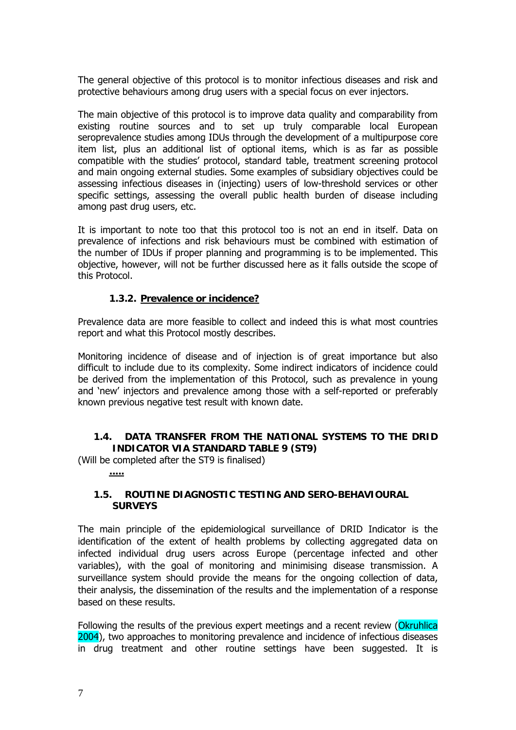The general objective of this protocol is to monitor infectious diseases and risk and protective behaviours among drug users with a special focus on ever injectors.

The main objective of this protocol is to improve data quality and comparability from existing routine sources and to set up truly comparable local European seroprevalence studies among IDUs through the development of a multipurpose core item list, plus an additional list of optional items, which is as far as possible compatible with the studies' protocol, standard table, treatment screening protocol and main ongoing external studies. Some examples of subsidiary objectives could be assessing infectious diseases in (injecting) users of low-threshold services or other specific settings, assessing the overall public health burden of disease including among past drug users, etc.

It is important to note too that this protocol too is not an end in itself. Data on prevalence of infections and risk behaviours must be combined with estimation of the number of IDUs if proper planning and programming is to be implemented. This objective, however, will not be further discussed here as it falls outside the scope of this Protocol.

### 1.3.2. Prevalence or incidence?

Prevalence data are more feasible to collect and indeed this is what most countries report and what this Protocol mostly describes.

Monitoring incidence of disease and of injection is of great importance but also difficult to include due to its complexity. Some indirect indicators of incidence could be derived from the implementation of this Protocol, such as prevalence in young and 'new' injectors and prevalence among those with a self-reported or preferably known previous negative test result with known date.

## 1.4. DATA TRANSFER FROM THE NATIONAL SYSTEMS TO THE DRID INDICATOR VIA STANDARD TABLE 9 (ST9)

(Will be completed after the ST9 is finalised)

.....

## 1.5. ROUTINE DIAGNOSTIC TESTING AND SERO-BEHAVIOURAL SURVEYS

The main principle of the epidemiological surveillance of DRID Indicator is the identification of the extent of health problems by collecting aggregated data on infected individual drug users across Europe (percentage infected and other variables), with the goal of monitoring and minimising disease transmission. A surveillance system should provide the means for the ongoing collection of data, their analysis, the dissemination of the results and the implementation of a response based on these results.

Following the results of the previous expert meetings and a recent review (Okruhlica 2004), two approaches to monitoring prevalence and incidence of infectious diseases in drug treatment and other routine settings have been suggested. It is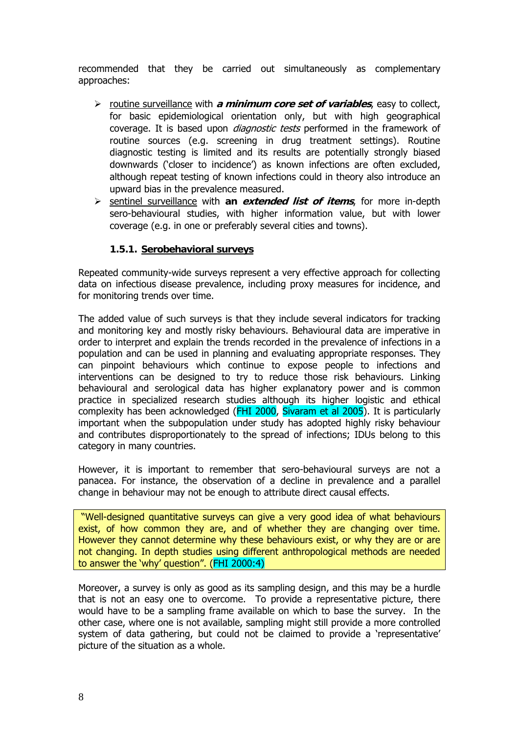recommended that they be carried out simultaneously as complementary approaches:

- routine surveillance with ***a minimum core set of variables***, easy to collect, for basic epidemiological orientation only, but with high geographical coverage. It is based upon *diagnostic tests* performed in the framework of routine sources (e.g. screening in drug treatment settings). Routine diagnostic testing is limited and its results are potentially strongly biased downwards ('closer to incidence') as known infections are often excluded, although repeat testing of known infections could in theory also introduce an upward bias in the prevalence measured.
- sentinel surveillance with **an *extended list of items***, for more in-depth sero-behavioural studies, with higher information value, but with lower coverage (e.g. in one or preferably several cities and towns).

### 1.5.1. Serobehavioral surveys

Repeated community-wide surveys represent a very effective approach for collecting data on infectious disease prevalence, including proxy measures for incidence, and for monitoring trends over time.

The added value of such surveys is that they include several indicators for tracking and monitoring key and mostly risky behaviours. Behavioural data are imperative in order to interpret and explain the trends recorded in the prevalence of infections in a population and can be used in planning and evaluating appropriate responses. They can pinpoint behaviours which continue to expose people to infections and interventions can be designed to try to reduce those risk behaviours. Linking behavioural and serological data has higher explanatory power and is common practice in specialized research studies although its higher logistic and ethical complexity has been acknowledged (FHI 2000, Sivaram et al 2005). It is particularly important when the subpopulation under study has adopted highly risky behaviour and contributes disproportionately to the spread of infections; IDUs belong to this category in many countries.

However, it is important to remember that sero-behavioural surveys are not a panacea. For instance, the observation of a decline in prevalence and a parallel change in behaviour may not be enough to attribute direct causal effects.

> "Well-designed quantitative surveys can give a very good idea of what behaviours exist, of how common they are, and of whether they are changing over time. However they cannot determine why these behaviours exist, or why they are or are not changing. In depth studies using different anthropological methods are needed to answer the 'why' question". (FHI 2000:4)

Moreover, a survey is only as good as its sampling design, and this may be a hurdle that is not an easy one to overcome. To provide a representative picture, there would have to be a sampling frame available on which to base the survey. In the other case, where one is not available, sampling might still provide a more controlled system of data gathering, but could not be claimed to provide a 'representative' picture of the situation as a whole.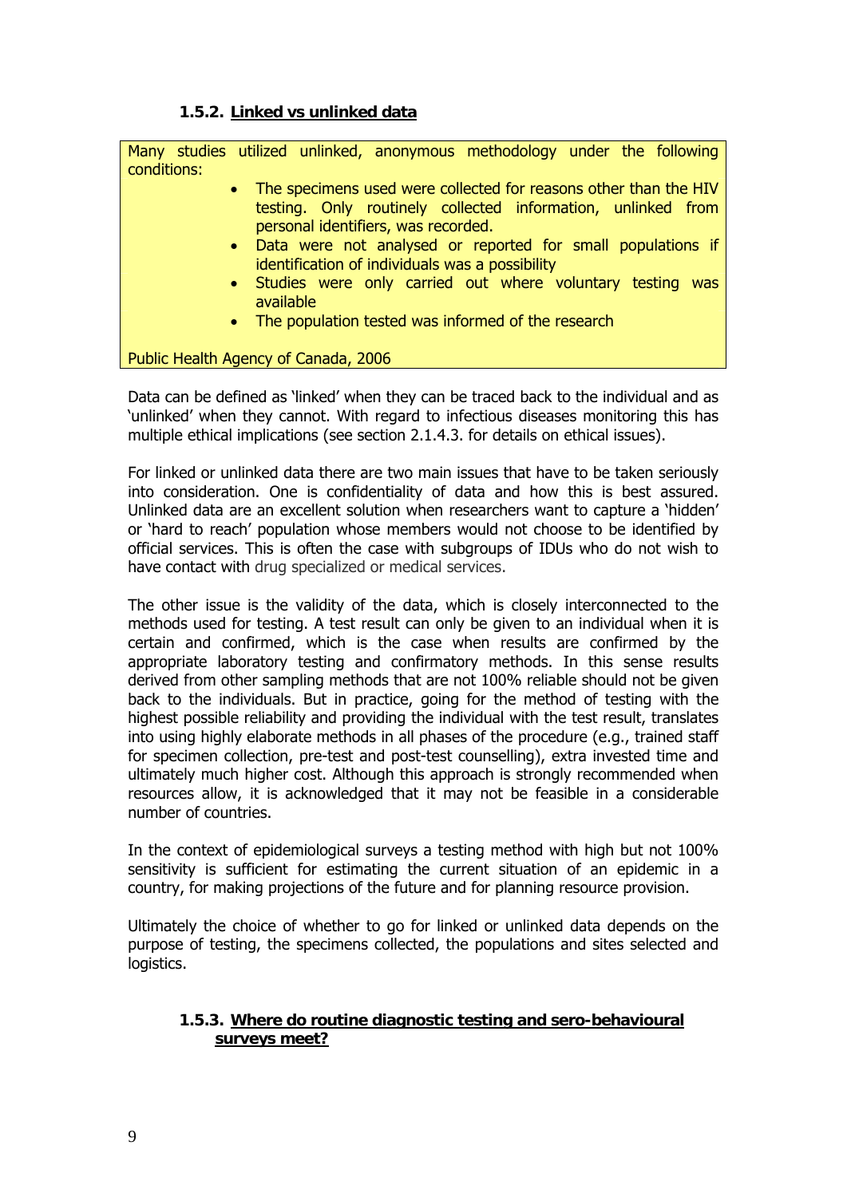### 1.5.2. Linked vs unlinked data

> Many studies utilized unlinked, anonymous methodology under the following conditions:
>
> - The specimens used were collected for reasons other than the HIV testing. Only routinely collected information, unlinked from personal identifiers, was recorded.
> - Data were not analysed or reported for small populations if identification of individuals was a possibility
> - Studies were only carried out where voluntary testing was available
> - The population tested was informed of the research
>
> Public Health Agency of Canada, 2006

Data can be defined as 'linked' when they can be traced back to the individual and as 'unlinked' when they cannot. With regard to infectious diseases monitoring this has multiple ethical implications (see section 2.1.4.3. for details on ethical issues).

For linked or unlinked data there are two main issues that have to be taken seriously into consideration. One is confidentiality of data and how this is best assured. Unlinked data are an excellent solution when researchers want to capture a 'hidden' or 'hard to reach' population whose members would not choose to be identified by official services. This is often the case with subgroups of IDUs who do not wish to have contact with drug specialized or medical services.

The other issue is the validity of the data, which is closely interconnected to the methods used for testing. A test result can only be given to an individual when it is certain and confirmed, which is the case when results are confirmed by the appropriate laboratory testing and confirmatory methods. In this sense results derived from other sampling methods that are not 100% reliable should not be given back to the individuals. But in practice, going for the method of testing with the highest possible reliability and providing the individual with the test result, translates into using highly elaborate methods in all phases of the procedure (e.g., trained staff for specimen collection, pre-test and post-test counselling), extra invested time and ultimately much higher cost. Although this approach is strongly recommended when resources allow, it is acknowledged that it may not be feasible in a considerable number of countries.

In the context of epidemiological surveys a testing method with high but not 100% sensitivity is sufficient for estimating the current situation of an epidemic in a country, for making projections of the future and for planning resource provision.

Ultimately the choice of whether to go for linked or unlinked data depends on the purpose of testing, the specimens collected, the populations and sites selected and logistics.

### 1.5.3. Where do routine diagnostic testing and sero-behavioural surveys meet?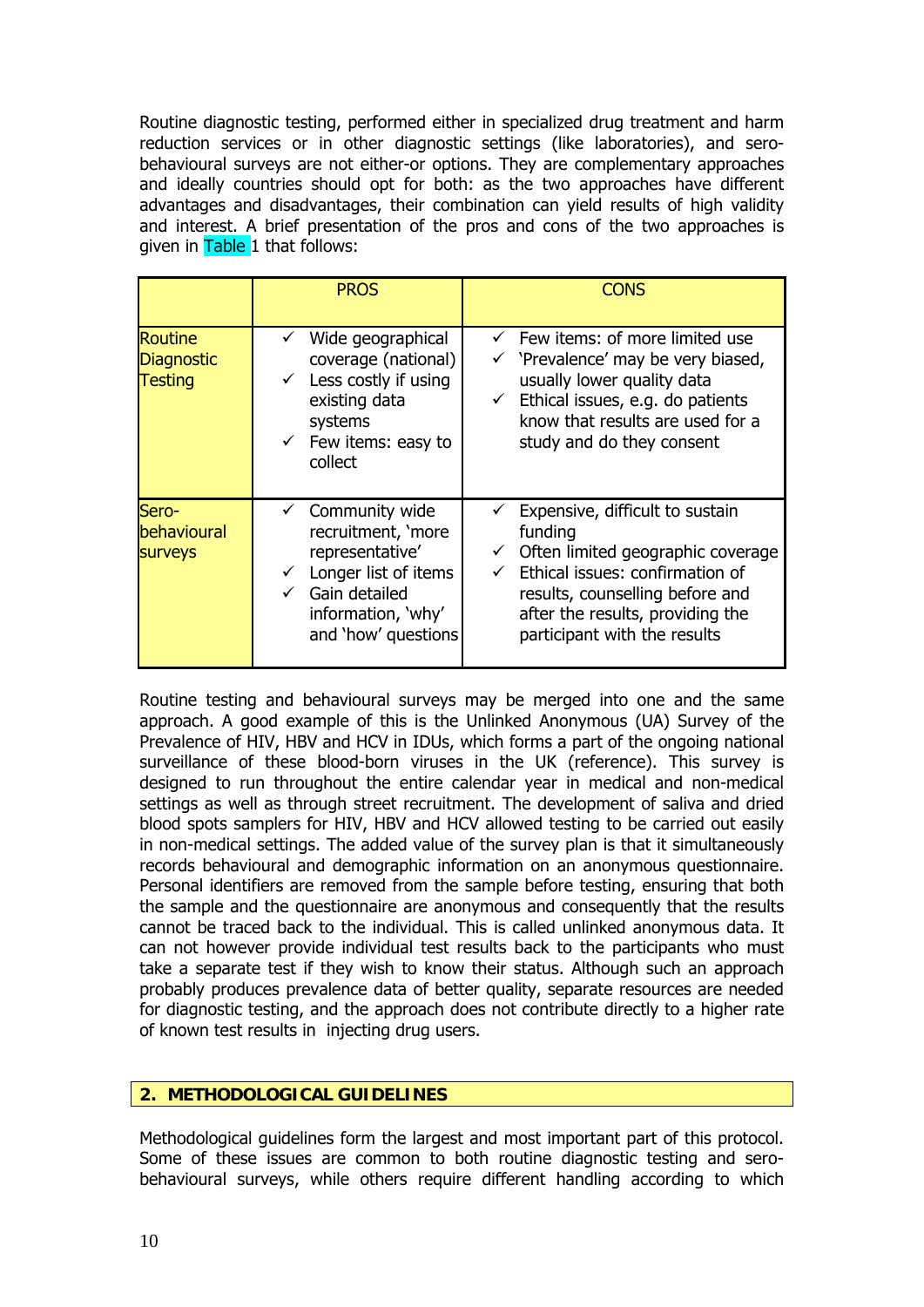Routine diagnostic testing, performed either in specialized drug treatment and harm reduction services or in other diagnostic settings (like laboratories), and sero-behavioural surveys are not either-or options. They are complementary approaches and ideally countries should opt for both: as the two approaches have different advantages and disadvantages, their combination can yield results of high validity and interest. A brief presentation of the pros and cons of the two approaches is given in Table 1 that follows:

| | PROS | CONS |
|---|---|---|
| Routine Diagnostic Testing | ✓ Wide geographical coverage (national)<br>✓ Less costly if using existing data systems<br>✓ Few items: easy to collect | ✓ Few items: of more limited use<br>✓ 'Prevalence' may be very biased, usually lower quality data<br>✓ Ethical issues, e.g. do patients know that results are used for a study and do they consent |
| Sero-behavioural surveys | ✓ Community wide recruitment, 'more representative'<br>✓ Longer list of items<br>✓ Gain detailed information, 'why' and 'how' questions | ✓ Expensive, difficult to sustain funding<br>✓ Often limited geographic coverage<br>✓ Ethical issues: confirmation of results, counselling before and after the results, providing the participant with the results |

Routine testing and behavioural surveys may be merged into one and the same approach. A good example of this is the Unlinked Anonymous (UA) Survey of the Prevalence of HIV, HBV and HCV in IDUs, which forms a part of the ongoing national surveillance of these blood-born viruses in the UK (reference). This survey is designed to run throughout the entire calendar year in medical and non-medical settings as well as through street recruitment. The development of saliva and dried blood spots samplers for HIV, HBV and HCV allowed testing to be carried out easily in non-medical settings. The added value of the survey plan is that it simultaneously records behavioural and demographic information on an anonymous questionnaire. Personal identifiers are removed from the sample before testing, ensuring that both the sample and the questionnaire are anonymous and consequently that the results cannot be traced back to the individual. This is called unlinked anonymous data. It can not however provide individual test results back to the participants who must take a separate test if they wish to know their status. Although such an approach probably produces prevalence data of better quality, separate resources are needed for diagnostic testing, and the approach does not contribute directly to a higher rate of known test results in injecting drug users.

## 2. METHODOLOGICAL GUIDELINES

Methodological guidelines form the largest and most important part of this protocol. Some of these issues are common to both routine diagnostic testing and sero-behavioural surveys, while others require different handling according to which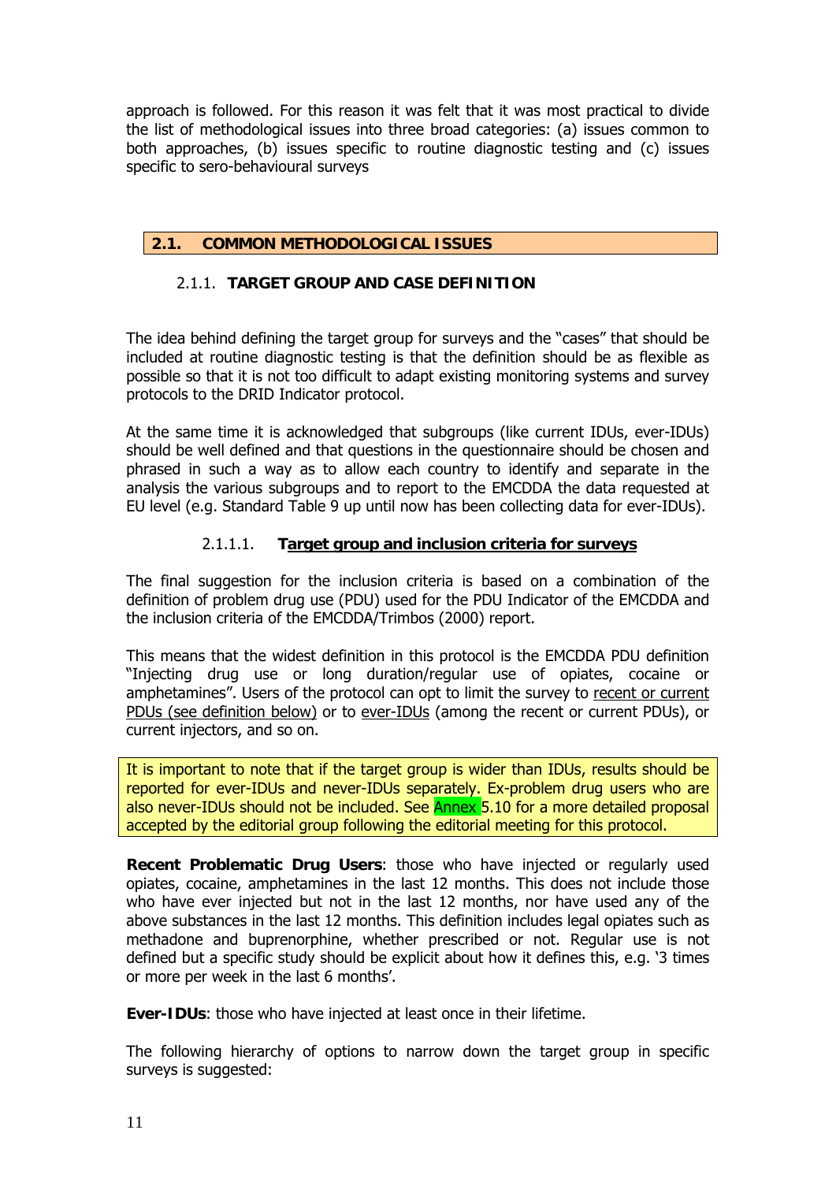approach is followed. For this reason it was felt that it was most practical to divide the list of methodological issues into three broad categories: (a) issues common to both approaches, (b) issues specific to routine diagnostic testing and (c) issues specific to sero-behavioural surveys

## 2.1. COMMON METHODOLOGICAL ISSUES

### 2.1.1. TARGET GROUP AND CASE DEFINITION

The idea behind defining the target group for surveys and the "cases" that should be included at routine diagnostic testing is that the definition should be as flexible as possible so that it is not too difficult to adapt existing monitoring systems and survey protocols to the DRID Indicator protocol.

At the same time it is acknowledged that subgroups (like current IDUs, ever-IDUs) should be well defined and that questions in the questionnaire should be chosen and phrased in such a way as to allow each country to identify and separate in the analysis the various subgroups and to report to the EMCDDA the data requested at EU level (e.g. Standard Table 9 up until now has been collecting data for ever-IDUs).

#### 2.1.1.1. Target group and inclusion criteria for surveys

The final suggestion for the inclusion criteria is based on a combination of the definition of problem drug use (PDU) used for the PDU Indicator of the EMCDDA and the inclusion criteria of the EMCDDA/Trimbos (2000) report.

This means that the widest definition in this protocol is the EMCDDA PDU definition "Injecting drug use or long duration/regular use of opiates, cocaine or amphetamines". Users of the protocol can opt to limit the survey to recent or current PDUs (see definition below) or to ever-IDUs (among the recent or current PDUs), or current injectors, and so on.

It is important to note that if the target group is wider than IDUs, results should be reported for ever-IDUs and never-IDUs separately. Ex-problem drug users who are also never-IDUs should not be included. See Annex 5.10 for a more detailed proposal accepted by the editorial group following the editorial meeting for this protocol.

**Recent Problematic Drug Users**: those who have injected or regularly used opiates, cocaine, amphetamines in the last 12 months. This does not include those who have ever injected but not in the last 12 months, nor have used any of the above substances in the last 12 months. This definition includes legal opiates such as methadone and buprenorphine, whether prescribed or not. Regular use is not defined but a specific study should be explicit about how it defines this, e.g. '3 times or more per week in the last 6 months'.

**Ever-IDUs**: those who have injected at least once in their lifetime.

The following hierarchy of options to narrow down the target group in specific surveys is suggested: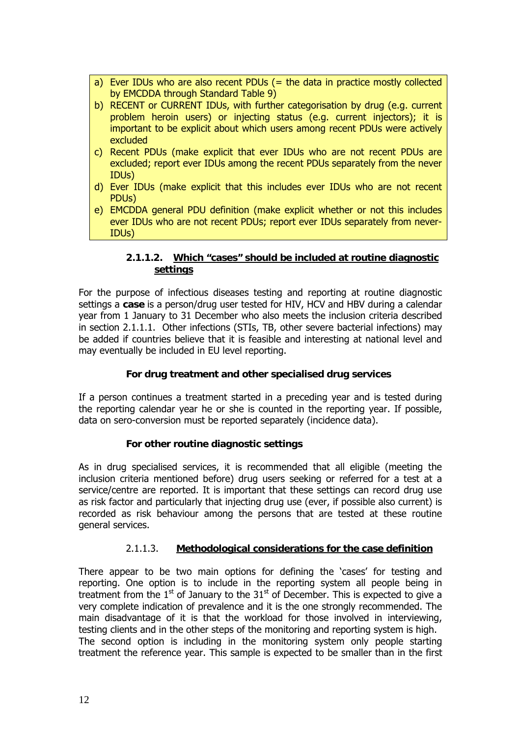a) Ever IDUs who are also recent PDUs (= the data in practice mostly collected by EMCDDA through Standard Table 9)
b) RECENT or CURRENT IDUs, with further categorisation by drug (e.g. current problem heroin users) or injecting status (e.g. current injectors); it is important to be explicit about which users among recent PDUs were actively excluded
c) Recent PDUs (make explicit that ever IDUs who are not recent PDUs are excluded; report ever IDUs among the recent PDUs separately from the never IDUs)
d) Ever IDUs (make explicit that this includes ever IDUs who are not recent PDUs)
e) EMCDDA general PDU definition (make explicit whether or not this includes ever IDUs who are not recent PDUs; report ever IDUs separately from never-IDUs)

#### 2.1.1.2. Which "cases" should be included at routine diagnostic settings

For the purpose of infectious diseases testing and reporting at routine diagnostic settings a **case** is a person/drug user tested for HIV, HCV and HBV during a calendar year from 1 January to 31 December who also meets the inclusion criteria described in section 2.1.1.1. Other infections (STIs, TB, other severe bacterial infections) may be added if countries believe that it is feasible and interesting at national level and may eventually be included in EU level reporting.

**For drug treatment and other specialised drug services**

If a person continues a treatment started in a preceding year and is tested during the reporting calendar year he or she is counted in the reporting year. If possible, data on sero-conversion must be reported separately (incidence data).

**For other routine diagnostic settings**

As in drug specialised services, it is recommended that all eligible (meeting the inclusion criteria mentioned before) drug users seeking or referred for a test at a service/centre are reported. It is important that these settings can record drug use as risk factor and particularly that injecting drug use (ever, if possible also current) is recorded as risk behaviour among the persons that are tested at these routine general services.

#### 2.1.1.3. Methodological considerations for the case definition

There appear to be two main options for defining the 'cases' for testing and reporting. One option is to include in the reporting system all people being in treatment from the 1st of January to the 31st of December. This is expected to give a very complete indication of prevalence and it is the one strongly recommended. The main disadvantage of it is that the workload for those involved in interviewing, testing clients and in the other steps of the monitoring and reporting system is high.
The second option is including in the monitoring system only people starting treatment the reference year. This sample is expected to be smaller than in the first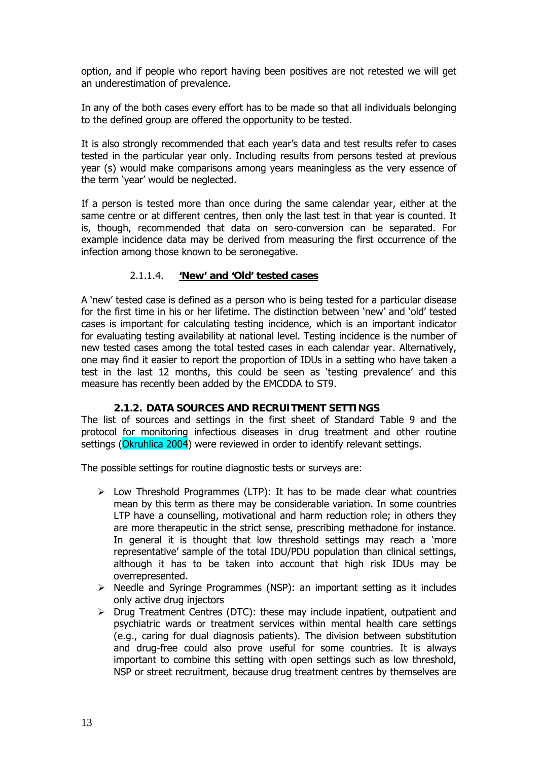option, and if people who report having been positives are not retested we will get an underestimation of prevalence.

In any of the both cases every effort has to be made so that all individuals belonging to the defined group are offered the opportunity to be tested.

It is also strongly recommended that each year's data and test results refer to cases tested in the particular year only. Including results from persons tested at previous year (s) would make comparisons among years meaningless as the very essence of the term 'year' would be neglected.

If a person is tested more than once during the same calendar year, either at the same centre or at different centres, then only the last test in that year is counted. It is, though, recommended that data on sero-conversion can be separated. For example incidence data may be derived from measuring the first occurrence of the infection among those known to be seronegative.

#### 2.1.1.4. 'New' and 'Old' tested cases

A 'new' tested case is defined as a person who is being tested for a particular disease for the first time in his or her lifetime. The distinction between 'new' and 'old' tested cases is important for calculating testing incidence, which is an important indicator for evaluating testing availability at national level. Testing incidence is the number of new tested cases among the total tested cases in each calendar year. Alternatively, one may find it easier to report the proportion of IDUs in a setting who have taken a test in the last 12 months, this could be seen as 'testing prevalence' and this measure has recently been added by the EMCDDA to ST9.

### 2.1.2. DATA SOURCES AND RECRUITMENT SETTINGS

The list of sources and settings in the first sheet of Standard Table 9 and the protocol for monitoring infectious diseases in drug treatment and other routine settings (Okruhlica 2004) were reviewed in order to identify relevant settings.

The possible settings for routine diagnostic tests or surveys are:

- Low Threshold Programmes (LTP): It has to be made clear what countries mean by this term as there may be considerable variation. In some countries LTP have a counselling, motivational and harm reduction role; in others they are more therapeutic in the strict sense, prescribing methadone for instance. In general it is thought that low threshold settings may reach a 'more representative' sample of the total IDU/PDU population than clinical settings, although it has to be taken into account that high risk IDUs may be overrepresented.
- Needle and Syringe Programmes (NSP): an important setting as it includes only active drug injectors
- Drug Treatment Centres (DTC): these may include inpatient, outpatient and psychiatric wards or treatment services within mental health care settings (e.g., caring for dual diagnosis patients). The division between substitution and drug-free could also prove useful for some countries. It is always important to combine this setting with open settings such as low threshold, NSP or street recruitment, because drug treatment centres by themselves are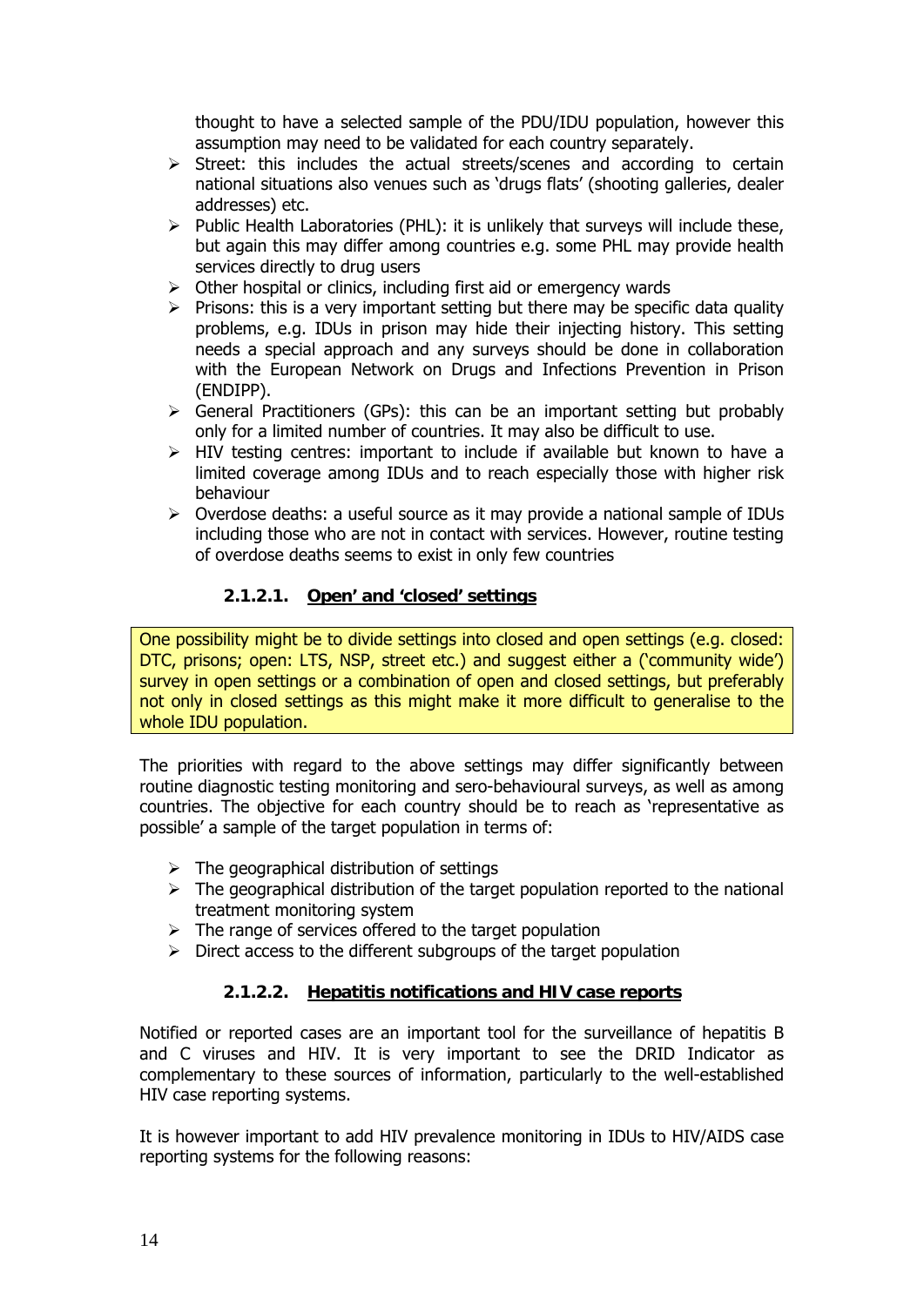thought to have a selected sample of the PDU/IDU population, however this assumption may need to be validated for each country separately.

- Street: this includes the actual streets/scenes and according to certain national situations also venues such as 'drugs flats' (shooting galleries, dealer addresses) etc.
- Public Health Laboratories (PHL): it is unlikely that surveys will include these, but again this may differ among countries e.g. some PHL may provide health services directly to drug users
- Other hospital or clinics, including first aid or emergency wards
- Prisons: this is a very important setting but there may be specific data quality problems, e.g. IDUs in prison may hide their injecting history. This setting needs a special approach and any surveys should be done in collaboration with the European Network on Drugs and Infections Prevention in Prison (ENDIPP).
- General Practitioners (GPs): this can be an important setting but probably only for a limited number of countries. It may also be difficult to use.
- HIV testing centres: important to include if available but known to have a limited coverage among IDUs and to reach especially those with higher risk behaviour
- Overdose deaths: a useful source as it may provide a national sample of IDUs including those who are not in contact with services. However, routine testing of overdose deaths seems to exist in only few countries

#### 2.1.2.1. Open' and 'closed' settings

One possibility might be to divide settings into closed and open settings (e.g. closed: DTC, prisons; open: LTS, NSP, street etc.) and suggest either a ('community wide') survey in open settings or a combination of open and closed settings, but preferably not only in closed settings as this might make it more difficult to generalise to the whole IDU population.

The priorities with regard to the above settings may differ significantly between routine diagnostic testing monitoring and sero-behavioural surveys, as well as among countries. The objective for each country should be to reach as 'representative as possible' a sample of the target population in terms of:

- The geographical distribution of settings
- The geographical distribution of the target population reported to the national treatment monitoring system
- The range of services offered to the target population
- Direct access to the different subgroups of the target population

#### 2.1.2.2. Hepatitis notifications and HIV case reports

Notified or reported cases are an important tool for the surveillance of hepatitis B and C viruses and HIV. It is very important to see the DRID Indicator as complementary to these sources of information, particularly to the well-established HIV case reporting systems.

It is however important to add HIV prevalence monitoring in IDUs to HIV/AIDS case reporting systems for the following reasons: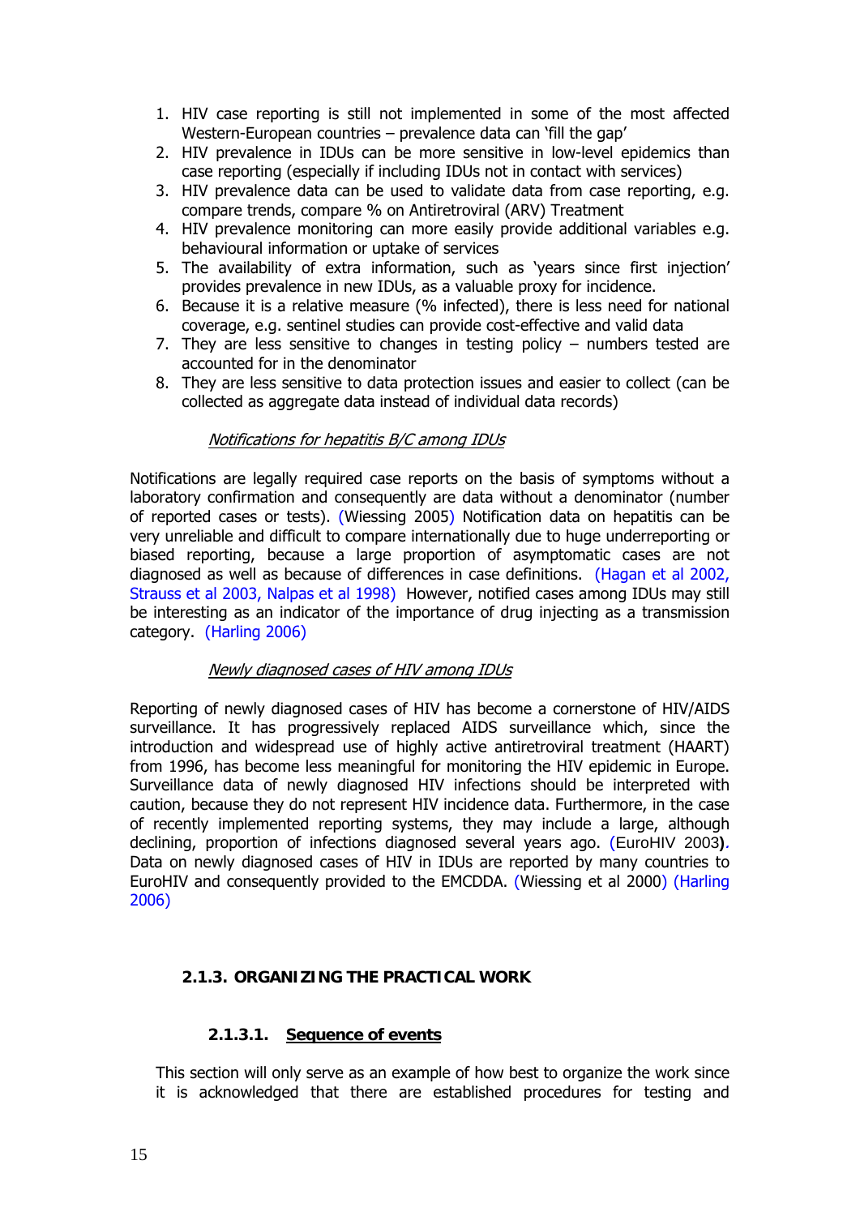1. HIV case reporting is still not implemented in some of the most affected Western-European countries – prevalence data can 'fill the gap'
2. HIV prevalence in IDUs can be more sensitive in low-level epidemics than case reporting (especially if including IDUs not in contact with services)
3. HIV prevalence data can be used to validate data from case reporting, e.g. compare trends, compare % on Antiretroviral (ARV) Treatment
4. HIV prevalence monitoring can more easily provide additional variables e.g. behavioural information or uptake of services
5. The availability of extra information, such as 'years since first injection' provides prevalence in new IDUs, as a valuable proxy for incidence.
6. Because it is a relative measure (% infected), there is less need for national coverage, e.g. sentinel studies can provide cost-effective and valid data
7. They are less sensitive to changes in testing policy – numbers tested are accounted for in the denominator
8. They are less sensitive to data protection issues and easier to collect (can be collected as aggregate data instead of individual data records)

*Notifications for hepatitis B/C among IDUs*

Notifications are legally required case reports on the basis of symptoms without a laboratory confirmation and consequently are data without a denominator (number of reported cases or tests). (Wiessing 2005) Notification data on hepatitis can be very unreliable and difficult to compare internationally due to huge underreporting or biased reporting, because a large proportion of asymptomatic cases are not diagnosed as well as because of differences in case definitions. (Hagan et al 2002, Strauss et al 2003, Nalpas et al 1998) However, notified cases among IDUs may still be interesting as an indicator of the importance of drug injecting as a transmission category. (Harling 2006)

*Newly diagnosed cases of HIV among IDUs*

Reporting of newly diagnosed cases of HIV has become a cornerstone of HIV/AIDS surveillance. It has progressively replaced AIDS surveillance which, since the introduction and widespread use of highly active antiretroviral treatment (HAART) from 1996, has become less meaningful for monitoring the HIV epidemic in Europe. Surveillance data of newly diagnosed HIV infections should be interpreted with caution, because they do not represent HIV incidence data. Furthermore, in the case of recently implemented reporting systems, they may include a large, although declining, proportion of infections diagnosed several years ago. (EuroHIV 2003). Data on newly diagnosed cases of HIV in IDUs are reported by many countries to EuroHIV and consequently provided to the EMCDDA. (Wiessing et al 2000) (Harling 2006)

### 2.1.3. ORGANIZING THE PRACTICAL WORK

#### 2.1.3.1. Sequence of events

This section will only serve as an example of how best to organize the work since it is acknowledged that there are established procedures for testing and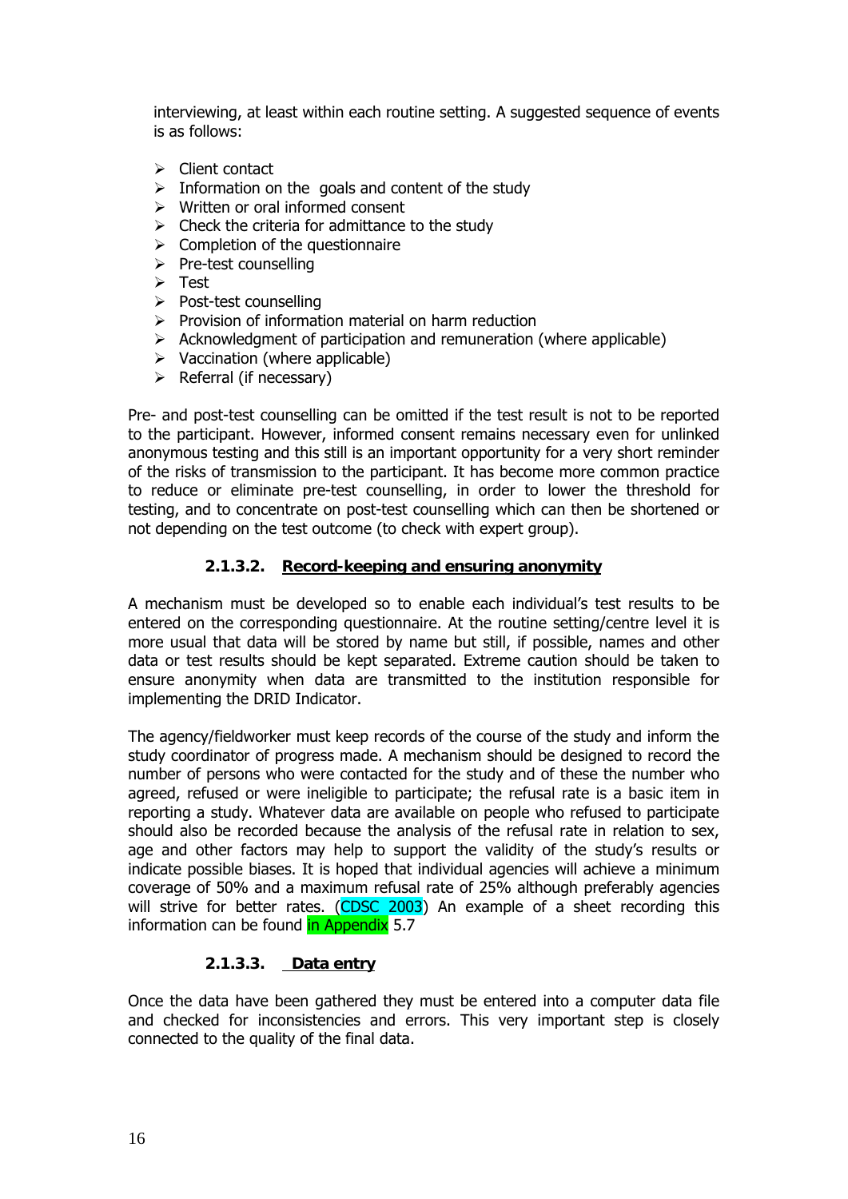interviewing, at least within each routine setting. A suggested sequence of events is as follows:

- Client contact
- Information on the goals and content of the study
- Written or oral informed consent
- Check the criteria for admittance to the study
- Completion of the questionnaire
- Pre-test counselling
- Test
- Post-test counselling
- Provision of information material on harm reduction
- Acknowledgment of participation and remuneration (where applicable)
- Vaccination (where applicable)
- Referral (if necessary)

Pre- and post-test counselling can be omitted if the test result is not to be reported to the participant. However, informed consent remains necessary even for unlinked anonymous testing and this still is an important opportunity for a very short reminder of the risks of transmission to the participant. It has become more common practice to reduce or eliminate pre-test counselling, in order to lower the threshold for testing, and to concentrate on post-test counselling which can then be shortened or not depending on the test outcome (to check with expert group).

#### 2.1.3.2. Record-keeping and ensuring anonymity

A mechanism must be developed so to enable each individual's test results to be entered on the corresponding questionnaire. At the routine setting/centre level it is more usual that data will be stored by name but still, if possible, names and other data or test results should be kept separated. Extreme caution should be taken to ensure anonymity when data are transmitted to the institution responsible for implementing the DRID Indicator.

The agency/fieldworker must keep records of the course of the study and inform the study coordinator of progress made. A mechanism should be designed to record the number of persons who were contacted for the study and of these the number who agreed, refused or were ineligible to participate; the refusal rate is a basic item in reporting a study. Whatever data are available on people who refused to participate should also be recorded because the analysis of the refusal rate in relation to sex, age and other factors may help to support the validity of the study's results or indicate possible biases. It is hoped that individual agencies will achieve a minimum coverage of 50% and a maximum refusal rate of 25% although preferably agencies will strive for better rates. (CDSC 2003) An example of a sheet recording this information can be found in Appendix 5.7

#### 2.1.3.3. Data entry

Once the data have been gathered they must be entered into a computer data file and checked for inconsistencies and errors. This very important step is closely connected to the quality of the final data.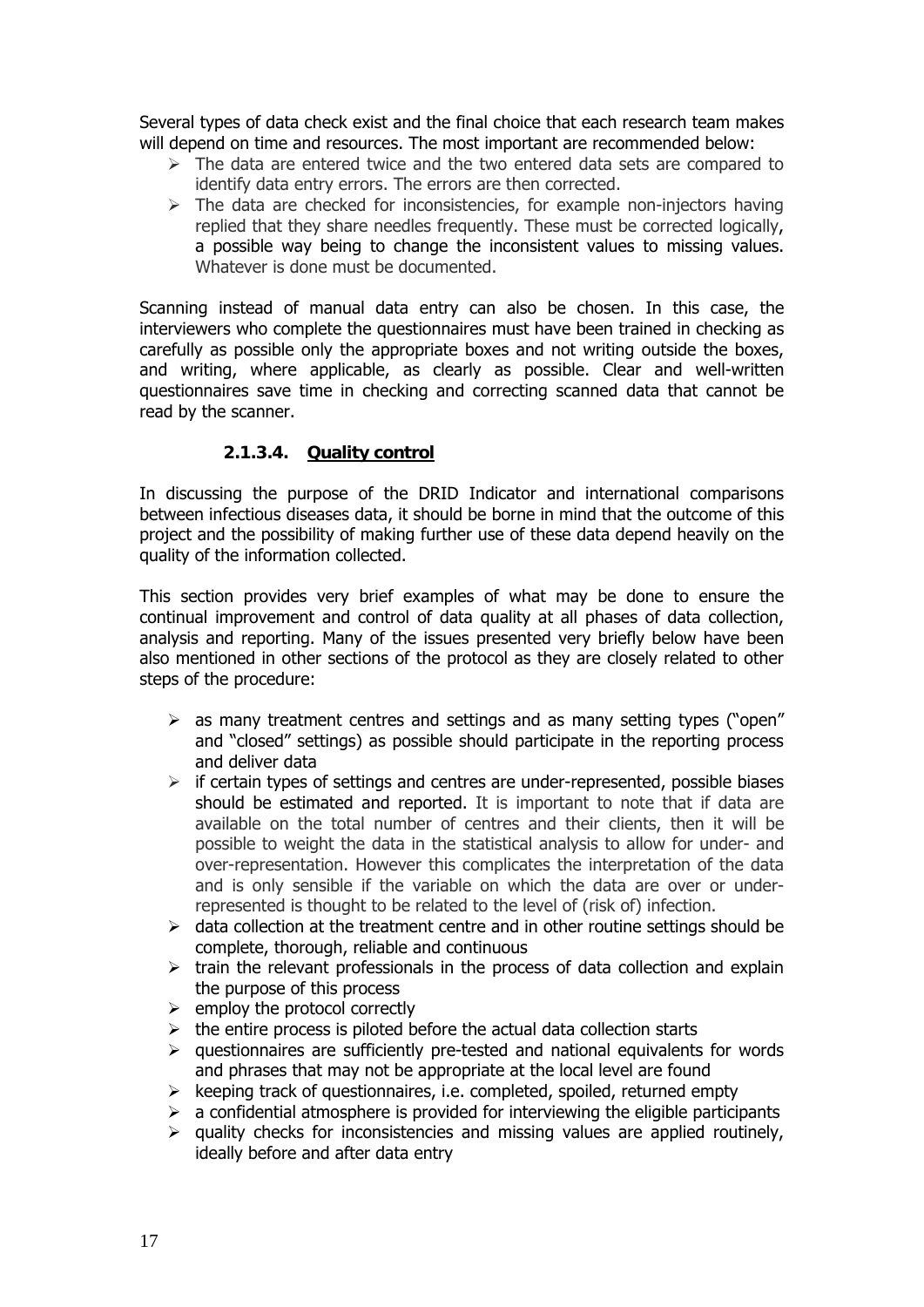Several types of data check exist and the final choice that each research team makes will depend on time and resources. The most important are recommended below:

- The data are entered twice and the two entered data sets are compared to identify data entry errors. The errors are then corrected.
- The data are checked for inconsistencies, for example non-injectors having replied that they share needles frequently. These must be corrected logically, a possible way being to change the inconsistent values to missing values. Whatever is done must be documented.

Scanning instead of manual data entry can also be chosen. In this case, the interviewers who complete the questionnaires must have been trained in checking as carefully as possible only the appropriate boxes and not writing outside the boxes, and writing, where applicable, as clearly as possible. Clear and well-written questionnaires save time in checking and correcting scanned data that cannot be read by the scanner.

#### 2.1.3.4. Quality control

In discussing the purpose of the DRID Indicator and international comparisons between infectious diseases data, it should be borne in mind that the outcome of this project and the possibility of making further use of these data depend heavily on the quality of the information collected.

This section provides very brief examples of what may be done to ensure the continual improvement and control of data quality at all phases of data collection, analysis and reporting. Many of the issues presented very briefly below have been also mentioned in other sections of the protocol as they are closely related to other steps of the procedure:

- as many treatment centres and settings and as many setting types ("open" and "closed" settings) as possible should participate in the reporting process and deliver data
- if certain types of settings and centres are under-represented, possible biases should be estimated and reported. It is important to note that if data are available on the total number of centres and their clients, then it will be possible to weight the data in the statistical analysis to allow for under- and over-representation. However this complicates the interpretation of the data and is only sensible if the variable on which the data are over or under-represented is thought to be related to the level of (risk of) infection.
- data collection at the treatment centre and in other routine settings should be complete, thorough, reliable and continuous
- train the relevant professionals in the process of data collection and explain the purpose of this process
- employ the protocol correctly
- the entire process is piloted before the actual data collection starts
- questionnaires are sufficiently pre-tested and national equivalents for words and phrases that may not be appropriate at the local level are found
- keeping track of questionnaires, i.e. completed, spoiled, returned empty
- a confidential atmosphere is provided for interviewing the eligible participants
- quality checks for inconsistencies and missing values are applied routinely, ideally before and after data entry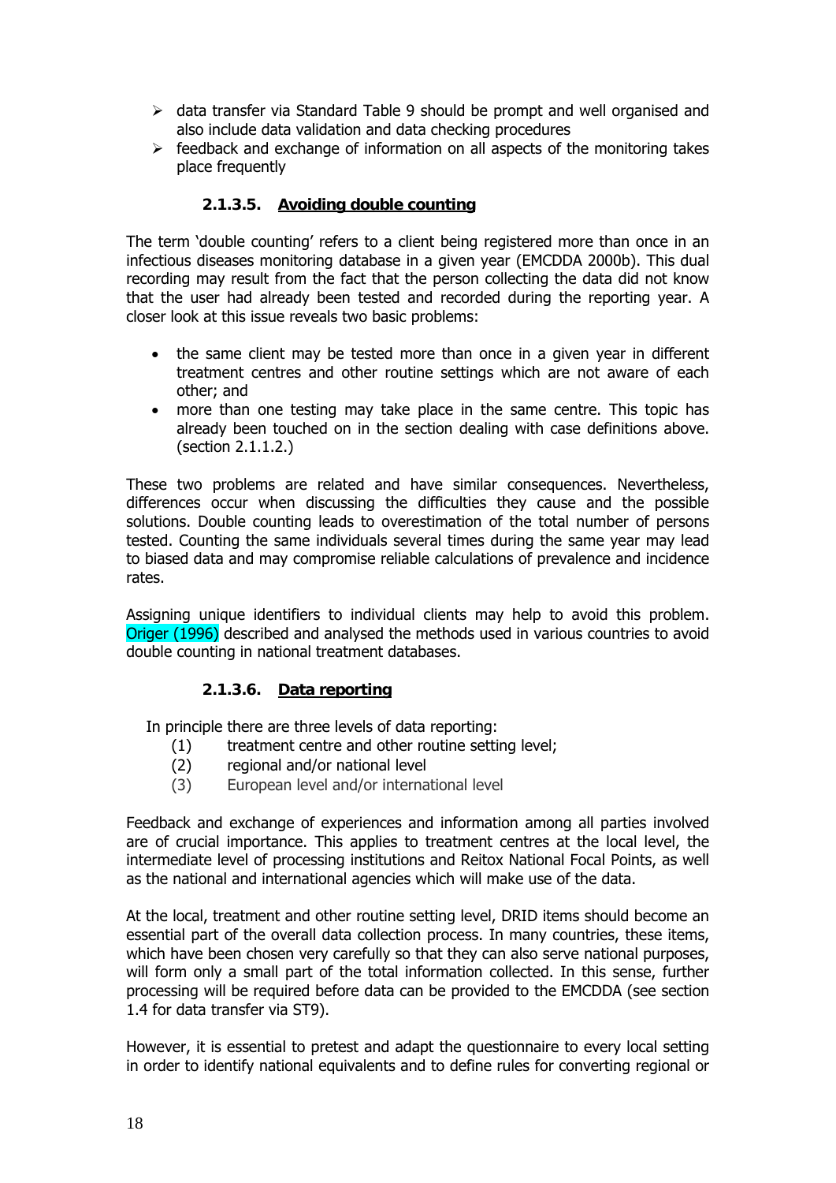- data transfer via Standard Table 9 should be prompt and well organised and also include data validation and data checking procedures
- feedback and exchange of information on all aspects of the monitoring takes place frequently

#### 2.1.3.5. Avoiding double counting

The term 'double counting' refers to a client being registered more than once in an infectious diseases monitoring database in a given year (EMCDDA 2000b). This dual recording may result from the fact that the person collecting the data did not know that the user had already been tested and recorded during the reporting year. A closer look at this issue reveals two basic problems:

- the same client may be tested more than once in a given year in different treatment centres and other routine settings which are not aware of each other; and
- more than one testing may take place in the same centre. This topic has already been touched on in the section dealing with case definitions above. (section 2.1.1.2.)

These two problems are related and have similar consequences. Nevertheless, differences occur when discussing the difficulties they cause and the possible solutions. Double counting leads to overestimation of the total number of persons tested. Counting the same individuals several times during the same year may lead to biased data and may compromise reliable calculations of prevalence and incidence rates.

Assigning unique identifiers to individual clients may help to avoid this problem. Origer (1996) described and analysed the methods used in various countries to avoid double counting in national treatment databases.

#### 2.1.3.6. Data reporting

In principle there are three levels of data reporting:

(1) treatment centre and other routine setting level;
(2) regional and/or national level
(3) European level and/or international level

Feedback and exchange of experiences and information among all parties involved are of crucial importance. This applies to treatment centres at the local level, the intermediate level of processing institutions and Reitox National Focal Points, as well as the national and international agencies which will make use of the data.

At the local, treatment and other routine setting level, DRID items should become an essential part of the overall data collection process. In many countries, these items, which have been chosen very carefully so that they can also serve national purposes, will form only a small part of the total information collected. In this sense, further processing will be required before data can be provided to the EMCDDA (see section 1.4 for data transfer via ST9).

However, it is essential to pretest and adapt the questionnaire to every local setting in order to identify national equivalents and to define rules for converting regional or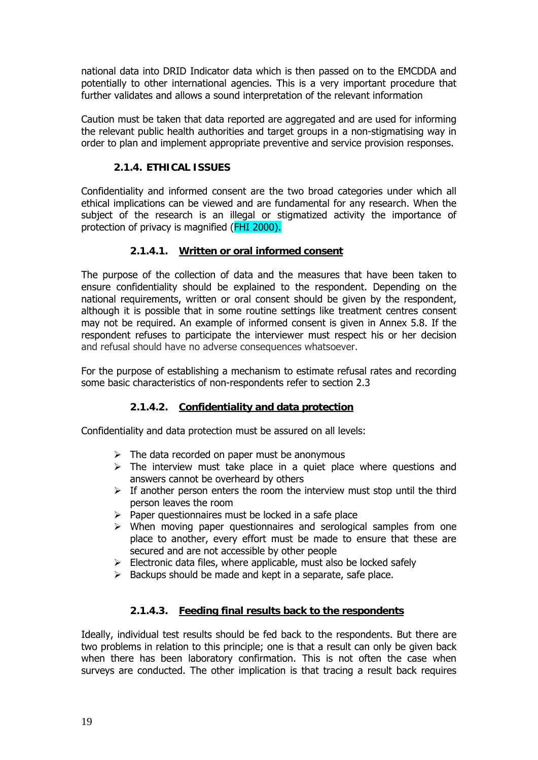national data into DRID Indicator data which is then passed on to the EMCDDA and potentially to other international agencies. This is a very important procedure that further validates and allows a sound interpretation of the relevant information

Caution must be taken that data reported are aggregated and are used for informing the relevant public health authorities and target groups in a non-stigmatising way in order to plan and implement appropriate preventive and service provision responses.

### 2.1.4. ETHICAL ISSUES

Confidentiality and informed consent are the two broad categories under which all ethical implications can be viewed and are fundamental for any research. When the subject of the research is an illegal or stigmatized activity the importance of protection of privacy is magnified (FHI 2000).

#### 2.1.4.1. Written or oral informed consent

The purpose of the collection of data and the measures that have been taken to ensure confidentiality should be explained to the respondent. Depending on the national requirements, written or oral consent should be given by the respondent, although it is possible that in some routine settings like treatment centres consent may not be required. An example of informed consent is given in Annex 5.8. If the respondent refuses to participate the interviewer must respect his or her decision and refusal should have no adverse consequences whatsoever.

For the purpose of establishing a mechanism to estimate refusal rates and recording some basic characteristics of non-respondents refer to section 2.3

#### 2.1.4.2. Confidentiality and data protection

Confidentiality and data protection must be assured on all levels:

- The data recorded on paper must be anonymous
- The interview must take place in a quiet place where questions and answers cannot be overheard by others
- If another person enters the room the interview must stop until the third person leaves the room
- Paper questionnaires must be locked in a safe place
- When moving paper questionnaires and serological samples from one place to another, every effort must be made to ensure that these are secured and are not accessible by other people
- Electronic data files, where applicable, must also be locked safely
- Backups should be made and kept in a separate, safe place.

#### 2.1.4.3. Feeding final results back to the respondents

Ideally, individual test results should be fed back to the respondents. But there are two problems in relation to this principle; one is that a result can only be given back when there has been laboratory confirmation. This is not often the case when surveys are conducted. The other implication is that tracing a result back requires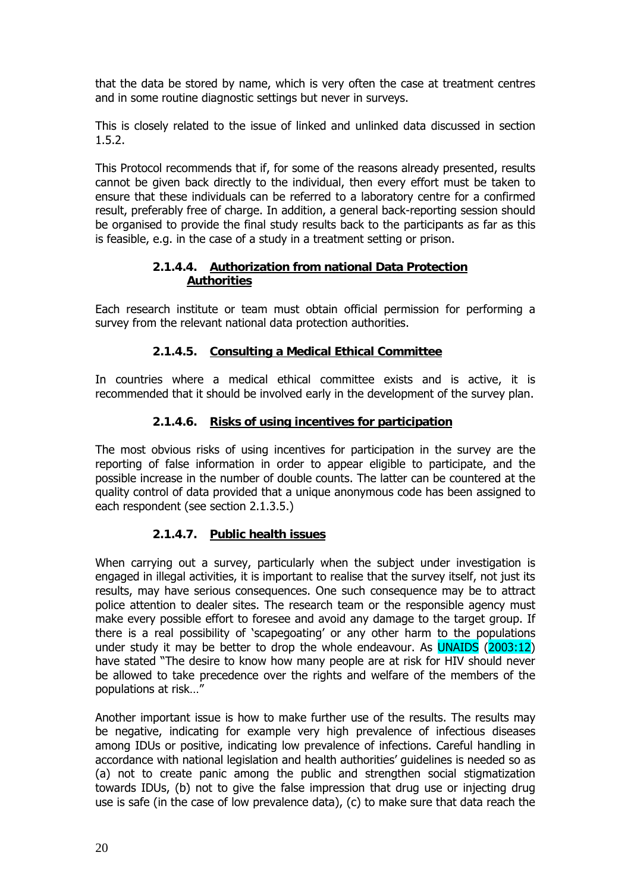that the data be stored by name, which is very often the case at treatment centres and in some routine diagnostic settings but never in surveys.

This is closely related to the issue of linked and unlinked data discussed in section 1.5.2.

This Protocol recommends that if, for some of the reasons already presented, results cannot be given back directly to the individual, then every effort must be taken to ensure that these individuals can be referred to a laboratory centre for a confirmed result, preferably free of charge. In addition, a general back-reporting session should be organised to provide the final study results back to the participants as far as this is feasible, e.g. in the case of a study in a treatment setting or prison.

#### 2.1.4.4. Authorization from national Data Protection Authorities

Each research institute or team must obtain official permission for performing a survey from the relevant national data protection authorities.

#### 2.1.4.5. Consulting a Medical Ethical Committee

In countries where a medical ethical committee exists and is active, it is recommended that it should be involved early in the development of the survey plan.

#### 2.1.4.6. Risks of using incentives for participation

The most obvious risks of using incentives for participation in the survey are the reporting of false information in order to appear eligible to participate, and the possible increase in the number of double counts. The latter can be countered at the quality control of data provided that a unique anonymous code has been assigned to each respondent (see section 2.1.3.5.)

#### 2.1.4.7. Public health issues

When carrying out a survey, particularly when the subject under investigation is engaged in illegal activities, it is important to realise that the survey itself, not just its results, may have serious consequences. One such consequence may be to attract police attention to dealer sites. The research team or the responsible agency must make every possible effort to foresee and avoid any damage to the target group. If there is a real possibility of 'scapegoating' or any other harm to the populations under study it may be better to drop the whole endeavour. As UNAIDS (2003:12) have stated "The desire to know how many people are at risk for HIV should never be allowed to take precedence over the rights and welfare of the members of the populations at risk…"

Another important issue is how to make further use of the results. The results may be negative, indicating for example very high prevalence of infectious diseases among IDUs or positive, indicating low prevalence of infections. Careful handling in accordance with national legislation and health authorities' guidelines is needed so as (a) not to create panic among the public and strengthen social stigmatization towards IDUs, (b) not to give the false impression that drug use or injecting drug use is safe (in the case of low prevalence data), (c) to make sure that data reach the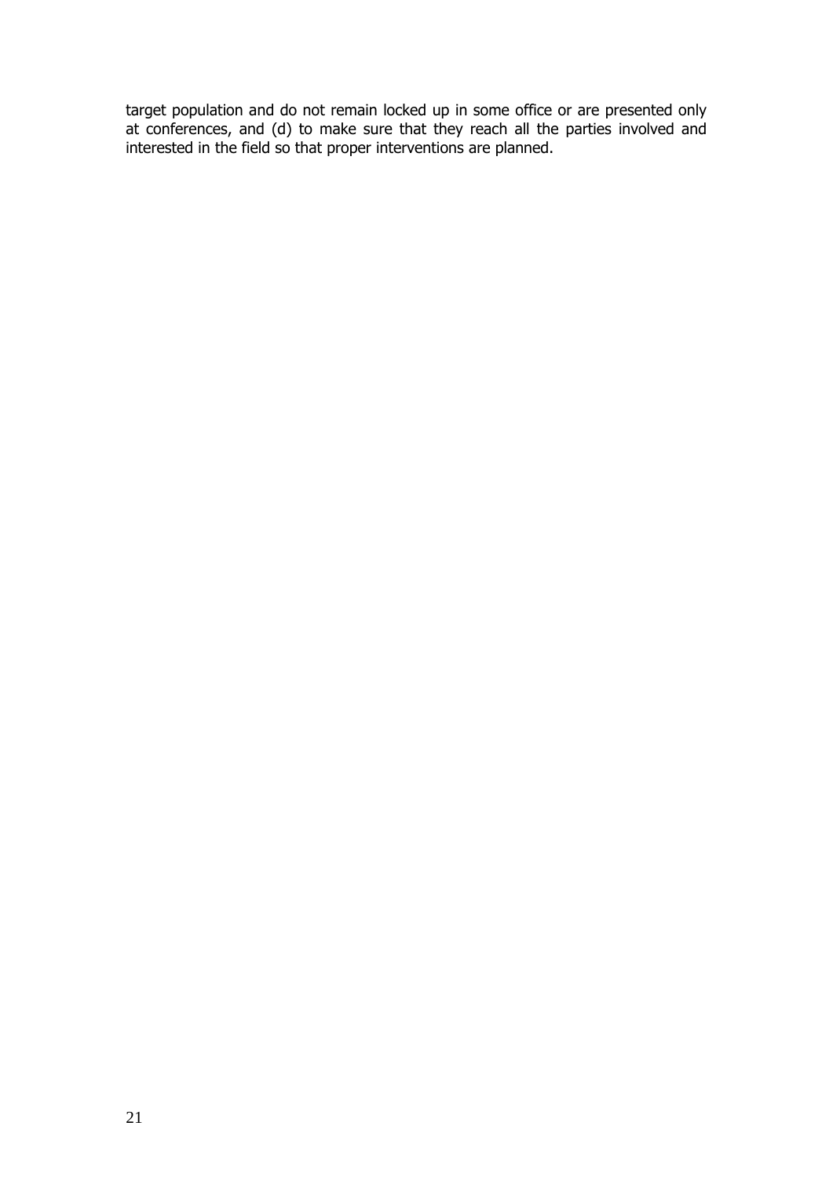target population and do not remain locked up in some office or are presented only at conferences, and (d) to make sure that they reach all the parties involved and interested in the field so that proper interventions are planned.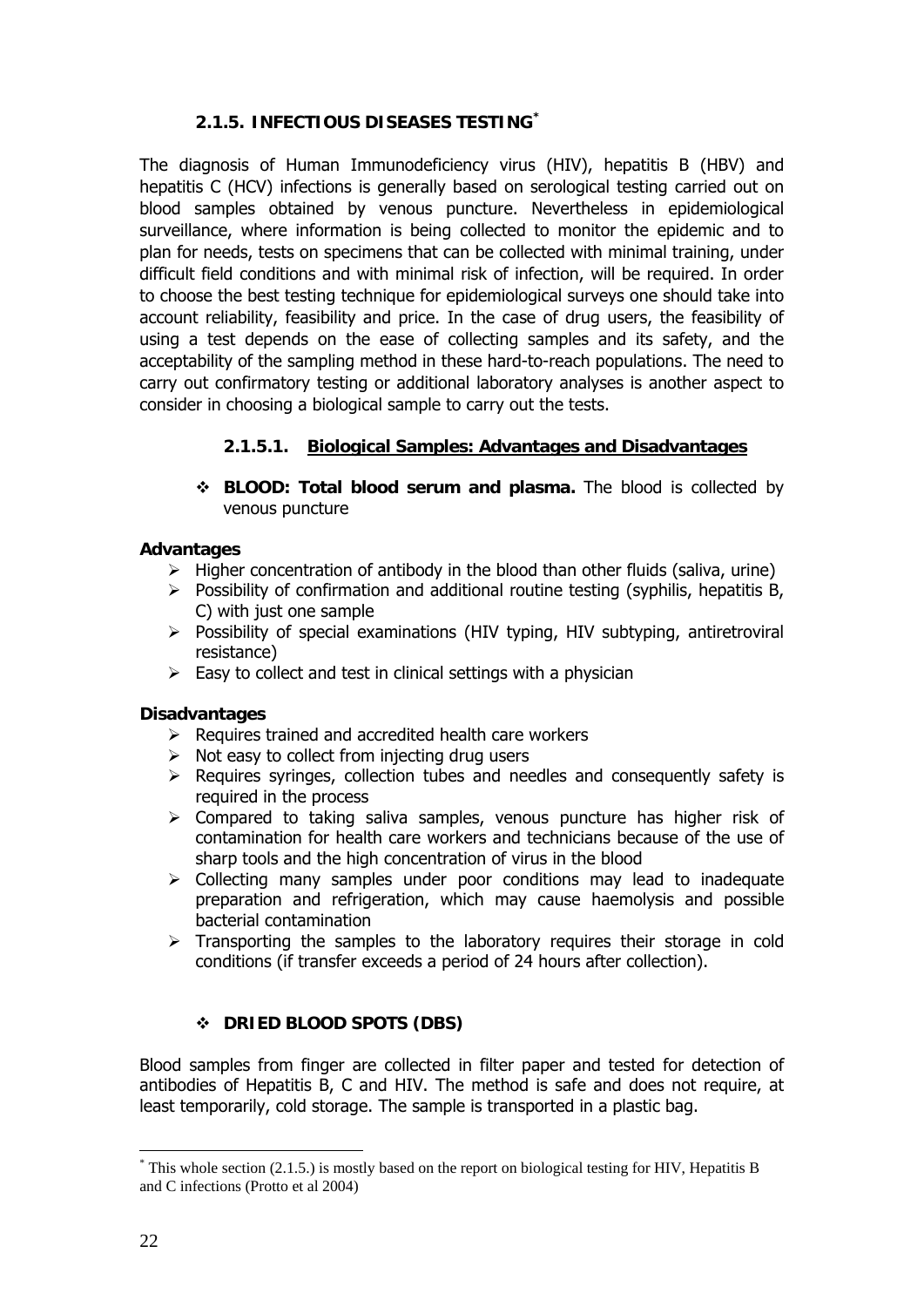### 2.1.5. INFECTIOUS DISEASES TESTING[*]

The diagnosis of Human Immunodeficiency virus (HIV), hepatitis B (HBV) and hepatitis C (HCV) infections is generally based on serological testing carried out on blood samples obtained by venous puncture. Nevertheless in epidemiological surveillance, where information is being collected to monitor the epidemic and to plan for needs, tests on specimens that can be collected with minimal training, under difficult field conditions and with minimal risk of infection, will be required. In order to choose the best testing technique for epidemiological surveys one should take into account reliability, feasibility and price. In the case of drug users, the feasibility of using a test depends on the ease of collecting samples and its safety, and the acceptability of the sampling method in these hard-to-reach populations. The need to carry out confirmatory testing or additional laboratory analyses is another aspect to consider in choosing a biological sample to carry out the tests.

#### 2.1.5.1. Biological Samples: Advantages and Disadvantages

- **BLOOD: Total blood serum and plasma.** The blood is collected by venous puncture

**Advantages**

- Higher concentration of antibody in the blood than other fluids (saliva, urine)
- Possibility of confirmation and additional routine testing (syphilis, hepatitis B, C) with just one sample
- Possibility of special examinations (HIV typing, HIV subtyping, antiretroviral resistance)
- Easy to collect and test in clinical settings with a physician

**Disadvantages**

- Requires trained and accredited health care workers
- Not easy to collect from injecting drug users
- Requires syringes, collection tubes and needles and consequently safety is required in the process
- Compared to taking saliva samples, venous puncture has higher risk of contamination for health care workers and technicians because of the use of sharp tools and the high concentration of virus in the blood
- Collecting many samples under poor conditions may lead to inadequate preparation and refrigeration, which may cause haemolysis and possible bacterial contamination
- Transporting the samples to the laboratory requires their storage in cold conditions (if transfer exceeds a period of 24 hours after collection).

- **DRIED BLOOD SPOTS (DBS)**

Blood samples from finger are collected in filter paper and tested for detection of antibodies of Hepatitis B, C and HIV. The method is safe and does not require, at least temporarily, cold storage. The sample is transported in a plastic bag.

[*] This whole section (2.1.5.) is mostly based on the report on biological testing for HIV, Hepatitis B and C infections (Protto et al 2004)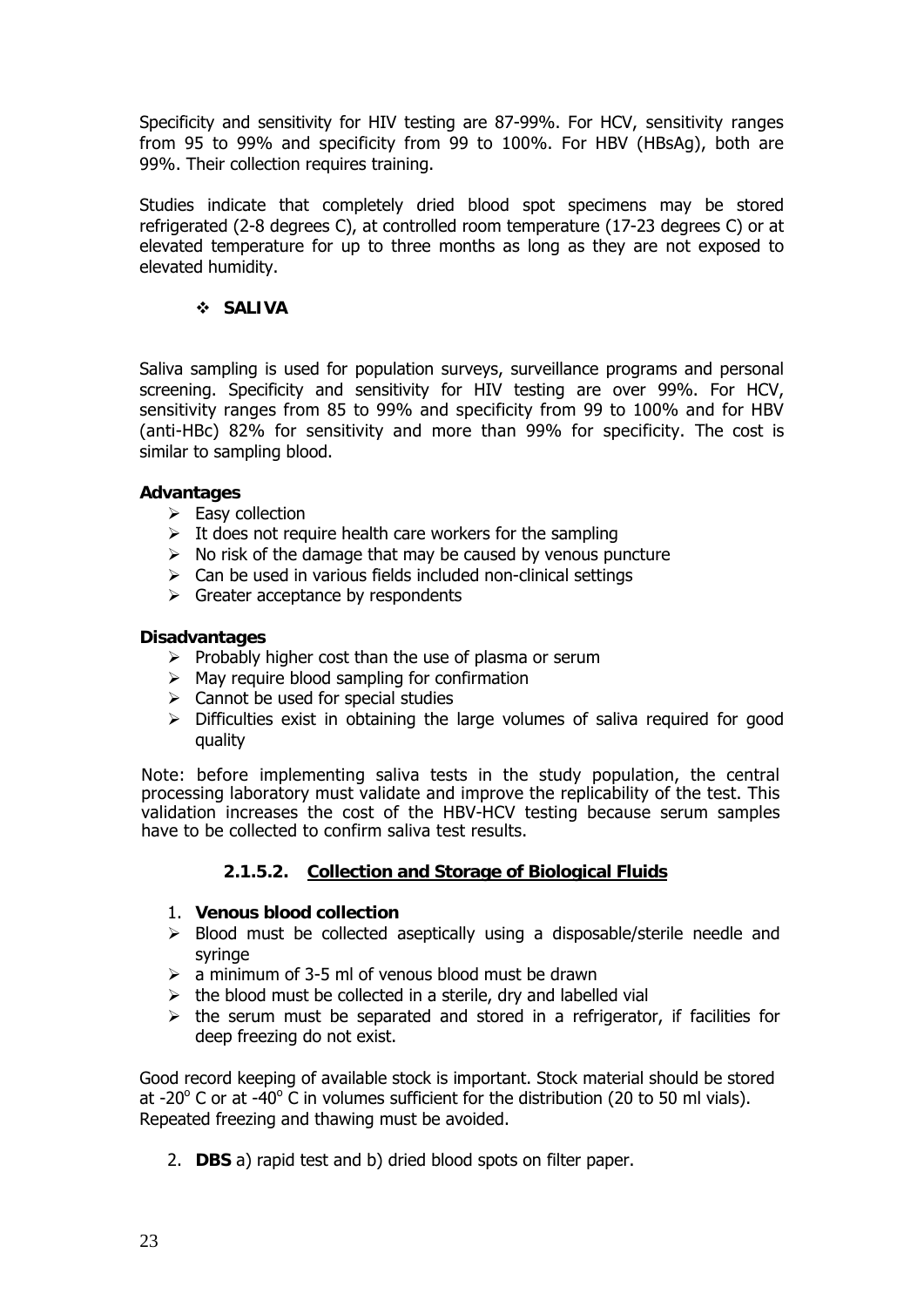Specificity and sensitivity for HIV testing are 87-99%. For HCV, sensitivity ranges from 95 to 99% and specificity from 99 to 100%. For HBV (HBsAg), both are 99%. Their collection requires training.

Studies indicate that completely dried blood spot specimens may be stored refrigerated (2-8 degrees C), at controlled room temperature (17-23 degrees C) or at elevated temperature for up to three months as long as they are not exposed to elevated humidity.

- **SALIVA**

Saliva sampling is used for population surveys, surveillance programs and personal screening. Specificity and sensitivity for HIV testing are over 99%. For HCV, sensitivity ranges from 85 to 99% and specificity from 99 to 100% and for HBV (anti-HBc) 82% for sensitivity and more than 99% for specificity. The cost is similar to sampling blood.

**Advantages**

- Easy collection
- It does not require health care workers for the sampling
- No risk of the damage that may be caused by venous puncture
- Can be used in various fields included non-clinical settings
- Greater acceptance by respondents

**Disadvantages**

- Probably higher cost than the use of plasma or serum
- May require blood sampling for confirmation
- Cannot be used for special studies
- Difficulties exist in obtaining the large volumes of saliva required for good quality

Note: before implementing saliva tests in the study population, the central processing laboratory must validate and improve the replicability of the test. This validation increases the cost of the HBV-HCV testing because serum samples have to be collected to confirm saliva test results.

#### 2.1.5.2. Collection and Storage of Biological Fluids

1. **Venous blood collection**

- Blood must be collected aseptically using a disposable/sterile needle and syringe
- a minimum of 3-5 ml of venous blood must be drawn
- the blood must be collected in a sterile, dry and labelled vial
- the serum must be separated and stored in a refrigerator, if facilities for deep freezing do not exist.

Good record keeping of available stock is important. Stock material should be stored at -20° C or at -40° C in volumes sufficient for the distribution (20 to 50 ml vials). Repeated freezing and thawing must be avoided.

2. **DBS** a) rapid test and b) dried blood spots on filter paper.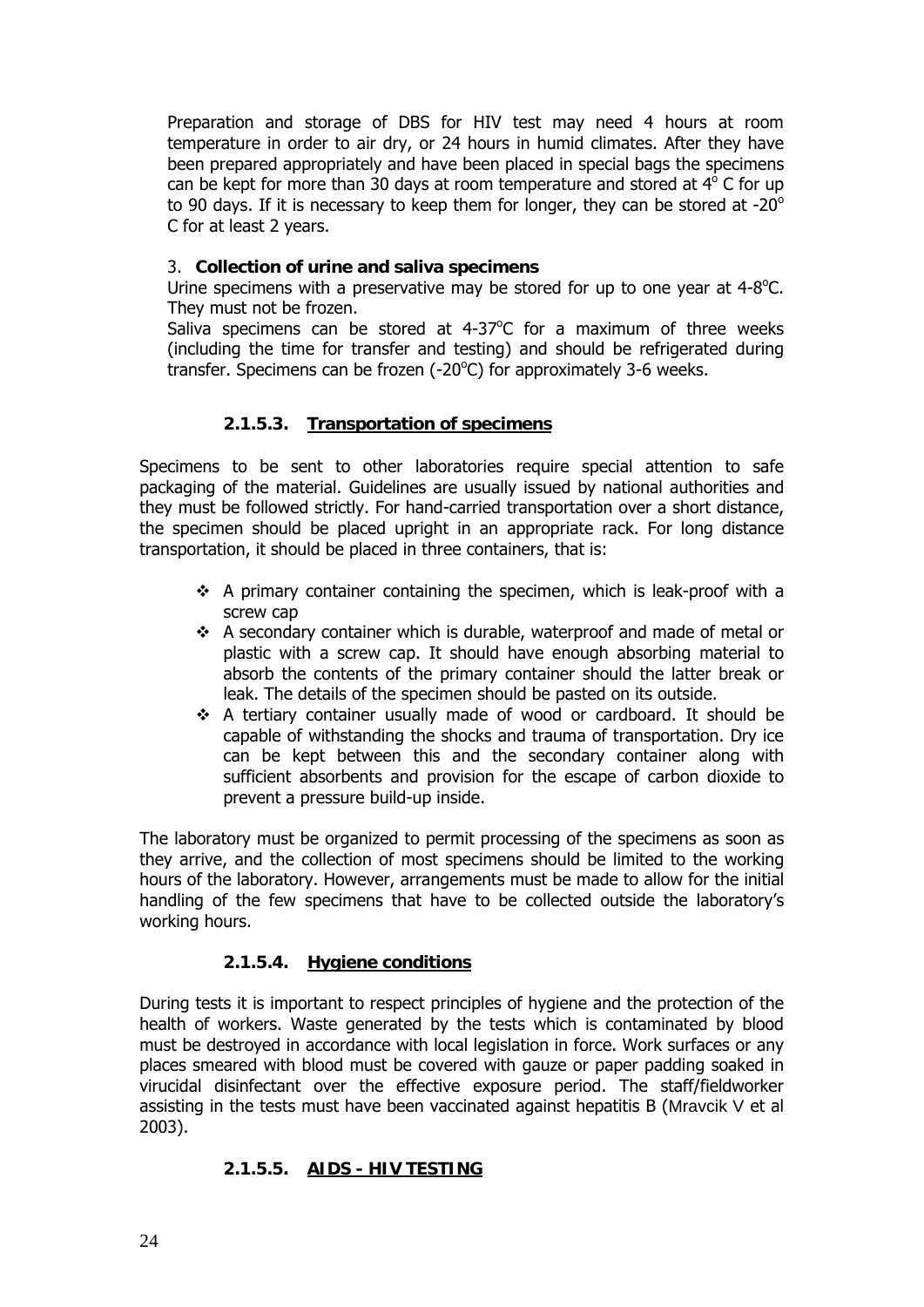Preparation and storage of DBS for HIV test may need 4 hours at room temperature in order to air dry, or 24 hours in humid climates. After they have been prepared appropriately and have been placed in special bags the specimens can be kept for more than 30 days at room temperature and stored at $4^o$ C for up to 90 days. If it is necessary to keep them for longer, they can be stored at $-20^o$ C for at least 2 years.

3. **Collection of urine and saliva specimens**

Urine specimens with a preservative may be stored for up to one year at 4-8$^o$C. They must not be frozen.

Saliva specimens can be stored at 4-37$^o$C for a maximum of three weeks (including the time for transfer and testing) and should be refrigerated during transfer. Specimens can be frozen (-20$^o$C) for approximately 3-6 weeks.

#### 2.1.5.3. Transportation of specimens

Specimens to be sent to other laboratories require special attention to safe packaging of the material. Guidelines are usually issued by national authorities and they must be followed strictly. For hand-carried transportation over a short distance, the specimen should be placed upright in an appropriate rack. For long distance transportation, it should be placed in three containers, that is:

- A primary container containing the specimen, which is leak-proof with a screw cap
- A secondary container which is durable, waterproof and made of metal or plastic with a screw cap. It should have enough absorbing material to absorb the contents of the primary container should the latter break or leak. The details of the specimen should be pasted on its outside.
- A tertiary container usually made of wood or cardboard. It should be capable of withstanding the shocks and trauma of transportation. Dry ice can be kept between this and the secondary container along with sufficient absorbents and provision for the escape of carbon dioxide to prevent a pressure build-up inside.

The laboratory must be organized to permit processing of the specimens as soon as they arrive, and the collection of most specimens should be limited to the working hours of the laboratory. However, arrangements must be made to allow for the initial handling of the few specimens that have to be collected outside the laboratory's working hours.

#### 2.1.5.4. Hygiene conditions

During tests it is important to respect principles of hygiene and the protection of the health of workers. Waste generated by the tests which is contaminated by blood must be destroyed in accordance with local legislation in force. Work surfaces or any places smeared with blood must be covered with gauze or paper padding soaked in virucidal disinfectant over the effective exposure period. The staff/fieldworker assisting in the tests must have been vaccinated against hepatitis B (Mravcik V et al 2003).

#### 2.1.5.5. AIDS - HIV TESTING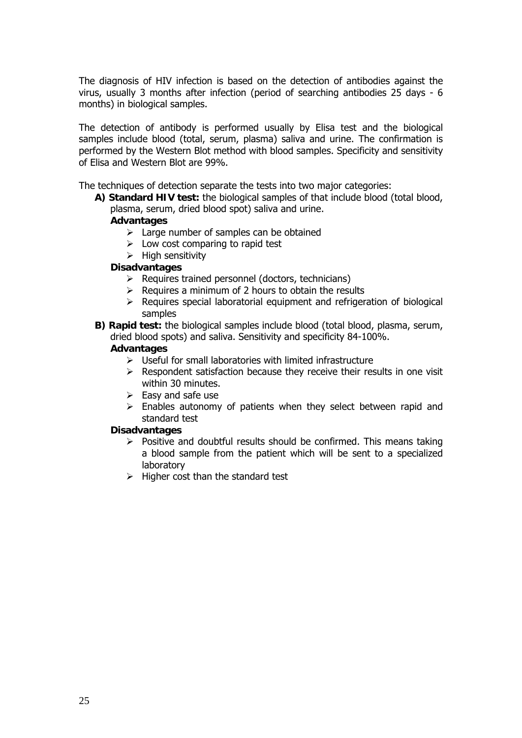The diagnosis of HIV infection is based on the detection of antibodies against the virus, usually 3 months after infection (period of searching antibodies 25 days - 6 months) in biological samples.

The detection of antibody is performed usually by Elisa test and the biological samples include blood (total, serum, plasma) saliva and urine. The confirmation is performed by the Western Blot method with blood samples. Specificity and sensitivity of Elisa and Western Blot are 99%.

The techniques of detection separate the tests into two major categories:

**A) Standard HIV test:** the biological samples of that include blood (total blood, plasma, serum, dried blood spot) saliva and urine.

**Advantages**

- Large number of samples can be obtained
- Low cost comparing to rapid test
- High sensitivity

**Disadvantages**

- Requires trained personnel (doctors, technicians)
- Requires a minimum of 2 hours to obtain the results
- Requires special laboratorial equipment and refrigeration of biological samples

**B) Rapid test:** the biological samples include blood (total blood, plasma, serum, dried blood spots) and saliva. Sensitivity and specificity 84-100%.

**Advantages**

- Useful for small laboratories with limited infrastructure
- Respondent satisfaction because they receive their results in one visit within 30 minutes.
- Easy and safe use
- Enables autonomy of patients when they select between rapid and standard test

**Disadvantages**

- Positive and doubtful results should be confirmed. This means taking a blood sample from the patient which will be sent to a specialized laboratory
- Higher cost than the standard test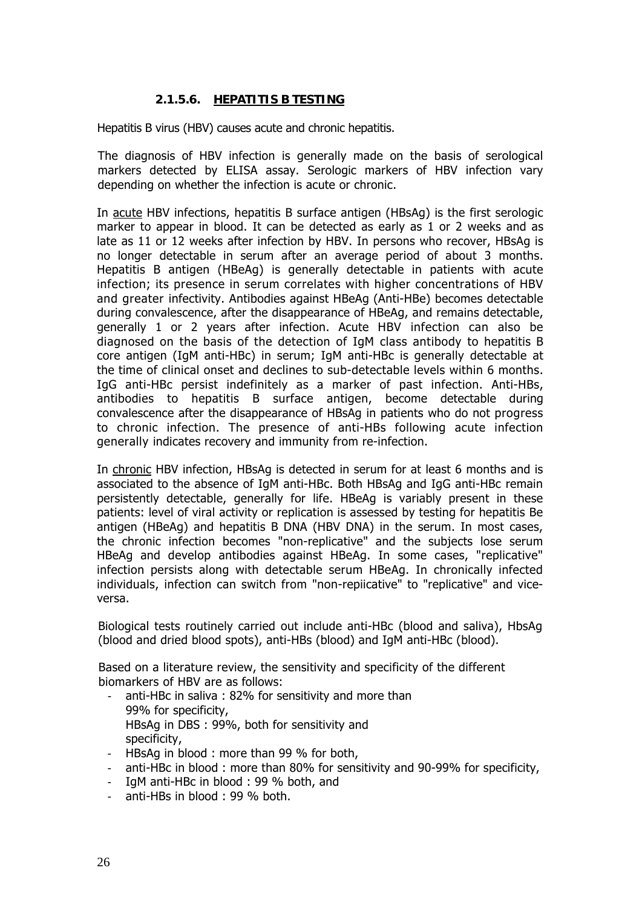#### 2.1.5.6. HEPATITIS B TESTING

Hepatitis B virus (HBV) causes acute and chronic hepatitis.

The diagnosis of HBV infection is generally made on the basis of serological markers detected by ELISA assay. Serologic markers of HBV infection vary depending on whether the infection is acute or chronic.

In acute HBV infections, hepatitis B surface antigen (HBsAg) is the first serologic marker to appear in blood. It can be detected as early as 1 or 2 weeks and as late as 11 or 12 weeks after infection by HBV. In persons who recover, HBsAg is no longer detectable in serum after an average period of about 3 months. Hepatitis B antigen (HBeAg) is generally detectable in patients with acute infection; its presence in serum correlates with higher concentrations of HBV and greater infectivity. Antibodies against HBeAg (Anti-HBe) becomes detectable during convalescence, after the disappearance of HBeAg, and remains detectable, generally 1 or 2 years after infection. Acute HBV infection can also be diagnosed on the basis of the detection of IgM class antibody to hepatitis B core antigen (IgM anti-HBc) in serum; IgM anti-HBc is generally detectable at the time of clinical onset and declines to sub-detectable levels within 6 months. IgG anti-HBc persist indefinitely as a marker of past infection. Anti-HBs, antibodies to hepatitis B surface antigen, become detectable during convalescence after the disappearance of HBsAg in patients who do not progress to chronic infection. The presence of anti-HBs following acute infection generally indicates recovery and immunity from re-infection.

In chronic HBV infection, HBsAg is detected in serum for at least 6 months and is associated to the absence of IgM anti-HBc. Both HBsAg and IgG anti-HBc remain persistently detectable, generally for life. HBeAg is variably present in these patients: level of viral activity or replication is assessed by testing for hepatitis Be antigen (HBeAg) and hepatitis B DNA (HBV DNA) in the serum. In most cases, the chronic infection becomes "non-replicative" and the subjects lose serum HBeAg and develop antibodies against HBeAg. In some cases, "replicative" infection persists along with detectable serum HBeAg. In chronically infected individuals, infection can switch from "non-repiicative" to "replicative" and vice-versa.

Biological tests routinely carried out include anti-HBc (blood and saliva), HbsAg (blood and dried blood spots), anti-HBs (blood) and IgM anti-HBc (blood).

Based on a literature review, the sensitivity and specificity of the different biomarkers of HBV are as follows:

- anti-HBc in saliva : 82% for sensitivity and more than 99% for specificity,
  HBsAg in DBS : 99%, both for sensitivity and specificity,
- HBsAg in blood : more than 99 % for both,
- anti-HBc in blood : more than 80% for sensitivity and 90-99% for specificity,
- IgM anti-HBc in blood : 99 % both, and
- anti-HBs in blood : 99 % both.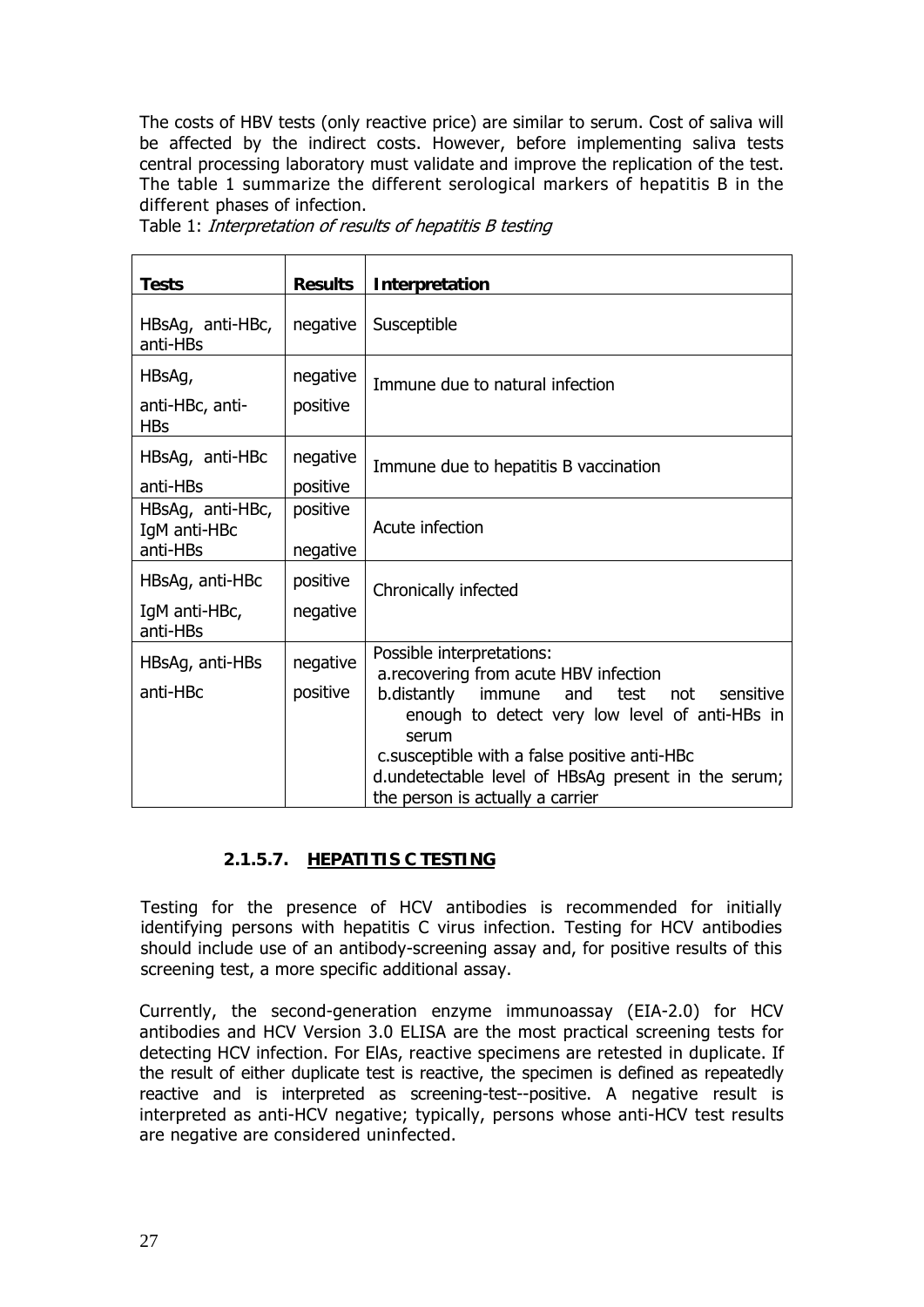The costs of HBV tests (only reactive price) are similar to serum. Cost of saliva will be affected by the indirect costs. However, before implementing saliva tests central processing laboratory must validate and improve the replication of the test. The table 1 summarize the different serological markers of hepatitis B in the different phases of infection.

Table 1: *Interpretation of results of hepatitis B testing*

| **Tests** | **Results** | **Interpretation** |
| --- | --- | --- |
| HBsAg, anti-HBc, anti-HBs | negative | Susceptible |
| HBsAg,<br>anti-HBc, anti-HBs | negative<br>positive | Immune due to natural infection |
| HBsAg, anti-HBc<br>anti-HBs | negative<br>positive | Immune due to hepatitis B vaccination |
| HBsAg, anti-HBc, IgM anti-HBc<br>anti-HBs | positive<br>negative | Acute infection |
| HBsAg, anti-HBc<br>IgM anti-HBc, anti-HBs | positive<br>negative | Chronically infected |
| HBsAg, anti-HBs<br>anti-HBc | negative<br>positive | Possible interpretations:<br>a.recovering from acute HBV infection<br>b.distantly immune and test not sensitive enough to detect very low level of anti-HBs in serum<br>c.susceptible with a false positive anti-HBc<br>d.undetectable level of HBsAg present in the serum; the person is actually a carrier |

#### 2.1.5.7. HEPATITIS C TESTING

Testing for the presence of HCV antibodies is recommended for initially identifying persons with hepatitis C virus infection. Testing for HCV antibodies should include use of an antibody-screening assay and, for positive results of this screening test, a more specific additional assay.

Currently, the second-generation enzyme immunoassay (EIA-2.0) for HCV antibodies and HCV Version 3.0 ELISA are the most practical screening tests for detecting HCV infection. For ElAs, reactive specimens are retested in duplicate. If the result of either duplicate test is reactive, the specimen is defined as repeatedly reactive and is interpreted as screening-test--positive. A negative result is interpreted as anti-HCV negative; typically, persons whose anti-HCV test results are negative are considered uninfected.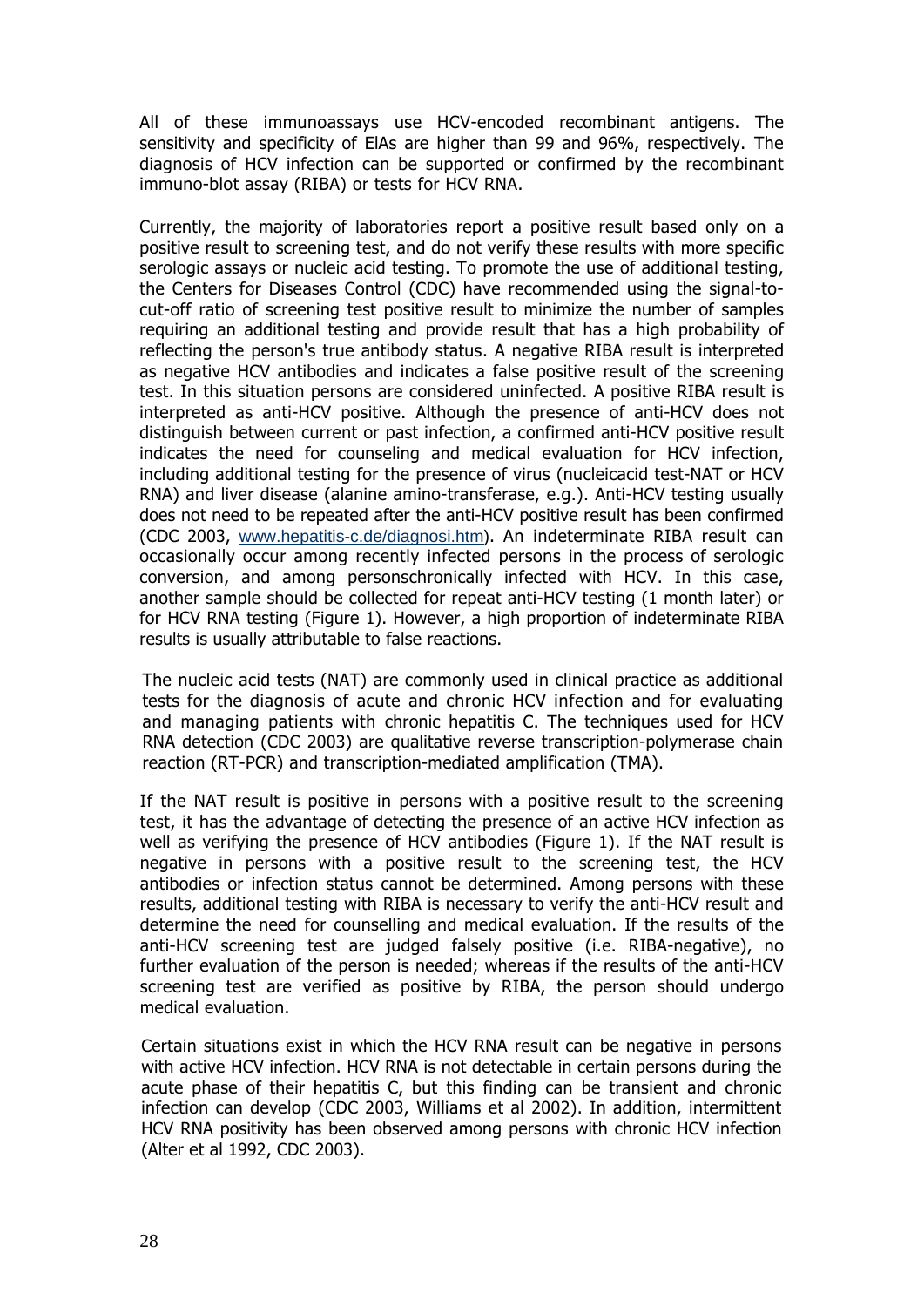All of these immunoassays use HCV-encoded recombinant antigens. The sensitivity and specificity of EIAs are higher than 99 and 96%, respectively. The diagnosis of HCV infection can be supported or confirmed by the recombinant immuno-blot assay (RIBA) or tests for HCV RNA.

Currently, the majority of laboratories report a positive result based only on a positive result to screening test, and do not verify these results with more specific serologic assays or nucleic acid testing. To promote the use of additional testing, the Centers for Diseases Control (CDC) have recommended using the signal-to-cut-off ratio of screening test positive result to minimize the number of samples requiring an additional testing and provide result that has a high probability of reflecting the person's true antibody status. A negative RIBA result is interpreted as negative HCV antibodies and indicates a false positive result of the screening test. In this situation persons are considered uninfected. A positive RIBA result is interpreted as anti-HCV positive. Although the presence of anti-HCV does not distinguish between current or past infection, a confirmed anti-HCV positive result indicates the need for counseling and medical evaluation for HCV infection, including additional testing for the presence of virus (nucleicacid test-NAT or HCV RNA) and liver disease (alanine amino-transferase, e.g.). Anti-HCV testing usually does not need to be repeated after the anti-HCV positive result has been confirmed (CDC 2003, www.hepatitis-c.de/diagnosi.htm). An indeterminate RIBA result can occasionally occur among recently infected persons in the process of serologic conversion, and among personschronically infected with HCV. In this case, another sample should be collected for repeat anti-HCV testing (1 month later) or for HCV RNA testing (Figure 1). However, a high proportion of indeterminate RIBA results is usually attributable to false reactions.

The nucleic acid tests (NAT) are commonly used in clinical practice as additional tests for the diagnosis of acute and chronic HCV infection and for evaluating and managing patients with chronic hepatitis C. The techniques used for HCV RNA detection (CDC 2003) are qualitative reverse transcription-polymerase chain reaction (RT-PCR) and transcription-mediated amplification (TMA).

If the NAT result is positive in persons with a positive result to the screening test, it has the advantage of detecting the presence of an active HCV infection as well as verifying the presence of HCV antibodies (Figure 1). If the NAT result is negative in persons with a positive result to the screening test, the HCV antibodies or infection status cannot be determined. Among persons with these results, additional testing with RIBA is necessary to verify the anti-HCV result and determine the need for counselling and medical evaluation. If the results of the anti-HCV screening test are judged falsely positive (i.e. RIBA-negative), no further evaluation of the person is needed; whereas if the results of the anti-HCV screening test are verified as positive by RIBA, the person should undergo medical evaluation.

Certain situations exist in which the HCV RNA result can be negative in persons with active HCV infection. HCV RNA is not detectable in certain persons during the acute phase of their hepatitis C, but this finding can be transient and chronic infection can develop (CDC 2003, Williams et al 2002). In addition, intermittent HCV RNA positivity has been observed among persons with chronic HCV infection (Alter et al 1992, CDC 2003).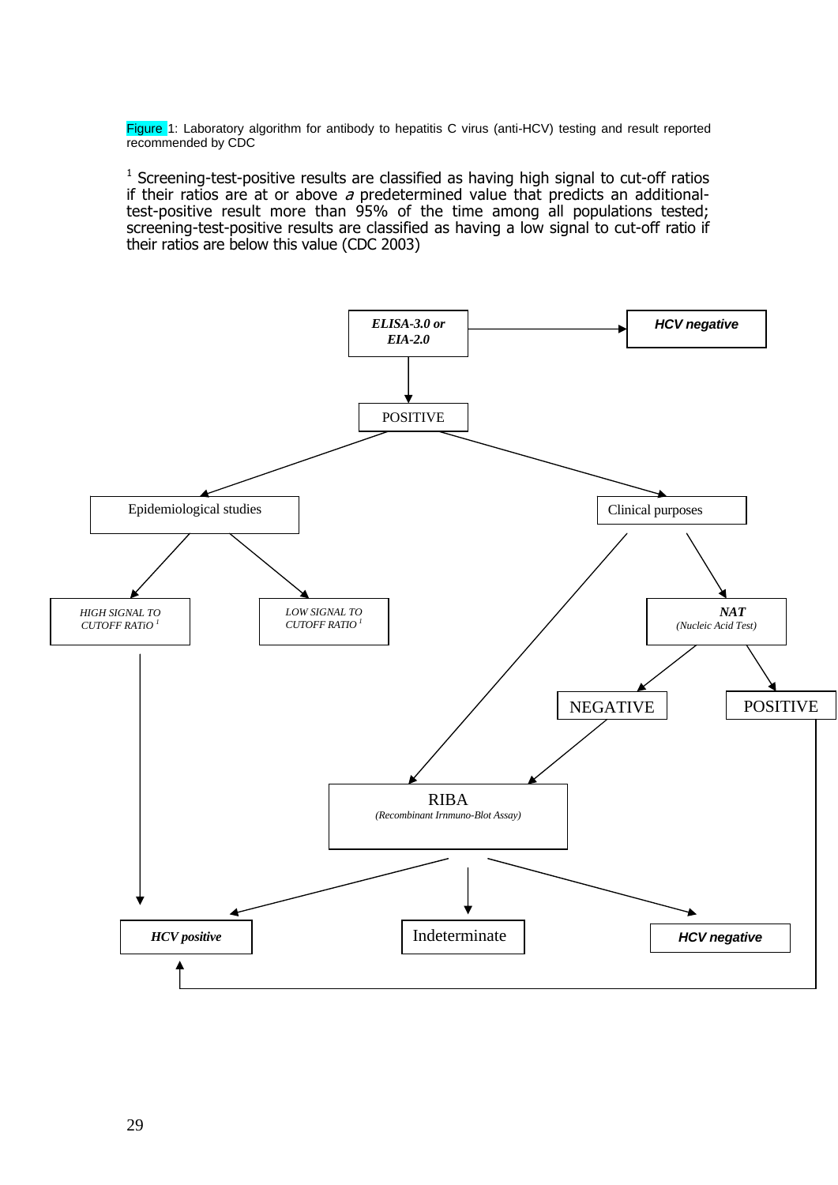Figure 1: Laboratory algorithm for antibody to hepatitis C virus (anti-HCV) testing and result reported recommended by CDC

[1] Screening-test-positive results are classified as having high signal to cut-off ratios if their ratios are at or above *a* predetermined value that predicts an additional-test-positive result more than 95% of the time among all populations tested; screening-test-positive results are classified as having a low signal to cut-off ratio if their ratios are below this value (CDC 2003)

***ELISA-3.0 or EIA-2.0***

***HCV negative***

POSITIVE

Epidemiological studies

Clinical purposes

*HIGH SIGNAL TO CUTOFF RATIO* [1]

*LOW SIGNAL TO CUTOFF RATIO* [1]

***NAT***
*(Nucleic Acid Test)*

NEGATIVE

POSITIVE

RIBA
*(Recombinant Irnmuno-Blot Assay)*

***HCV positive***

Indeterminate

***HCV negative***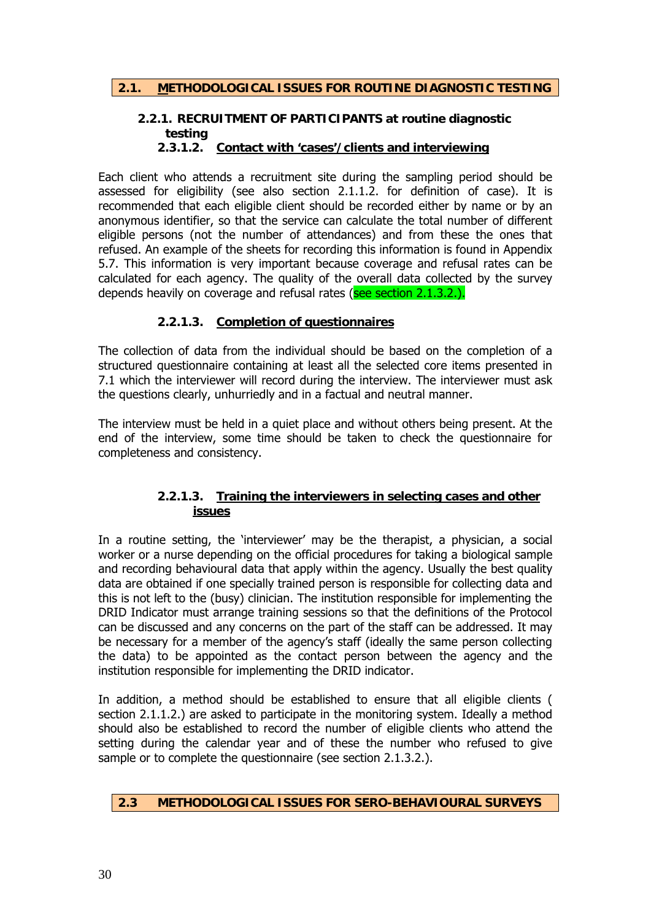## 2.1. METHODOLOGICAL ISSUES FOR ROUTINE DIAGNOSTIC TESTING

### 2.2.1. RECRUITMENT OF PARTICIPANTS at routine diagnostic testing

#### 2.3.1.2. Contact with 'cases'/clients and interviewing

Each client who attends a recruitment site during the sampling period should be assessed for eligibility (see also section 2.1.1.2. for definition of case). It is recommended that each eligible client should be recorded either by name or by an anonymous identifier, so that the service can calculate the total number of different eligible persons (not the number of attendances) and from these the ones that refused. An example of the sheets for recording this information is found in Appendix 5.7. This information is very important because coverage and refusal rates can be calculated for each agency. The quality of the overall data collected by the survey depends heavily on coverage and refusal rates (see section 2.1.3.2.).

#### 2.2.1.3. Completion of questionnaires

The collection of data from the individual should be based on the completion of a structured questionnaire containing at least all the selected core items presented in 7.1 which the interviewer will record during the interview. The interviewer must ask the questions clearly, unhurriedly and in a factual and neutral manner.

The interview must be held in a quiet place and without others being present. At the end of the interview, some time should be taken to check the questionnaire for completeness and consistency.

#### 2.2.1.3. Training the interviewers in selecting cases and other issues

In a routine setting, the 'interviewer' may be the therapist, a physician, a social worker or a nurse depending on the official procedures for taking a biological sample and recording behavioural data that apply within the agency. Usually the best quality data are obtained if one specially trained person is responsible for collecting data and this is not left to the (busy) clinician. The institution responsible for implementing the DRID Indicator must arrange training sessions so that the definitions of the Protocol can be discussed and any concerns on the part of the staff can be addressed. It may be necessary for a member of the agency's staff (ideally the same person collecting the data) to be appointed as the contact person between the agency and the institution responsible for implementing the DRID indicator.

In addition, a method should be established to ensure that all eligible clients ( section 2.1.1.2.) are asked to participate in the monitoring system. Ideally a method should also be established to record the number of eligible clients who attend the setting during the calendar year and of these the number who refused to give sample or to complete the questionnaire (see section 2.1.3.2.).

## 2.3 METHODOLOGICAL ISSUES FOR SERO-BEHAVIOURAL SURVEYS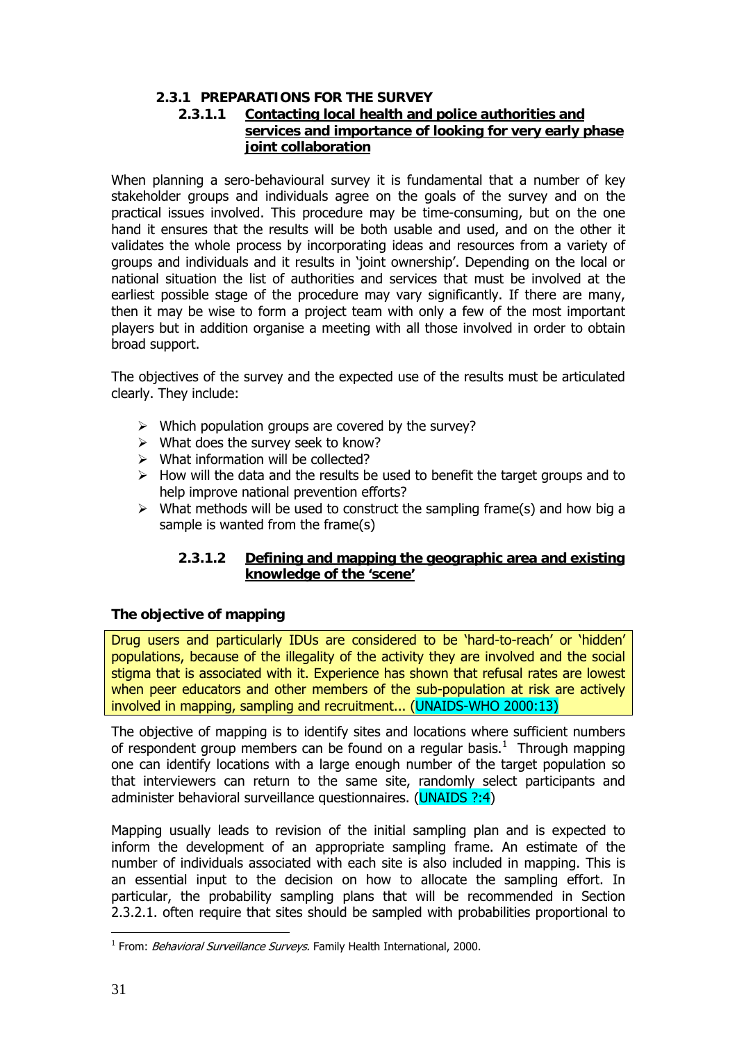### 2.3.1 PREPARATIONS FOR THE SURVEY

#### 2.3.1.1 Contacting local health and police authorities and services and importance of looking for very early phase joint collaboration

When planning a sero-behavioural survey it is fundamental that a number of key stakeholder groups and individuals agree on the goals of the survey and on the practical issues involved. This procedure may be time-consuming, but on the one hand it ensures that the results will be both usable and used, and on the other it validates the whole process by incorporating ideas and resources from a variety of groups and individuals and it results in 'joint ownership'. Depending on the local or national situation the list of authorities and services that must be involved at the earliest possible stage of the procedure may vary significantly. If there are many, then it may be wise to form a project team with only a few of the most important players but in addition organise a meeting with all those involved in order to obtain broad support.

The objectives of the survey and the expected use of the results must be articulated clearly. They include:

- Which population groups are covered by the survey?
- What does the survey seek to know?
- What information will be collected?
- How will the data and the results be used to benefit the target groups and to help improve national prevention efforts?
- What methods will be used to construct the sampling frame(s) and how big a sample is wanted from the frame(s)

#### 2.3.1.2 Defining and mapping the geographic area and existing knowledge of the 'scene'

**The objective of mapping**

Drug users and particularly IDUs are considered to be 'hard-to-reach' or 'hidden' populations, because of the illegality of the activity they are involved and the social stigma that is associated with it. Experience has shown that refusal rates are lowest when peer educators and other members of the sub-population at risk are actively involved in mapping, sampling and recruitment... (UNAIDS-WHO 2000:13)

The objective of mapping is to identify sites and locations where sufficient numbers of respondent group members can be found on a regular basis.[1] Through mapping one can identify locations with a large enough number of the target population so that interviewers can return to the same site, randomly select participants and administer behavioral surveillance questionnaires. (UNAIDS ?:4)

Mapping usually leads to revision of the initial sampling plan and is expected to inform the development of an appropriate sampling frame. An estimate of the number of individuals associated with each site is also included in mapping. This is an essential input to the decision on how to allocate the sampling effort. In particular, the probability sampling plans that will be recommended in Section 2.3.2.1. often require that sites should be sampled with probabilities proportional to

[1] From: *Behavioral Surveillance Surveys.* Family Health International, 2000.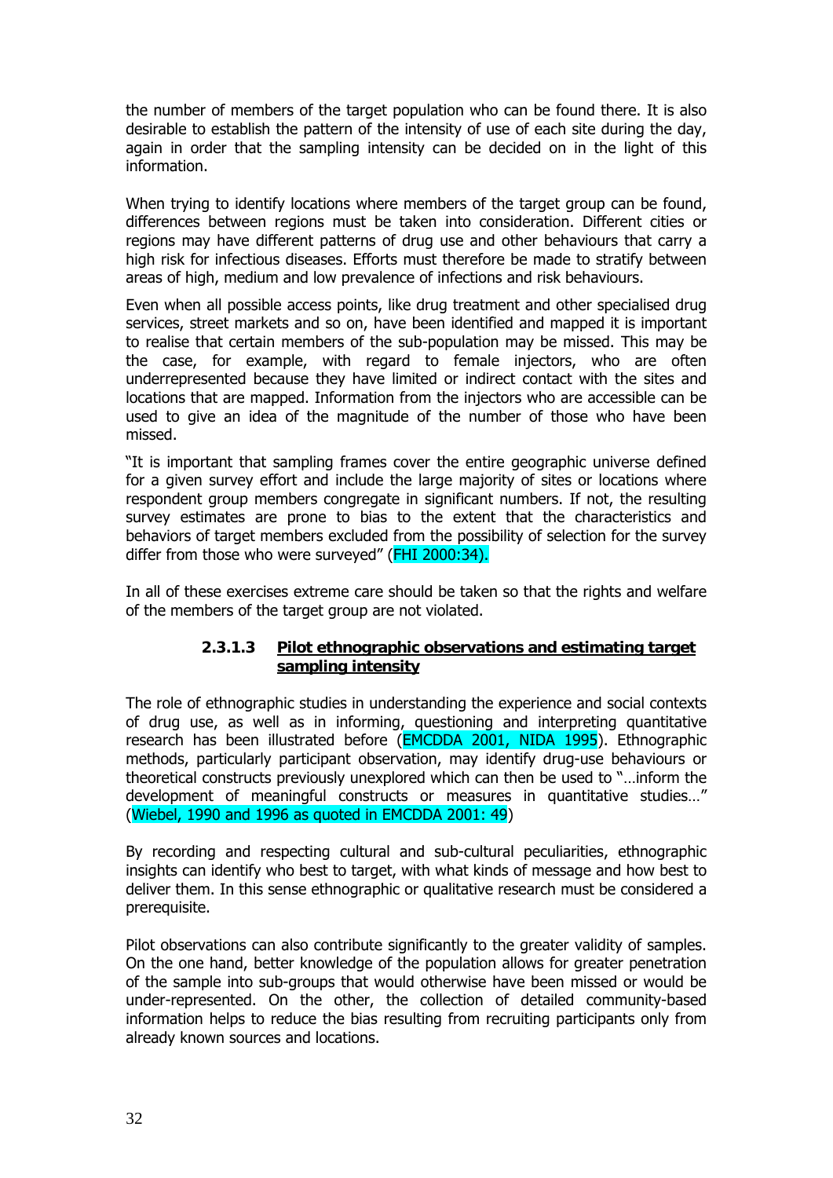the number of members of the target population who can be found there. It is also desirable to establish the pattern of the intensity of use of each site during the day, again in order that the sampling intensity can be decided on in the light of this information.

When trying to identify locations where members of the target group can be found, differences between regions must be taken into consideration. Different cities or regions may have different patterns of drug use and other behaviours that carry a high risk for infectious diseases. Efforts must therefore be made to stratify between areas of high, medium and low prevalence of infections and risk behaviours.

Even when all possible access points, like drug treatment and other specialised drug services, street markets and so on, have been identified and mapped it is important to realise that certain members of the sub-population may be missed. This may be the case, for example, with regard to female injectors, who are often underrepresented because they have limited or indirect contact with the sites and locations that are mapped. Information from the injectors who are accessible can be used to give an idea of the magnitude of the number of those who have been missed.

"It is important that sampling frames cover the entire geographic universe defined for a given survey effort and include the large majority of sites or locations where respondent group members congregate in significant numbers. If not, the resulting survey estimates are prone to bias to the extent that the characteristics and behaviors of target members excluded from the possibility of selection for the survey differ from those who were surveyed" (FHI 2000:34).

In all of these exercises extreme care should be taken so that the rights and welfare of the members of the target group are not violated.

#### 2.3.1.3 Pilot ethnographic observations and estimating target sampling intensity

The role of ethnographic studies in understanding the experience and social contexts of drug use, as well as in informing, questioning and interpreting quantitative research has been illustrated before (EMCDDA 2001, NIDA 1995). Ethnographic methods, particularly participant observation, may identify drug-use behaviours or theoretical constructs previously unexplored which can then be used to "…inform the development of meaningful constructs or measures in quantitative studies…" (Wiebel, 1990 and 1996 as quoted in EMCDDA 2001: 49)

By recording and respecting cultural and sub-cultural peculiarities, ethnographic insights can identify who best to target, with what kinds of message and how best to deliver them. In this sense ethnographic or qualitative research must be considered a prerequisite.

Pilot observations can also contribute significantly to the greater validity of samples. On the one hand, better knowledge of the population allows for greater penetration of the sample into sub-groups that would otherwise have been missed or would be under-represented. On the other, the collection of detailed community-based information helps to reduce the bias resulting from recruiting participants only from already known sources and locations.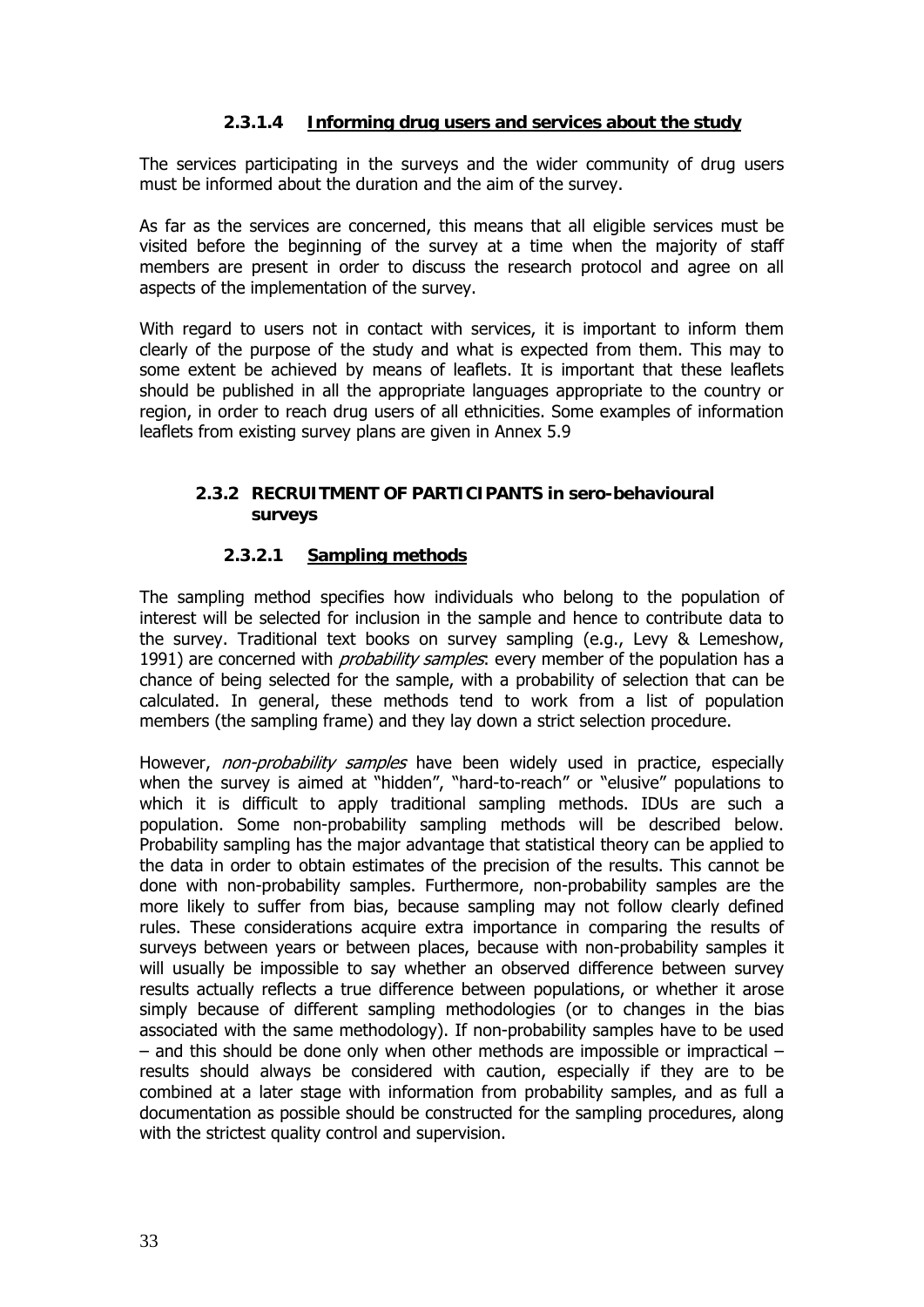#### 2.3.1.4 Informing drug users and services about the study

The services participating in the surveys and the wider community of drug users must be informed about the duration and the aim of the survey.

As far as the services are concerned, this means that all eligible services must be visited before the beginning of the survey at a time when the majority of staff members are present in order to discuss the research protocol and agree on all aspects of the implementation of the survey.

With regard to users not in contact with services, it is important to inform them clearly of the purpose of the study and what is expected from them. This may to some extent be achieved by means of leaflets. It is important that these leaflets should be published in all the appropriate languages appropriate to the country or region, in order to reach drug users of all ethnicities. Some examples of information leaflets from existing survey plans are given in Annex 5.9

### 2.3.2 RECRUITMENT OF PARTICIPANTS in sero-behavioural surveys

#### 2.3.2.1 Sampling methods

The sampling method specifies how individuals who belong to the population of interest will be selected for inclusion in the sample and hence to contribute data to the survey. Traditional text books on survey sampling (e.g., Levy & Lemeshow, 1991) are concerned with *probability samples*: every member of the population has a chance of being selected for the sample, with a probability of selection that can be calculated. In general, these methods tend to work from a list of population members (the sampling frame) and they lay down a strict selection procedure.

However, *non-probability samples* have been widely used in practice, especially when the survey is aimed at "hidden", "hard-to-reach" or "elusive" populations to which it is difficult to apply traditional sampling methods. IDUs are such a population. Some non-probability sampling methods will be described below. Probability sampling has the major advantage that statistical theory can be applied to the data in order to obtain estimates of the precision of the results. This cannot be done with non-probability samples. Furthermore, non-probability samples are the more likely to suffer from bias, because sampling may not follow clearly defined rules. These considerations acquire extra importance in comparing the results of surveys between years or between places, because with non-probability samples it will usually be impossible to say whether an observed difference between survey results actually reflects a true difference between populations, or whether it arose simply because of different sampling methodologies (or to changes in the bias associated with the same methodology). If non-probability samples have to be used – and this should be done only when other methods are impossible or impractical – results should always be considered with caution, especially if they are to be combined at a later stage with information from probability samples, and as full a documentation as possible should be constructed for the sampling procedures, along with the strictest quality control and supervision.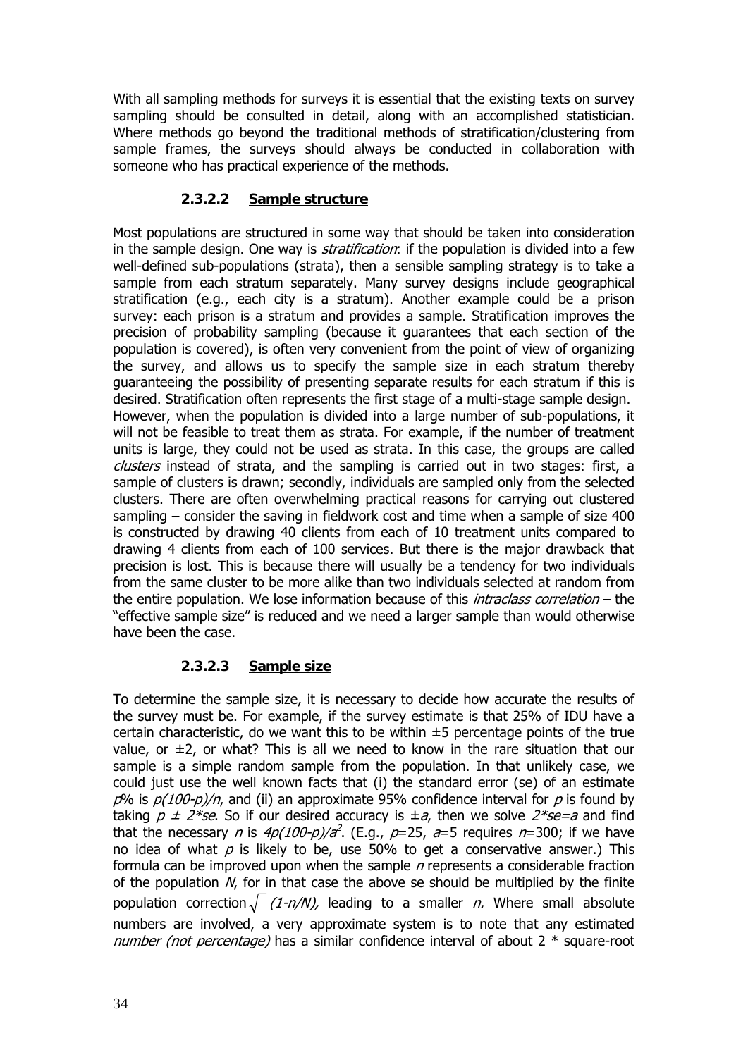With all sampling methods for surveys it is essential that the existing texts on survey sampling should be consulted in detail, along with an accomplished statistician. Where methods go beyond the traditional methods of stratification/clustering from sample frames, the surveys should always be conducted in collaboration with someone who has practical experience of the methods.

#### 2.3.2.2 Sample structure

Most populations are structured in some way that should be taken into consideration in the sample design. One way is *stratification*: if the population is divided into a few well-defined sub-populations (strata), then a sensible sampling strategy is to take a sample from each stratum separately. Many survey designs include geographical stratification (e.g., each city is a stratum). Another example could be a prison survey: each prison is a stratum and provides a sample. Stratification improves the precision of probability sampling (because it guarantees that each section of the population is covered), is often very convenient from the point of view of organizing the survey, and allows us to specify the sample size in each stratum thereby guaranteeing the possibility of presenting separate results for each stratum if this is desired. Stratification often represents the first stage of a multi-stage sample design. However, when the population is divided into a large number of sub-populations, it will not be feasible to treat them as strata. For example, if the number of treatment units is large, they could not be used as strata. In this case, the groups are called *clusters* instead of strata, and the sampling is carried out in two stages: first, a sample of clusters is drawn; secondly, individuals are sampled only from the selected clusters. There are often overwhelming practical reasons for carrying out clustered sampling – consider the saving in fieldwork cost and time when a sample of size 400 is constructed by drawing 40 clients from each of 10 treatment units compared to drawing 4 clients from each of 100 services. But there is the major drawback that precision is lost. This is because there will usually be a tendency for two individuals from the same cluster to be more alike than two individuals selected at random from the entire population. We lose information because of this *intraclass correlation* – the "effective sample size" is reduced and we need a larger sample than would otherwise have been the case.

#### 2.3.2.3 Sample size

To determine the sample size, it is necessary to decide how accurate the results of the survey must be. For example, if the survey estimate is that 25% of IDU have a certain characteristic, do we want this to be within ±5 percentage points of the true value, or ±2, or what? This is all we need to know in the rare situation that our sample is a simple random sample from the population. In that unlikely case, we could just use the well known facts that (i) the standard error (se) of an estimate $p$% is $p(100-p)/n$, and (ii) an approximate 95% confidence interval for $p$ is found by taking $p \pm 2*se$. So if our desired accuracy is $\pm a$, then we solve $2*se=a$ and find that the necessary $n$ is $4p(100-p)/a^2$. (E.g., $p=25$, $a=5$ requires $n=300$; if we have no idea of what $p$ is likely to be, use 50% to get a conservative answer.) This formula can be improved upon when the sample $n$ represents a considerable fraction of the population $N$, for in that case the above se should be multiplied by the finite population correction $\sqrt{(1-n/N)}$, leading to a smaller $n$. Where small absolute numbers are involved, a very approximate system is to note that any estimated *number (not percentage)* has a similar confidence interval of about 2 * square-root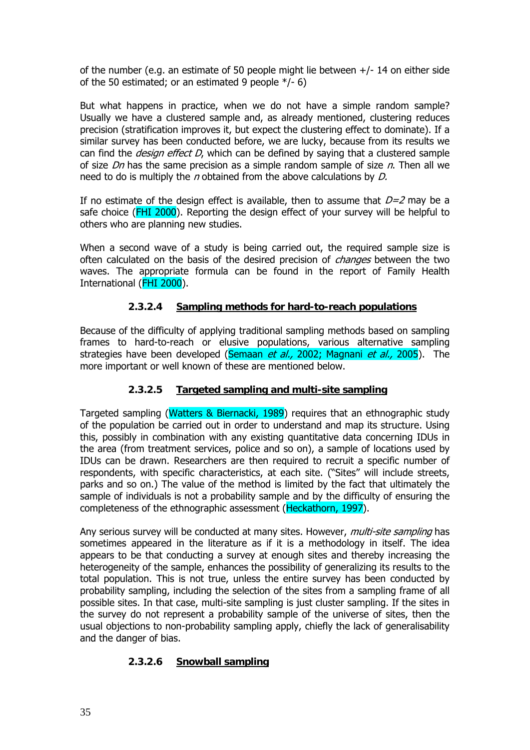of the number (e.g. an estimate of 50 people might lie between +/- 14 on either side of the 50 estimated; or an estimated 9 people */- 6)

But what happens in practice, when we do not have a simple random sample? Usually we have a clustered sample and, as already mentioned, clustering reduces precision (stratification improves it, but expect the clustering effect to dominate). If a similar survey has been conducted before, we are lucky, because from its results we can find the *design effect D*, which can be defined by saying that a clustered sample of size *Dn* has the same precision as a simple random sample of size *n*. Then all we need to do is multiply the *n* obtained from the above calculations by *D.*

If no estimate of the design effect is available, then to assume that *D=2* may be a safe choice (FHI 2000). Reporting the design effect of your survey will be helpful to others who are planning new studies.

When a second wave of a study is being carried out, the required sample size is often calculated on the basis of the desired precision of *changes* between the two waves. The appropriate formula can be found in the report of Family Health International (FHI 2000).

#### 2.3.2.4 Sampling methods for hard-to-reach populations

Because of the difficulty of applying traditional sampling methods based on sampling frames to hard-to-reach or elusive populations, various alternative sampling strategies have been developed (Semaan *et al.,* 2002; Magnani *et al.,* 2005). The more important or well known of these are mentioned below.

#### 2.3.2.5 Targeted sampling and multi-site sampling

Targeted sampling (Watters & Biernacki, 1989) requires that an ethnographic study of the population be carried out in order to understand and map its structure. Using this, possibly in combination with any existing quantitative data concerning IDUs in the area (from treatment services, police and so on), a sample of locations used by IDUs can be drawn. Researchers are then required to recruit a specific number of respondents, with specific characteristics, at each site. ("Sites" will include streets, parks and so on.) The value of the method is limited by the fact that ultimately the sample of individuals is not a probability sample and by the difficulty of ensuring the completeness of the ethnographic assessment (Heckathorn, 1997).

Any serious survey will be conducted at many sites. However, *multi-site sampling* has sometimes appeared in the literature as if it is a methodology in itself. The idea appears to be that conducting a survey at enough sites and thereby increasing the heterogeneity of the sample, enhances the possibility of generalizing its results to the total population. This is not true, unless the entire survey has been conducted by probability sampling, including the selection of the sites from a sampling frame of all possible sites. In that case, multi-site sampling is just cluster sampling. If the sites in the survey do not represent a probability sample of the universe of sites, then the usual objections to non-probability sampling apply, chiefly the lack of generalisability and the danger of bias.

#### 2.3.2.6 Snowball sampling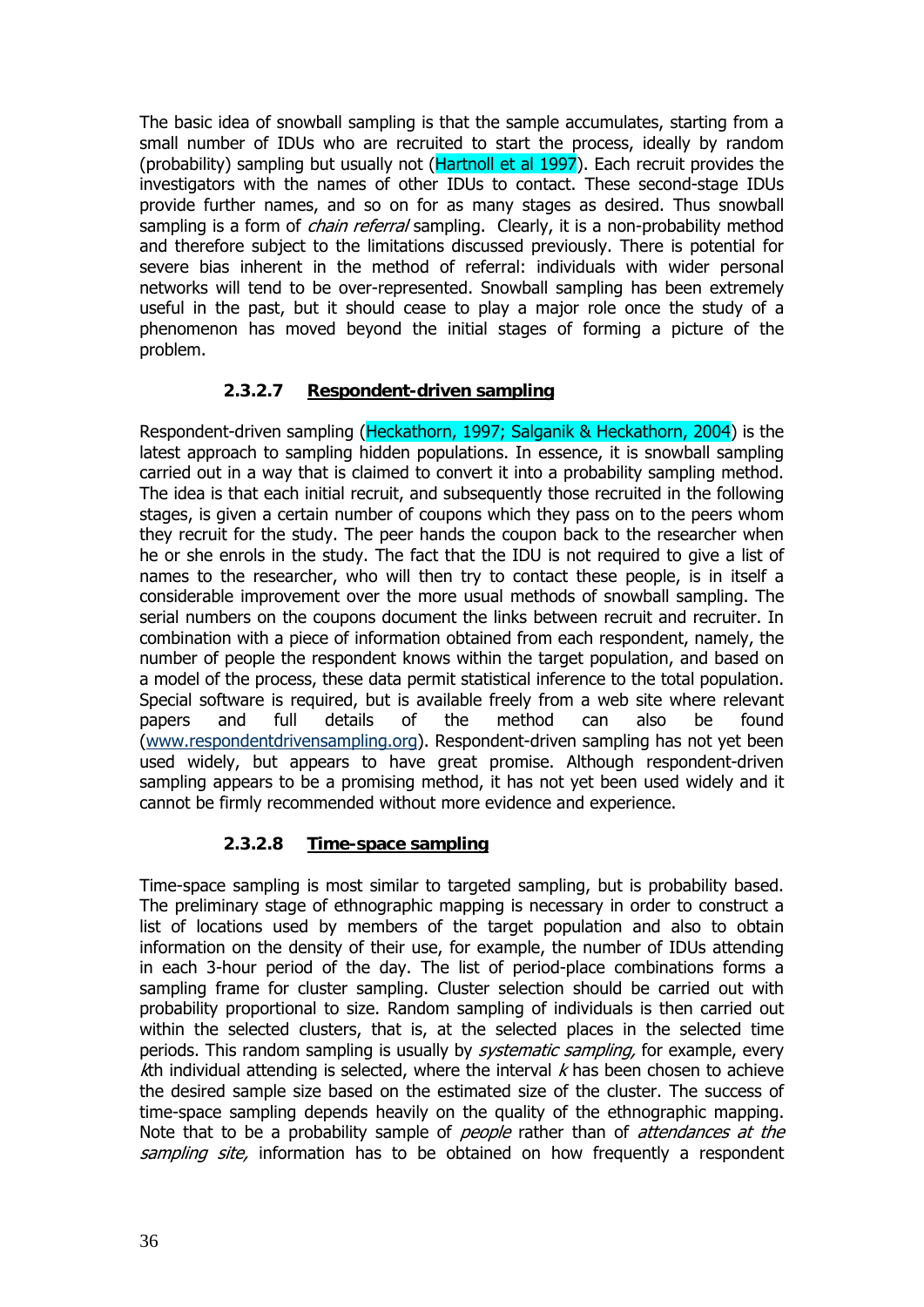The basic idea of snowball sampling is that the sample accumulates, starting from a small number of IDUs who are recruited to start the process, ideally by random (probability) sampling but usually not (Hartnoll et al 1997). Each recruit provides the investigators with the names of other IDUs to contact. These second-stage IDUs provide further names, and so on for as many stages as desired. Thus snowball sampling is a form of *chain referral* sampling. Clearly, it is a non-probability method and therefore subject to the limitations discussed previously. There is potential for severe bias inherent in the method of referral: individuals with wider personal networks will tend to be over-represented. Snowball sampling has been extremely useful in the past, but it should cease to play a major role once the study of a phenomenon has moved beyond the initial stages of forming a picture of the problem.

#### 2.3.2.7 Respondent-driven sampling

Respondent-driven sampling (Heckathorn, 1997; Salganik & Heckathorn, 2004) is the latest approach to sampling hidden populations. In essence, it is snowball sampling carried out in a way that is claimed to convert it into a probability sampling method. The idea is that each initial recruit, and subsequently those recruited in the following stages, is given a certain number of coupons which they pass on to the peers whom they recruit for the study. The peer hands the coupon back to the researcher when he or she enrols in the study. The fact that the IDU is not required to give a list of names to the researcher, who will then try to contact these people, is in itself a considerable improvement over the more usual methods of snowball sampling. The serial numbers on the coupons document the links between recruit and recruiter. In combination with a piece of information obtained from each respondent, namely, the number of people the respondent knows within the target population, and based on a model of the process, these data permit statistical inference to the total population. Special software is required, but is available freely from a web site where relevant papers and full details of the method can also be found (www.respondentdrivensampling.org). Respondent-driven sampling has not yet been used widely, but appears to have great promise. Although respondent-driven sampling appears to be a promising method, it has not yet been used widely and it cannot be firmly recommended without more evidence and experience.

#### 2.3.2.8 Time-space sampling

Time-space sampling is most similar to targeted sampling, but is probability based. The preliminary stage of ethnographic mapping is necessary in order to construct a list of locations used by members of the target population and also to obtain information on the density of their use, for example, the number of IDUs attending in each 3-hour period of the day. The list of period-place combinations forms a sampling frame for cluster sampling. Cluster selection should be carried out with probability proportional to size. Random sampling of individuals is then carried out within the selected clusters, that is, at the selected places in the selected time periods. This random sampling is usually by *systematic sampling,* for example, every $k$th individual attending is selected, where the interval $k$ has been chosen to achieve the desired sample size based on the estimated size of the cluster. The success of time-space sampling depends heavily on the quality of the ethnographic mapping. Note that to be a probability sample of *people* rather than of *attendances at the sampling site,* information has to be obtained on how frequently a respondent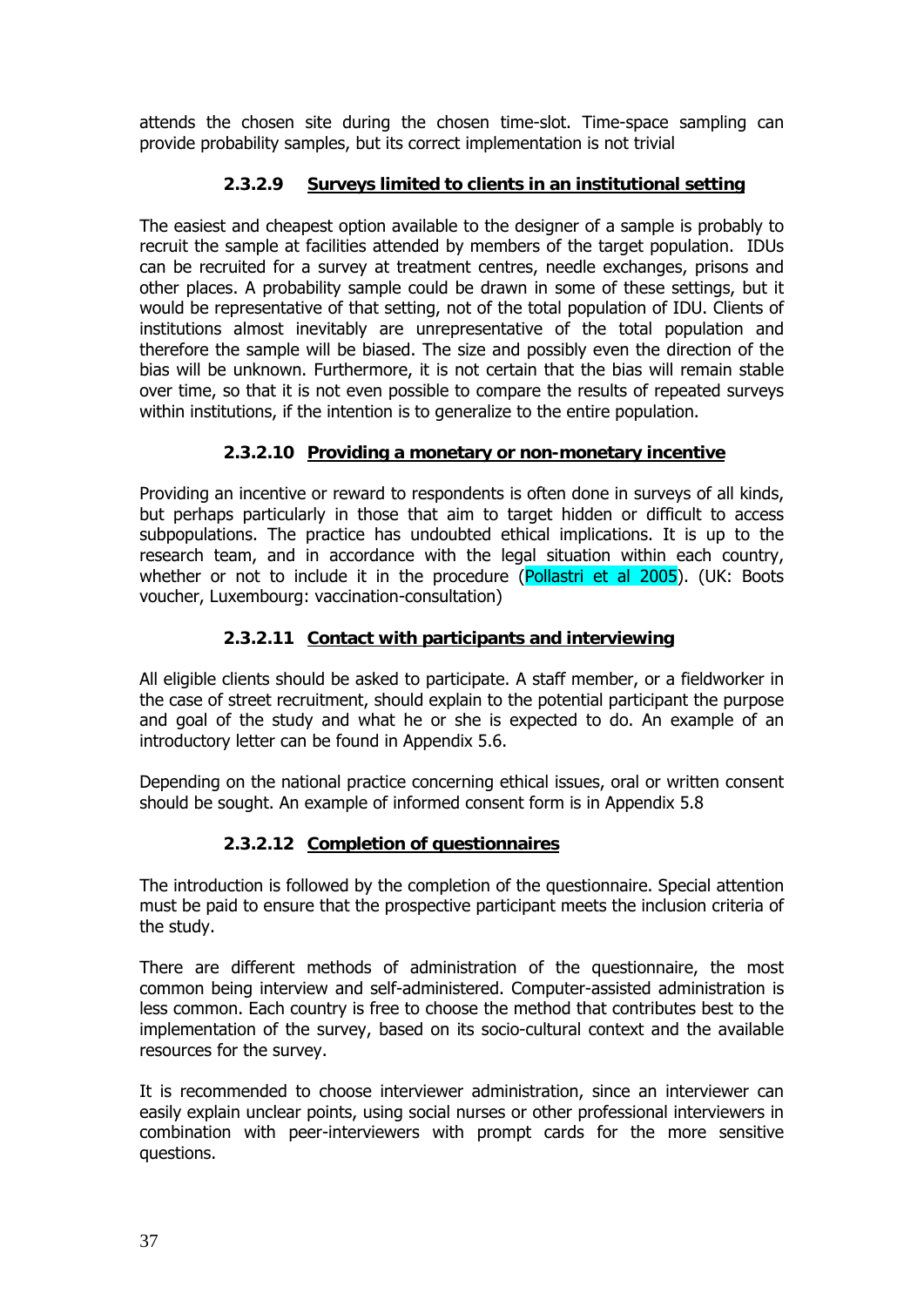attends the chosen site during the chosen time-slot. Time-space sampling can provide probability samples, but its correct implementation is not trivial

#### 2.3.2.9 Surveys limited to clients in an institutional setting

The easiest and cheapest option available to the designer of a sample is probably to recruit the sample at facilities attended by members of the target population. IDUs can be recruited for a survey at treatment centres, needle exchanges, prisons and other places. A probability sample could be drawn in some of these settings, but it would be representative of that setting, not of the total population of IDU. Clients of institutions almost inevitably are unrepresentative of the total population and therefore the sample will be biased. The size and possibly even the direction of the bias will be unknown. Furthermore, it is not certain that the bias will remain stable over time, so that it is not even possible to compare the results of repeated surveys within institutions, if the intention is to generalize to the entire population.

#### 2.3.2.10 Providing a monetary or non-monetary incentive

Providing an incentive or reward to respondents is often done in surveys of all kinds, but perhaps particularly in those that aim to target hidden or difficult to access subpopulations. The practice has undoubted ethical implications. It is up to the research team, and in accordance with the legal situation within each country, whether or not to include it in the procedure (Pollastri et al 2005). (UK: Boots voucher, Luxembourg: vaccination-consultation)

#### 2.3.2.11 Contact with participants and interviewing

All eligible clients should be asked to participate. A staff member, or a fieldworker in the case of street recruitment, should explain to the potential participant the purpose and goal of the study and what he or she is expected to do. An example of an introductory letter can be found in Appendix 5.6.

Depending on the national practice concerning ethical issues, oral or written consent should be sought. An example of informed consent form is in Appendix 5.8

#### 2.3.2.12 Completion of questionnaires

The introduction is followed by the completion of the questionnaire. Special attention must be paid to ensure that the prospective participant meets the inclusion criteria of the study.

There are different methods of administration of the questionnaire, the most common being interview and self-administered. Computer-assisted administration is less common. Each country is free to choose the method that contributes best to the implementation of the survey, based on its socio-cultural context and the available resources for the survey.

It is recommended to choose interviewer administration, since an interviewer can easily explain unclear points, using social nurses or other professional interviewers in combination with peer-interviewers with prompt cards for the more sensitive questions.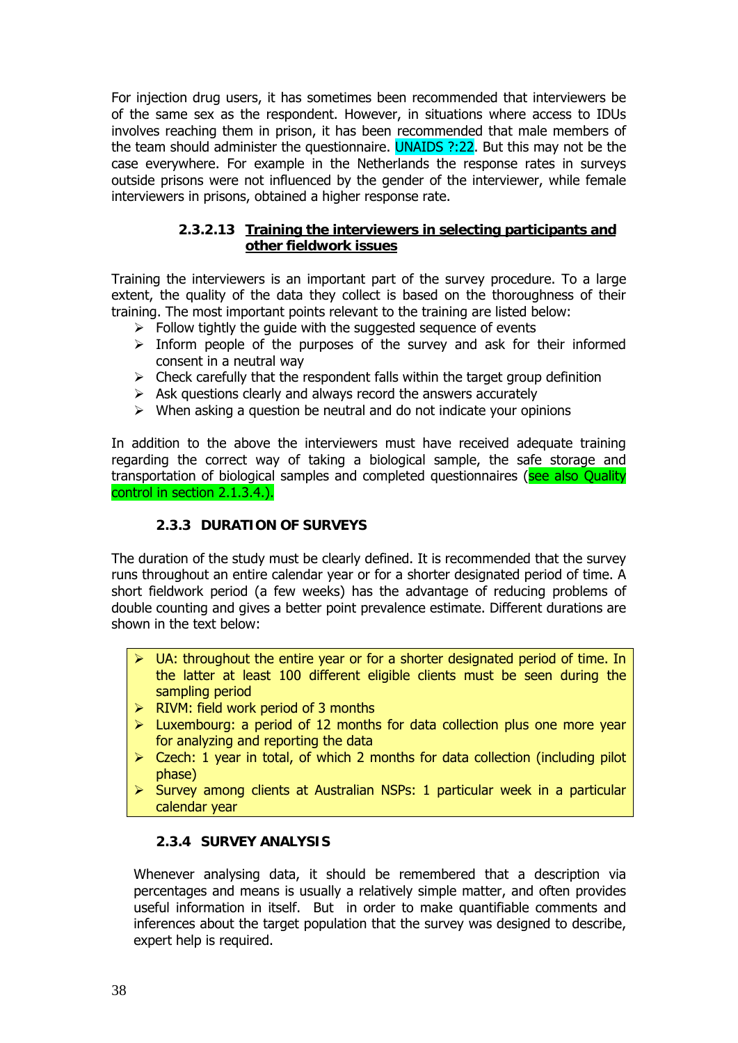For injection drug users, it has sometimes been recommended that interviewers be of the same sex as the respondent. However, in situations where access to IDUs involves reaching them in prison, it has been recommended that male members of the team should administer the questionnaire. UNAIDS ?:22. But this may not be the case everywhere. For example in the Netherlands the response rates in surveys outside prisons were not influenced by the gender of the interviewer, while female interviewers in prisons, obtained a higher response rate.

#### 2.3.2.13 Training the interviewers in selecting participants and other fieldwork issues

Training the interviewers is an important part of the survey procedure. To a large extent, the quality of the data they collect is based on the thoroughness of their training. The most important points relevant to the training are listed below:

- Follow tightly the guide with the suggested sequence of events
- Inform people of the purposes of the survey and ask for their informed consent in a neutral way
- Check carefully that the respondent falls within the target group definition
- Ask questions clearly and always record the answers accurately
- When asking a question be neutral and do not indicate your opinions

In addition to the above the interviewers must have received adequate training regarding the correct way of taking a biological sample, the safe storage and transportation of biological samples and completed questionnaires (see also Quality control in section 2.1.3.4.).

### 2.3.3 DURATION OF SURVEYS

The duration of the study must be clearly defined. It is recommended that the survey runs throughout an entire calendar year or for a shorter designated period of time. A short fieldwork period (a few weeks) has the advantage of reducing problems of double counting and gives a better point prevalence estimate. Different durations are shown in the text below:

- UA: throughout the entire year or for a shorter designated period of time. In the latter at least 100 different eligible clients must be seen during the sampling period
- RIVM: field work period of 3 months
- Luxembourg: a period of 12 months for data collection plus one more year for analyzing and reporting the data
- Czech: 1 year in total, of which 2 months for data collection (including pilot phase)
- Survey among clients at Australian NSPs: 1 particular week in a particular calendar year

### 2.3.4 SURVEY ANALYSIS

Whenever analysing data, it should be remembered that a description via percentages and means is usually a relatively simple matter, and often provides useful information in itself. But in order to make quantifiable comments and inferences about the target population that the survey was designed to describe, expert help is required.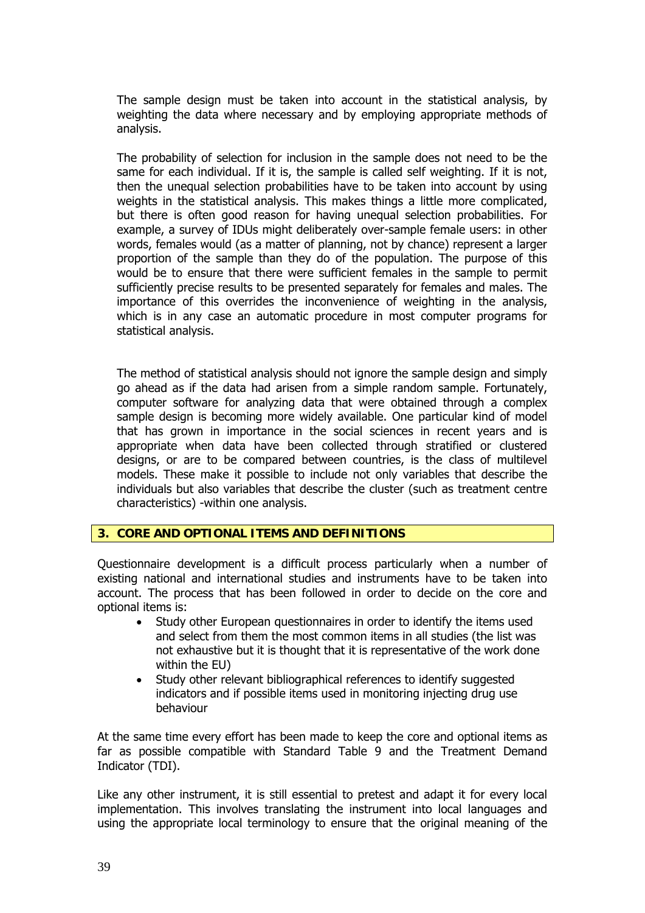The sample design must be taken into account in the statistical analysis, by weighting the data where necessary and by employing appropriate methods of analysis.

The probability of selection for inclusion in the sample does not need to be the same for each individual. If it is, the sample is called self weighting. If it is not, then the unequal selection probabilities have to be taken into account by using weights in the statistical analysis. This makes things a little more complicated, but there is often good reason for having unequal selection probabilities. For example, a survey of IDUs might deliberately over-sample female users: in other words, females would (as a matter of planning, not by chance) represent a larger proportion of the sample than they do of the population. The purpose of this would be to ensure that there were sufficient females in the sample to permit sufficiently precise results to be presented separately for females and males. The importance of this overrides the inconvenience of weighting in the analysis, which is in any case an automatic procedure in most computer programs for statistical analysis.

The method of statistical analysis should not ignore the sample design and simply go ahead as if the data had arisen from a simple random sample. Fortunately, computer software for analyzing data that were obtained through a complex sample design is becoming more widely available. One particular kind of model that has grown in importance in the social sciences in recent years and is appropriate when data have been collected through stratified or clustered designs, or are to be compared between countries, is the class of multilevel models. These make it possible to include not only variables that describe the individuals but also variables that describe the cluster (such as treatment centre characteristics) -within one analysis.

## 3. CORE AND OPTIONAL ITEMS AND DEFINITIONS

Questionnaire development is a difficult process particularly when a number of existing national and international studies and instruments have to be taken into account. The process that has been followed in order to decide on the core and optional items is:

- Study other European questionnaires in order to identify the items used and select from them the most common items in all studies (the list was not exhaustive but it is thought that it is representative of the work done within the EU)
- Study other relevant bibliographical references to identify suggested indicators and if possible items used in monitoring injecting drug use behaviour

At the same time every effort has been made to keep the core and optional items as far as possible compatible with Standard Table 9 and the Treatment Demand Indicator (TDI).

Like any other instrument, it is still essential to pretest and adapt it for every local implementation. This involves translating the instrument into local languages and using the appropriate local terminology to ensure that the original meaning of the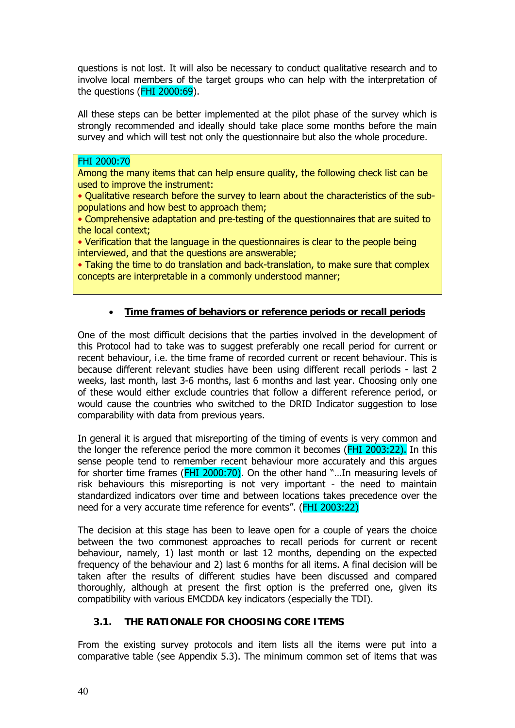questions is not lost. It will also be necessary to conduct qualitative research and to involve local members of the target groups who can help with the interpretation of the questions (FHI 2000:69).

All these steps can be better implemented at the pilot phase of the survey which is strongly recommended and ideally should take place some months before the main survey and which will test not only the questionnaire but also the whole procedure.

> FHI 2000:70
> Among the many items that can help ensure quality, the following check list can be used to improve the instrument:
> - Qualitative research before the survey to learn about the characteristics of the sub-populations and how best to approach them;
> - Comprehensive adaptation and pre-testing of the questionnaires that are suited to the local context;
> - Verification that the language in the questionnaires is clear to the people being interviewed, and that the questions are answerable;
> - Taking the time to do translation and back-translation, to make sure that complex concepts are interpretable in a commonly understood manner;

- **Time frames of behaviors or reference periods or recall periods**

One of the most difficult decisions that the parties involved in the development of this Protocol had to take was to suggest preferably one recall period for current or recent behaviour, i.e. the time frame of recorded current or recent behaviour. This is because different relevant studies have been using different recall periods - last 2 weeks, last month, last 3-6 months, last 6 months and last year. Choosing only one of these would either exclude countries that follow a different reference period, or would cause the countries who switched to the DRID Indicator suggestion to lose comparability with data from previous years.

In general it is argued that misreporting of the timing of events is very common and the longer the reference period the more common it becomes (FHI 2003:22). In this sense people tend to remember recent behaviour more accurately and this argues for shorter time frames (FHI 2000:70). On the other hand "…In measuring levels of risk behaviours this misreporting is not very important - the need to maintain standardized indicators over time and between locations takes precedence over the need for a very accurate time reference for events". (FHI 2003:22)

The decision at this stage has been to leave open for a couple of years the choice between the two commonest approaches to recall periods for current or recent behaviour, namely, 1) last month or last 12 months, depending on the expected frequency of the behaviour and 2) last 6 months for all items. A final decision will be taken after the results of different studies have been discussed and compared thoroughly, although at present the first option is the preferred one, given its compatibility with various EMCDDA key indicators (especially the TDI).

### 3.1. THE RATIONALE FOR CHOOSING CORE ITEMS

From the existing survey protocols and item lists all the items were put into a comparative table (see Appendix 5.3). The minimum common set of items that was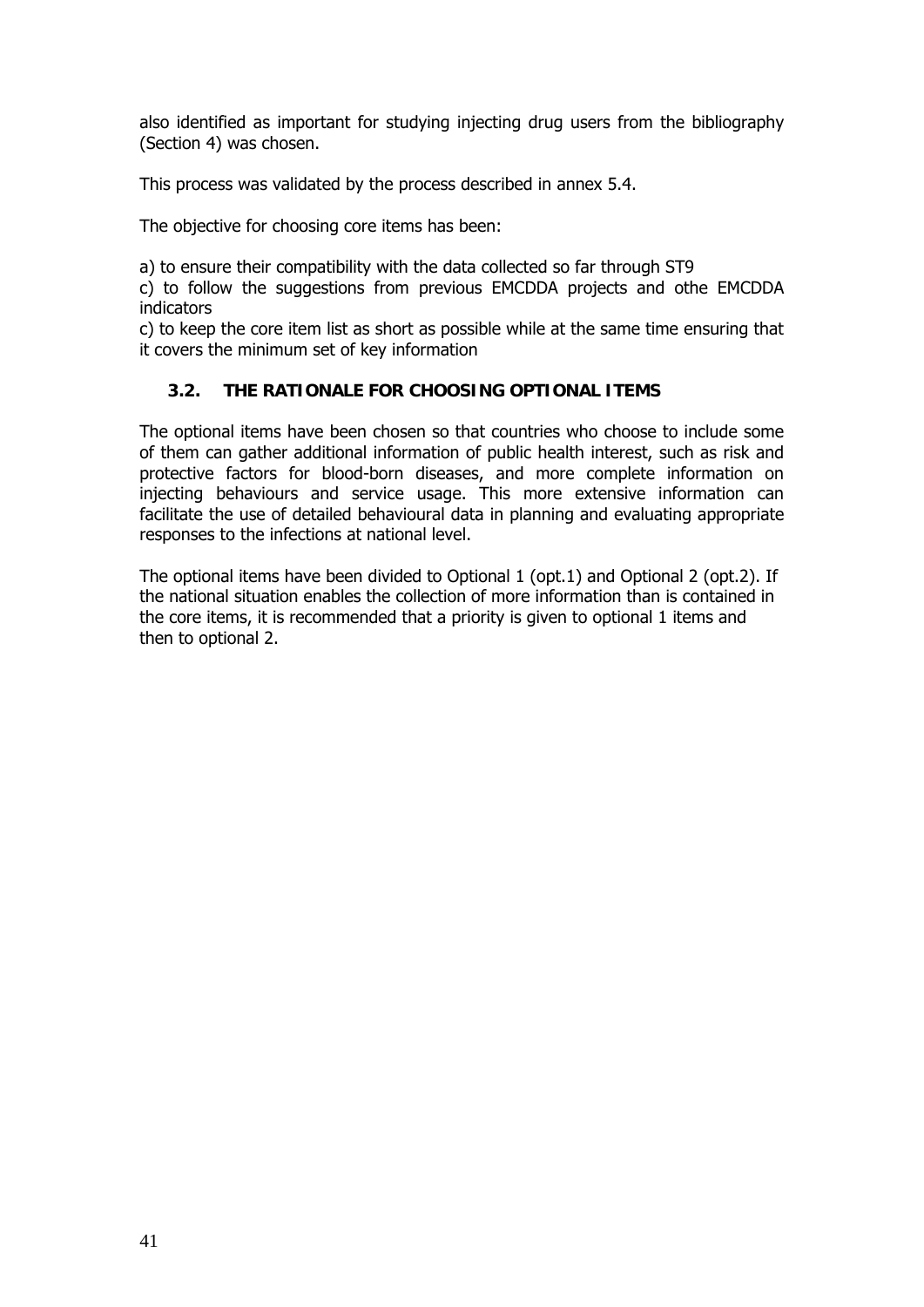also identified as important for studying injecting drug users from the bibliography (Section 4) was chosen.

This process was validated by the process described in annex 5.4.

The objective for choosing core items has been:

a) to ensure their compatibility with the data collected so far through ST9
c) to follow the suggestions from previous EMCDDA projects and othe EMCDDA indicators
c) to keep the core item list as short as possible while at the same time ensuring that it covers the minimum set of key information

### 3.2. THE RATIONALE FOR CHOOSING OPTIONAL ITEMS

The optional items have been chosen so that countries who choose to include some of them can gather additional information of public health interest, such as risk and protective factors for blood-born diseases, and more complete information on injecting behaviours and service usage. This more extensive information can facilitate the use of detailed behavioural data in planning and evaluating appropriate responses to the infections at national level.

The optional items have been divided to Optional 1 (opt.1) and Optional 2 (opt.2). If the national situation enables the collection of more information than is contained in the core items, it is recommended that a priority is given to optional 1 items and then to optional 2.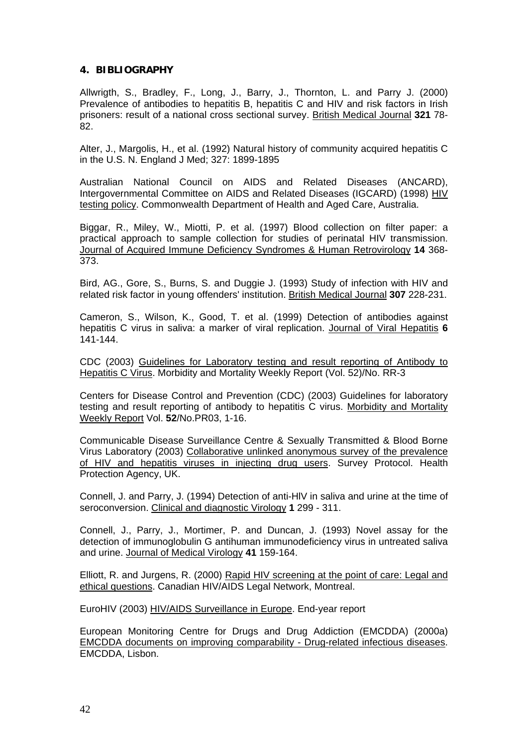## 4. BIBLIOGRAPHY

Allwrigth, S., Bradley, F., Long, J., Barry, J., Thornton, L. and Parry J. (2000) Prevalence of antibodies to hepatitis B, hepatitis C and HIV and risk factors in Irish prisoners: result of a national cross sectional survey. British Medical Journal **321** 78-82.

Alter, J., Margolis, H., et al. (1992) Natural history of community acquired hepatitis C in the U.S. N. England J Med; 327: 1899-1895

Australian National Council on AIDS and Related Diseases (ANCARD), Intergovernmental Committee on AIDS and Related Diseases (IGCARD) (1998) HIV testing policy. Commonwealth Department of Health and Aged Care, Australia.

Biggar, R., Miley, W., Miotti, P. et al. (1997) Blood collection on filter paper: a practical approach to sample collection for studies of perinatal HIV transmission. Journal of Acquired Immune Deficiency Syndromes & Human Retrovirology **14** 368-373.

Bird, AG., Gore, S., Burns, S. and Duggie J. (1993) Study of infection with HIV and related risk factor in young offenders' institution. British Medical Journal **307** 228-231.

Cameron, S., Wilson, K., Good, T. et al. (1999) Detection of antibodies against hepatitis C virus in saliva: a marker of viral replication. Journal of Viral Hepatitis **6** 141-144.

CDC (2003) Guidelines for Laboratory testing and result reporting of Antibody to Hepatitis C Virus. Morbidity and Mortality Weekly Report (Vol. 52)/No. RR-3

Centers for Disease Control and Prevention (CDC) (2003) Guidelines for laboratory testing and result reporting of antibody to hepatitis C virus. Morbidity and Mortality Weekly Report Vol. **52**/No.PR03, 1-16.

Communicable Disease Surveillance Centre & Sexually Transmitted & Blood Borne Virus Laboratory (2003) Collaborative unlinked anonymous survey of the prevalence of HIV and hepatitis viruses in injecting drug users. Survey Protocol. Health Protection Agency, UK.

Connell, J. and Parry, J. (1994) Detection of anti-HIV in saliva and urine at the time of seroconversion. Clinical and diagnostic Virology **1** 299 - 311.

Connell, J., Parry, J., Mortimer, P. and Duncan, J. (1993) Novel assay for the detection of immunoglobulin G antihuman immunodeficiency virus in untreated saliva and urine. Journal of Medical Virology **41** 159-164.

Elliott, R. and Jurgens, R. (2000) Rapid HIV screening at the point of care: Legal and ethical questions. Canadian HIV/AIDS Legal Network, Montreal.

EuroHIV (2003) HIV/AIDS Surveillance in Europe. End-year report

European Monitoring Centre for Drugs and Drug Addiction (EMCDDA) (2000a) EMCDDA documents on improving comparability - Drug-related infectious diseases. EMCDDA, Lisbon.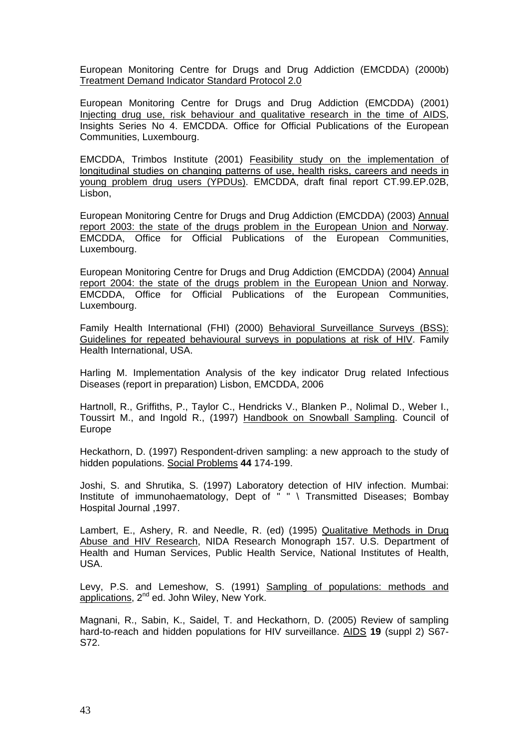European Monitoring Centre for Drugs and Drug Addiction (EMCDDA) (2000b) Treatment Demand Indicator Standard Protocol 2.0

European Monitoring Centre for Drugs and Drug Addiction (EMCDDA) (2001) Injecting drug use, risk behaviour and qualitative research in the time of AIDS, Insights Series No 4. EMCDDA. Office for Official Publications of the European Communities, Luxembourg.

EMCDDA, Trimbos Institute (2001) Feasibility study on the implementation of longitudinal studies on changing patterns of use, health risks, careers and needs in young problem drug users (YPDUs). EMCDDA, draft final report CT.99.EP.02B, Lisbon,

European Monitoring Centre for Drugs and Drug Addiction (EMCDDA) (2003) Annual report 2003: the state of the drugs problem in the European Union and Norway. EMCDDA, Office for Official Publications of the European Communities, Luxembourg.

European Monitoring Centre for Drugs and Drug Addiction (EMCDDA) (2004) Annual report 2004: the state of the drugs problem in the European Union and Norway. EMCDDA, Office for Official Publications of the European Communities, Luxembourg.

Family Health International (FHI) (2000) Behavioral Surveillance Surveys (BSS): Guidelines for repeated behavioural surveys in populations at risk of HIV. Family Health International, USA.

Harling M. Implementation Analysis of the key indicator Drug related Infectious Diseases (report in preparation) Lisbon, EMCDDA, 2006

Hartnoll, R., Griffiths, P., Taylor C., Hendricks V., Blanken P., Nolimal D., Weber I., Toussirt M., and Ingold R., (1997) Handbook on Snowball Sampling. Council of Europe

Heckathorn, D. (1997) Respondent-driven sampling: a new approach to the study of hidden populations. Social Problems **44** 174-199.

Joshi, S. and Shrutika, S. (1997) Laboratory detection of HIV infection. Mumbai: Institute of immunohaematology, Dept of " " \ Transmitted Diseases; Bombay Hospital Journal ,1997.

Lambert, E., Ashery, R. and Needle, R. (ed) (1995) Qualitative Methods in Drug Abuse and HIV Research, NIDA Research Monograph 157. U.S. Department of Health and Human Services, Public Health Service, National Institutes of Health, USA.

Levy, P.S. and Lemeshow, S. (1991) Sampling of populations: methods and applications, 2nd ed. John Wiley, New York.

Magnani, R., Sabin, K., Saidel, T. and Heckathorn, D. (2005) Review of sampling hard-to-reach and hidden populations for HIV surveillance. AIDS **19** (suppl 2) S67-S72.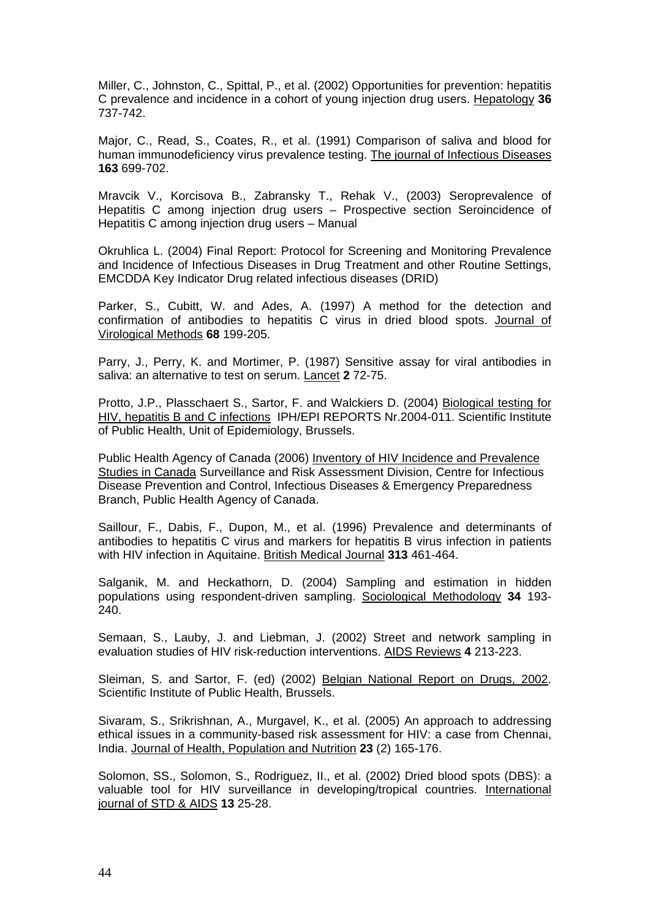Miller, C., Johnston, C., Spittal, P., et al. (2002) Opportunities for prevention: hepatitis C prevalence and incidence in a cohort of young injection drug users. Hepatology **36** 737-742.

Major, C., Read, S., Coates, R., et al. (1991) Comparison of saliva and blood for human immunodeficiency virus prevalence testing. The journal of Infectious Diseases **163** 699-702.

Mravcik V., Korcisova B., Zabransky T., Rehak V., (2003) Seroprevalence of Hepatitis C among injection drug users – Prospective section Seroincidence of Hepatitis C among injection drug users – Manual

Okruhlica L. (2004) Final Report: Protocol for Screening and Monitoring Prevalence and Incidence of Infectious Diseases in Drug Treatment and other Routine Settings, EMCDDA Key Indicator Drug related infectious diseases (DRID)

Parker, S., Cubitt, W. and Ades, A. (1997) A method for the detection and confirmation of antibodies to hepatitis C virus in dried blood spots. Journal of Virological Methods **68** 199-205.

Parry, J., Perry, K. and Mortimer, P. (1987) Sensitive assay for viral antibodies in saliva: an alternative to test on serum. Lancet **2** 72-75.

Protto, J.P., Plasschaert S., Sartor, F. and Walckiers D. (2004) Biological testing for HIV, hepatitis B and C infections IPH/EPI REPORTS Nr.2004-011. Scientific Institute of Public Health, Unit of Epidemiology, Brussels.

Public Health Agency of Canada (2006) Inventory of HIV Incidence and Prevalence Studies in Canada Surveillance and Risk Assessment Division, Centre for Infectious Disease Prevention and Control, Infectious Diseases & Emergency Preparedness Branch, Public Health Agency of Canada.

Saillour, F., Dabis, F., Dupon, M., et al. (1996) Prevalence and determinants of antibodies to hepatitis C virus and markers for hepatitis B virus infection in patients with HIV infection in Aquitaine. British Medical Journal **313** 461-464.

Salganik, M. and Heckathorn, D. (2004) Sampling and estimation in hidden populations using respondent-driven sampling. Sociological Methodology **34** 193-240.

Semaan, S., Lauby, J. and Liebman, J. (2002) Street and network sampling in evaluation studies of HIV risk-reduction interventions. AIDS Reviews **4** 213-223.

Sleiman, S. and Sartor, F. (ed) (2002) Belgian National Report on Drugs, 2002. Scientific Institute of Public Health, Brussels.

Sivaram, S., Srikrishnan, A., Murgavel, K., et al. (2005) An approach to addressing ethical issues in a community-based risk assessment for HIV: a case from Chennai, India. Journal of Health, Population and Nutrition **23** (2) 165-176.

Solomon, SS., Solomon, S., Rodriguez, II., et al. (2002) Dried blood spots (DBS): a valuable tool for HIV surveillance in developing/tropical countries. International journal of STD & AIDS **13** 25-28.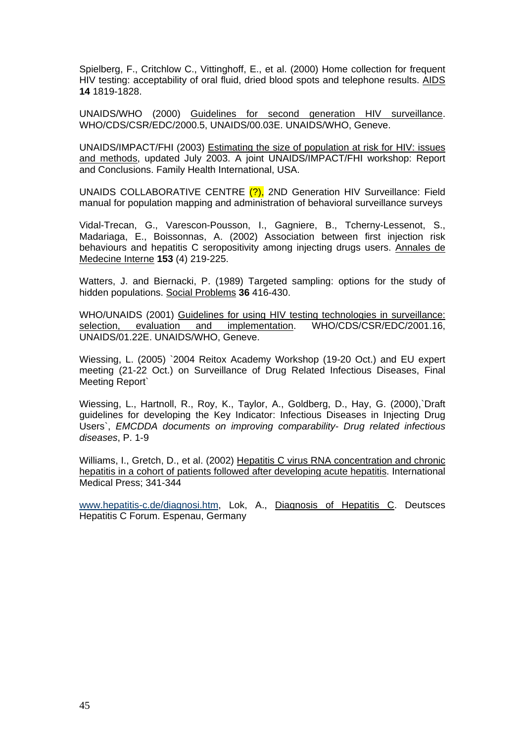Spielberg, F., Critchlow C., Vittinghoff, E., et al. (2000) Home collection for frequent HIV testing: acceptability of oral fluid, dried blood spots and telephone results. AIDS **14** 1819-1828.

UNAIDS/WHO (2000) Guidelines for second generation HIV surveillance. WHO/CDS/CSR/EDC/2000.5, UNAIDS/00.03E. UNAIDS/WHO, Geneve.

UNAIDS/IMPACT/FHI (2003) Estimating the size of population at risk for HIV: issues and methods, updated July 2003. A joint UNAIDS/IMPACT/FHI workshop: Report and Conclusions. Family Health International, USA.

UNAIDS COLLABORATIVE CENTRE (?), 2ND Generation HIV Surveillance: Field manual for population mapping and administration of behavioral surveillance surveys

Vidal-Trecan, G., Varescon-Pousson, I., Gagniere, B., Tcherny-Lessenot, S., Madariaga, E., Boissonnas, A. (2002) Association between first injection risk behaviours and hepatitis C seropositivity among injecting drugs users. Annales de Medecine Interne **153** (4) 219-225.

Watters, J. and Biernacki, P. (1989) Targeted sampling: options for the study of hidden populations. Social Problems **36** 416-430.

WHO/UNAIDS (2001) Guidelines for using HIV testing technologies in surveillance: selection, evaluation and implementation. WHO/CDS/CSR/EDC/2001.16, UNAIDS/01.22E. UNAIDS/WHO, Geneve.

Wiessing, L. (2005) `2004 Reitox Academy Workshop (19-20 Oct.) and EU expert meeting (21-22 Oct.) on Surveillance of Drug Related Infectious Diseases, Final Meeting Report`

Wiessing, L., Hartnoll, R., Roy, K., Taylor, A., Goldberg, D., Hay, G. (2000),`Draft guidelines for developing the Key Indicator: Infectious Diseases in Injecting Drug Users`, *EMCDDA documents on improving comparability- Drug related infectious diseases*, P. 1-9

Williams, I., Gretch, D., et al. (2002) Hepatitis C virus RNA concentration and chronic hepatitis in a cohort of patients followed after developing acute hepatitis. International Medical Press; 341-344

www.hepatitis-c.de/diagnosi.htm, Lok, A., Diagnosis of Hepatitis C. Deutsces Hepatitis C Forum. Espenau, Germany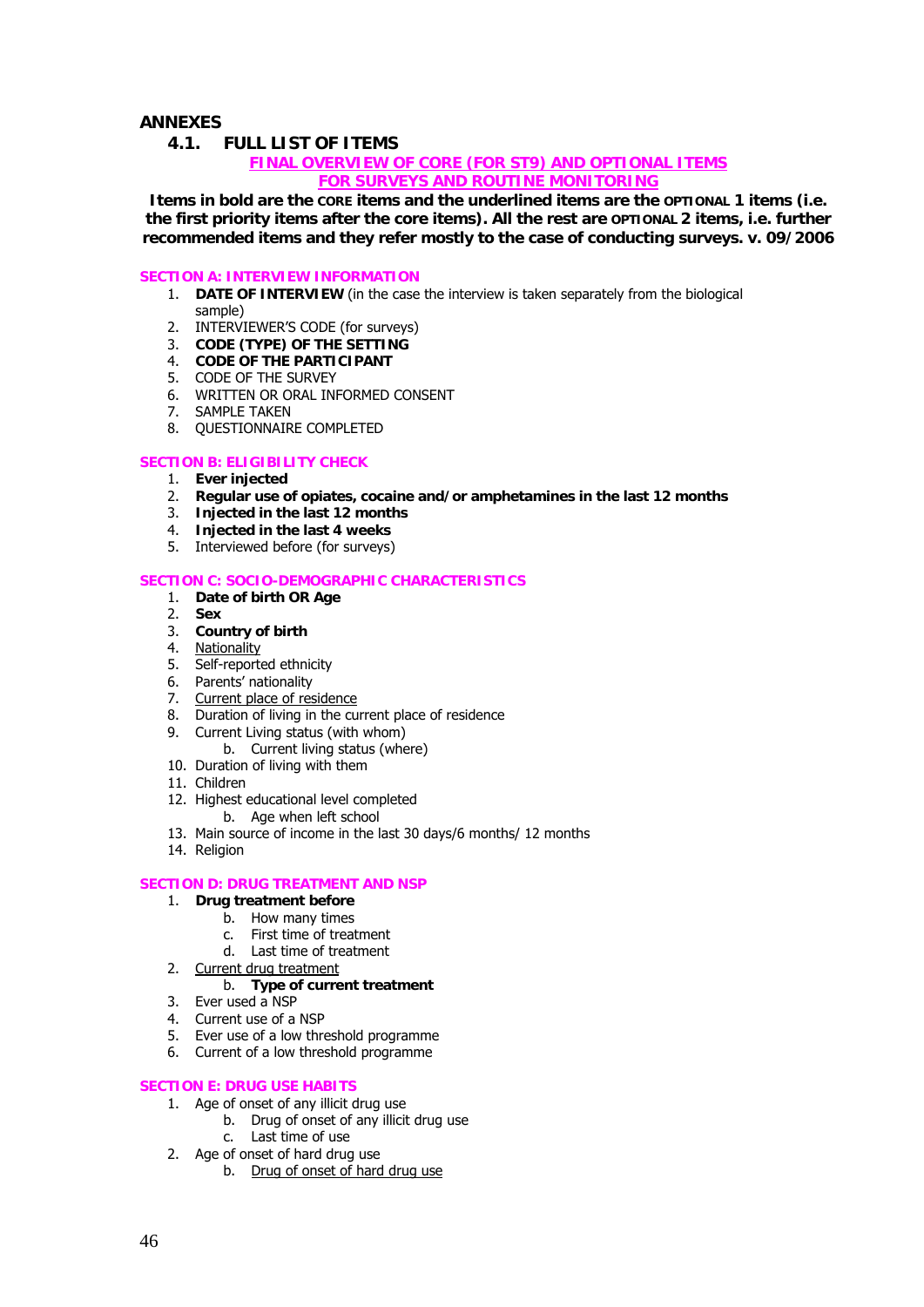# ANNEXES

## 4.1. FULL LIST OF ITEMS

**FINAL OVERVIEW OF CORE (FOR ST9) AND OPTIONAL ITEMS FOR SURVEYS AND ROUTINE MONITORING**

**Items in bold are the CORE items and the underlined items are the OPTIONAL 1 items (i.e. the first priority items after the core items). All the rest are OPTIONAL 2 items, i.e. further recommended items and they refer mostly to the case of conducting surveys. v. 09/2006**

### SECTION A: INTERVIEW INFORMATION

1. **DATE OF INTERVIEW** (in the case the interview is taken separately from the biological sample)
2. INTERVIEWER'S CODE (for surveys)
3. **CODE (TYPE) OF THE SETTING**
4. **CODE OF THE PARTICIPANT**
5. CODE OF THE SURVEY
6. WRITTEN OR ORAL INFORMED CONSENT
7. SAMPLE TAKEN
8. QUESTIONNAIRE COMPLETED

### SECTION B: ELIGIBILITY CHECK

1. **Ever injected**
2. **Regular use of opiates, cocaine and/or amphetamines in the last 12 months**
3. **Injected in the last 12 months**
4. **Injected in the last 4 weeks**
5. Interviewed before (for surveys)

### SECTION C: SOCIO-DEMOGRAPHIC CHARACTERISTICS

1. **Date of birth OR Age**
2. **Sex**
3. **Country of birth**
4. <u>Nationality</u>
5. Self-reported ethnicity
6. Parents' nationality
7. <u>Current place of residence</u>
8. Duration of living in the current place of residence
9. Current Living status (with whom)
   b. Current living status (where)
10. Duration of living with them
11. Children
12. Highest educational level completed
    b. Age when left school
13. Main source of income in the last 30 days/6 months/ 12 months
14. Religion

### SECTION D: DRUG TREATMENT AND NSP

1. **Drug treatment before**
   b. How many times
   c. First time of treatment
   d. Last time of treatment
2. <u>Current drug treatment</u>
   b. **Type of current treatment**
3. Ever used a NSP
4. Current use of a NSP
5. Ever use of a low threshold programme
6. Current of a low threshold programme

### SECTION E: DRUG USE HABITS

1. Age of onset of any illicit drug use
   b. Drug of onset of any illicit drug use
   c. Last time of use
2. Age of onset of hard drug use
   b. <u>Drug of onset of hard drug use</u>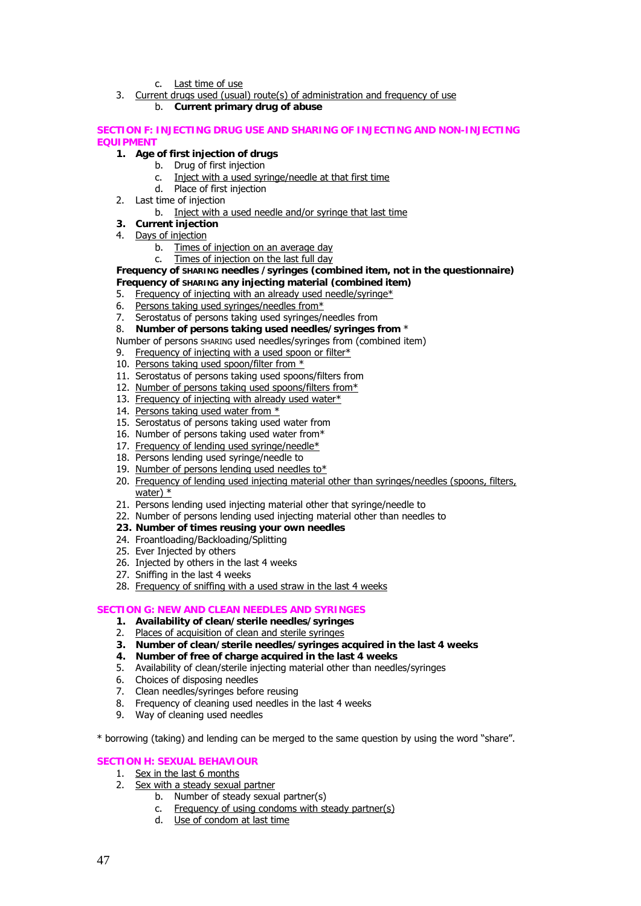c. Last time of use

3. Current drugs used (usual) route(s) of administration and frequency of use
    b. **Current primary drug of abuse**

## SECTION F: INJECTING DRUG USE AND SHARING OF INJECTING AND NON-INJECTING EQUIPMENT

1. **Age of first injection of drugs**
    b. Drug of first injection
    c. Inject with a used syringe/needle at that first time
    d. Place of first injection
2. Last time of injection
    b. Inject with a used needle and/or syringe that last time
3. **Current injection**
4. Days of injection
    b. Times of injection on an average day
    c. Times of injection on the last full day

**Frequency of SHARING needles /syringes (combined item, not in the questionnaire)**
**Frequency of SHARING any injecting material (combined item)**

5. Frequency of injecting with an already used needle/syringe*
6. Persons taking used syringes/needles from*
7. Serostatus of persons taking used syringes/needles from
8. **Number of persons taking used needles/syringes from** *

Number of persons SHARING used needles/syringes from (combined item)

9. Frequency of injecting with a used spoon or filter*
10. Persons taking used spoon/filter from *
11. Serostatus of persons taking used spoons/filters from
12. Number of persons taking used spoons/filters from*
13. Frequency of injecting with already used water*
14. Persons taking used water from *
15. Serostatus of persons taking used water from
16. Number of persons taking used water from*
17. Frequency of lending used syringe/needle*
18. Persons lending used syringe/needle to
19. Number of persons lending used needles to*
20. Frequency of lending used injecting material other than syringes/needles (spoons, filters, water) *
21. Persons lending used injecting material other that syringe/needle to
22. Number of persons lending used injecting material other than needles to
23. **Number of times reusing your own needles**
24. Froantloading/Backloading/Splitting
25. Ever Injected by others
26. Injected by others in the last 4 weeks
27. Sniffing in the last 4 weeks
28. Frequency of sniffing with a used straw in the last 4 weeks

## SECTION G: NEW AND CLEAN NEEDLES AND SYRINGES

1. **Availability of clean/sterile needles/syringes**
2. Places of acquisition of clean and sterile syringes
3. **Number of clean/sterile needles/syringes acquired in the last 4 weeks**
4. **Number of free of charge acquired in the last 4 weeks**
5. Availability of clean/sterile injecting material other than needles/syringes
6. Choices of disposing needles
7. Clean needles/syringes before reusing
8. Frequency of cleaning used needles in the last 4 weeks
9. Way of cleaning used needles

* borrowing (taking) and lending can be merged to the same question by using the word "share".

## SECTION H: SEXUAL BEHAVIOUR

1. Sex in the last 6 months
2. Sex with a steady sexual partner
    b. Number of steady sexual partner(s)
    c. Frequency of using condoms with steady partner(s)
    d. Use of condom at last time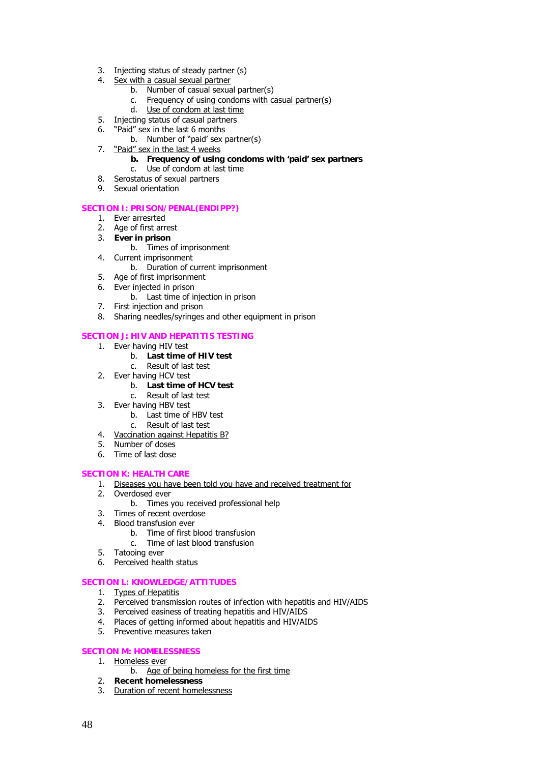3. Injecting status of steady partner (s)
4. Sex with a casual sexual partner
    b. Number of casual sexual partner(s)
    c. Frequency of using condoms with casual partner(s)
    d. Use of condom at last time
5. Injecting status of casual partners
6. "Paid" sex in the last 6 months
    b. Number of "paid' sex partner(s)
7. "Paid" sex in the last 4 weeks
    **b. Frequency of using condoms with 'paid' sex partners**
    c. Use of condom at last time
8. Serostatus of sexual partners
9. Sexual orientation

## SECTION I: PRISON/PENAL(ENDIPP?)

1. Ever arresrted
2. Age of first arrest
3. **Ever in prison**
    b. Times of imprisonment
4. Current imprisonment
    b. Duration of current imprisonment
5. Age of first imprisonment
6. Ever injected in prison
    b. Last time of injection in prison
7. First injection and prison
8. Sharing needles/syringes and other equipment in prison

## SECTION J: HIV AND HEPATITIS TESTING

1. Ever having HIV test
    **b. Last time of HIV test**
    c. Result of last test
2. Ever having HCV test
    **b. Last time of HCV test**
    c. Result of last test
3. Ever having HBV test
    b. Last time of HBV test
    c. Result of last test
4. Vaccination against Hepatitis B?
5. Number of doses
6. Time of last dose

## SECTION K: HEALTH CARE

1. Diseases you have been told you have and received treatment for
2. Overdosed ever
    b. Times you received professional help
3. Times of recent overdose
4. Blood transfusion ever
    b. Time of first blood transfusion
    c. Time of last blood transfusion
5. Tatooing ever
6. Perceived health status

## SECTION L: KNOWLEDGE/ATTITUDES

1. Types of Hepatitis
2. Perceived transmission routes of infection with hepatitis and HIV/AIDS
3. Perceived easiness of treating hepatitis and HIV/AIDS
4. Places of getting informed about hepatitis and HIV/AIDS
5. Preventive measures taken

## SECTION M: HOMELESSNESS

1. Homeless ever
    b. Age of being homeless for the first time
2. **Recent homelessness**
3. Duration of recent homelessness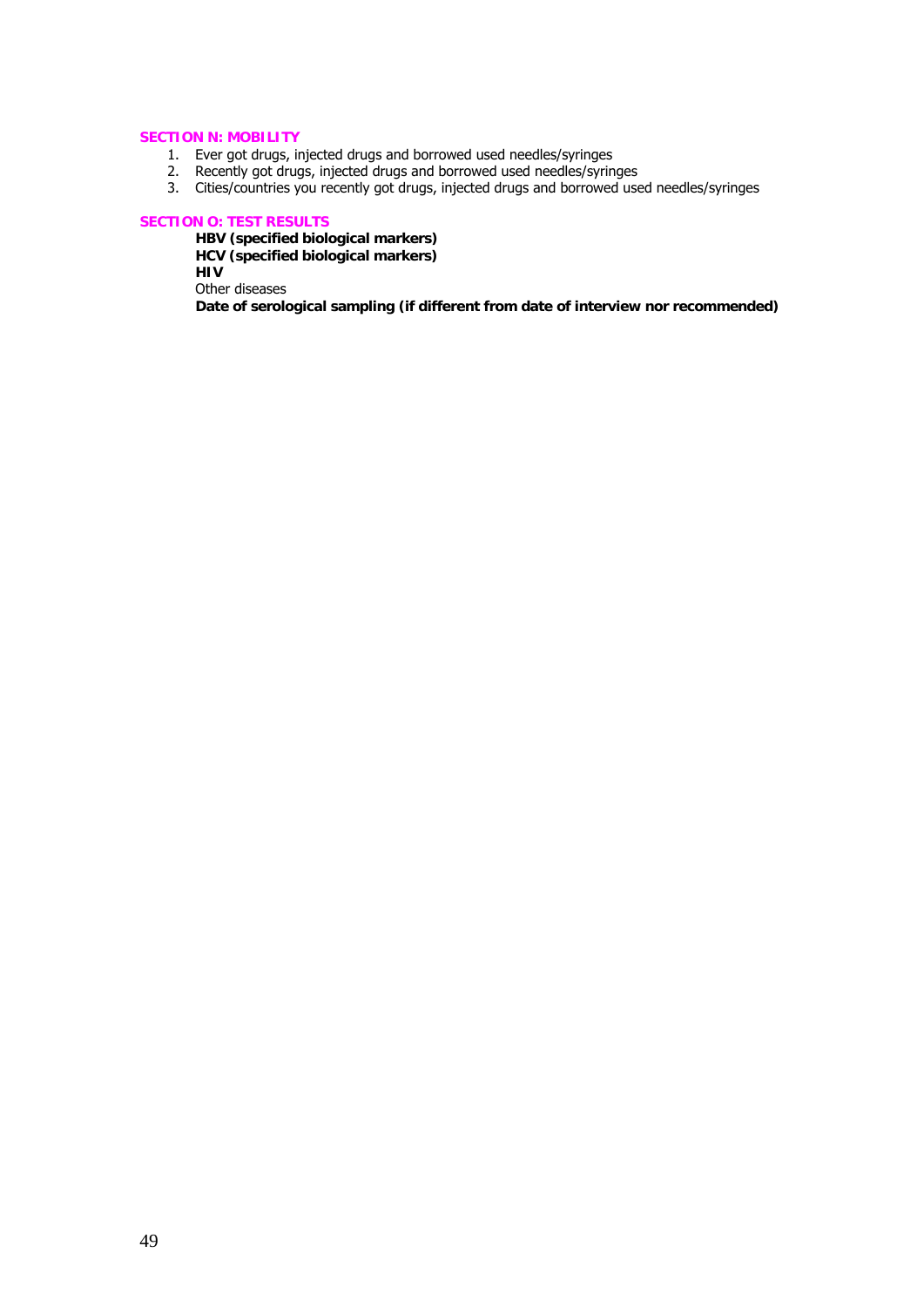### SECTION N: MOBILITY

1. Ever got drugs, injected drugs and borrowed used needles/syringes
2. Recently got drugs, injected drugs and borrowed used needles/syringes
3. Cities/countries you recently got drugs, injected drugs and borrowed used needles/syringes

### SECTION O: TEST RESULTS

**HBV (specified biological markers)**
**HCV (specified biological markers)**
**HIV**
Other diseases
**Date of serological sampling (if different from date of interview nor recommended)**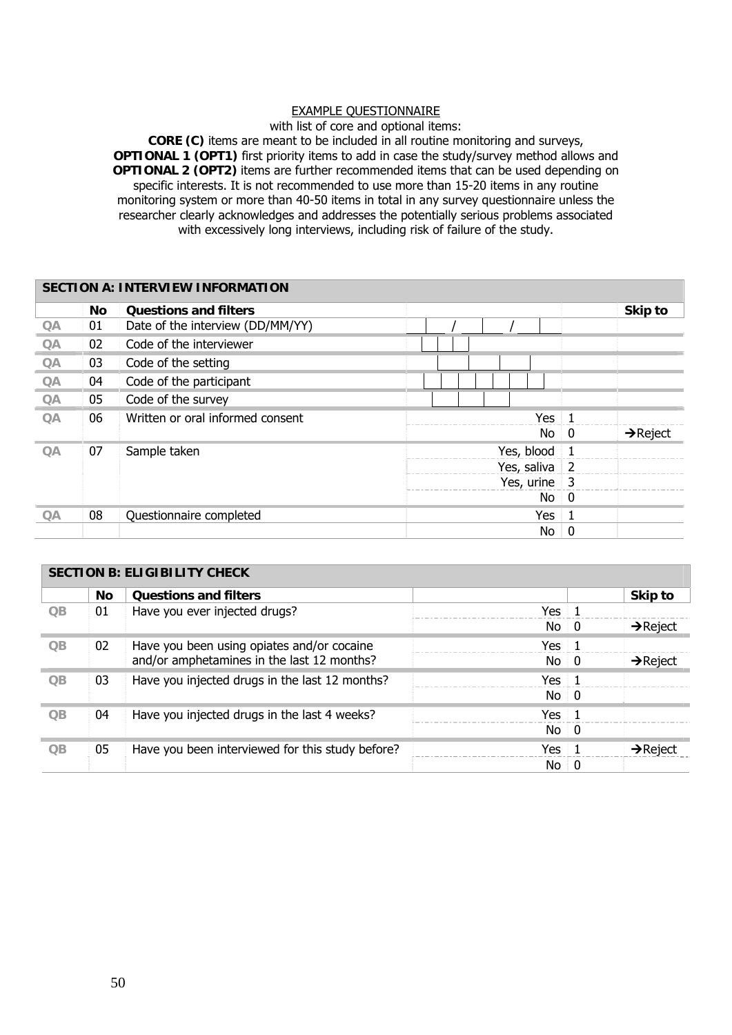EXAMPLE QUESTIONNAIRE

with list of core and optional items:

**CORE (C)** items are meant to be included in all routine monitoring and surveys, **OPTIONAL 1 (OPT1)** first priority items to add in case the study/survey method allows and **OPTIONAL 2 (OPT2)** items are further recommended items that can be used depending on specific interests. It is not recommended to use more than 15-20 items in any routine monitoring system or more than 40-50 items in total in any survey questionnaire unless the researcher clearly acknowledges and addresses the potentially serious problems associated with excessively long interviews, including risk of failure of the study.

| SECTION A: INTERVIEW INFORMATION | | | | | |
|---|---|---|---|---|---|
| | **No** | **Questions and filters** | | | **Skip to** |
| QA | 01 | Date of the interview (DD/MM/YY) | __ __ / __ __ / __ __ | | |
| QA | 02 | Code of the interviewer | | | |
| QA | 03 | Code of the setting | | | |
| QA | 04 | Code of the participant | | | |
| QA | 05 | Code of the survey | | | |
| QA | 06 | Written or oral informed consent | Yes | 1 | |
| | | | No | 0 | →Reject |
| QA | 07 | Sample taken | Yes, blood | 1 | |
| | | | Yes, saliva | 2 | |
| | | | Yes, urine | 3 | |
| | | | No | 0 | |
| QA | 08 | Questionnaire completed | Yes | 1 | |
| | | | No | 0 | |

| SECTION B: ELIGIBILITY CHECK | | | | | |
|---|---|---|---|---|---|
| | **No** | **Questions and filters** | | | **Skip to** |
| QB | 01 | Have you ever injected drugs? | Yes | 1 | |
| | | | No | 0 | →Reject |
| QB | 02 | Have you been using opiates and/or cocaine and/or amphetamines in the last 12 months? | Yes | 1 | |
| | | | No | 0 | →Reject |
| QB | 03 | Have you injected drugs in the last 12 months? | Yes | 1 | |
| | | | No | 0 | |
| QB | 04 | Have you injected drugs in the last 4 weeks? | Yes | 1 | |
| | | | No | 0 | |
| QB | 05 | Have you been interviewed for this study before? | Yes | 1 | →Reject |
| | | | No | 0 | |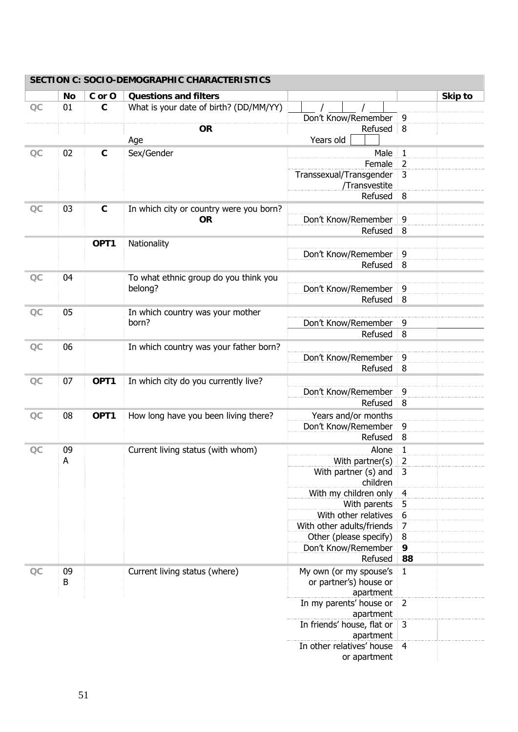| | No | C or O | Questions and filters | | | Skip to |
|---|---|---|---|---|---|---|
| **SECTION C: SOCIO-DEMOGRAPHIC CHARACTERISTICS** | | | | | | |
| QC | 01 | C | What is your date of birth? (DD/MM/YY) | ___ / ___ / ___ | | |
| | | | | Don't Know/Remember | 9 | |
| | | | **OR** | Refused | 8 | |
| | | | Age | Years old ___ | | |
| QC | 02 | C | Sex/Gender | Male | 1 | |
| | | | | Female | 2 | |
| | | | | Transsexual/Transgender /Transvestite | 3 | |
| | | | | Refused | 8 | |
| QC | 03 | C | In which city or country were you born? | | | |
| | | | **OR** | Don't Know/Remember | 9 | |
| | | | | Refused | 8 | |
| | | OPT1 | Nationality | | | |
| | | | | Don't Know/Remember | 9 | |
| | | | | Refused | 8 | |
| QC | 04 | | To what ethnic group do you think you belong? | | | |
| | | | | Don't Know/Remember | 9 | |
| | | | | Refused | 8 | |
| QC | 05 | | In which country was your mother born? | | | |
| | | | | Don't Know/Remember | 9 | |
| | | | | Refused | 8 | |
| QC | 06 | | In which country was your father born? | | | |
| | | | | Don't Know/Remember | 9 | |
| | | | | Refused | 8 | |
| QC | 07 | OPT1 | In which city do you currently live? | | | |
| | | | | Don't Know/Remember | 9 | |
| | | | | Refused | 8 | |
| QC | 08 | OPT1 | How long have you been living there? | Years and/or months | | |
| | | | | Don't Know/Remember | 9 | |
| | | | | Refused | 8 | |
| QC | 09 A | | Current living status (with whom) | Alone | 1 | |
| | | | | With partner(s) | 2 | |
| | | | | With partner (s) and children | 3 | |
| | | | | With my children only | 4 | |
| | | | | With parents | 5 | |
| | | | | With other relatives | 6 | |
| | | | | With other adults/friends | 7 | |
| | | | | Other (please specify) | 8 | |
| | | | | Don't Know/Remember | **9** | |
| | | | | Refused | **88** | |
| QC | 09 B | | Current living status (where) | My own (or my spouse's or partner's) house or apartment | 1 | |
| | | | | In my parents' house or apartment | 2 | |
| | | | | In friends' house, flat or apartment | 3 | |
| | | | | In other relatives' house or apartment | 4 | |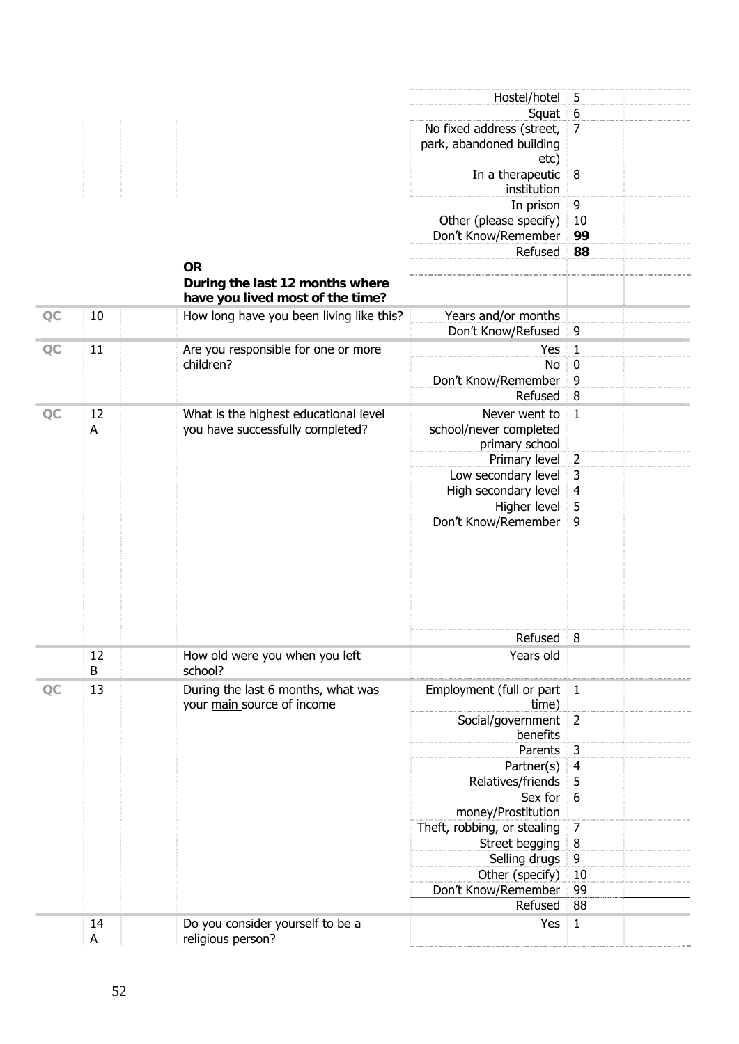| | | | | | |
|---|---|---|---|---|---|
| | | | Hostel/hotel | 5 | |
| | | | Squat | 6 | |
| | | | No fixed address (street, park, abandoned building etc) | 7 | |
| | | | In a therapeutic institution | 8 | |
| | | | In prison | 9 | |
| | | | Other (please specify) | 10 | |
| | | | Don't Know/Remember | **99** | |
| | | | Refused | **88** | |
| | | **OR**<br>**During the last 12 months where have you lived most of the time?** | | | |
| QC | 10 | How long have you been living like this? | Years and/or months | | |
| | | | Don't Know/Refused | 9 | |
| QC | 11 | Are you responsible for one or more children? | Yes | 1 | |
| | | | No | 0 | |
| | | | Don't Know/Remember | 9 | |
| | | | Refused | 8 | |
| QC | 12 A | What is the highest educational level you have successfully completed? | Never went to school/never completed primary school | 1 | |
| | | | Primary level | 2 | |
| | | | Low secondary level | 3 | |
| | | | High secondary level | 4 | |
| | | | Higher level | 5 | |
| | | | Don't Know/Remember | 9 | |
| | | | Refused | 8 | |
| | 12 B | How old were you when you left school? | Years old | | |
| QC | 13 | During the last 6 months, what was your <u>main</u> source of income | Employment (full or part time) | 1 | |
| | | | Social/government benefits | 2 | |
| | | | Parents | 3 | |
| | | | Partner(s) | 4 | |
| | | | Relatives/friends | 5 | |
| | | | Sex for money/Prostitution | 6 | |
| | | | Theft, robbing, or stealing | 7 | |
| | | | Street begging | 8 | |
| | | | Selling drugs | 9 | |
| | | | Other (specify) | 10 | |
| | | | Don't Know/Remember | 99 | |
| | | | Refused | 88 | |
| | 14 A | Do you consider yourself to be a religious person? | Yes | 1 | |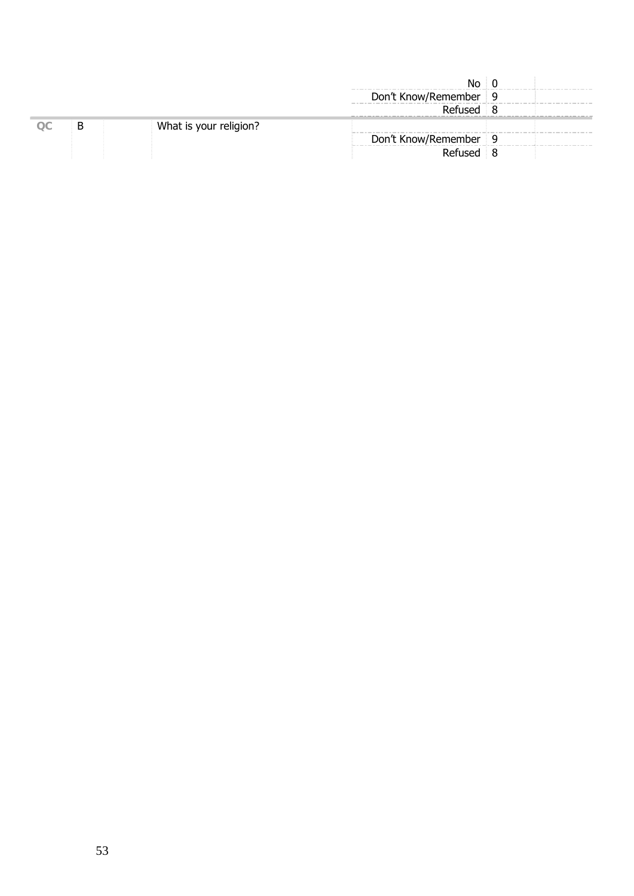| | | | | | |
|---|---|---|---|---|---|
| | | | No | 0 | |
| | | | Don't Know/Remember | 9 | |
| | | | Refused | 8 | |
| QC | B | What is your religion? | | | |
| | | | Don't Know/Remember | 9 | |
| | | | Refused | 8 | |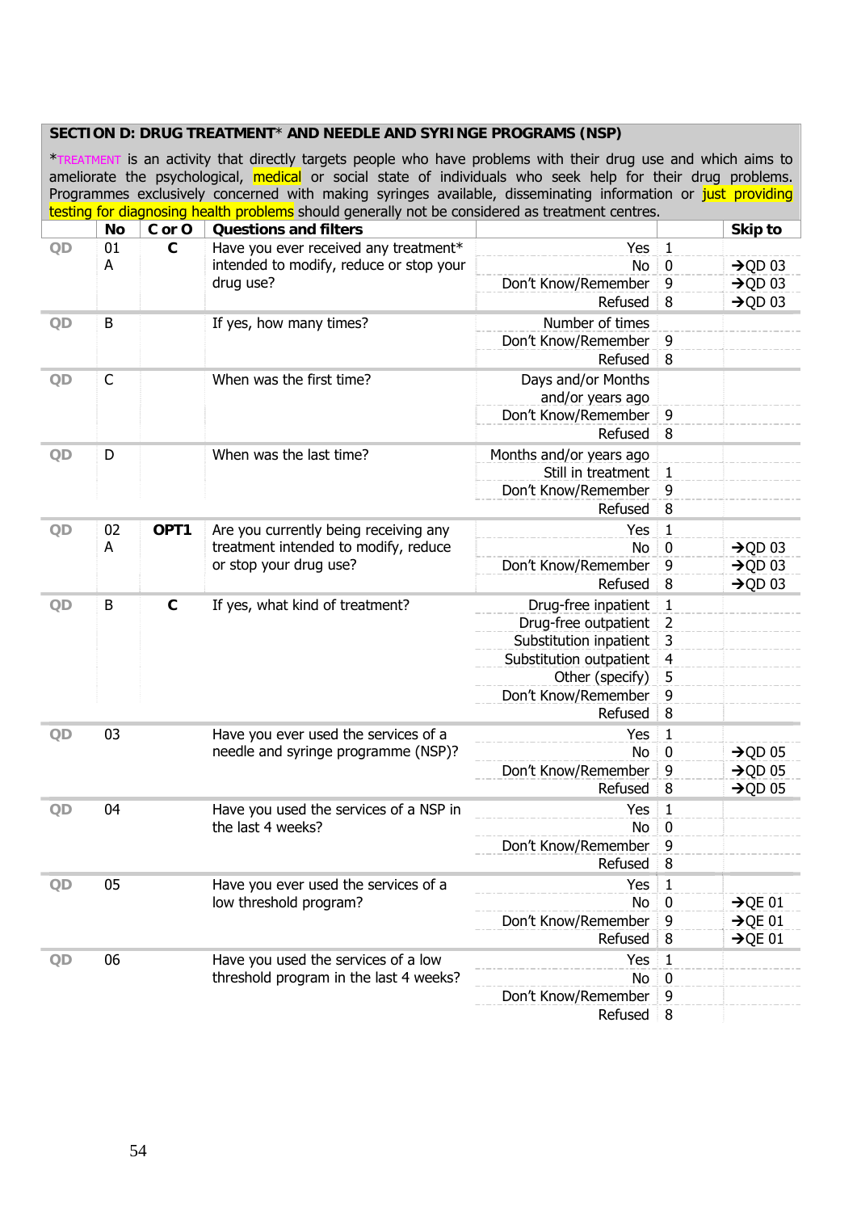**SECTION D: DRUG TREATMENT\* AND NEEDLE AND SYRINGE PROGRAMS (NSP)**

\*TREATMENT is an activity that directly targets people who have problems with their drug use and which aims to ameliorate the psychological, medical or social state of individuals who seek help for their drug problems. Programmes exclusively concerned with making syringes available, disseminating information or just providing testing for diagnosing health problems should generally not be considered as treatment centres.

| | No | C or O | Questions and filters | | | Skip to |
|---|---|---|---|---|---|---|
| QD | 01 A | C | Have you ever received any treatment* intended to modify, reduce or stop your drug use? | Yes | 1 | |
| | | | | No | 0 | →QD 03 |
| | | | | Don't Know/Remember | 9 | →QD 03 |
| | | | | Refused | 8 | →QD 03 |
| QD | B | | If yes, how many times? | Number of times | | |
| | | | | Don't Know/Remember | 9 | |
| | | | | Refused | 8 | |
| QD | C | | When was the first time? | Days and/or Months and/or years ago | | |
| | | | | Don't Know/Remember | 9 | |
| | | | | Refused | 8 | |
| QD | D | | When was the last time? | Months and/or years ago | | |
| | | | | Still in treatment | 1 | |
| | | | | Don't Know/Remember | 9 | |
| | | | | Refused | 8 | |
| QD | 02 A | OPT1 | Are you currently being receiving any treatment intended to modify, reduce or stop your drug use? | Yes | 1 | |
| | | | | No | 0 | →QD 03 |
| | | | | Don't Know/Remember | 9 | →QD 03 |
| | | | | Refused | 8 | →QD 03 |
| QD | B | C | If yes, what kind of treatment? | Drug-free inpatient | 1 | |
| | | | | Drug-free outpatient | 2 | |
| | | | | Substitution inpatient | 3 | |
| | | | | Substitution outpatient | 4 | |
| | | | | Other (specify) | 5 | |
| | | | | Don't Know/Remember | 9 | |
| | | | | Refused | 8 | |
| QD | 03 | | Have you ever used the services of a needle and syringe programme (NSP)? | Yes | 1 | |
| | | | | No | 0 | →QD 05 |
| | | | | Don't Know/Remember | 9 | →QD 05 |
| | | | | Refused | 8 | →QD 05 |
| QD | 04 | | Have you used the services of a NSP in the last 4 weeks? | Yes | 1 | |
| | | | | No | 0 | |
| | | | | Don't Know/Remember | 9 | |
| | | | | Refused | 8 | |
| QD | 05 | | Have you ever used the services of a low threshold program? | Yes | 1 | |
| | | | | No | 0 | →QE 01 |
| | | | | Don't Know/Remember | 9 | →QE 01 |
| | | | | Refused | 8 | →QE 01 |
| QD | 06 | | Have you used the services of a low threshold program in the last 4 weeks? | Yes | 1 | |
| | | | | No | 0 | |
| | | | | Don't Know/Remember | 9 | |
| | | | | Refused | 8 | |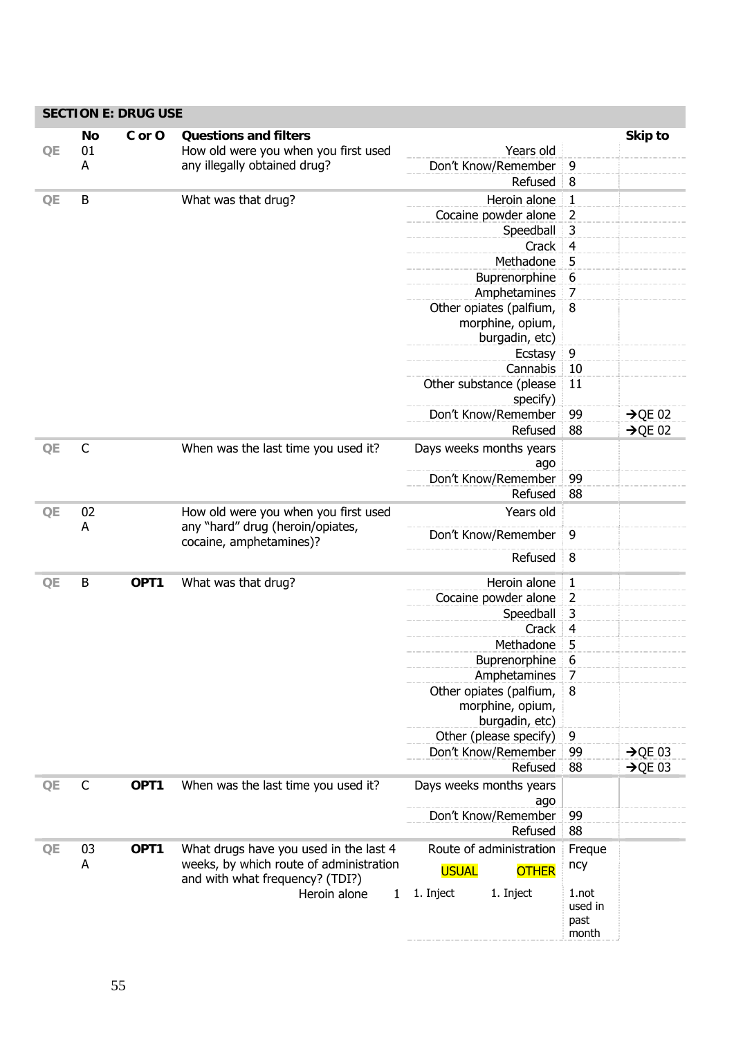## SECTION E: DRUG USE

| | No | C or O | Questions and filters | | | Skip to |
|---|---|---|---|---|---|---|
| QE | 01 A | | How old were you when you first used any illegally obtained drug? | Years old | | |
| | | | | Don't Know/Remember | 9 | |
| | | | | Refused | 8 | |
| QE | B | | What was that drug? | Heroin alone | 1 | |
| | | | | Cocaine powder alone | 2 | |
| | | | | Speedball | 3 | |
| | | | | Crack | 4 | |
| | | | | Methadone | 5 | |
| | | | | Buprenorphine | 6 | |
| | | | | Amphetamines | 7 | |
| | | | | Other opiates (palfium, morphine, opium, burgadin, etc) | 8 | |
| | | | | Ecstasy | 9 | |
| | | | | Cannabis | 10 | |
| | | | | Other substance (please specify) | 11 | |
| | | | | Don't Know/Remember | 99 | →QE 02 |
| | | | | Refused | 88 | →QE 02 |
| QE | C | | When was the last time you used it? | Days weeks months years ago | | |
| | | | | Don't Know/Remember | 99 | |
| | | | | Refused | 88 | |
| QE | 02 A | | How old were you when you first used any "hard" drug (heroin/opiates, cocaine, amphetamines)? | Years old | | |
| | | | | Don't Know/Remember | 9 | |
| | | | | Refused | 8 | |
| QE | B | **OPT1** | What was that drug? | Heroin alone | 1 | |
| | | | | Cocaine powder alone | 2 | |
| | | | | Speedball | 3 | |
| | | | | Crack | 4 | |
| | | | | Methadone | 5 | |
| | | | | Buprenorphine | 6 | |
| | | | | Amphetamines | 7 | |
| | | | | Other opiates (palfium, morphine, opium, burgadin, etc) | 8 | |
| | | | | Other (please specify) | 9 | |
| | | | | Don't Know/Remember | 99 | →QE 03 |
| | | | | Refused | 88 | →QE 03 |
| QE | C | **OPT1** | When was the last time you used it? | Days weeks months years ago | | |
| | | | | Don't Know/Remember | 99 | |
| | | | | Refused | 88 | |
| QE | 03 A | **OPT1** | What drugs have you used in the last 4 weeks, by which route of administration and with what frequency? (TDI?) | Route of administration: USUAL / OTHER | Frequency | |
| | | | Heroin alone 1 | USUAL: 1. Inject; OTHER: 1. Inject | 1.not used in past month | |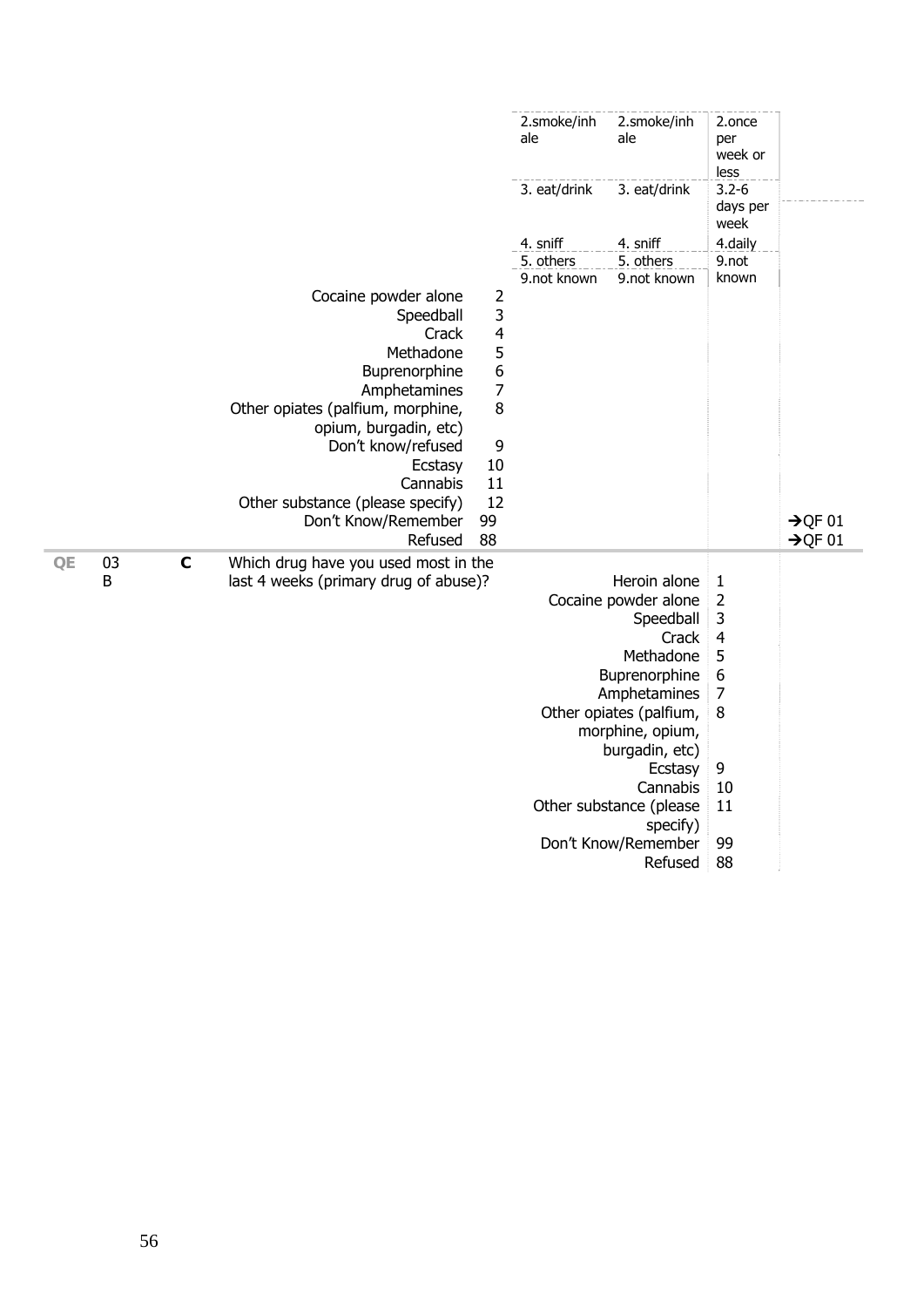| | | | | | | | | |
|---|---|---|---|---|---|---|---|---|
| | | | | | 2.smoke/inhale | 2.smoke/inhale | 2.once per week or less | |
| | | | | | 3. eat/drink | 3. eat/drink | 3.2-6 days per week | |
| | | | | | 4. sniff | 4. sniff | 4.daily | |
| | | | | | 5. others | 5. others | 9.not known | |
| | | | | | 9.not known | 9.not known | | |
| | | | Cocaine powder alone | 2 | | | | |
| | | | Speedball | 3 | | | | |
| | | | Crack | 4 | | | | |
| | | | Methadone | 5 | | | | |
| | | | Buprenorphine | 6 | | | | |
| | | | Amphetamines | 7 | | | | |
| | | | Other opiates (palfium, morphine, opium, burgadin, etc) | 8 | | | | |
| | | | Don't know/refused | 9 | | | | |
| | | | Ecstasy | 10 | | | | |
| | | | Cannabis | 11 | | | | |
| | | | Other substance (please specify) | 12 | | | | |
| | | | Don't Know/Remember | 99 | | | | →QF 01 |
| | | | Refused | 88 | | | | →QF 01 |
| **QE** | 03 B | **C** | Which drug have you used most in the last 4 weeks (primary drug of abuse)? | | | Heroin alone | 1 | |
| | | | | | | Cocaine powder alone | 2 | |
| | | | | | | Speedball | 3 | |
| | | | | | | Crack | 4 | |
| | | | | | | Methadone | 5 | |
| | | | | | | Buprenorphine | 6 | |
| | | | | | | Amphetamines | 7 | |
| | | | | | | Other opiates (palfium, morphine, opium, burgadin, etc) | 8 | |
| | | | | | | Ecstasy | 9 | |
| | | | | | | Cannabis | 10 | |
| | | | | | | Other substance (please specify) | 11 | |
| | | | | | | Don't Know/Remember | 99 | |
| | | | | | | Refused | 88 | |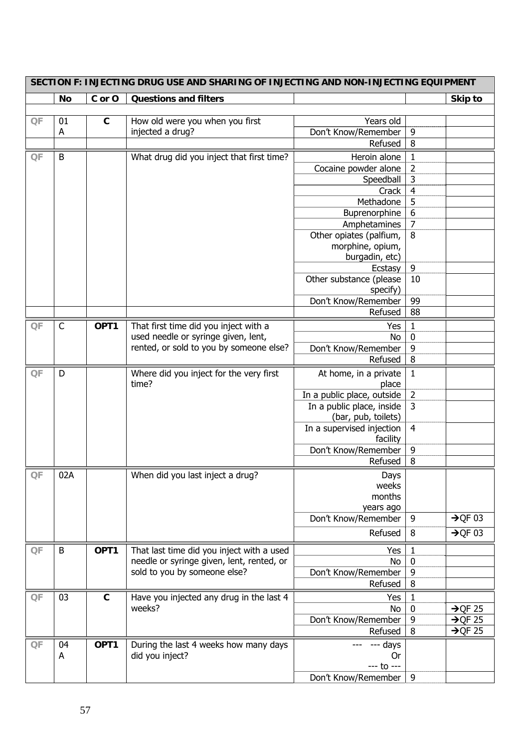| SECTION F: INJECTING DRUG USE AND SHARING OF INJECTING AND NON-INJECTING EQUIPMENT | | | | | | |
|---|---|---|---|---|---|---|
| | **No** | **C or O** | **Questions and filters** | | | **Skip to** |
| QF | 01 A | **C** | How old were you when you first injected a drug? | Years old | | |
| | | | | Don't Know/Remember | 9 | |
| | | | | Refused | 8 | |
| QF | B | | What drug did you inject that first time? | Heroin alone | 1 | |
| | | | | Cocaine powder alone | 2 | |
| | | | | Speedball | 3 | |
| | | | | Crack | 4 | |
| | | | | Methadone | 5 | |
| | | | | Buprenorphine | 6 | |
| | | | | Amphetamines | 7 | |
| | | | | Other opiates (palfium, morphine, opium, burgadin, etc) | 8 | |
| | | | | Ecstasy | 9 | |
| | | | | Other substance (please specify) | 10 | |
| | | | | Don't Know/Remember | 99 | |
| | | | | Refused | 88 | |
| QF | C | **OPT1** | That first time did you inject with a used needle or syringe given, lent, rented, or sold to you by someone else? | Yes | 1 | |
| | | | | No | 0 | |
| | | | | Don't Know/Remember | 9 | |
| | | | | Refused | 8 | |
| QF | D | | Where did you inject for the very first time? | At home, in a private place | 1 | |
| | | | | In a public place, outside | 2 | |
| | | | | In a public place, inside (bar, pub, toilets) | 3 | |
| | | | | In a supervised injection facility | 4 | |
| | | | | Don't Know/Remember | 9 | |
| | | | | Refused | 8 | |
| QF | 02A | | When did you last inject a drug? | Days weeks months years ago | | |
| | | | | Don't Know/Remember | 9 | →QF 03 |
| | | | | Refused | 8 | →QF 03 |
| QF | B | **OPT1** | That last time did you inject with a used needle or syringe given, lent, rented, or sold to you by someone else? | Yes | 1 | |
| | | | | No | 0 | |
| | | | | Don't Know/Remember | 9 | |
| | | | | Refused | 8 | |
| QF | 03 | **C** | Have you injected any drug in the last 4 weeks? | Yes | 1 | |
| | | | | No | 0 | →QF 25 |
| | | | | Don't Know/Remember | 9 | →QF 25 |
| | | | | Refused | 8 | →QF 25 |
| QF | 04 A | **OPT1** | During the last 4 weeks how many days did you inject? | --- --- days Or --- to --- | | |
| | | | | Don't Know/Remember | 9 | |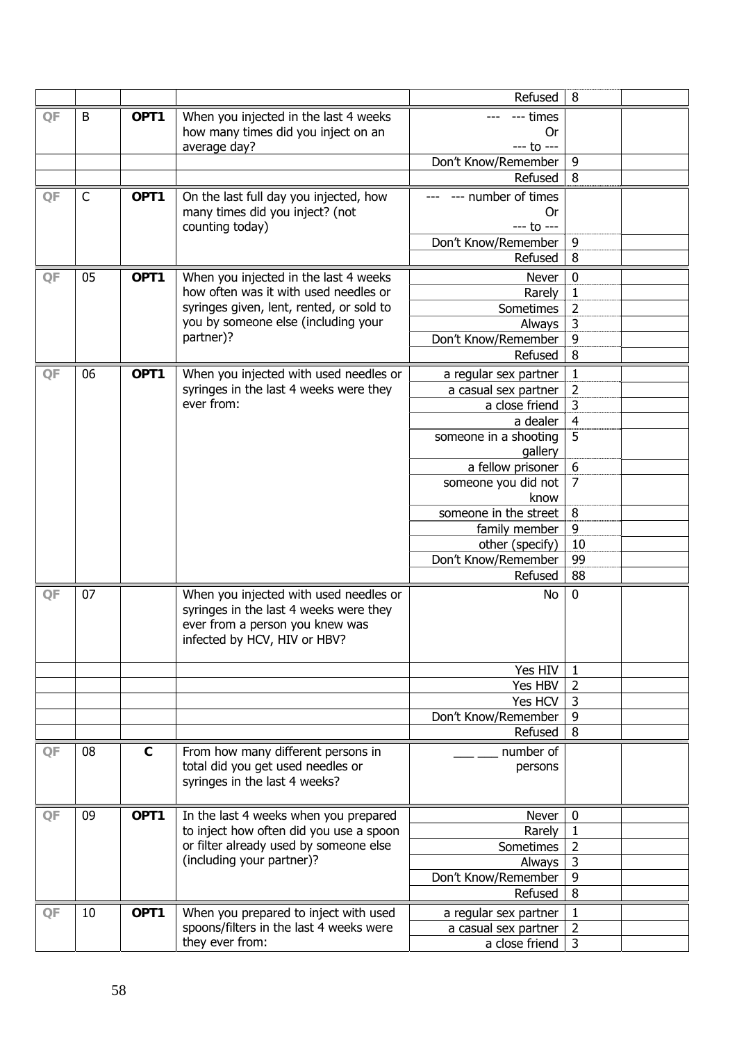| | | | | | | |
|---|---|---|---|---|---|---|
| | | | | Refused | 8 | |
| QF | B | **OPT1** | When you injected in the last 4 weeks how many times did you inject on an average day? | --- --- times Or --- to --- | | |
| | | | | Don't Know/Remember | 9 | |
| | | | | Refused | 8 | |
| QF | C | **OPT1** | On the last full day you injected, how many times did you inject? (not counting today) | --- --- number of times Or --- to --- | | |
| | | | | Don't Know/Remember | 9 | |
| | | | | Refused | 8 | |
| QF | 05 | **OPT1** | When you injected in the last 4 weeks how often was it with used needles or syringes given, lent, rented, or sold to you by someone else (including your partner)? | Never | 0 | |
| | | | | Rarely | 1 | |
| | | | | Sometimes | 2 | |
| | | | | Always | 3 | |
| | | | | Don't Know/Remember | 9 | |
| | | | | Refused | 8 | |
| QF | 06 | **OPT1** | When you injected with used needles or syringes in the last 4 weeks were they ever from: | a regular sex partner | 1 | |
| | | | | a casual sex partner | 2 | |
| | | | | a close friend | 3 | |
| | | | | a dealer | 4 | |
| | | | | someone in a shooting gallery | 5 | |
| | | | | a fellow prisoner | 6 | |
| | | | | someone you did not know | 7 | |
| | | | | someone in the street | 8 | |
| | | | | family member | 9 | |
| | | | | other (specify) | 10 | |
| | | | | Don't Know/Remember | 99 | |
| | | | | Refused | 88 | |
| QF | 07 | | When you injected with used needles or syringes in the last 4 weeks were they ever from a person you knew was infected by HCV, HIV or HBV? | No | 0 | |
| | | | | Yes HIV | 1 | |
| | | | | Yes HBV | 2 | |
| | | | | Yes HCV | 3 | |
| | | | | Don't Know/Remember | 9 | |
| | | | | Refused | 8 | |
| QF | 08 | **C** | From how many different persons in total did you get used needles or syringes in the last 4 weeks? | ___ ___ number of persons | | |
| QF | 09 | **OPT1** | In the last 4 weeks when you prepared to inject how often did you use a spoon or filter already used by someone else (including your partner)? | Never | 0 | |
| | | | | Rarely | 1 | |
| | | | | Sometimes | 2 | |
| | | | | Always | 3 | |
| | | | | Don't Know/Remember | 9 | |
| | | | | Refused | 8 | |
| QF | 10 | **OPT1** | When you prepared to inject with used spoons/filters in the last 4 weeks were they ever from: | a regular sex partner | 1 | |
| | | | | a casual sex partner | 2 | |
| | | | | a close friend | 3 | |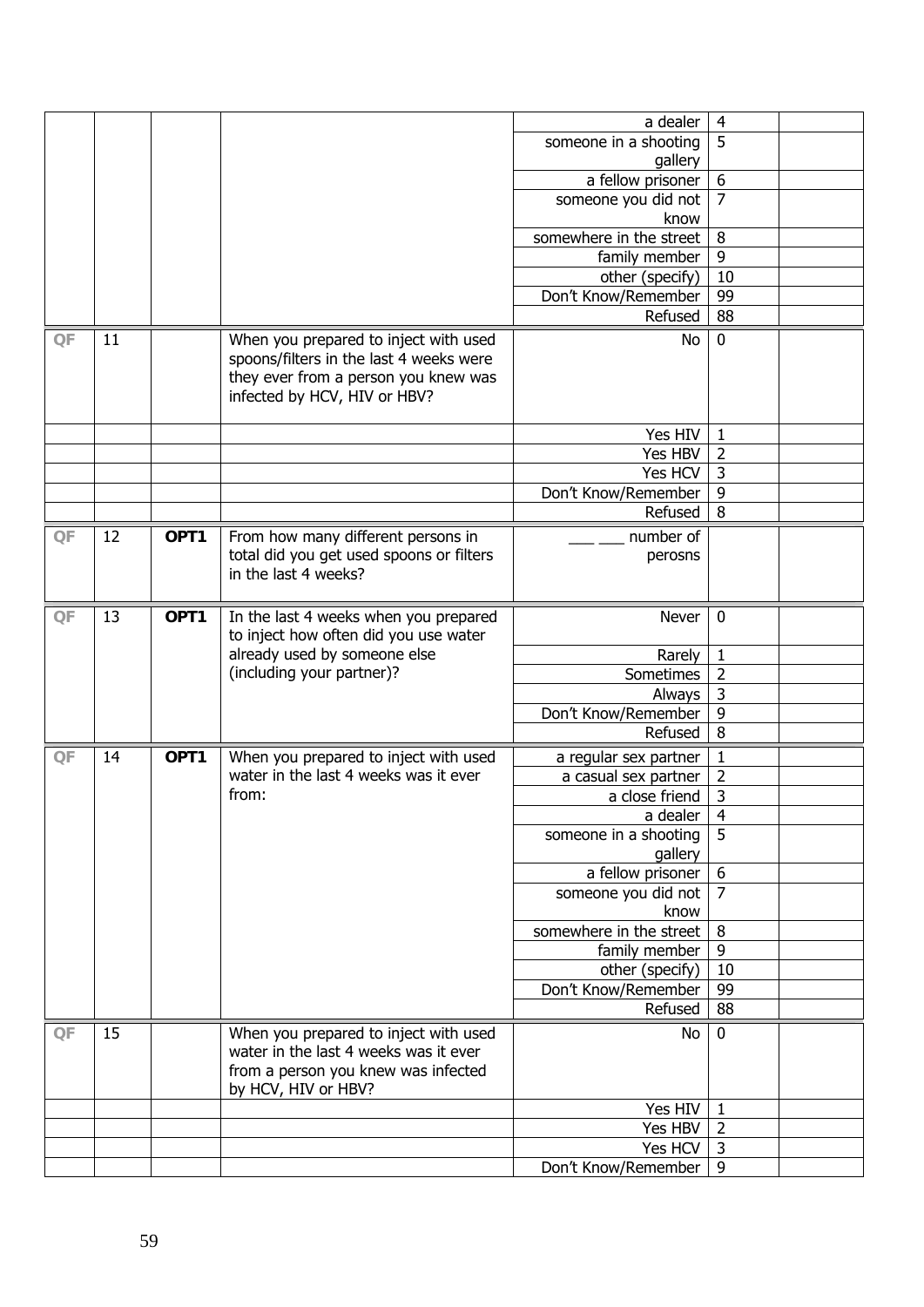| | | | | | | |
|---|---|---|---|---|---|---|
| | | | | a dealer | 4 | |
| | | | | someone in a shooting gallery | 5 | |
| | | | | a fellow prisoner | 6 | |
| | | | | someone you did not know | 7 | |
| | | | | somewhere in the street | 8 | |
| | | | | family member | 9 | |
| | | | | other (specify) | 10 | |
| | | | | Don't Know/Remember | 99 | |
| | | | | Refused | 88 | |
| QF | 11 | | When you prepared to inject with used spoons/filters in the last 4 weeks were they ever from a person you knew was infected by HCV, HIV or HBV? | No | 0 | |
| | | | | Yes HIV | 1 | |
| | | | | Yes HBV | 2 | |
| | | | | Yes HCV | 3 | |
| | | | | Don't Know/Remember | 9 | |
| | | | | Refused | 8 | |
| QF | 12 | **OPT1** | From how many different persons in total did you get used spoons or filters in the last 4 weeks? | ___ ___ number of perosns | | |
| QF | 13 | **OPT1** | In the last 4 weeks when you prepared to inject how often did you use water already used by someone else (including your partner)? | Never | 0 | |
| | | | | Rarely | 1 | |
| | | | | Sometimes | 2 | |
| | | | | Always | 3 | |
| | | | | Don't Know/Remember | 9 | |
| | | | | Refused | 8 | |
| QF | 14 | **OPT1** | When you prepared to inject with used water in the last 4 weeks was it ever from: | a regular sex partner | 1 | |
| | | | | a casual sex partner | 2 | |
| | | | | a close friend | 3 | |
| | | | | a dealer | 4 | |
| | | | | someone in a shooting gallery | 5 | |
| | | | | a fellow prisoner | 6 | |
| | | | | someone you did not know | 7 | |
| | | | | somewhere in the street | 8 | |
| | | | | family member | 9 | |
| | | | | other (specify) | 10 | |
| | | | | Don't Know/Remember | 99 | |
| | | | | Refused | 88 | |
| QF | 15 | | When you prepared to inject with used water in the last 4 weeks was it ever from a person you knew was infected by HCV, HIV or HBV? | No | 0 | |
| | | | | Yes HIV | 1 | |
| | | | | Yes HBV | 2 | |
| | | | | Yes HCV | 3 | |
| | | | | Don't Know/Remember | 9 | |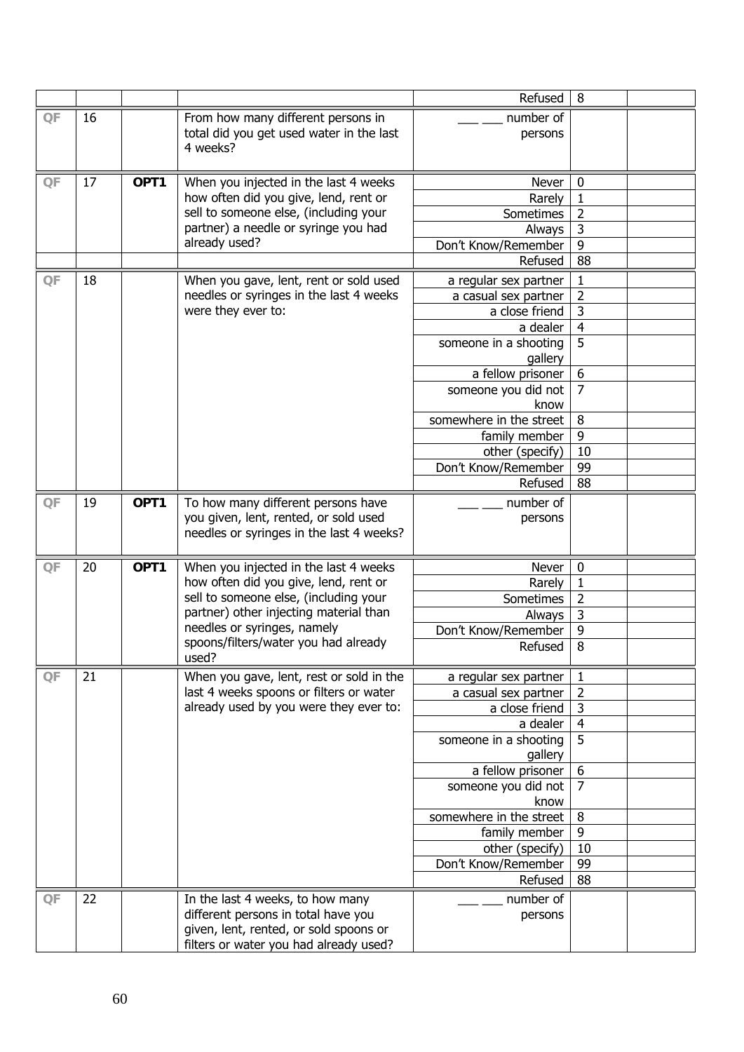| | | | | | | |
|---|---|---|---|---|---|---|
| | | | | Refused | 8 | |
| QF | 16 | | From how many different persons in total did you get used water in the last 4 weeks? | ___ ___ number of persons | | |
| QF | 17 | OPT1 | When you injected in the last 4 weeks how often did you give, lend, rent or sell to someone else, (including your partner) a needle or syringe you had already used? | Never | 0 | |
| | | | | Rarely | 1 | |
| | | | | Sometimes | 2 | |
| | | | | Always | 3 | |
| | | | | Don't Know/Remember | 9 | |
| | | | | Refused | 88 | |
| QF | 18 | | When you gave, lent, rent or sold used needles or syringes in the last 4 weeks were they ever to: | a regular sex partner | 1 | |
| | | | | a casual sex partner | 2 | |
| | | | | a close friend | 3 | |
| | | | | a dealer | 4 | |
| | | | | someone in a shooting gallery | 5 | |
| | | | | a fellow prisoner | 6 | |
| | | | | someone you did not know | 7 | |
| | | | | somewhere in the street | 8 | |
| | | | | family member | 9 | |
| | | | | other (specify) | 10 | |
| | | | | Don't Know/Remember | 99 | |
| | | | | Refused | 88 | |
| QF | 19 | OPT1 | To how many different persons have you given, lent, rented, or sold used needles or syringes in the last 4 weeks? | ___ ___ number of persons | | |
| QF | 20 | OPT1 | When you injected in the last 4 weeks how often did you give, lend, rent or sell to someone else, (including your partner) other injecting material than needles or syringes, namely spoons/filters/water you had already used? | Never | 0 | |
| | | | | Rarely | 1 | |
| | | | | Sometimes | 2 | |
| | | | | Always | 3 | |
| | | | | Don't Know/Remember | 9 | |
| | | | | Refused | 8 | |
| QF | 21 | | When you gave, lent, rest or sold in the last 4 weeks spoons or filters or water already used by you were they ever to: | a regular sex partner | 1 | |
| | | | | a casual sex partner | 2 | |
| | | | | a close friend | 3 | |
| | | | | a dealer | 4 | |
| | | | | someone in a shooting gallery | 5 | |
| | | | | a fellow prisoner | 6 | |
| | | | | someone you did not know | 7 | |
| | | | | somewhere in the street | 8 | |
| | | | | family member | 9 | |
| | | | | other (specify) | 10 | |
| | | | | Don't Know/Remember | 99 | |
| | | | | Refused | 88 | |
| QF | 22 | | In the last 4 weeks, to how many different persons in total have you given, lent, rented, or sold spoons or filters or water you had already used? | ___ ___ number of persons | | |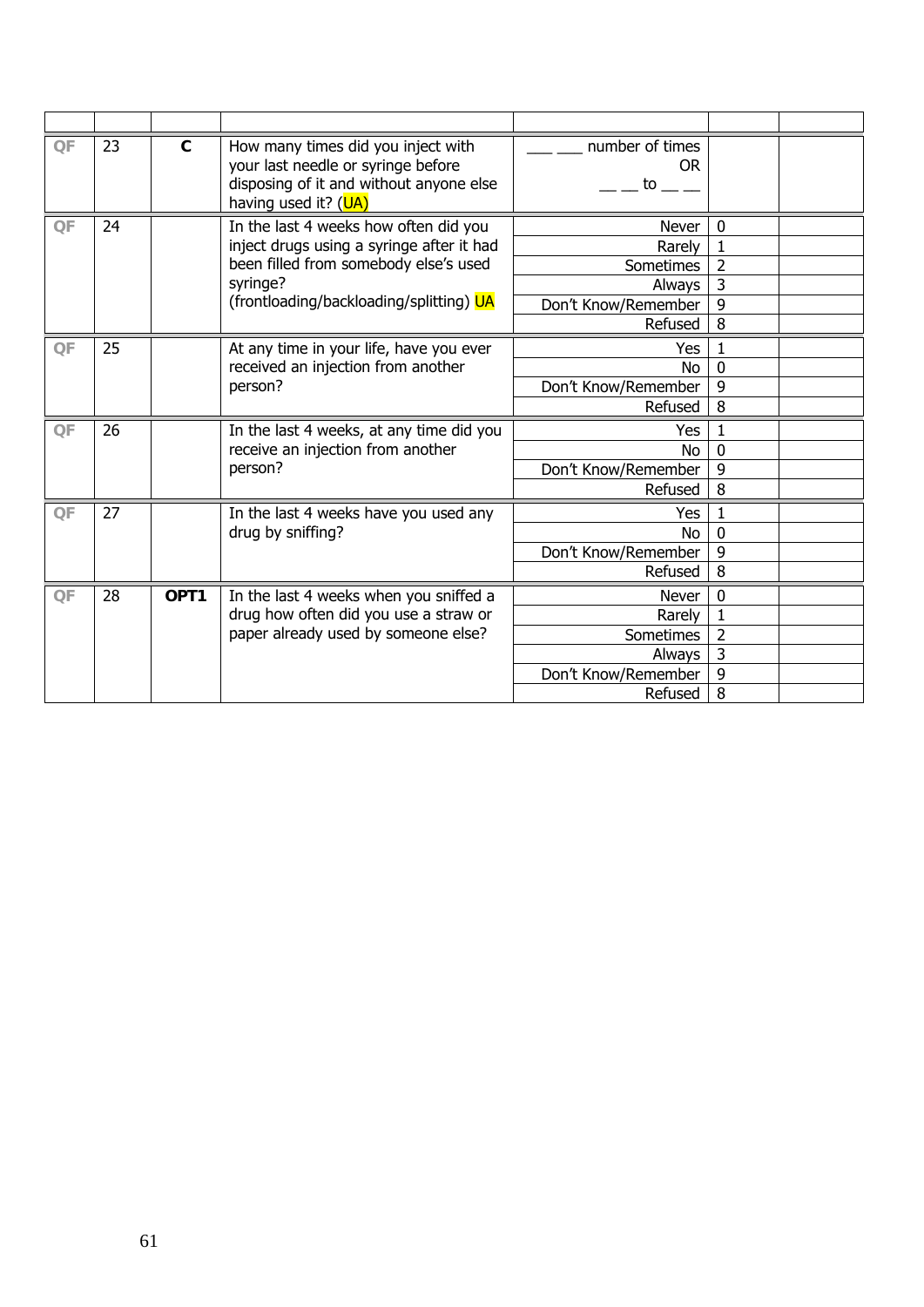| | | | | | | |
|---|---|---|---|---|---|---|
| QF | 23 | C | How many times did you inject with your last needle or syringe before disposing of it and without anyone else having used it? (UA) | ___ ___ number of times OR __ __ to __ __ | | |
| QF | 24 | | In the last 4 weeks how often did you inject drugs using a syringe after it had been filled from somebody else's used syringe? (frontloading/backloading/splitting) UA | Never | 0 | |
| | | | | Rarely | 1 | |
| | | | | Sometimes | 2 | |
| | | | | Always | 3 | |
| | | | | Don't Know/Remember | 9 | |
| | | | | Refused | 8 | |
| QF | 25 | | At any time in your life, have you ever received an injection from another person? | Yes | 1 | |
| | | | | No | 0 | |
| | | | | Don't Know/Remember | 9 | |
| | | | | Refused | 8 | |
| QF | 26 | | In the last 4 weeks, at any time did you receive an injection from another person? | Yes | 1 | |
| | | | | No | 0 | |
| | | | | Don't Know/Remember | 9 | |
| | | | | Refused | 8 | |
| QF | 27 | | In the last 4 weeks have you used any drug by sniffing? | Yes | 1 | |
| | | | | No | 0 | |
| | | | | Don't Know/Remember | 9 | |
| | | | | Refused | 8 | |
| QF | 28 | OPT1 | In the last 4 weeks when you sniffed a drug how often did you use a straw or paper already used by someone else? | Never | 0 | |
| | | | | Rarely | 1 | |
| | | | | Sometimes | 2 | |
| | | | | Always | 3 | |
| | | | | Don't Know/Remember | 9 | |
| | | | | Refused | 8 | |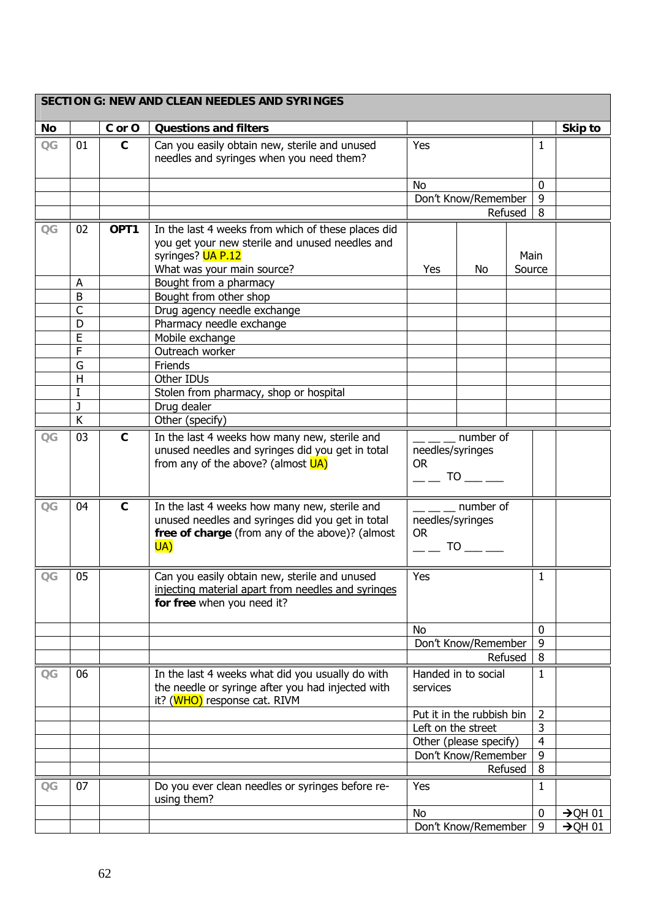## SECTION G: NEW AND CLEAN NEEDLES AND SYRINGES

| No | | C or O | Questions and filters | | | | Skip to |
|---|---|---|---|---|---|---|---|
| QG | 01 | C | Can you easily obtain new, sterile and unused needles and syringes when you need them? | Yes | | 1 | |
| | | | | No | | 0 | |
| | | | | Don't Know/Remember | | 9 | |
| | | | | Refused | | 8 | |
| QG | 02 | OPT1 | In the last 4 weeks from which of these places did you get your new sterile and unused needles and syringes? UA P.12<br>What was your main source? | Yes | No | Main Source | |
| | A | | Bought from a pharmacy | | | | |
| | B | | Bought from other shop | | | | |
| | C | | Drug agency needle exchange | | | | |
| | D | | Pharmacy needle exchange | | | | |
| | E | | Mobile exchange | | | | |
| | F | | Outreach worker | | | | |
| | G | | Friends | | | | |
| | H | | Other IDUs | | | | |
| | I | | Stolen from pharmacy, shop or hospital | | | | |
| | J | | Drug dealer | | | | |
| | K | | Other (specify) | | | | |
| QG | 03 | C | In the last 4 weeks how many new, sterile and unused needles and syringes did you get in total from any of the above? (almost UA) | __ __ __ number of needles/syringes<br>OR<br>__ __ TO ___ ___ | | | |
| QG | 04 | C | In the last 4 weeks how many new, sterile and unused needles and syringes did you get in total **free of charge** (from any of the above)? (almost UA) | __ __ __ number of needles/syringes<br>OR<br>__ __ TO ___ ___ | | | |
| QG | 05 | | Can you easily obtain new, sterile and unused injecting material apart from needles and syringes **for free** when you need it? | Yes | | 1 | |
| | | | | No | | 0 | |
| | | | | Don't Know/Remember | | 9 | |
| | | | | Refused | | 8 | |
| QG | 06 | | In the last 4 weeks what did you usually do with the needle or syringe after you had injected with it? (WHO) response cat. RIVM | Handed in to social services | | 1 | |
| | | | | Put it in the rubbish bin | | 2 | |
| | | | | Left on the street | | 3 | |
| | | | | Other (please specify) | | 4 | |
| | | | | Don't Know/Remember | | 9 | |
| | | | | Refused | | 8 | |
| QG | 07 | | Do you ever clean needles or syringes before re-using them? | Yes | | 1 | |
| | | | | No | | 0 | →QH 01 |
| | | | | Don't Know/Remember | | 9 | →QH 01 |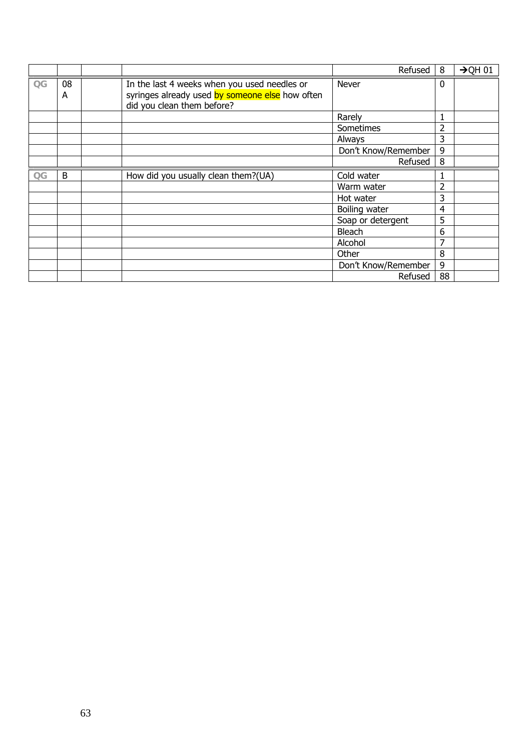| | | | | | | |
|---|---|---|---|---|---|---|
| | | | | Refused | 8 | →QH 01 |
| QG | 08 A | | In the last 4 weeks when you used needles or syringes already used by someone else how often did you clean them before? | Never | 0 | |
| | | | | Rarely | 1 | |
| | | | | Sometimes | 2 | |
| | | | | Always | 3 | |
| | | | | Don't Know/Remember | 9 | |
| | | | | Refused | 8 | |
| QG | B | | How did you usually clean them?(UA) | Cold water | 1 | |
| | | | | Warm water | 2 | |
| | | | | Hot water | 3 | |
| | | | | Boiling water | 4 | |
| | | | | Soap or detergent | 5 | |
| | | | | Bleach | 6 | |
| | | | | Alcohol | 7 | |
| | | | | Other | 8 | |
| | | | | Don't Know/Remember | 9 | |
| | | | | Refused | 88 | |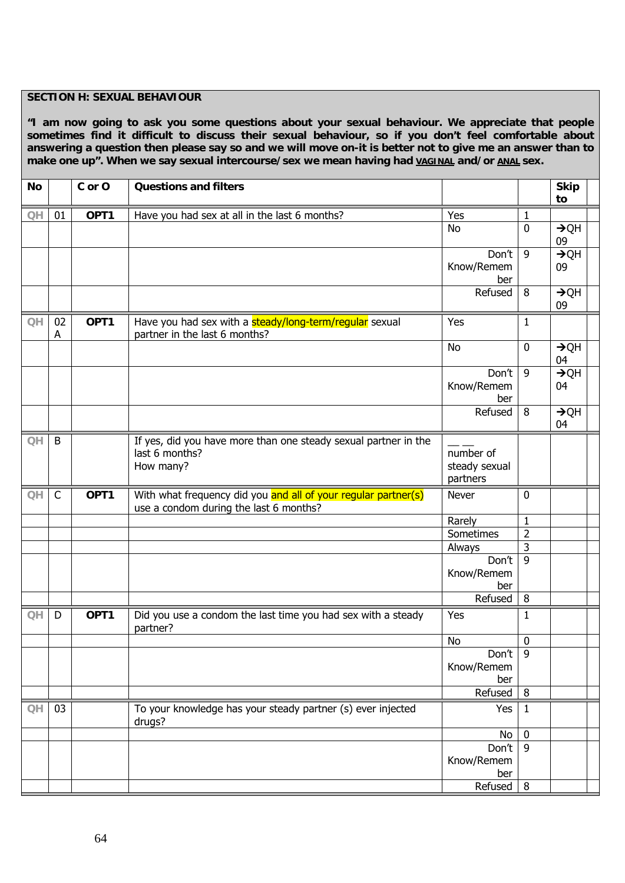**SECTION H: SEXUAL BEHAVIOUR**

**"I am now going to ask you some questions about your sexual behaviour. We appreciate that people sometimes find it difficult to discuss their sexual behaviour, so if you don't feel comfortable about answering a question then please say so and we will move on-it is better not to give me an answer than to make one up". When we say sexual intercourse/sex we mean having had VAGINAL and/or ANAL sex.**

| No | | C or O | Questions and filters | | | Skip to |
|---|---|---|---|---|---|---|
| QH | 01 | OPT1 | Have you had sex at all in the last 6 months? | Yes | 1 | |
| | | | | No | 0 | →QH 09 |
| | | | | Don't Know/Remember | 9 | →QH 09 |
| | | | | Refused | 8 | →QH 09 |
| QH | 02 A | OPT1 | Have you had sex with a steady/long-term/regular sexual partner in the last 6 months? | Yes | 1 | |
| | | | | No | 0 | →QH 04 |
| | | | | Don't Know/Remember | 9 | →QH 04 |
| | | | | Refused | 8 | →QH 04 |
| QH | B | | If yes, did you have more than one steady sexual partner in the last 6 months? How many? | __ __ number of steady sexual partners | | |
| QH | C | OPT1 | With what frequency did you and all of your regular partner(s) use a condom during the last 6 months? | Never | 0 | |
| | | | | Rarely | 1 | |
| | | | | Sometimes | 2 | |
| | | | | Always | 3 | |
| | | | | Don't Know/Remember | 9 | |
| | | | | Refused | 8 | |
| QH | D | OPT1 | Did you use a condom the last time you had sex with a steady partner? | Yes | 1 | |
| | | | | No | 0 | |
| | | | | Don't Know/Remember | 9 | |
| | | | | Refused | 8 | |
| QH | 03 | | To your knowledge has your steady partner (s) ever injected drugs? | Yes | 1 | |
| | | | | No | 0 | |
| | | | | Don't Know/Remember | 9 | |
| | | | | Refused | 8 | |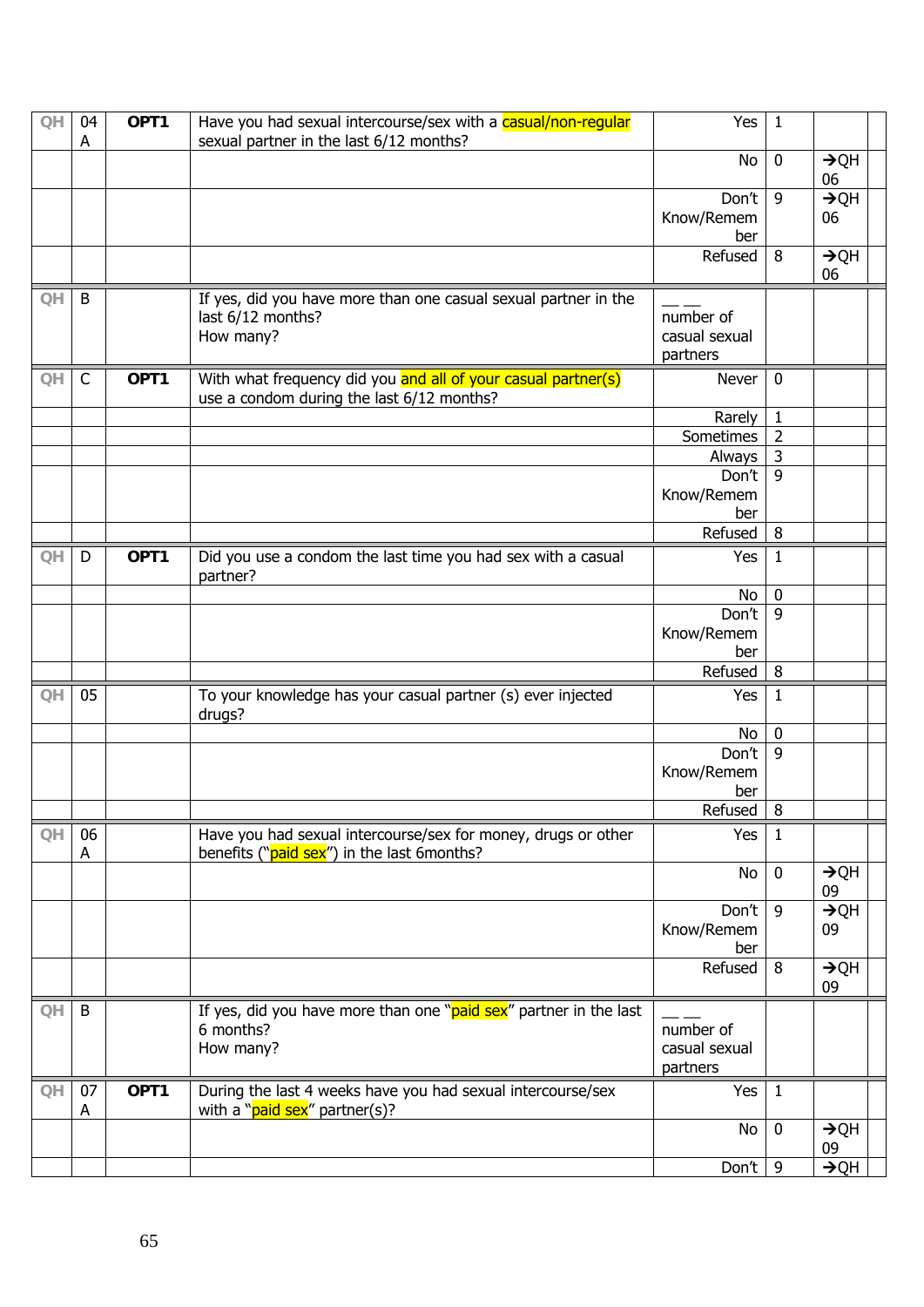| | | | | | | | |
|---|---|---|---|---|---|---|---|
| QH | 04 A | **OPT1** | Have you had sexual intercourse/sex with a casual/non-regular sexual partner in the last 6/12 months? | Yes | 1 | | |
| | | | | No | 0 | →QH 06 | |
| | | | | Don't Know/Remember | 9 | →QH 06 | |
| | | | | Refused | 8 | →QH 06 | |
| QH | B | | If yes, did you have more than one casual sexual partner in the last 6/12 months? How many? | __ __ number of casual sexual partners | | | |
| QH | C | **OPT1** | With what frequency did you and all of your casual partner(s) use a condom during the last 6/12 months? | Never | 0 | | |
| | | | | Rarely | 1 | | |
| | | | | Sometimes | 2 | | |
| | | | | Always | 3 | | |
| | | | | Don't Know/Remember | 9 | | |
| | | | | Refused | 8 | | |
| QH | D | **OPT1** | Did you use a condom the last time you had sex with a casual partner? | Yes | 1 | | |
| | | | | No | 0 | | |
| | | | | Don't Know/Remember | 9 | | |
| | | | | Refused | 8 | | |
| QH | 05 | | To your knowledge has your casual partner (s) ever injected drugs? | Yes | 1 | | |
| | | | | No | 0 | | |
| | | | | Don't Know/Remember | 9 | | |
| | | | | Refused | 8 | | |
| QH | 06 A | | Have you had sexual intercourse/sex for money, drugs or other benefits ("paid sex") in the last 6months? | Yes | 1 | | |
| | | | | No | 0 | →QH 09 | |
| | | | | Don't Know/Remember | 9 | →QH 09 | |
| | | | | Refused | 8 | →QH 09 | |
| QH | B | | If yes, did you have more than one "paid sex" partner in the last 6 months? How many? | __ __ number of casual sexual partners | | | |
| QH | 07 A | **OPT1** | During the last 4 weeks have you had sexual intercourse/sex with a "paid sex" partner(s)? | Yes | 1 | | |
| | | | | No | 0 | →QH 09 | |
| | | | | Don't | 9 | →QH | |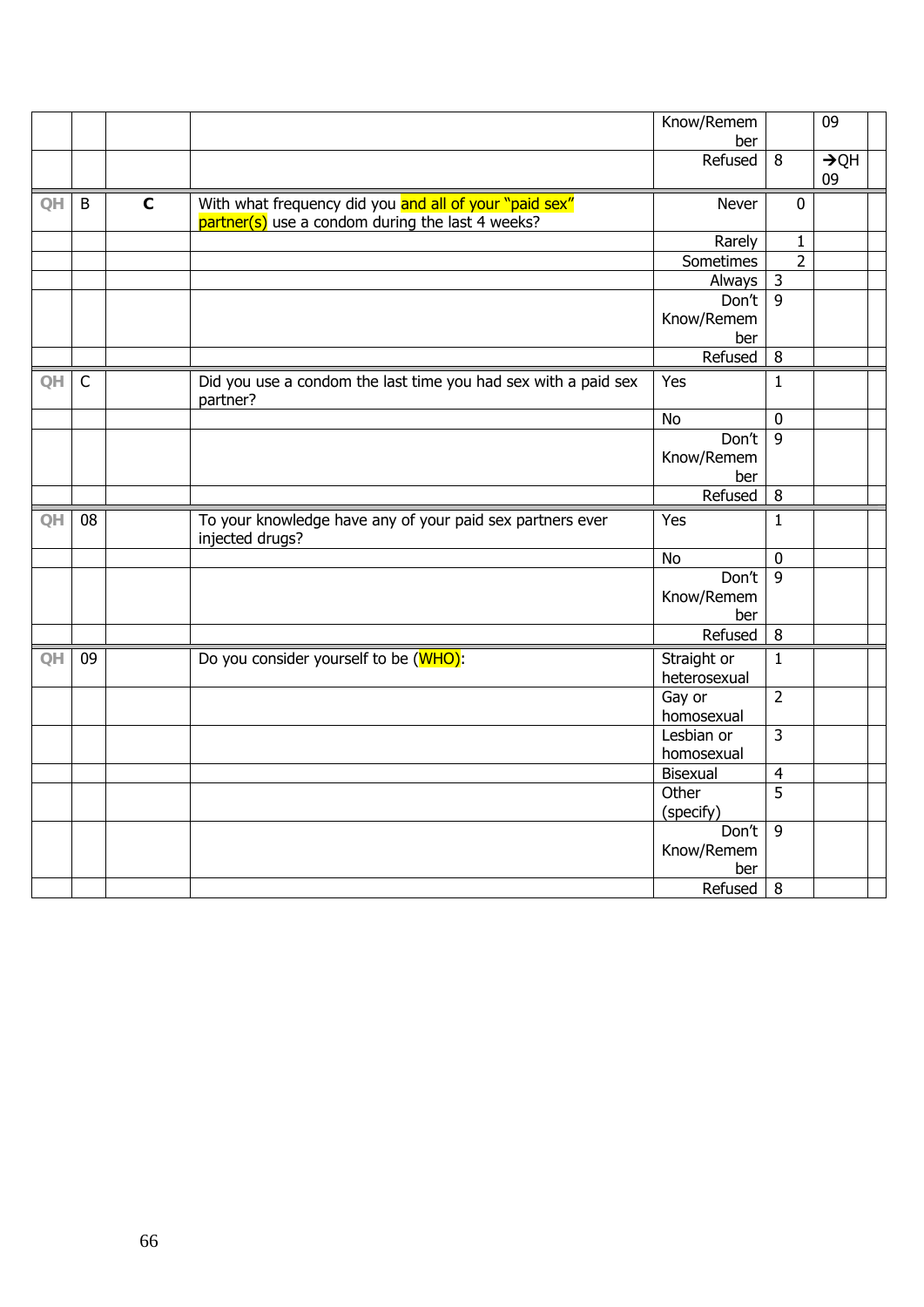| | | | | | | | |
|---|---|---|---|---|---|---|---|
| | | | | Know/Remember | | 09 | |
| | | | | Refused | 8 | →QH 09 | |
| QH | B | C | With what frequency did you and all of your "paid sex" partner(s) use a condom during the last 4 weeks? | Never | 0 | | |
| | | | | Rarely | 1 | | |
| | | | | Sometimes | 2 | | |
| | | | | Always | 3 | | |
| | | | | Don't Know/Remember | 9 | | |
| | | | | Refused | 8 | | |
| QH | C | | Did you use a condom the last time you had sex with a paid sex partner? | Yes | 1 | | |
| | | | | No | 0 | | |
| | | | | Don't Know/Remember | 9 | | |
| | | | | Refused | 8 | | |
| QH | 08 | | To your knowledge have any of your paid sex partners ever injected drugs? | Yes | 1 | | |
| | | | | No | 0 | | |
| | | | | Don't Know/Remember | 9 | | |
| | | | | Refused | 8 | | |
| QH | 09 | | Do you consider yourself to be (WHO): | Straight or heterosexual | 1 | | |
| | | | | Gay or homosexual | 2 | | |
| | | | | Lesbian or homosexual | 3 | | |
| | | | | Bisexual | 4 | | |
| | | | | Other (specify) | 5 | | |
| | | | | Don't Know/Remember | 9 | | |
| | | | | Refused | 8 | | |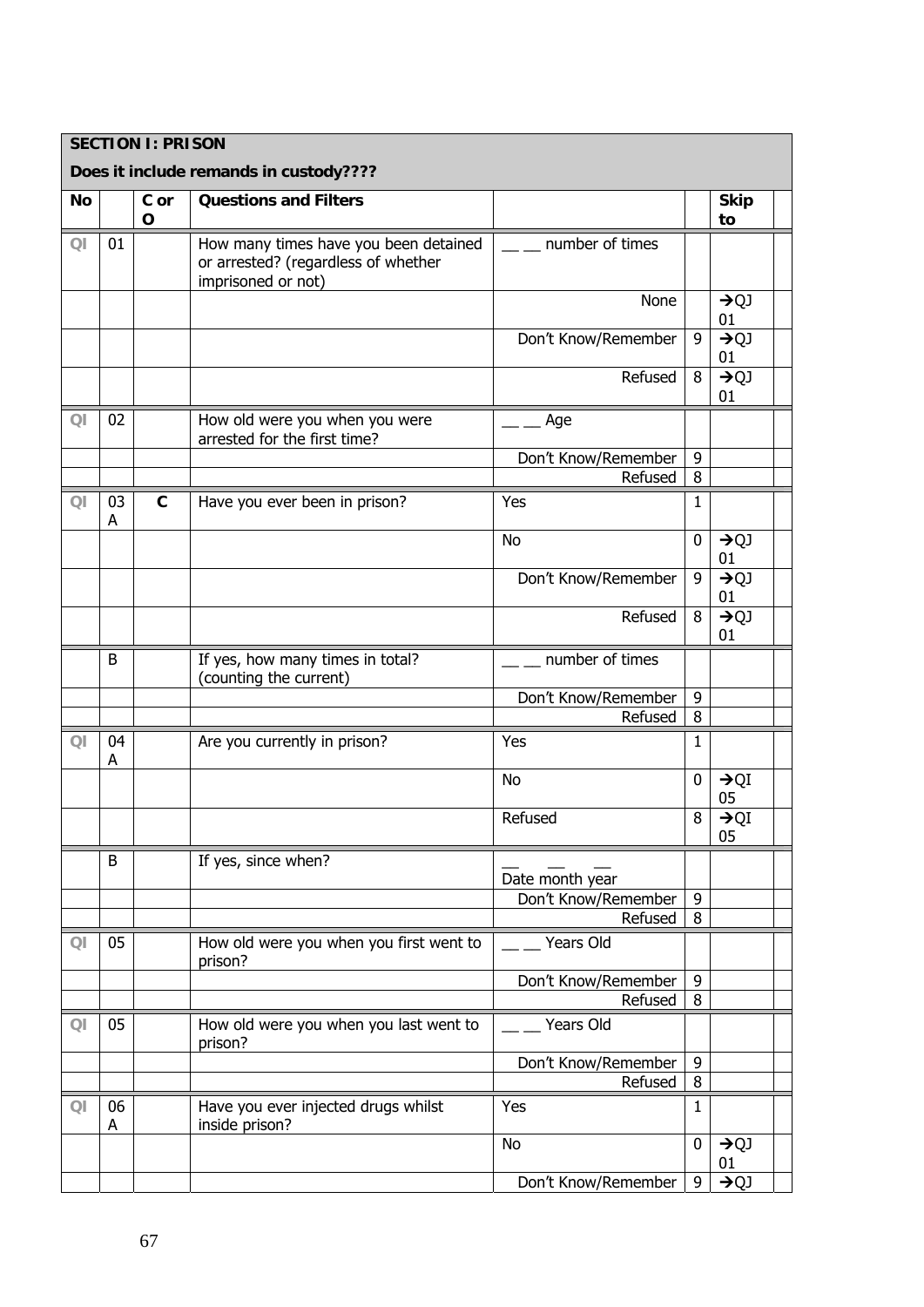| SECTION I: PRISON | | | | | | | |
|---|---|---|---|---|---|---|---|
| **Does it include remands in custody????** | | | | | | | |
| **No** | | **C or O** | **Questions and Filters** | | | **Skip to** | |
| QI | 01 | | How many times have you been detained or arrested? (regardless of whether imprisoned or not) | __ __ number of times | | | |
| | | | | None | | →QJ 01 | |
| | | | | Don't Know/Remember | 9 | →QJ 01 | |
| | | | | Refused | 8 | →QJ 01 | |
| QI | 02 | | How old were you when you were arrested for the first time? | __ __ Age | | | |
| | | | | Don't Know/Remember | 9 | | |
| | | | | Refused | 8 | | |
| QI | 03 A | **C** | Have you ever been in prison? | Yes | 1 | | |
| | | | | No | 0 | →QJ 01 | |
| | | | | Don't Know/Remember | 9 | →QJ 01 | |
| | | | | Refused | 8 | →QJ 01 | |
| | B | | If yes, how many times in total? (counting the current) | __ __ number of times | | | |
| | | | | Don't Know/Remember | 9 | | |
| | | | | Refused | 8 | | |
| QI | 04 A | | Are you currently in prison? | Yes | 1 | | |
| | | | | No | 0 | →QI 05 | |
| | | | | Refused | 8 | →QI 05 | |
| | B | | If yes, since when? | __ __ __ Date month year | | | |
| | | | | Don't Know/Remember | 9 | | |
| | | | | Refused | 8 | | |
| QI | 05 | | How old were you when you first went to prison? | __ __ Years Old | | | |
| | | | | Don't Know/Remember | 9 | | |
| | | | | Refused | 8 | | |
| QI | 05 | | How old were you when you last went to prison? | __ __ Years Old | | | |
| | | | | Don't Know/Remember | 9 | | |
| | | | | Refused | 8 | | |
| QI | 06 A | | Have you ever injected drugs whilst inside prison? | Yes | 1 | | |
| | | | | No | 0 | →QJ 01 | |
| | | | | Don't Know/Remember | 9 | →QJ | |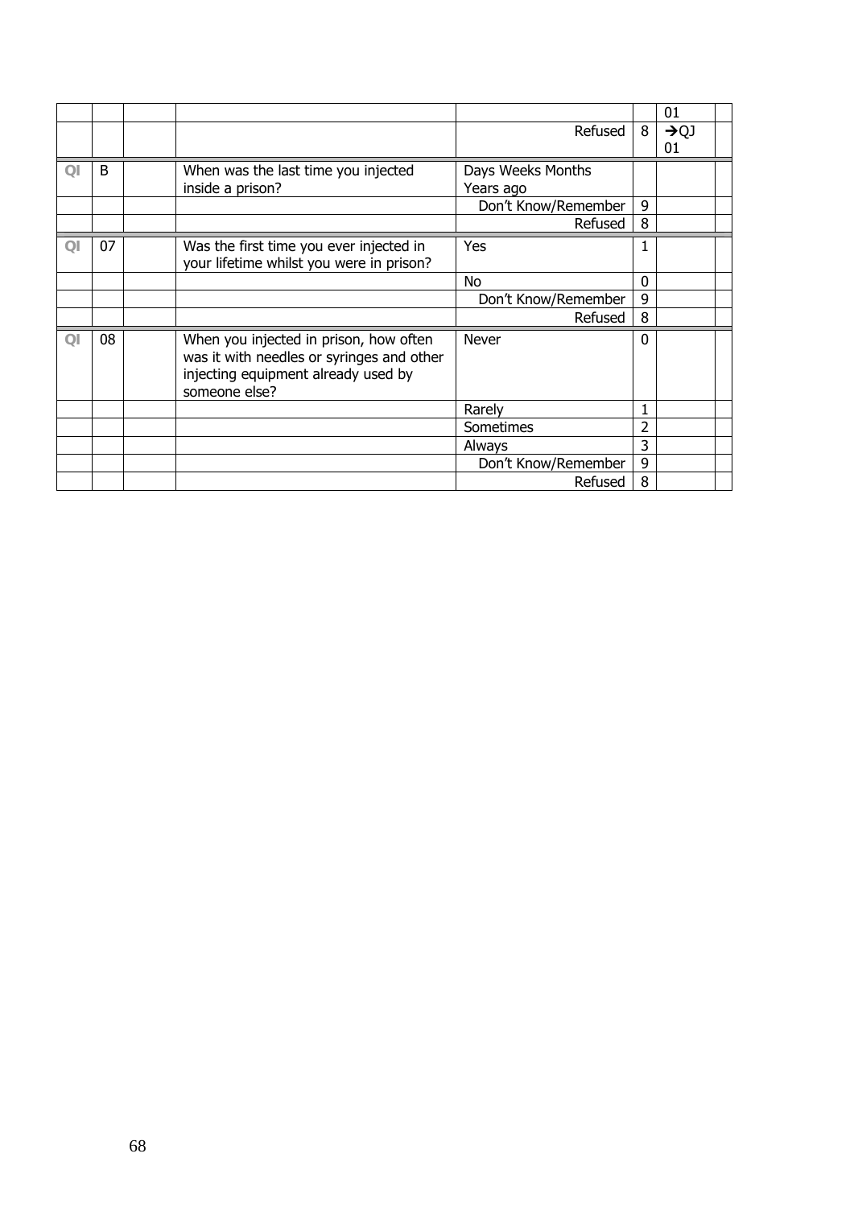| | | | | | | | |
|---|---|---|---|---|---|---|---|
| | | | | | | 01 | |
| | | | | Refused | 8 | →QJ 01 | |
| QI | B | | When was the last time you injected inside a prison? | Days Weeks Months Years ago | | | |
| | | | | Don't Know/Remember | 9 | | |
| | | | | Refused | 8 | | |
| QI | 07 | | Was the first time you ever injected in your lifetime whilst you were in prison? | Yes | 1 | | |
| | | | | No | 0 | | |
| | | | | Don't Know/Remember | 9 | | |
| | | | | Refused | 8 | | |
| QI | 08 | | When you injected in prison, how often was it with needles or syringes and other injecting equipment already used by someone else? | Never | 0 | | |
| | | | | Rarely | 1 | | |
| | | | | Sometimes | 2 | | |
| | | | | Always | 3 | | |
| | | | | Don't Know/Remember | 9 | | |
| | | | | Refused | 8 | | |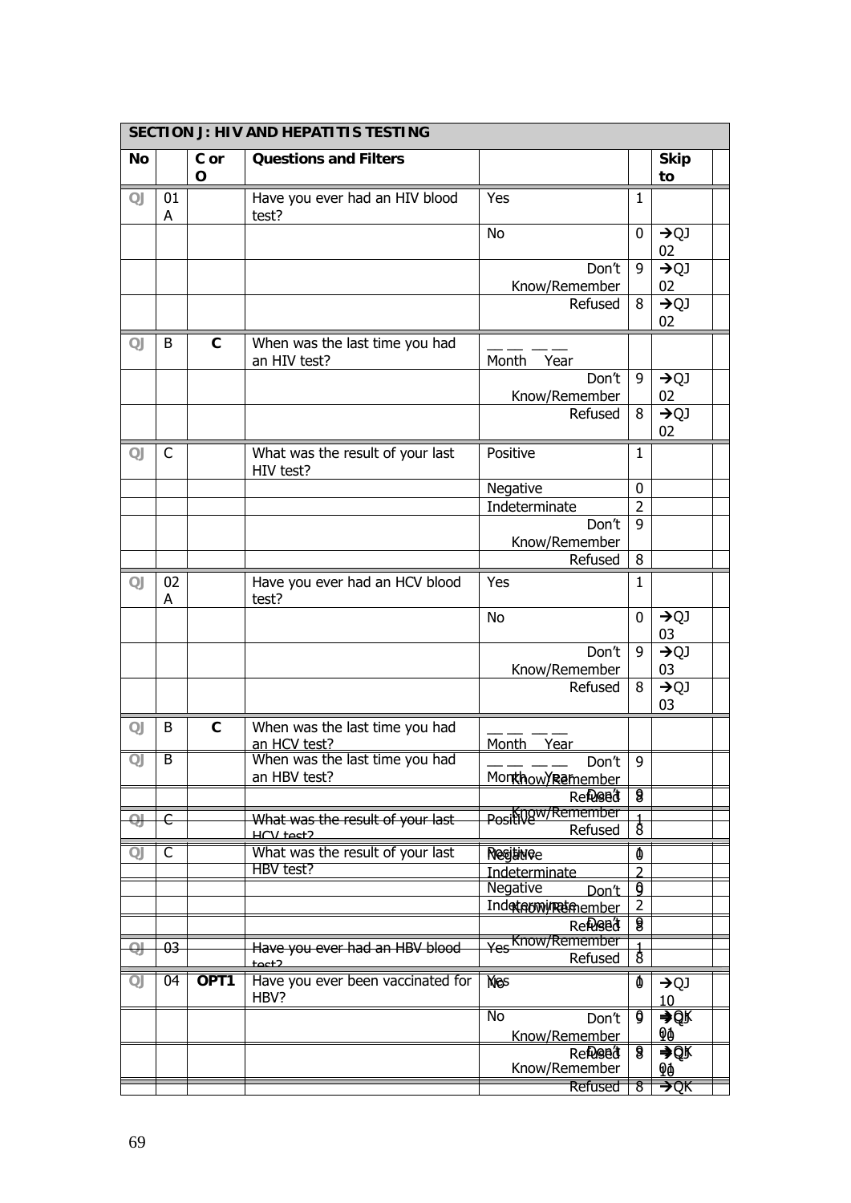## SECTION J: HIV AND HEPATITIS TESTING

| No | | C or O | Questions and Filters | | | Skip to |
|---|---|---|---|---|---|---|
| QJ | 01 A | | Have you ever had an HIV blood test? | Yes | 1 | |
| | | | | No | 0 | →QJ 02 |
| | | | | Don't Know/Remember | 9 | →QJ 02 |
| | | | | Refused | 8 | →QJ 02 |
| QJ | B | C | When was the last time you had an HIV test? | __ __ __ __ Month Year | | |
| | | | | Don't Know/Remember | 9 | →QJ 02 |
| | | | | Refused | 8 | →QJ 02 |
| QJ | C | | What was the result of your last HIV test? | Positive | 1 | |
| | | | | Negative | 0 | |
| | | | | Indeterminate | 2 | |
| | | | | Don't Know/Remember | 9 | |
| | | | | Refused | 8 | |
| QJ | 02 A | | Have you ever had an HCV blood test? | Yes | 1 | |
| | | | | No | 0 | →QJ 03 |
| | | | | Don't Know/Remember | 9 | →QJ 03 |
| | | | | Refused | 8 | →QJ 03 |
| QJ | B | C | When was the last time you had an HCV test? | __ __ __ __ Month Year | | |
| QJ | B | | When was the last time you had an HBV test? | __ __ __ __ Month Year / Don't Know/Remember | 9 | |
| | | | | Refused / Don't | 8 / 9 | |
| QJ | C | | ~~What was the result of your last HCV test?~~ | Positive / Know/Remember / Refused | 1 / 8 | |
| QJ | C | | What was the result of your last HBV test? | Positive / Negative | 1 / 0 | |
| | | | | Indeterminate | 2 | |
| | | | | Negative / Don't | 0 / 9 | |
| | | | | Indeterminate / Know/Remember | 2 | |
| | | | | Refused / Don't | 8 / 9 | |
| QJ | 03 | | ~~Have you ever had an HBV blood test?~~ | Yes / Know/Remember / Refused | 1 / 8 | |
| QJ | 04 | OPT1 | Have you ever been vaccinated for HBV? | Yes / No | 1 / 0 | →QJ 10 |
| | | | | No / Don't Know/Remember | 0 / 9 | →QK 01 / →QJ 10 |
| | | | | Refused / Don't Know/Remember | 8 / 9 | →QK 01 / →QJ 10 |
| | | | | Refused | 8 | →QK |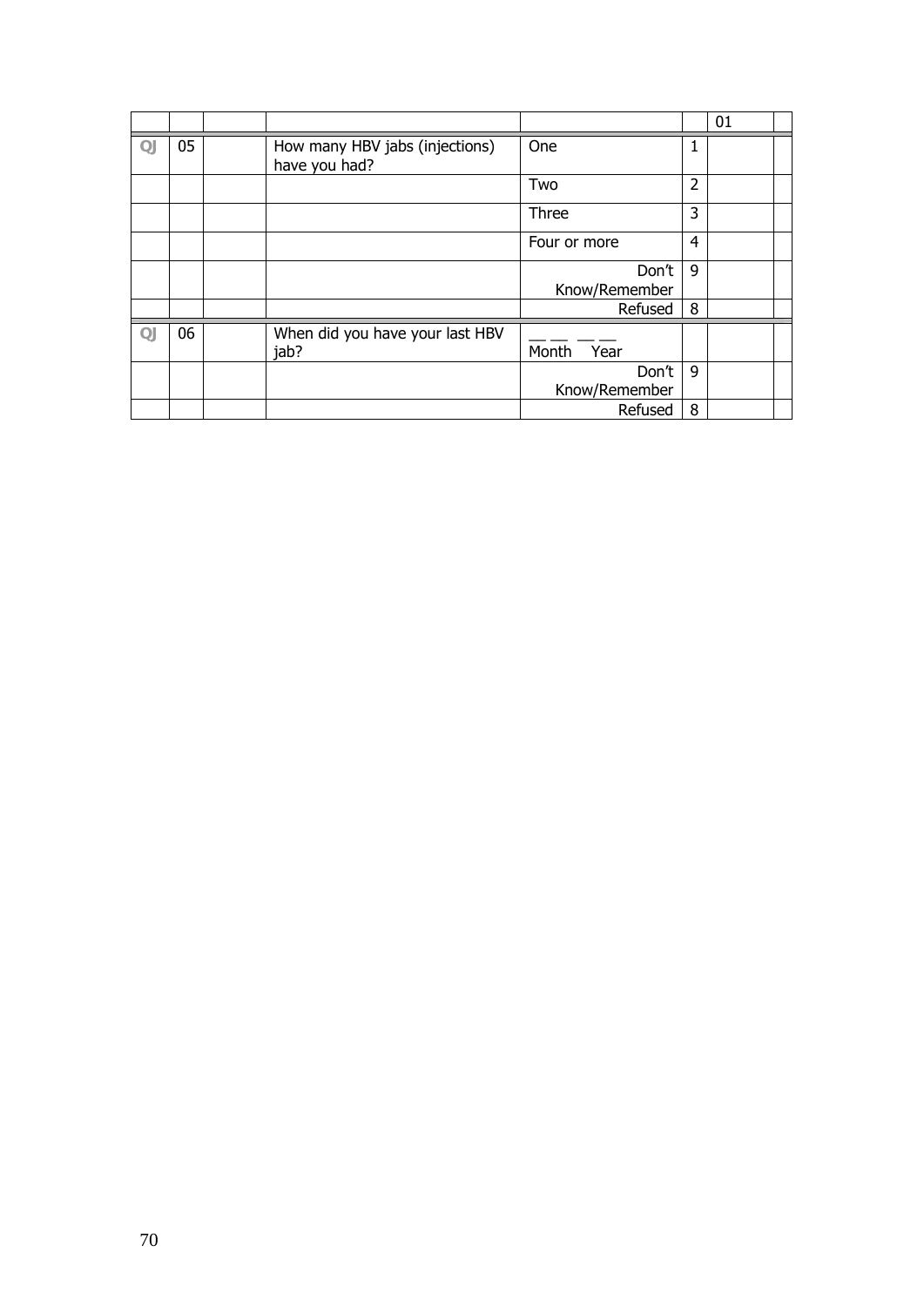|  |  |  |  |  |  | 01 |  |
|---|---|---|---|---|---|---|---|
| QJ | 05 |  | How many HBV jabs (injections) have you had? | One | 1 |  |  |
|  |  |  |  | Two | 2 |  |  |
|  |  |  |  | Three | 3 |  |  |
|  |  |  |  | Four or more | 4 |  |  |
|  |  |  |  | Don't Know/Remember | 9 |  |  |
|  |  |  |  | Refused | 8 |  |  |
| QJ | 06 |  | When did you have your last HBV jab? | __ __ __ __ Month Year |  |  |  |
|  |  |  |  | Don't Know/Remember | 9 |  |  |
|  |  |  |  | Refused | 8 |  |  |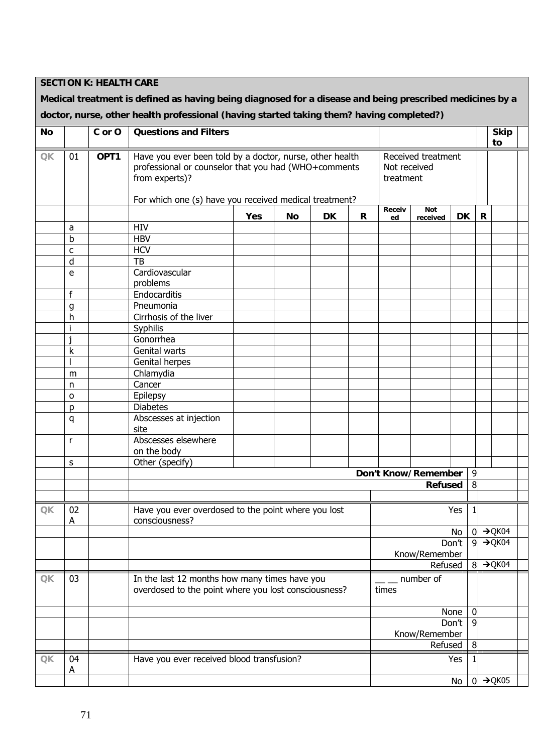| **SECTION K: HEALTH CARE** | | | | | | | | | | | | | |
|---|---|---|---|---|---|---|---|---|---|---|---|---|---|
| **Medical treatment is defined as having being diagnosed for a disease and being prescribed medicines by a doctor, nurse, other health professional (having started taking them? having completed?)** | | | | | | | | | | | | | |
| **No** | | **C or O** | **Questions and Filters** | | | | | | | | | | **Skip to** |
| QK | 01 | **OPT1** | Have you ever been told by a doctor, nurse, other health professional or counselor that you had (WHO+comments from experts)?<br><br>For which one (s) have you received medical treatment? | | | | | Received treatment<br>Not received treatment | | | | | |
| | | | | **Yes** | **No** | **DK** | **R** | **Received** | **Not received** | **DK** | **R** | | |
| | a | | HIV | | | | | | | | | | |
| | b | | HBV | | | | | | | | | | |
| | c | | HCV | | | | | | | | | | |
| | d | | TB | | | | | | | | | | |
| | e | | Cardiovascular problems | | | | | | | | | | |
| | f | | Endocarditis | | | | | | | | | | |
| | g | | Pneumonia | | | | | | | | | | |
| | h | | Cirrhosis of the liver | | | | | | | | | | |
| | i | | Syphilis | | | | | | | | | | |
| | j | | Gonorrhea | | | | | | | | | | |
| | k | | Genital warts | | | | | | | | | | |
| | l | | Genital herpes | | | | | | | | | | |
| | m | | Chlamydia | | | | | | | | | | |
| | n | | Cancer | | | | | | | | | | |
| | o | | Epilepsy | | | | | | | | | | |
| | p | | Diabetes | | | | | | | | | | |
| | q | | Abscesses at injection site | | | | | | | | | | |
| | r | | Abscesses elsewhere on the body | | | | | | | | | | |
| | s | | Other (specify) | | | | | | | | | | |
| | | | | | | | | **Don't Know/Remember** | | | 9 | | |
| | | | | | | | | **Refused** | | | 8 | | |
| QK | 02 A | | Have you ever overdosed to the point where you lost consciousness? | | | | | Yes | | | 1 | | |
| | | | | | | | | No | | | 0 | | →QK04 |
| | | | | | | | | Don't Know/Remember | | | 9 | | →QK04 |
| | | | | | | | | Refused | | | 8 | | →QK04 |
| QK | 03 | | In the last 12 months how many times have you overdosed to the point where you lost consciousness? | | | | | __ __ number of times | | | | | |
| | | | | | | | | None | | | 0 | | |
| | | | | | | | | Don't Know/Remember | | | 9 | | |
| | | | | | | | | Refused | | | 8 | | |
| QK | 04 A | | Have you ever received blood transfusion? | | | | | Yes | | | 1 | | |
| | | | | | | | | No | | | 0 | | →QK05 |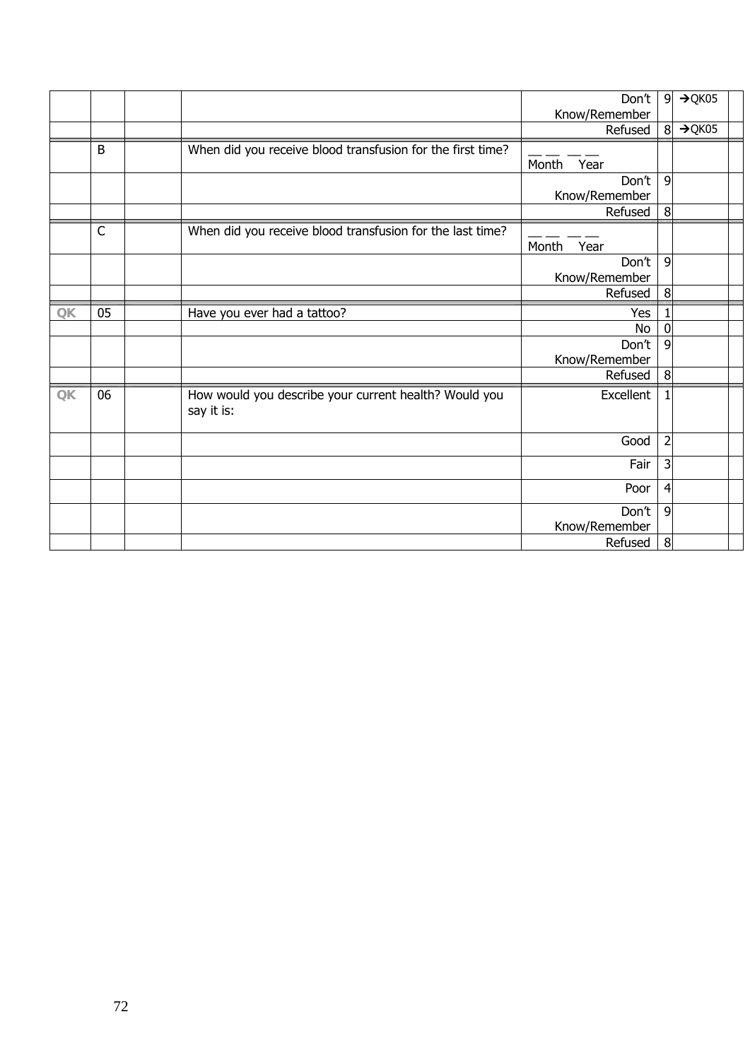| | | | | | | | |
|---|---|---|---|---|---|---|---|
| | | | | Don't Know/Remember | 9 | →QK05 | |
| | | | | Refused | 8 | →QK05 | |
| | B | | When did you receive blood transfusion for the first time? | __ __ __ __<br>Month Year | | | |
| | | | | Don't Know/Remember | 9 | | |
| | | | | Refused | 8 | | |
| | C | | When did you receive blood transfusion for the last time? | __ __ __ __<br>Month Year | | | |
| | | | | Don't Know/Remember | 9 | | |
| | | | | Refused | 8 | | |
| QK | 05 | | Have you ever had a tattoo? | Yes | 1 | | |
| | | | | No | 0 | | |
| | | | | Don't Know/Remember | 9 | | |
| | | | | Refused | 8 | | |
| QK | 06 | | How would you describe your current health? Would you say it is: | Excellent | 1 | | |
| | | | | Good | 2 | | |
| | | | | Fair | 3 | | |
| | | | | Poor | 4 | | |
| | | | | Don't Know/Remember | 9 | | |
| | | | | Refused | 8 | | |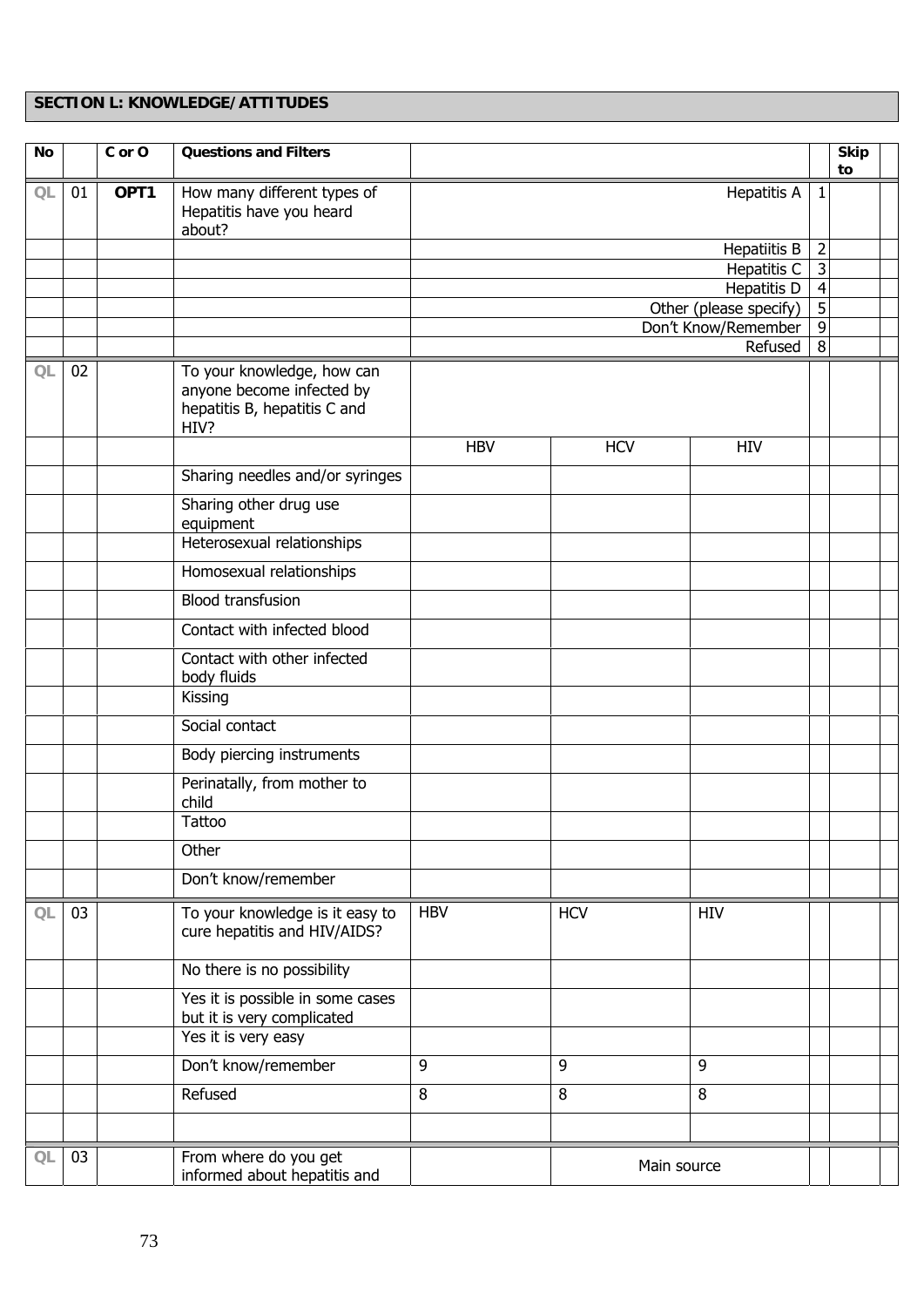## SECTION L: KNOWLEDGE/ATTITUDES

| No | | C or O | Questions and Filters | | | | | Skip to |
|---|---|---|---|---|---|---|---|---|
| QL | 01 | OPT1 | How many different types of Hepatitis have you heard about? | | | Hepatitis A | 1 | |
| | | | | | | Hepatiitis B | 2 | |
| | | | | | | Hepatitis C | 3 | |
| | | | | | | Hepatitis D | 4 | |
| | | | | | | Other (please specify) | 5 | |
| | | | | | | Don't Know/Remember | 9 | |
| | | | | | | Refused | 8 | |
| QL | 02 | | To your knowledge, how can anyone become infected by hepatitis B, hepatitis C and HIV? | | | | | |
| | | | | HBV | HCV | HIV | | |
| | | | Sharing needles and/or syringes | | | | | |
| | | | Sharing other drug use equipment | | | | | |
| | | | Heterosexual relationships | | | | | |
| | | | Homosexual relationships | | | | | |
| | | | Blood transfusion | | | | | |
| | | | Contact with infected blood | | | | | |
| | | | Contact with other infected body fluids | | | | | |
| | | | Kissing | | | | | |
| | | | Social contact | | | | | |
| | | | Body piercing instruments | | | | | |
| | | | Perinatally, from mother to child | | | | | |
| | | | Tattoo | | | | | |
| | | | Other | | | | | |
| | | | Don't know/remember | | | | | |
| QL | 03 | | To your knowledge is it easy to cure hepatitis and HIV/AIDS? | HBV | HCV | HIV | | |
| | | | No there is no possibility | | | | | |
| | | | Yes it is possible in some cases but it is very complicated | | | | | |
| | | | Yes it is very easy | | | | | |
| | | | Don't know/remember | 9 | 9 | 9 | | |
| | | | Refused | 8 | 8 | 8 | | |
| | | | | | | | | |
| QL | 03 | | From where do you get informed about hepatitis and | | Main source | | | |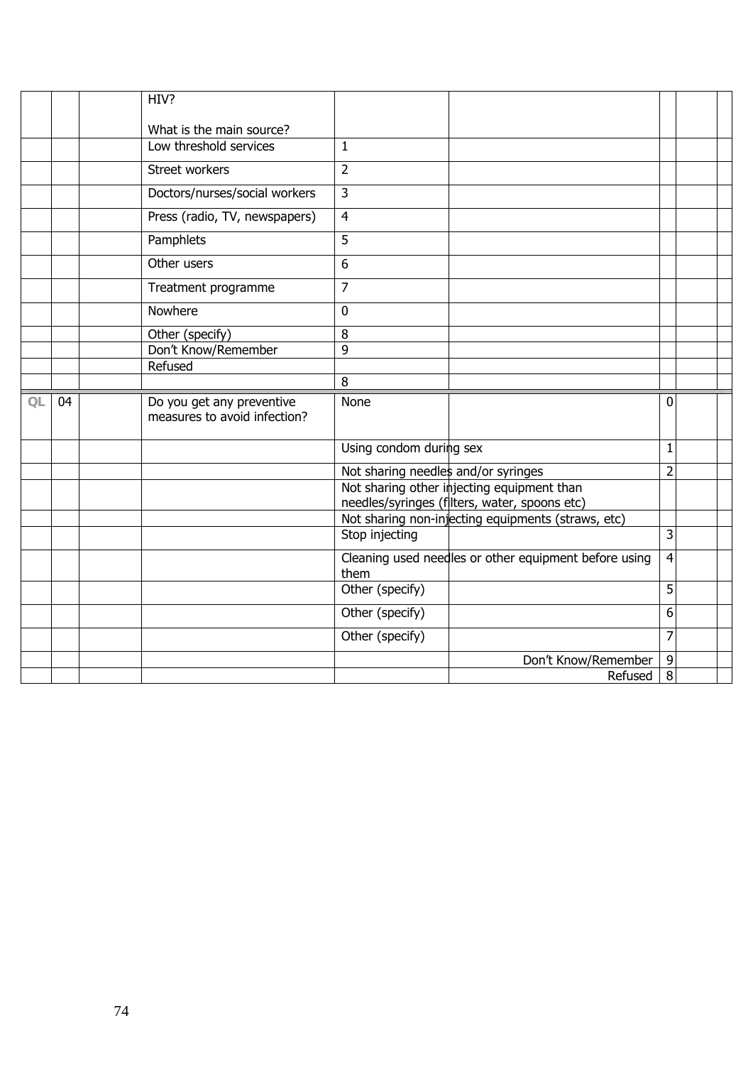|  |  |  |  |  |  |  |  |  |
|---|---|---|---|---|---|---|---|---|
|  |  |  | HIV?<br><br>What is the main source? |  |  |  |  |  |
|  |  |  | Low threshold services | 1 |  |  |  |  |
|  |  |  | Street workers | 2 |  |  |  |  |
|  |  |  | Doctors/nurses/social workers | 3 |  |  |  |  |
|  |  |  | Press (radio, TV, newspapers) | 4 |  |  |  |  |
|  |  |  | Pamphlets | 5 |  |  |  |  |
|  |  |  | Other users | 6 |  |  |  |  |
|  |  |  | Treatment programme | 7 |  |  |  |  |
|  |  |  | Nowhere | 0 |  |  |  |  |
|  |  |  | Other (specify) | 8 |  |  |  |  |
|  |  |  | Don't Know/Remember | 9 |  |  |  |  |
|  |  |  | Refused |  |  |  |  |  |
|  |  |  |  | 8 |  |  |  |  |
| QL | 04 |  | Do you get any preventive measures to avoid infection? | None |  | 0 |  |  |
|  |  |  |  | Using condom during sex |  | 1 |  |  |
|  |  |  |  | Not sharing needles and/or syringes |  | 2 |  |  |
|  |  |  |  | Not sharing other injecting equipment than needles/syringes (filters, water, spoons etc) |  |  |  |  |
|  |  |  |  | Not sharing non-injecting equipments (straws, etc) |  |  |  |  |
|  |  |  |  | Stop injecting |  | 3 |  |  |
|  |  |  |  | Cleaning used needles or other equipment before using them |  | 4 |  |  |
|  |  |  |  | Other (specify) |  | 5 |  |  |
|  |  |  |  | Other (specify) |  | 6 |  |  |
|  |  |  |  | Other (specify) |  | 7 |  |  |
|  |  |  |  |  | Don't Know/Remember | 9 |  |  |
|  |  |  |  |  | Refused | 8 |  |  |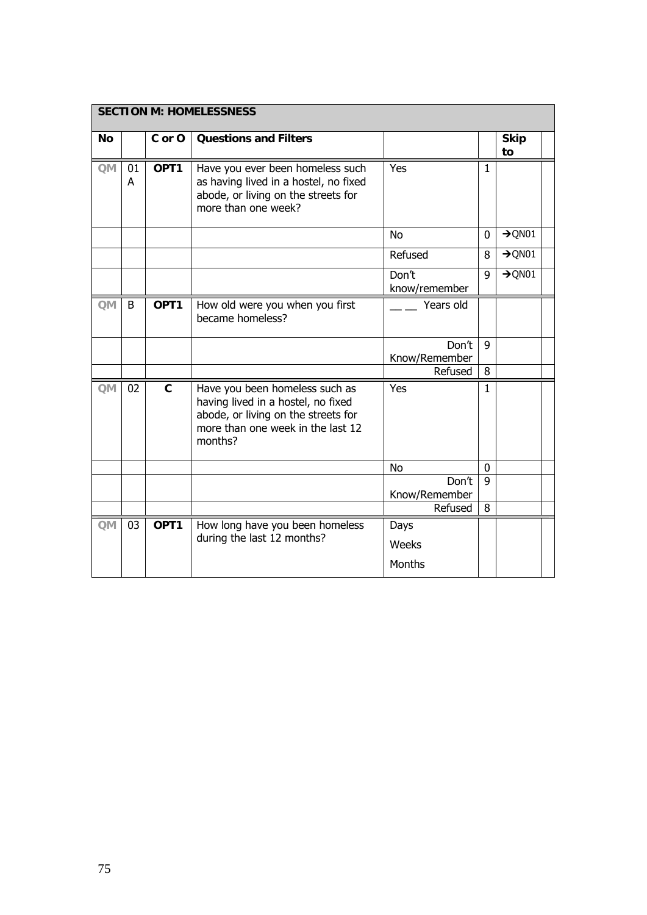| SECTION M: HOMELESSNESS | | | | | | | |
|---|---|---|---|---|---|---|---|
| **No** | | **C or O** | **Questions and Filters** | | | **Skip to** | |
| QM | 01 A | **OPT1** | Have you ever been homeless such as having lived in a hostel, no fixed abode, or living on the streets for more than one week? | Yes | 1 | | |
| | | | | No | 0 | →QN01 | |
| | | | | Refused | 8 | →QN01 | |
| | | | | Don't know/remember | 9 | →QN01 | |
| QM | B | **OPT1** | How old were you when you first became homeless? | __ __ Years old | | | |
| | | | | Don't Know/Remember | 9 | | |
| | | | | Refused | 8 | | |
| QM | 02 | **C** | Have you been homeless such as having lived in a hostel, no fixed abode, or living on the streets for more than one week in the last 12 months? | Yes | 1 | | |
| | | | | No | 0 | | |
| | | | | Don't Know/Remember | 9 | | |
| | | | | Refused | 8 | | |
| QM | 03 | **OPT1** | How long have you been homeless during the last 12 months? | Days<br>Weeks<br>Months | | | |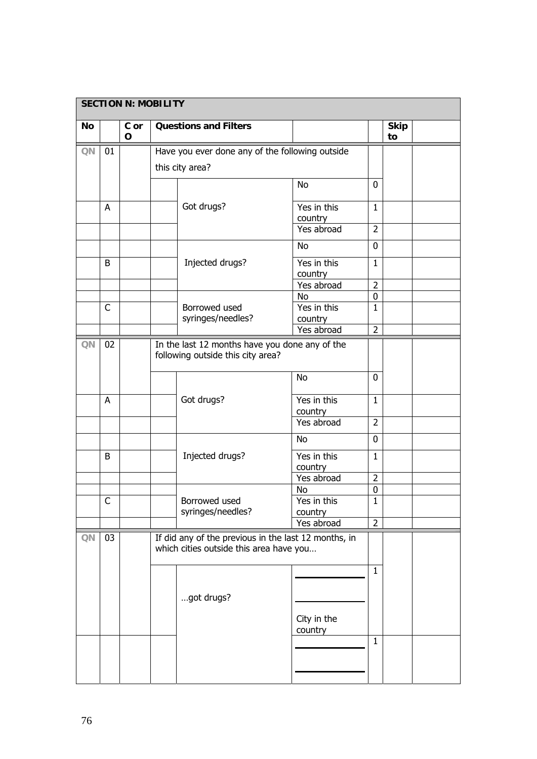| SECTION N: MOBILITY | | | | | | | | |
|---|---|---|---|---|---|---|---|---|
| **No** | | **C or O** | **Questions and Filters** | | | | **Skip to** | |
| QN | 01 | | Have you ever done any of the following outside this city area? | | | | | |
| | | | | | No | 0 | | |
| | A | | | Got drugs? | Yes in this country | 1 | | |
| | | | | | Yes abroad | 2 | | |
| | | | | | No | 0 | | |
| | B | | | Injected drugs? | Yes in this country | 1 | | |
| | | | | | Yes abroad | 2 | | |
| | | | | | No | 0 | | |
| | C | | | Borrowed used syringes/needles? | Yes in this country | 1 | | |
| | | | | | Yes abroad | 2 | | |
| QN | 02 | | In the last 12 months have you done any of the following outside this city area? | | | | | |
| | | | | | No | 0 | | |
| | A | | | Got drugs? | Yes in this country | 1 | | |
| | | | | | Yes abroad | 2 | | |
| | | | | | No | 0 | | |
| | B | | | Injected drugs? | Yes in this country | 1 | | |
| | | | | | Yes abroad | 2 | | |
| | | | | | No | 0 | | |
| | C | | | Borrowed used syringes/needles? | Yes in this country | 1 | | |
| | | | | | Yes abroad | 2 | | |
| QN | 03 | | If did any of the previous in the last 12 months, in which cities outside this area have you… | | | | | |
| | | | | …got drugs? | ____________ ____________ City in the country | 1 | | |
| | | | | | ____________ ____________ | 1 | | |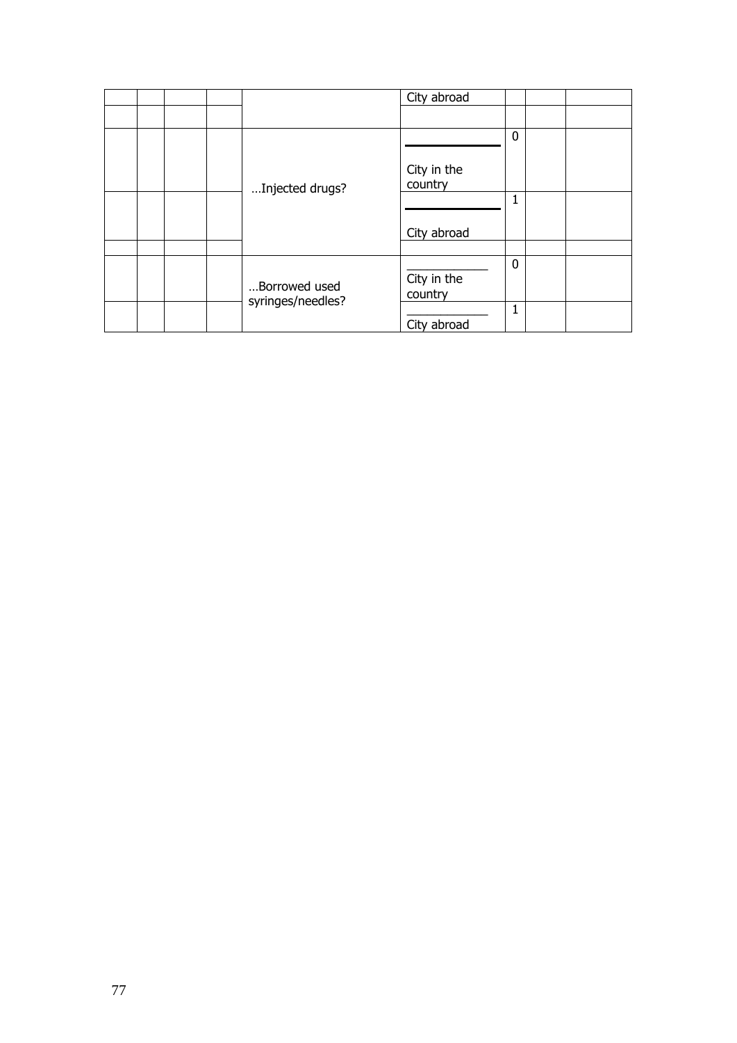|  |  |  |  |  | City abroad |  |  |  |
|---|---|---|---|---|---|---|---|---|
|  |  |  |  |  |  |  |  |  |
|  |  |  |  | …Injected drugs? | ___________ City in the country | 0 |  |  |
|  |  |  |  |  | ___________ City abroad | 1 |  |  |
|  |  |  |  |  |  |  |  |  |
|  |  |  |  | …Borrowed used syringes/needles? | ___________ City in the country | 0 |  |  |
|  |  |  |  |  | ___________ City abroad | 1 |  |  |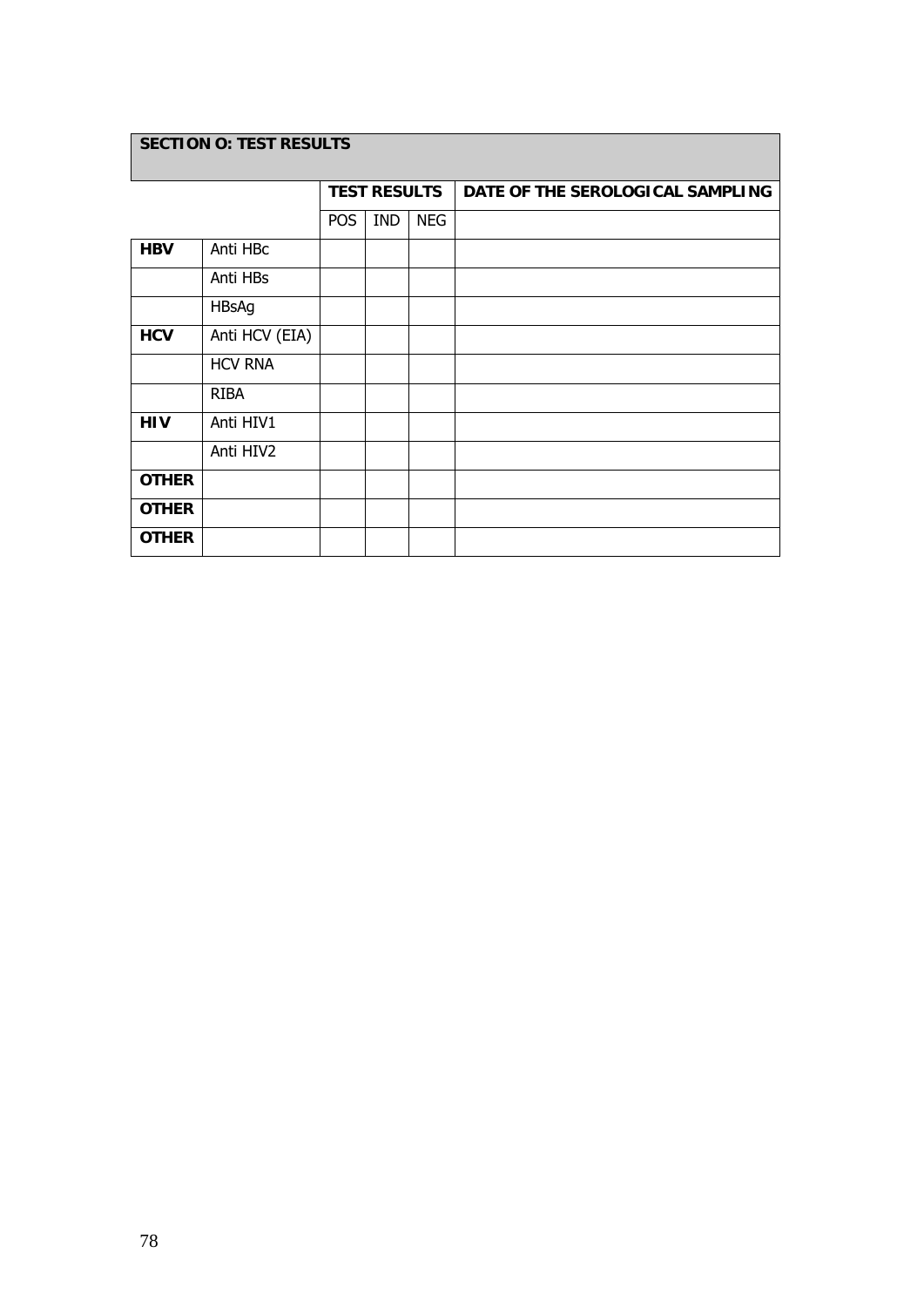## SECTION O: TEST RESULTS

| | | TEST RESULTS | | | DATE OF THE SEROLOGICAL SAMPLING |
|---|---|---|---|---|---|
| | | POS | IND | NEG | |
| **HBV** | Anti HBc | | | | |
| | Anti HBs | | | | |
| | HBsAg | | | | |
| **HCV** | Anti HCV (EIA) | | | | |
| | HCV RNA | | | | |
| | RIBA | | | | |
| **HIV** | Anti HIV1 | | | | |
| | Anti HIV2 | | | | |
| **OTHER** | | | | | |
| **OTHER** | | | | | |
| **OTHER** | | | | | |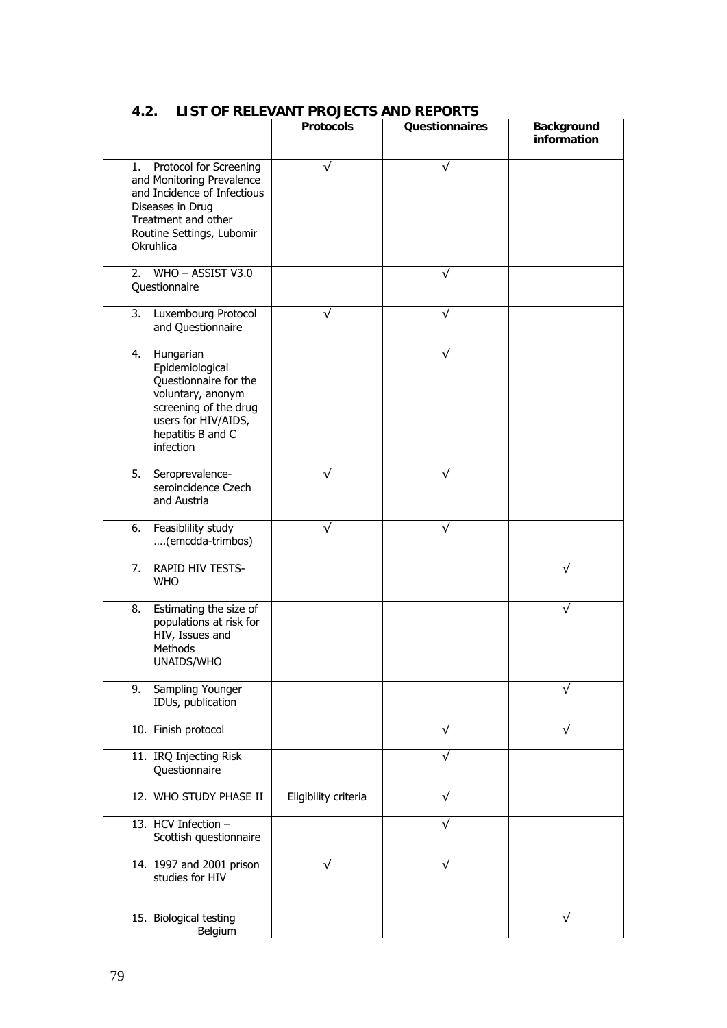## 4.2. LIST OF RELEVANT PROJECTS AND REPORTS

| | Protocols | Questionnaires | Background information |
|---|---|---|---|
| 1. Protocol for Screening and Monitoring Prevalence and Incidence of Infectious Diseases in Drug Treatment and other Routine Settings, Lubomir Okruhlica | √ | √ | |
| 2. WHO – ASSIST V3.0 Questionnaire | | √ | |
| 3. Luxembourg Protocol and Questionnaire | √ | √ | |
| 4. Hungarian Epidemiological Questionnaire for the voluntary, anonym screening of the drug users for HIV/AIDS, hepatitis B and C infection | | √ | |
| 5. Seroprevalence-seroincidence Czech and Austria | √ | √ | |
| 6. Feasiblility study ….(emcdda-trimbos) | √ | √ | |
| 7. RAPID HIV TESTS-WHO | | | √ |
| 8. Estimating the size of populations at risk for HIV, Issues and Methods UNAIDS/WHO | | | √ |
| 9. Sampling Younger IDUs, publication | | | √ |
| 10. Finish protocol | | √ | √ |
| 11. IRQ Injecting Risk Questionnaire | | √ | |
| 12. WHO STUDY PHASE II | Eligibility criteria | √ | |
| 13. HCV Infection – Scottish questionnaire | | √ | |
| 14. 1997 and 2001 prison studies for HIV | √ | √ | |
| 15. Biological testing Belgium | | | √ |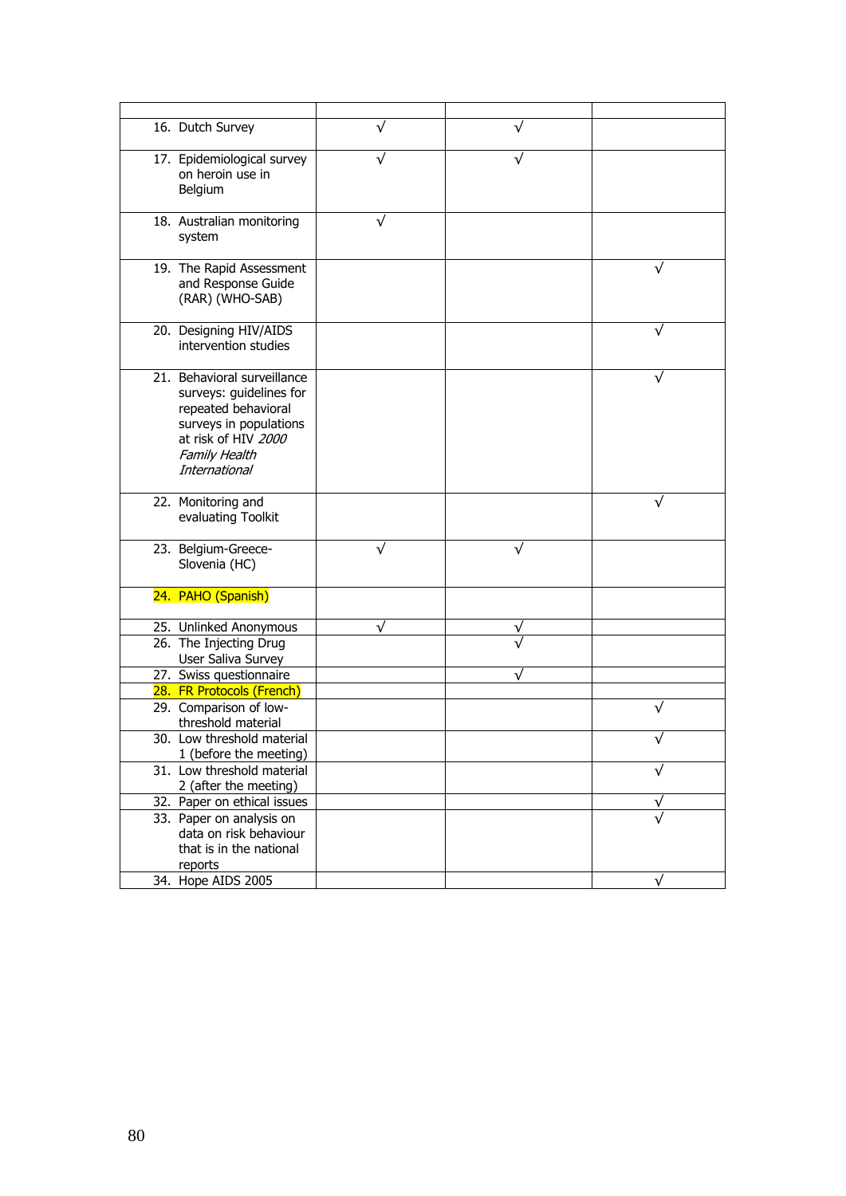| | | | |
|---|---|---|---|
| 16. Dutch Survey | √ | √ | |
| 17. Epidemiological survey on heroin use in Belgium | √ | √ | |
| 18. Australian monitoring system | √ | | |
| 19. The Rapid Assessment and Response Guide (RAR) (WHO-SAB) | | | √ |
| 20. Designing HIV/AIDS intervention studies | | | √ |
| 21. Behavioral surveillance surveys: guidelines for repeated behavioral surveys in populations at risk of HIV *2000 Family Health International* | | | √ |
| 22. Monitoring and evaluating Toolkit | | | √ |
| 23. Belgium-Greece-Slovenia (HC) | √ | √ | |
| 24. PAHO (Spanish) | | | |
| 25. Unlinked Anonymous | √ | √ | |
| 26. The Injecting Drug User Saliva Survey | | √ | |
| 27. Swiss questionnaire | | √ | |
| 28. FR Protocols (French) | | | |
| 29. Comparison of low-threshold material | | | √ |
| 30. Low threshold material 1 (before the meeting) | | | √ |
| 31. Low threshold material 2 (after the meeting) | | | √ |
| 32. Paper on ethical issues | | | √ |
| 33. Paper on analysis on data on risk behaviour that is in the national reports | | | √ |
| 34. Hope AIDS 2005 | | | √ |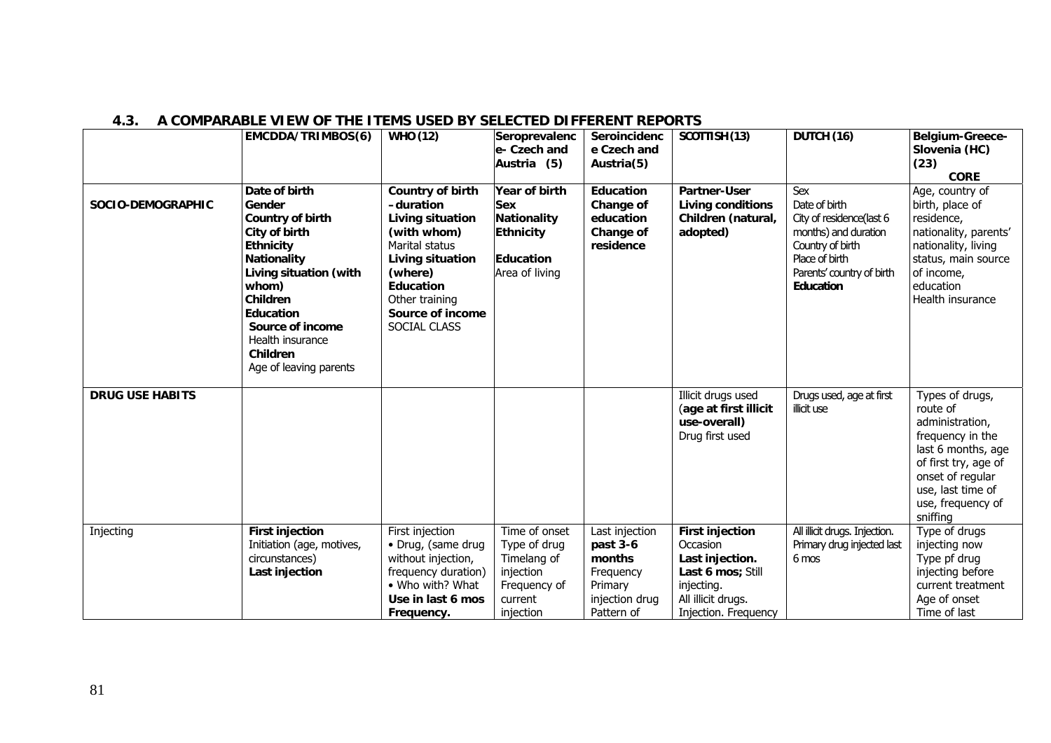### 4.3. A COMPARABLE VIEW OF THE ITEMS USED BY SELECTED DIFFERENT REPORTS

| | EMCDDA/TRIMBOS(6) | WHO (12) | Seroprevalence- Czech and Austria (5) | Seroincidence Czech and Austria(5) | SCOTTISH (13) | DUTCH (16) | Belgium-Greece-Slovenia (HC) (23) CORE |
|---|---|---|---|---|---|---|---|
| **SOCIO-DEMOGRAPHIC** | **Date of birth** **Gender** **Country of birth** **City of birth** **Ethnicity** **Nationality** **Living situation (with whom)** **Children** **Education** **Source of income** Health insurance **Children** Age of leaving parents | **Country of birth - duration** **Living situation (with whom)** Marital status **Living situation (where)** **Education** Other training **Source of income** SOCIAL CLASS | **Year of birth** **Sex** **Nationality** **Ethnicity** **Education** Area of living | **Education** **Change of education** **Change of residence** | **Partner-User** **Living conditions** **Children (natural, adopted)** | Sex Date of birth City of residence(last 6 months) and duration Country of birth Place of birth Parents' country of birth **Education** | Age, country of birth, place of residence, nationality, parents' nationality, living status, main source of income, education Health insurance |
| **DRUG USE HABITS** | | | | | Illicit drugs used (**age at first illicit use-overall)** Drug first used | Drugs used, age at first illicit use | Types of drugs, route of administration, frequency in the last 6 months, age of first try, age of onset of regular use, last time of use, frequency of sniffing |
| Injecting | **First injection** Initiation (age, motives, circumstances) **Last injection** | First injection • Drug, (same drug without injection, frequency duration) • Who with? What **Use in last 6 mos** **Frequency.** | Time of onset Type of drug Timelang of injection Frequency of current injection | Last injection **past 3-6 months** Frequency Primary injection drug Pattern of | **First injection** Occasion **Last injection.** **Last 6 mos;** Still injecting. All illicit drugs. Injection. Frequency | All illicit drugs. Injection. Primary drug injected last 6 mos | Type of drugs injecting now Type pf drug injecting before current treatment Age of onset Time of last |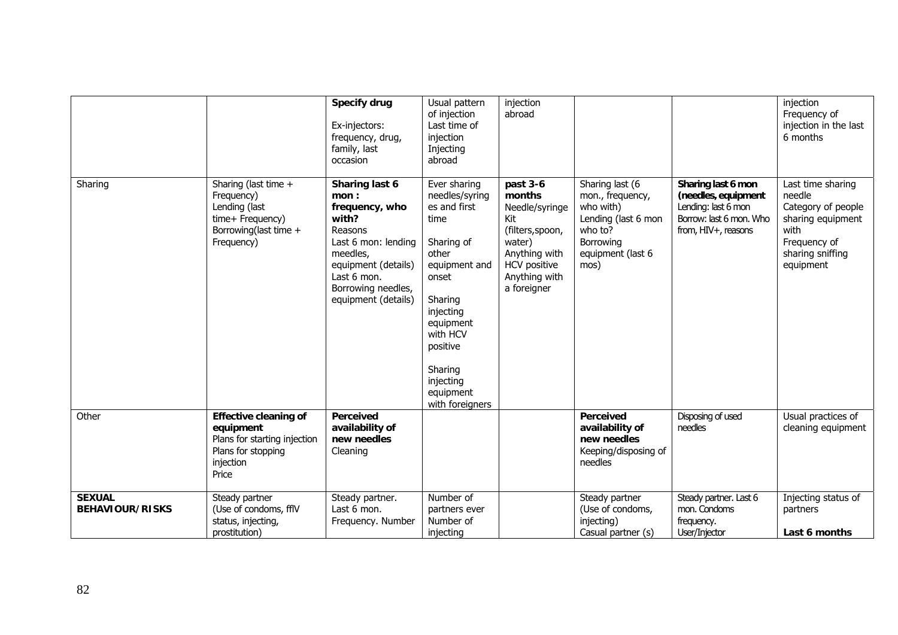| | | | | | | | |
|---|---|---|---|---|---|---|---|
| | | **Specify drug**<br><br>Ex-injectors: frequency, drug, family, last occasion | Usual pattern of injection<br>Last time of injection<br>Injecting abroad | injection abroad | | | injection<br>Frequency of injection in the last 6 months |
| Sharing | Sharing (last time + Frequency)<br>Lending (last time+ Frequency)<br>Borrowing(last time + Frequency) | **Sharing last 6 mon : frequency, who with?**<br>Reasons<br>Last 6 mon: lending meedles, equipment (details)<br>Last 6 mon. Borrowing needles, equipment (details) | Ever sharing needles/syringes and first time<br><br>Sharing of other equipment and onset<br><br>Sharing injecting equipment with HCV positive<br><br>Sharing injecting equipment with foreigners | **past 3-6 months**<br>Needle/syringe Kit (filters,spoon, water)<br>Anything with HCV positive<br>Anything with a foreigner | Sharing last (6 mon., frequency, who with)<br>Lending (last 6 mon who to?<br>Borrowing equipment (last 6 mos) | **Sharing last 6 mon (needles, equipment**<br>Lending: last 6 mon<br>Borrow: last 6 mon. Who from, HIV+, reasons | Last time sharing needle<br>Category of people sharing equipment with<br>Frequency of sharing sniffing equipment |
| Other | **Effective cleaning of equipment**<br>Plans for starting injection<br>Plans for stopping injection<br>Price | **Perceived availability of new needles**<br>Cleaning | | | **Perceived availability of new needles**<br>Keeping/disposing of needles | Disposing of used needles | Usual practices of cleaning equipment |
| **SEXUAL BEHAVIOUR/RISKS** | Steady partner (Use of condoms, fflV status, injecting, prostitution) | Steady partner. Last 6 mon. Frequency. Number | Number of partners ever<br>Number of injecting | | Steady partner (Use of condoms, injecting)<br>Casual partner (s) | Steady partner. Last 6 mon. Condoms frequency.<br>User/Injector | Injecting status of partners<br><br>**Last 6 months** |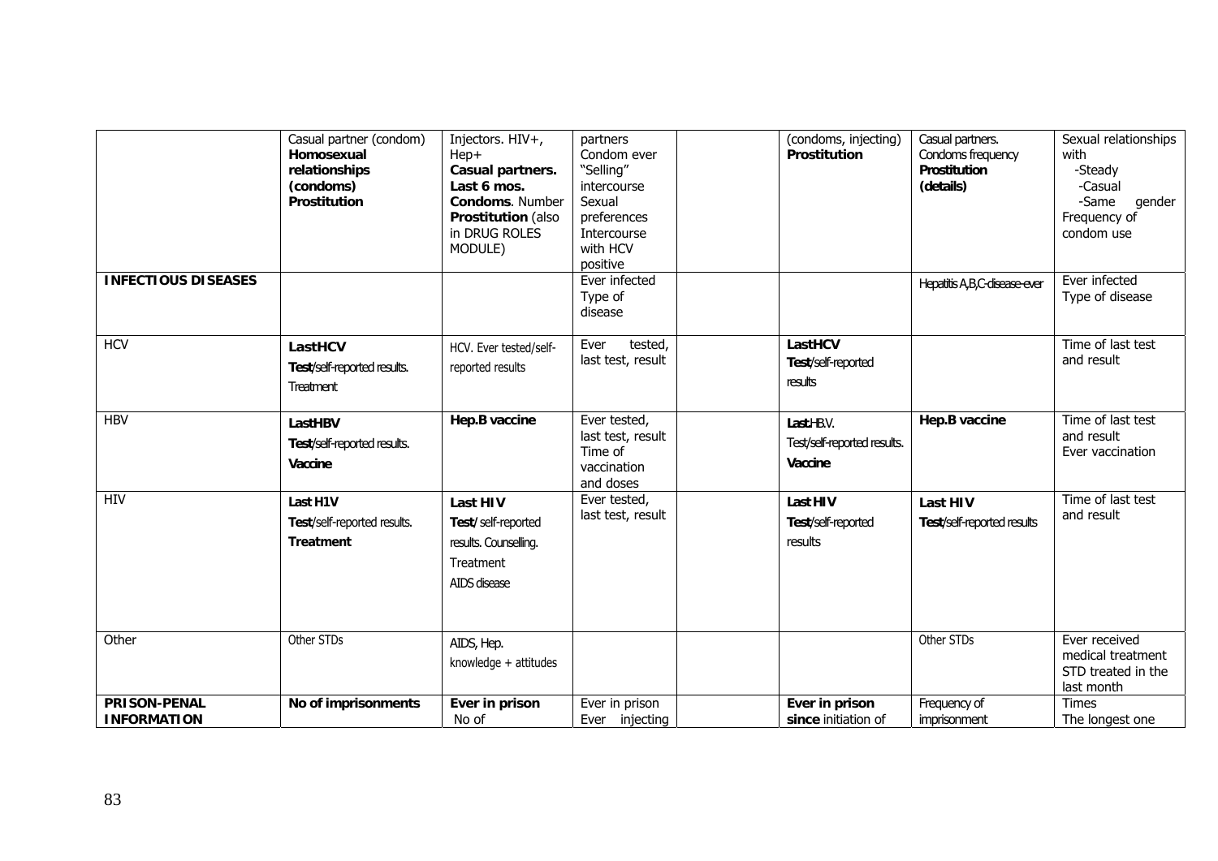| | | | | | | | |
|---|---|---|---|---|---|---|---|
| | Casual partner (condom) **Homosexual relationships (condoms) Prostitution** | Injectors. HIV+, Hep+ **Casual partners. Last 6 mos. Condoms**. Number **Prostitution** (also in DRUG ROLES MODULE) | partners Condom ever "Selling" intercourse Sexual preferences Intercourse with HCV positive | | (condoms, injecting) **Prostitution** | Casual partners. Condoms frequency **Prostitution (details)** | Sexual relationships with -Steady -Casual -Same gender Frequency of condom use |
| **INFECTIOUS DISEASES** | | | Ever infected Type of disease | | | Hepatitis A,B,C-disease-ever | Ever infected Type of disease |
| HCV | **LastHCV Test**/self-reported results. Treatment | HCV. Ever tested/self-reported results | Ever tested, last test, result | | **LastHCV Test**/self-reported results | | Time of last test and result |
| HBV | **LastHBV Test**/self-reported results. **Vaccine** | **Hep.B vaccine** | Ever tested, last test, result Time of vaccination and doses | | **Last**HBV. Test/self-reported results. **Vaccine** | **Hep.B vaccine** | Time of last test and result Ever vaccination |
| HIV | **Last H1V Test**/self-reported results. **Treatment** | **Last HIV Test**/ self-reported results. Counselling. Treatment AIDS disease | Ever tested, last test, result | | **Last HIV Test**/self-reported results | **Last HIV Test**/self-reported results | Time of last test and result |
| Other | Other STDs | AIDS, Hep. knowledge + attitudes | | | | Other STDs | Ever received medical treatment STD treated in the last month |
| **PRISON-PENAL INFORMATION** | **No of imprisonments** | **Ever in prison** No of | Ever in prison Ever injecting | | **Ever in prison since** initiation of | Frequency of imprisonment | Times The longest one |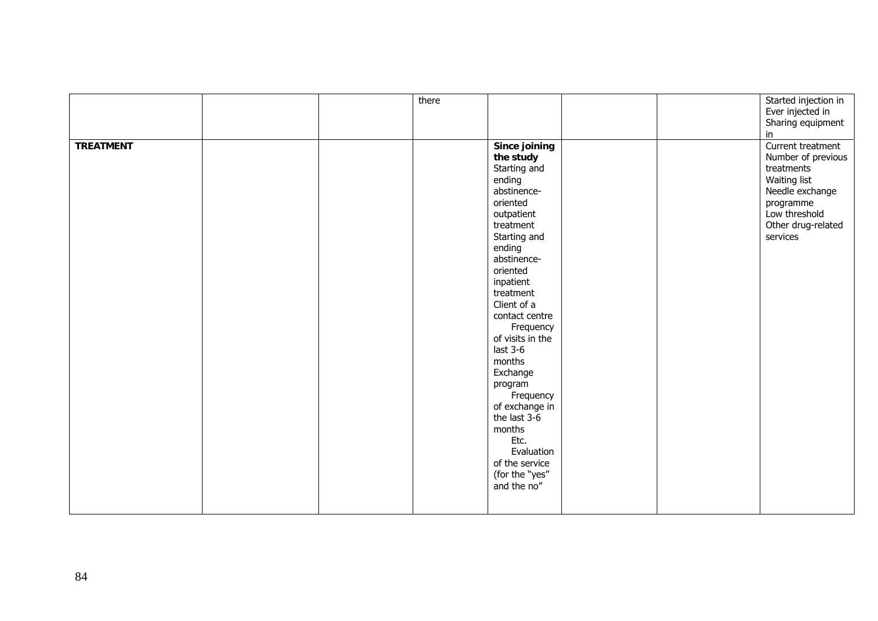| | | | | | | | |
|---|---|---|---|---|---|---|---|
| | | | there | | | | Started injection in<br>Ever injected in<br>Sharing equipment in |
| **TREATMENT** | | | | **Since joining the study**<br>Starting and ending abstinence-oriented outpatient treatment<br>Starting and ending abstinence-oriented inpatient treatment<br>Client of a contact centre<br>Frequency of visits in the last 3-6 months<br>Exchange program<br>Frequency of exchange in the last 3-6 months<br>Etc.<br>Evaluation of the service (for the "yes" and the no" | | | Current treatment<br>Number of previous treatments<br>Waiting list<br>Needle exchange programme<br>Low threshold<br>Other drug-related services |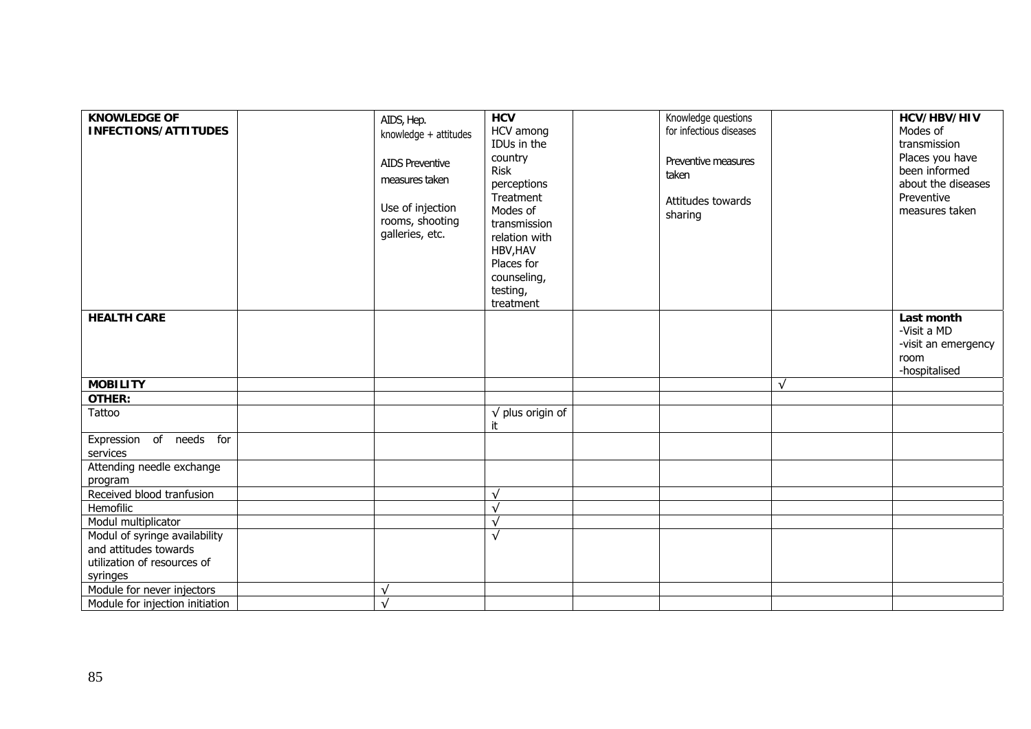| **KNOWLEDGE OF INFECTIONS/ATTITUDES** | | AIDS, Hep. knowledge + attitudes<br><br>AIDS Preventive measures taken<br><br>Use of injection rooms, shooting galleries, etc. | **HCV**<br>HCV among IDUs in the country<br>Risk perceptions<br>Treatment<br>Modes of transmission relation with HBV,HAV<br>Places for counseling, testing, treatment | | Knowledge questions for infectious diseases<br><br>Preventive measures taken<br><br>Attitudes towards sharing | | **HCV/HBV/HIV**<br>Modes of transmission<br>Places you have been informed about the diseases<br>Preventive measures taken |
|---|---|---|---|---|---|---|---|
| **HEALTH CARE** | | | | | | | **Last month**<br>-Visit a MD<br>-visit an emergency room<br>-hospitalised |
| **MOBILITY** | | | | | | √ | |
| **OTHER:** | | | | | | | |
| Tattoo | | | √ plus origin of it | | | | |
| Expression of needs for services | | | | | | | |
| Attending needle exchange program | | | | | | | |
| Received blood tranfusion | | | √ | | | | |
| Hemofilic | | | √ | | | | |
| Modul multiplicator | | | √ | | | | |
| Modul of syringe availability and attitudes towards utilization of resources of syringes | | | √ | | | | |
| Module for never injectors | | √ | | | | | |
| Module for injection initiation | | √ | | | | | |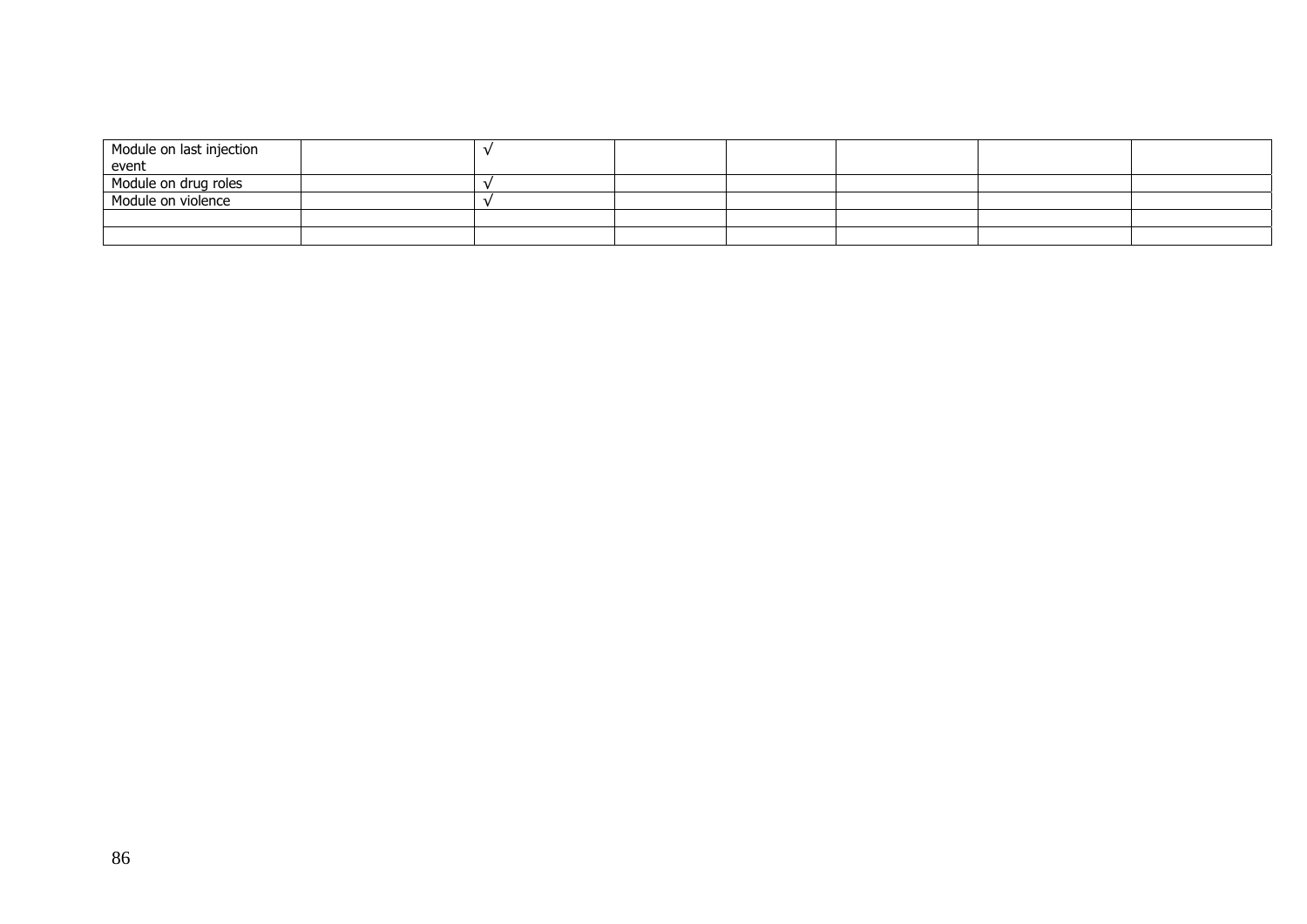| | | | | | | | |
|---|---|---|---|---|---|---|---|
| Module on last injection event | | √ | | | | | |
| Module on drug roles | | √ | | | | | |
| Module on violence | | √ | | | | | |
| | | | | | | | |
| | | | | | | | |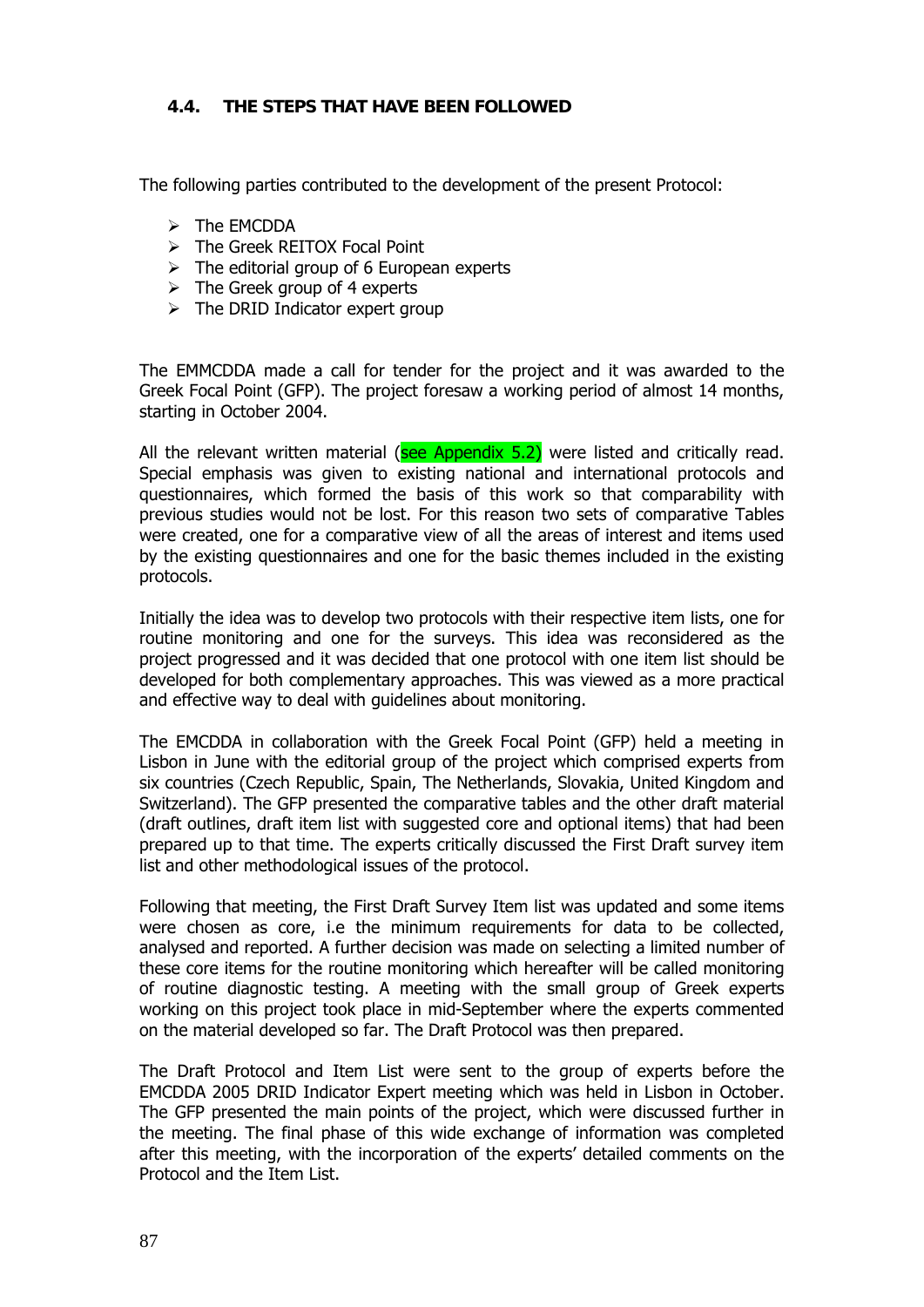### 4.4. THE STEPS THAT HAVE BEEN FOLLOWED

The following parties contributed to the development of the present Protocol:

- The EMCDDA
- The Greek REITOX Focal Point
- The editorial group of 6 European experts
- The Greek group of 4 experts
- The DRID Indicator expert group

The EMMCDDA made a call for tender for the project and it was awarded to the Greek Focal Point (GFP). The project foresaw a working period of almost 14 months, starting in October 2004.

All the relevant written material (see Appendix 5.2) were listed and critically read. Special emphasis was given to existing national and international protocols and questionnaires, which formed the basis of this work so that comparability with previous studies would not be lost. For this reason two sets of comparative Tables were created, one for a comparative view of all the areas of interest and items used by the existing questionnaires and one for the basic themes included in the existing protocols.

Initially the idea was to develop two protocols with their respective item lists, one for routine monitoring and one for the surveys. This idea was reconsidered as the project progressed and it was decided that one protocol with one item list should be developed for both complementary approaches. This was viewed as a more practical and effective way to deal with guidelines about monitoring.

The EMCDDA in collaboration with the Greek Focal Point (GFP) held a meeting in Lisbon in June with the editorial group of the project which comprised experts from six countries (Czech Republic, Spain, The Netherlands, Slovakia, United Kingdom and Switzerland). The GFP presented the comparative tables and the other draft material (draft outlines, draft item list with suggested core and optional items) that had been prepared up to that time. The experts critically discussed the First Draft survey item list and other methodological issues of the protocol.

Following that meeting, the First Draft Survey Item list was updated and some items were chosen as core, i.e the minimum requirements for data to be collected, analysed and reported. A further decision was made on selecting a limited number of these core items for the routine monitoring which hereafter will be called monitoring of routine diagnostic testing. A meeting with the small group of Greek experts working on this project took place in mid-September where the experts commented on the material developed so far. The Draft Protocol was then prepared.

The Draft Protocol and Item List were sent to the group of experts before the EMCDDA 2005 DRID Indicator Expert meeting which was held in Lisbon in October. The GFP presented the main points of the project, which were discussed further in the meeting. The final phase of this wide exchange of information was completed after this meeting, with the incorporation of the experts' detailed comments on the Protocol and the Item List.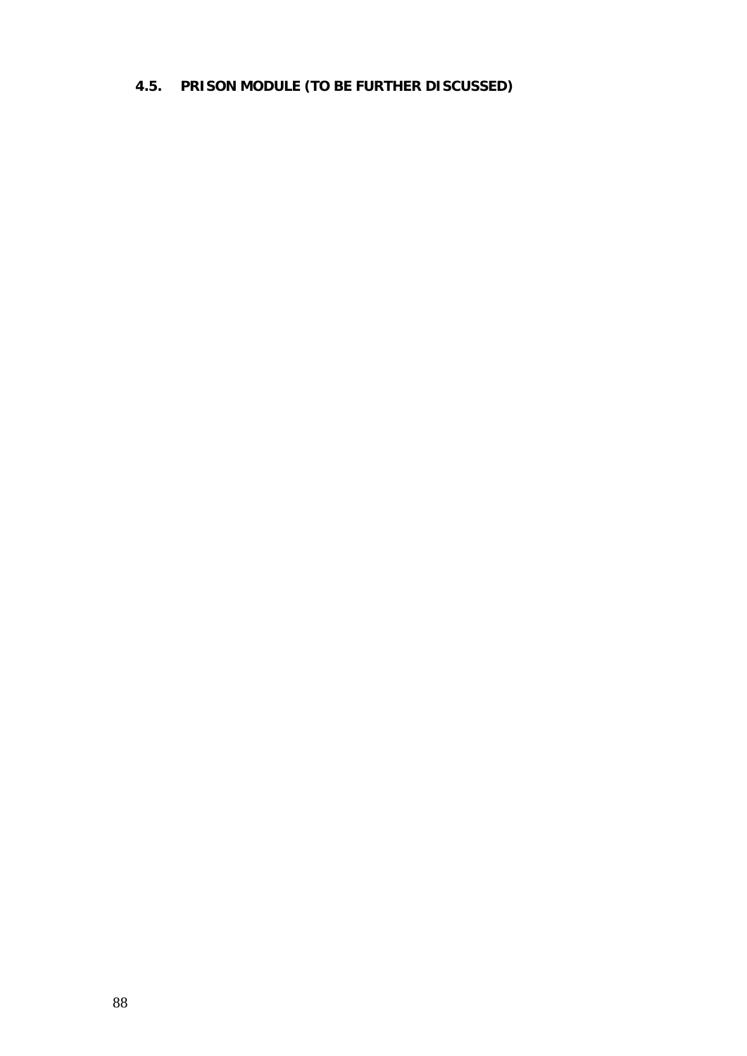## 4.5. PRISON MODULE (TO BE FURTHER DISCUSSED)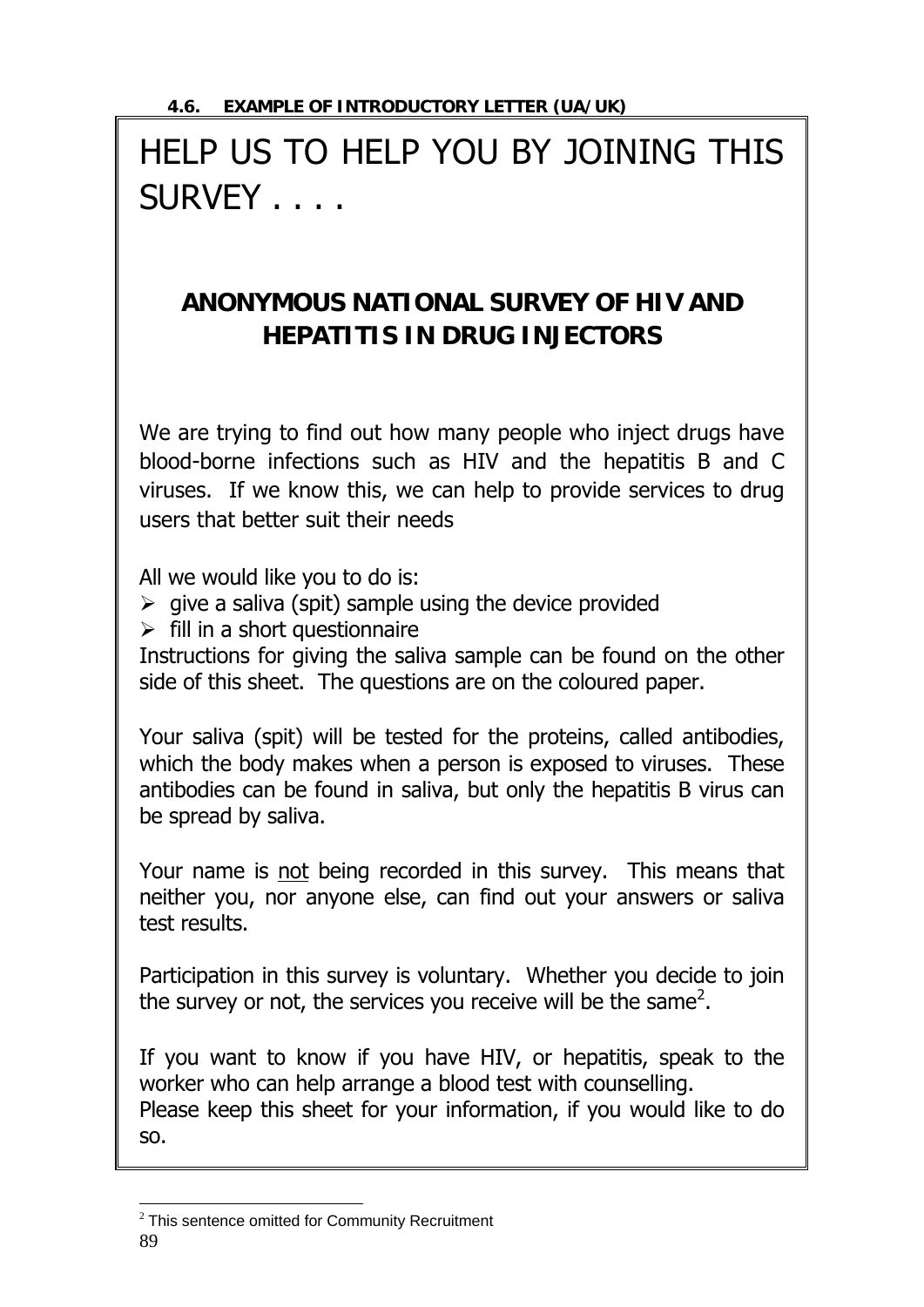### 4.6. EXAMPLE OF INTRODUCTORY LETTER (UA/UK)

# HELP US TO HELP YOU BY JOINING THIS SURVEY . . . .

## ANONYMOUS NATIONAL SURVEY OF HIV AND HEPATITIS IN DRUG INJECTORS

We are trying to find out how many people who inject drugs have blood-borne infections such as HIV and the hepatitis B and C viruses. If we know this, we can help to provide services to drug users that better suit their needs

All we would like you to do is:

- give a saliva (spit) sample using the device provided
- fill in a short questionnaire

Instructions for giving the saliva sample can be found on the other side of this sheet. The questions are on the coloured paper.

Your saliva (spit) will be tested for the proteins, called antibodies, which the body makes when a person is exposed to viruses. These antibodies can be found in saliva, but only the hepatitis B virus can be spread by saliva.

Your name is <u>not</u> being recorded in this survey. This means that neither you, nor anyone else, can find out your answers or saliva test results.

Participation in this survey is voluntary. Whether you decide to join the survey or not, the services you receive will be the same[2].

If you want to know if you have HIV, or hepatitis, speak to the worker who can help arrange a blood test with counselling.
Please keep this sheet for your information, if you would like to do so.

[2] This sentence omitted for Community Recruitment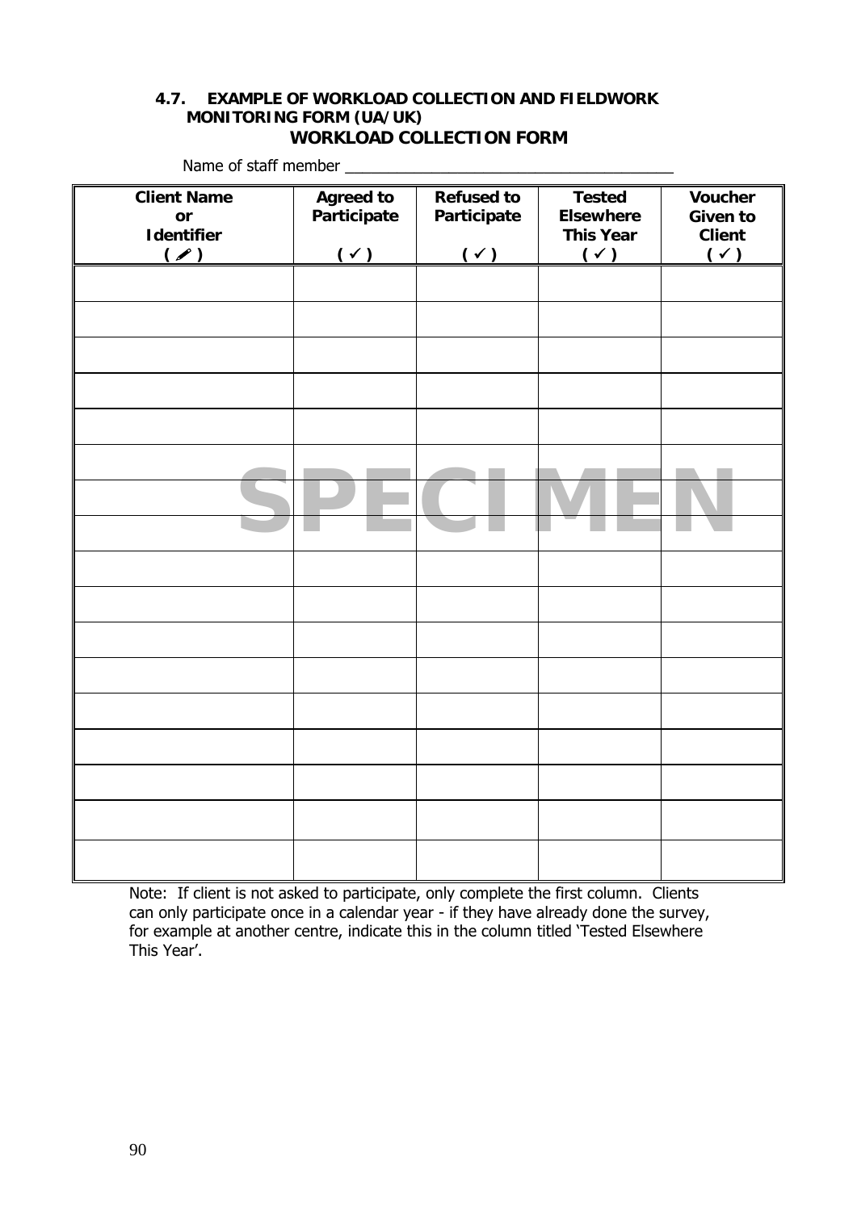### 4.7. EXAMPLE OF WORKLOAD COLLECTION AND FIELDWORK MONITORING FORM (UA/UK)

## WORKLOAD COLLECTION FORM

Name of staff member ________________________________________

| Client Name or Identifier ( ✎ ) | Agreed to Participate ( ✓ ) | Refused to Participate ( ✓ ) | Tested Elsewhere This Year ( ✓ ) | Voucher Given to Client ( ✓ ) |
|---|---|---|---|---|
| | | | | |
| | | | | |
| | | | | |
| | | | | |
| | | | | |
| | | | | |
| | | | | |
| | | | | |
| | | | | |
| | | | | |
| | | | | |
| | | | | |
| | | | | |
| | | | | |
| | | | | |
| | | | | |
| | | | | |

SPECIMEN

Note: If client is not asked to participate, only complete the first column. Clients can only participate once in a calendar year - if they have already done the survey, for example at another centre, indicate this in the column titled 'Tested Elsewhere This Year'.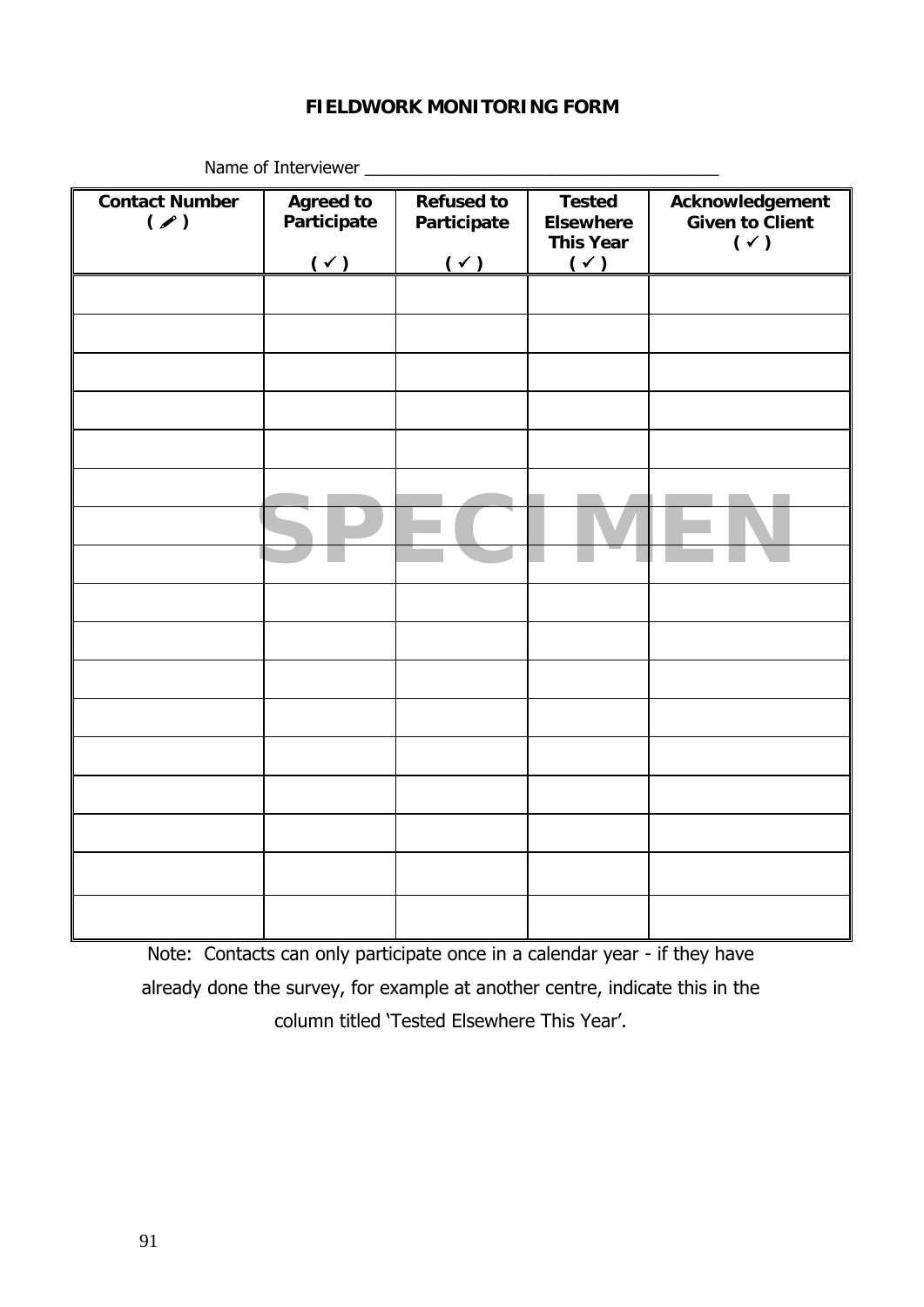# FIELDWORK MONITORING FORM

Name of Interviewer _______________________________________

| Contact Number ( ✎ ) | Agreed to Participate ( ✓ ) | Refused to Participate ( ✓ ) | Tested Elsewhere This Year ( ✓ ) | Acknowledgement Given to Client ( ✓ ) |
|---|---|---|---|---|
| | | | | |
| | | | | |
| | | | | |
| | | | | |
| | | | | |
| | | | | |
| | | | | |
| | | | | |
| | | | | |
| | | | | |
| | | | | |
| | | | | |
| | | | | |
| | | | | |
| | | | | |
| | | | | |
| | | | | |

SPECIMEN

Note: Contacts can only participate once in a calendar year - if they have already done the survey, for example at another centre, indicate this in the column titled 'Tested Elsewhere This Year'.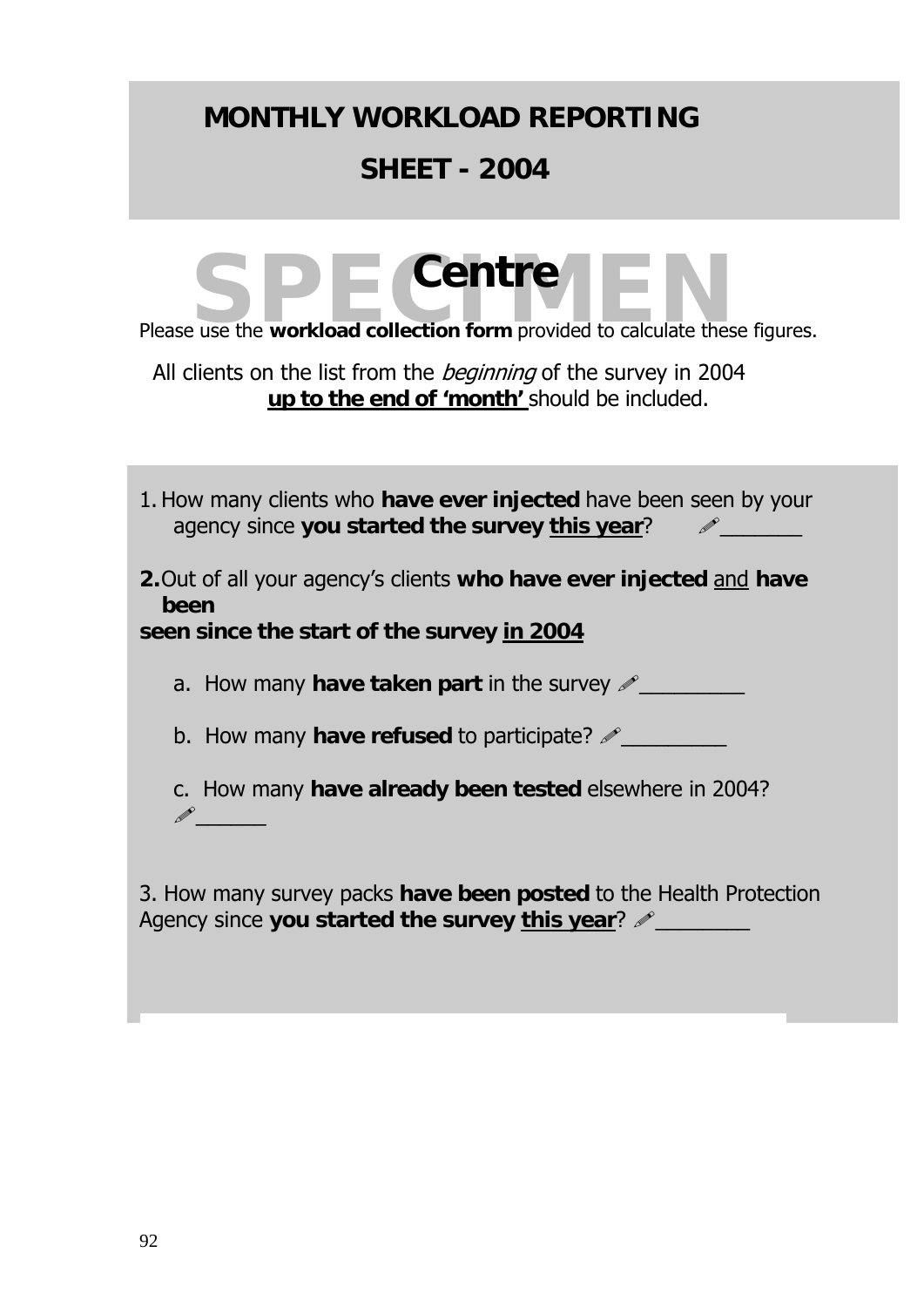# MONTHLY WORKLOAD REPORTING SHEET - 2004

SPECIMEN

## Centre

Please use the **workload collection form** provided to calculate these figures.

All clients on the list from the *beginning* of the survey in 2004 **up to the end of 'month'** should be included.

1. How many clients who **have ever injected** have been seen by your agency since **you started the survey this year**? ✏_______

**2.** Out of all your agency's clients **who have ever injected** and **have been seen since the start of the survey in 2004**

   a. How many **have taken part** in the survey ✏_________

   b. How many **have refused** to participate? ✏_________

   c. How many **have already been tested** elsewhere in 2004? ✏______

3. How many survey packs **have been posted** to the Health Protection Agency since **you started the survey this year**? ✏________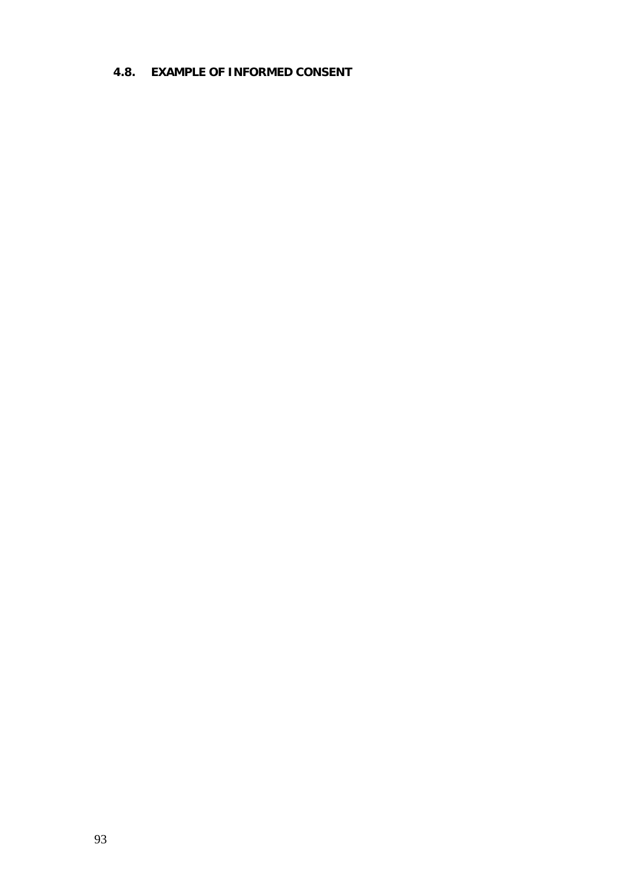### 4.8. EXAMPLE OF INFORMED CONSENT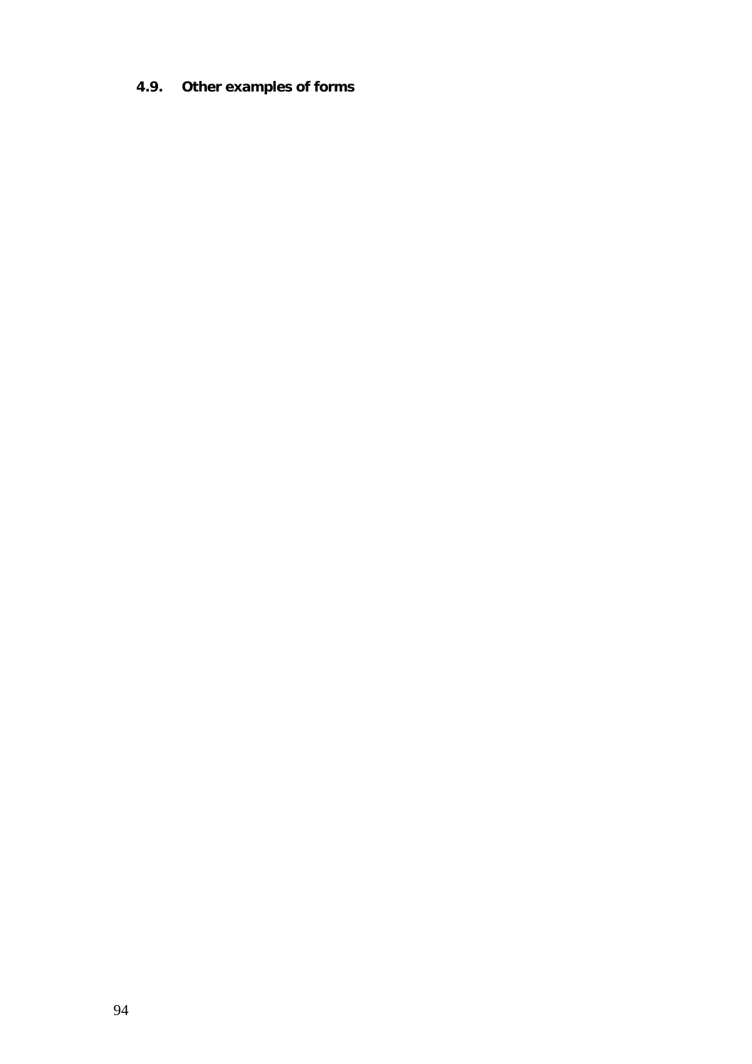### 4.9. Other examples of forms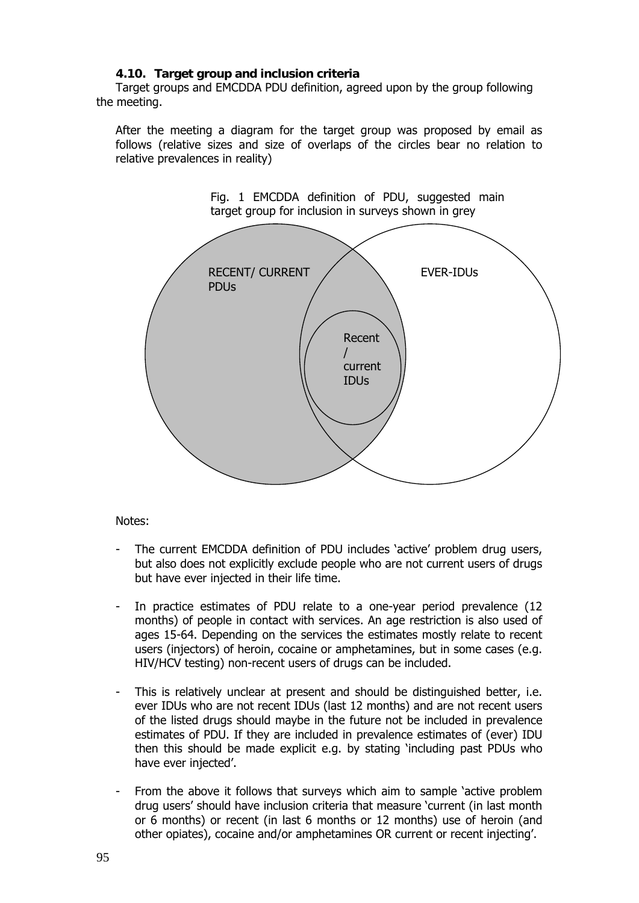### 4.10. Target group and inclusion criteria

Target groups and EMCDDA PDU definition, agreed upon by the group following the meeting.

After the meeting a diagram for the target group was proposed by email as follows (relative sizes and size of overlaps of the circles bear no relation to relative prevalences in reality)

Fig. 1 EMCDDA definition of PDU, suggested main target group for inclusion in surveys shown in grey

RECENT/ CURRENT PDUs

EVER-IDUs

Recent / current IDUs

Notes:

- The current EMCDDA definition of PDU includes 'active' problem drug users, but also does not explicitly exclude people who are not current users of drugs but have ever injected in their life time.
- In practice estimates of PDU relate to a one-year period prevalence (12 months) of people in contact with services. An age restriction is also used of ages 15-64. Depending on the services the estimates mostly relate to recent users (injectors) of heroin, cocaine or amphetamines, but in some cases (e.g. HIV/HCV testing) non-recent users of drugs can be included.
- This is relatively unclear at present and should be distinguished better, i.e. ever IDUs who are not recent IDUs (last 12 months) and are not recent users of the listed drugs should maybe in the future not be included in prevalence estimates of PDU. If they are included in prevalence estimates of (ever) IDU then this should be made explicit e.g. by stating 'including past PDUs who have ever injected'.
- From the above it follows that surveys which aim to sample 'active problem drug users' should have inclusion criteria that measure 'current (in last month or 6 months) or recent (in last 6 months or 12 months) use of heroin (and other opiates), cocaine and/or amphetamines OR current or recent injecting'.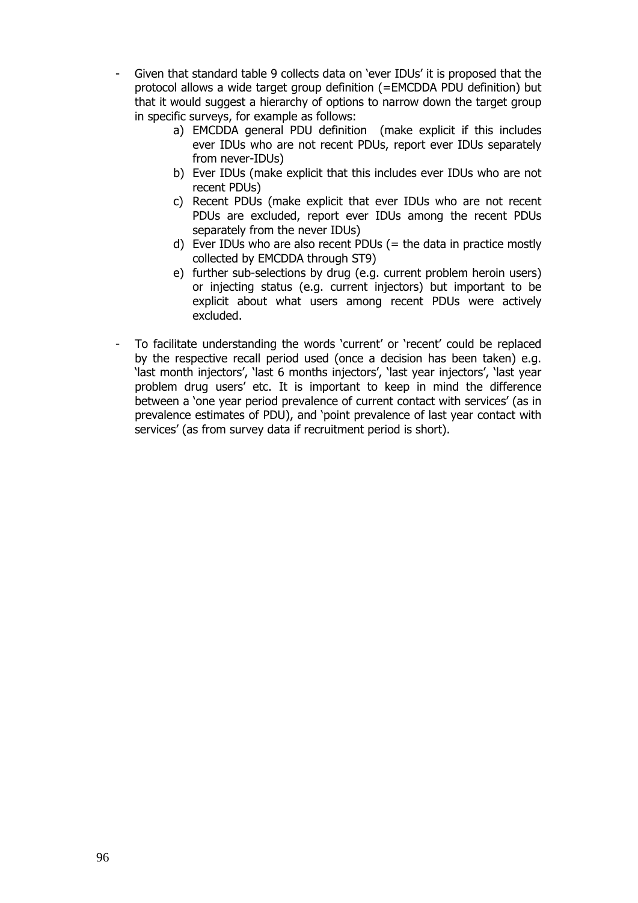- Given that standard table 9 collects data on 'ever IDUs' it is proposed that the protocol allows a wide target group definition (=EMCDDA PDU definition) but that it would suggest a hierarchy of options to narrow down the target group in specific surveys, for example as follows:
    a) EMCDDA general PDU definition (make explicit if this includes ever IDUs who are not recent PDUs, report ever IDUs separately from never-IDUs)
    b) Ever IDUs (make explicit that this includes ever IDUs who are not recent PDUs)
    c) Recent PDUs (make explicit that ever IDUs who are not recent PDUs are excluded, report ever IDUs among the recent PDUs separately from the never IDUs)
    d) Ever IDUs who are also recent PDUs (= the data in practice mostly collected by EMCDDA through ST9)
    e) further sub-selections by drug (e.g. current problem heroin users) or injecting status (e.g. current injectors) but important to be explicit about what users among recent PDUs were actively excluded.

- To facilitate understanding the words 'current' or 'recent' could be replaced by the respective recall period used (once a decision has been taken) e.g. 'last month injectors', 'last 6 months injectors', 'last year injectors', 'last year problem drug users' etc. It is important to keep in mind the difference between a 'one year period prevalence of current contact with services' (as in prevalence estimates of PDU), and 'point prevalence of last year contact with services' (as from survey data if recruitment period is short).